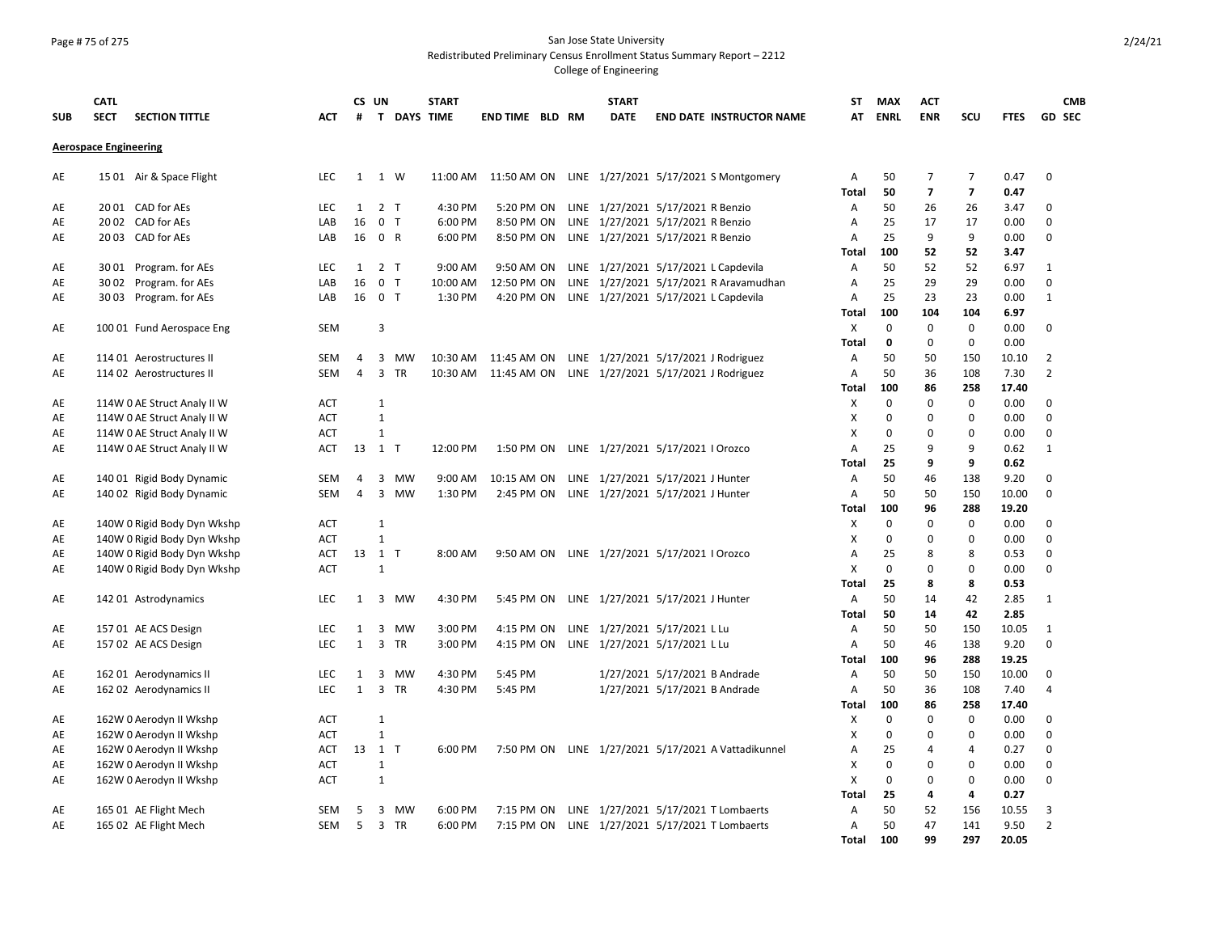# San Jose State University

## Redistributed Preliminary Census Enrollment Status Summary Report – 2212

## College of Engineering

| SUB | CATL SECT | SECTION TITTLE | ACT | CS # | UN T | DAYS | START TIME | END TIME | BLD | RM | START DATE | END DATE | INSTRUCTOR NAME | ST AT | MAX ENRL | ACT ENR | SCU | FTES | GD | CMB SEC |
|---|---|---|---|---|---|---|---|---|---|---|---|---|---|---|---|---|---|---|---|---|
| **Aerospace Engineering** | | | | | | | | | | | | | | | | | | | | |
| AE | 15 01 | Air & Space Flight | LEC | 1 | 1 | W | 11:00 AM | 11:50 AM | ON | LINE | 1/27/2021 | 5/17/2021 | S Montgomery | A | 50 | 7 | 7 | 0.47 | 0 | |
| | | | | | | | | | | | | | | **Total** | **50** | **7** | **7** | **0.47** | | |
| AE | 20 01 | CAD for AEs | LEC | 1 | 2 | T | 4:30 PM | 5:20 PM | ON | LINE | 1/27/2021 | 5/17/2021 | R Benzio | A | 50 | 26 | 26 | 3.47 | 0 | |
| AE | 20 02 | CAD for AEs | LAB | 16 | 0 | T | 6:00 PM | 8:50 PM | ON | LINE | 1/27/2021 | 5/17/2021 | R Benzio | A | 25 | 17 | 17 | 0.00 | 0 | |
| AE | 20 03 | CAD for AEs | LAB | 16 | 0 | R | 6:00 PM | 8:50 PM | ON | LINE | 1/27/2021 | 5/17/2021 | R Benzio | A | 25 | 9 | 9 | 0.00 | 0 | |
| | | | | | | | | | | | | | | **Total** | **100** | **52** | **52** | **3.47** | | |
| AE | 30 01 | Program. for AEs | LEC | 1 | 2 | T | 9:00 AM | 9:50 AM | ON | LINE | 1/27/2021 | 5/17/2021 | L Capdevila | A | 50 | 52 | 52 | 6.97 | 1 | |
| AE | 30 02 | Program. for AEs | LAB | 16 | 0 | T | 10:00 AM | 12:50 PM | ON | LINE | 1/27/2021 | 5/17/2021 | R Aravamudhan | A | 25 | 29 | 29 | 0.00 | 0 | |
| AE | 30 03 | Program. for AEs | LAB | 16 | 0 | T | 1:30 PM | 4:20 PM | ON | LINE | 1/27/2021 | 5/17/2021 | L Capdevila | A | 25 | 23 | 23 | 0.00 | 1 | |
| | | | | | | | | | | | | | | **Total** | **100** | **104** | **104** | **6.97** | | |
| AE | 100 01 | Fund Aerospace Eng | SEM | | 3 | | | | | | | | | X | 0 | 0 | 0 | 0.00 | 0 | |
| | | | | | | | | | | | | | | **Total** | **0** | 0 | 0 | 0.00 | | |
| AE | 114 01 | Aerostructures II | SEM | 4 | 3 | MW | 10:30 AM | 11:45 AM | ON | LINE | 1/27/2021 | 5/17/2021 | J Rodriguez | A | 50 | 50 | 150 | 10.10 | 2 | |
| AE | 114 02 | Aerostructures II | SEM | 4 | 3 | TR | 10:30 AM | 11:45 AM | ON | LINE | 1/27/2021 | 5/17/2021 | J Rodriguez | A | 50 | 36 | 108 | 7.30 | 2 | |
| | | | | | | | | | | | | | | **Total** | **100** | **86** | **258** | **17.40** | | |
| AE | 114W 0 | AE Struct Analy II W | ACT | | 1 | | | | | | | | | X | 0 | 0 | 0 | 0.00 | 0 | |
| AE | 114W 0 | AE Struct Analy II W | ACT | | 1 | | | | | | | | | X | 0 | 0 | 0 | 0.00 | 0 | |
| AE | 114W 0 | AE Struct Analy II W | ACT | | 1 | | | | | | | | | X | 0 | 0 | 0 | 0.00 | 0 | |
| AE | 114W 0 | AE Struct Analy II W | ACT | 13 | 1 | T | 12:00 PM | 1:50 PM | ON | LINE | 1/27/2021 | 5/17/2021 | I Orozco | A | 25 | 9 | 9 | 0.62 | 1 | |
| | | | | | | | | | | | | | | **Total** | **25** | **9** | **9** | **0.62** | | |
| AE | 140 01 | Rigid Body Dynamic | SEM | 4 | 3 | MW | 9:00 AM | 10:15 AM | ON | LINE | 1/27/2021 | 5/17/2021 | J Hunter | A | 50 | 46 | 138 | 9.20 | 0 | |
| AE | 140 02 | Rigid Body Dynamic | SEM | 4 | 3 | MW | 1:30 PM | 2:45 PM | ON | LINE | 1/27/2021 | 5/17/2021 | J Hunter | A | 50 | 50 | 150 | 10.00 | 0 | |
| | | | | | | | | | | | | | | **Total** | **100** | **96** | **288** | **19.20** | | |
| AE | 140W 0 | Rigid Body Dyn Wkshp | ACT | | 1 | | | | | | | | | X | 0 | 0 | 0 | 0.00 | 0 | |
| AE | 140W 0 | Rigid Body Dyn Wkshp | ACT | | 1 | | | | | | | | | X | 0 | 0 | 0 | 0.00 | 0 | |
| AE | 140W 0 | Rigid Body Dyn Wkshp | ACT | 13 | 1 | T | 8:00 AM | 9:50 AM | ON | LINE | 1/27/2021 | 5/17/2021 | I Orozco | A | 25 | 8 | 8 | 0.53 | 0 | |
| AE | 140W 0 | Rigid Body Dyn Wkshp | ACT | | 1 | | | | | | | | | X | 0 | 0 | 0 | 0.00 | 0 | |
| | | | | | | | | | | | | | | **Total** | **25** | **8** | **8** | **0.53** | | |
| AE | 142 01 | Astrodynamics | LEC | 1 | 3 | MW | 4:30 PM | 5:45 PM | ON | LINE | 1/27/2021 | 5/17/2021 | J Hunter | A | 50 | 14 | 42 | 2.85 | 1 | |
| | | | | | | | | | | | | | | **Total** | **50** | **14** | **42** | **2.85** | | |
| AE | 157 01 | AE ACS Design | LEC | 1 | 3 | MW | 3:00 PM | 4:15 PM | ON | LINE | 1/27/2021 | 5/17/2021 | L Lu | A | 50 | 50 | 150 | 10.05 | 1 | |
| AE | 157 02 | AE ACS Design | LEC | 1 | 3 | TR | 3:00 PM | 4:15 PM | ON | LINE | 1/27/2021 | 5/17/2021 | L Lu | A | 50 | 46 | 138 | 9.20 | 0 | |
| | | | | | | | | | | | | | | **Total** | **100** | **96** | **288** | **19.25** | | |
| AE | 162 01 | Aerodynamics II | LEC | 1 | 3 | MW | 4:30 PM | 5:45 PM | | | 1/27/2021 | 5/17/2021 | B Andrade | A | 50 | 50 | 150 | 10.00 | 0 | |
| AE | 162 02 | Aerodynamics II | LEC | 1 | 3 | TR | 4:30 PM | 5:45 PM | | | 1/27/2021 | 5/17/2021 | B Andrade | A | 50 | 36 | 108 | 7.40 | 4 | |
| | | | | | | | | | | | | | | **Total** | **100** | **86** | **258** | **17.40** | | |
| AE | 162W 0 | Aerodyn II Wkshp | ACT | | 1 | | | | | | | | | X | 0 | 0 | 0 | 0.00 | 0 | |
| AE | 162W 0 | Aerodyn II Wkshp | ACT | | 1 | | | | | | | | | X | 0 | 0 | 0 | 0.00 | 0 | |
| AE | 162W 0 | Aerodyn II Wkshp | ACT | 13 | 1 | T | 6:00 PM | 7:50 PM | ON | LINE | 1/27/2021 | 5/17/2021 | A Vattadikunnel | A | 25 | 4 | 4 | 0.27 | 0 | |
| AE | 162W 0 | Aerodyn II Wkshp | ACT | | 1 | | | | | | | | | X | 0 | 0 | 0 | 0.00 | 0 | |
| AE | 162W 0 | Aerodyn II Wkshp | ACT | | 1 | | | | | | | | | X | 0 | 0 | 0 | 0.00 | 0 | |
| | | | | | | | | | | | | | | **Total** | **25** | **4** | **4** | **0.27** | | |
| AE | 165 01 | AE Flight Mech | SEM | 5 | 3 | MW | 6:00 PM | 7:15 PM | ON | LINE | 1/27/2021 | 5/17/2021 | T Lombaerts | A | 50 | 52 | 156 | 10.55 | 3 | |
| AE | 165 02 | AE Flight Mech | SEM | 5 | 3 | TR | 6:00 PM | 7:15 PM | ON | LINE | 1/27/2021 | 5/17/2021 | T Lombaerts | A | 50 | 47 | 141 | 9.50 | 2 | |
| | | | | | | | | | | | | | | **Total** | **100** | **99** | **297** | **20.05** | | |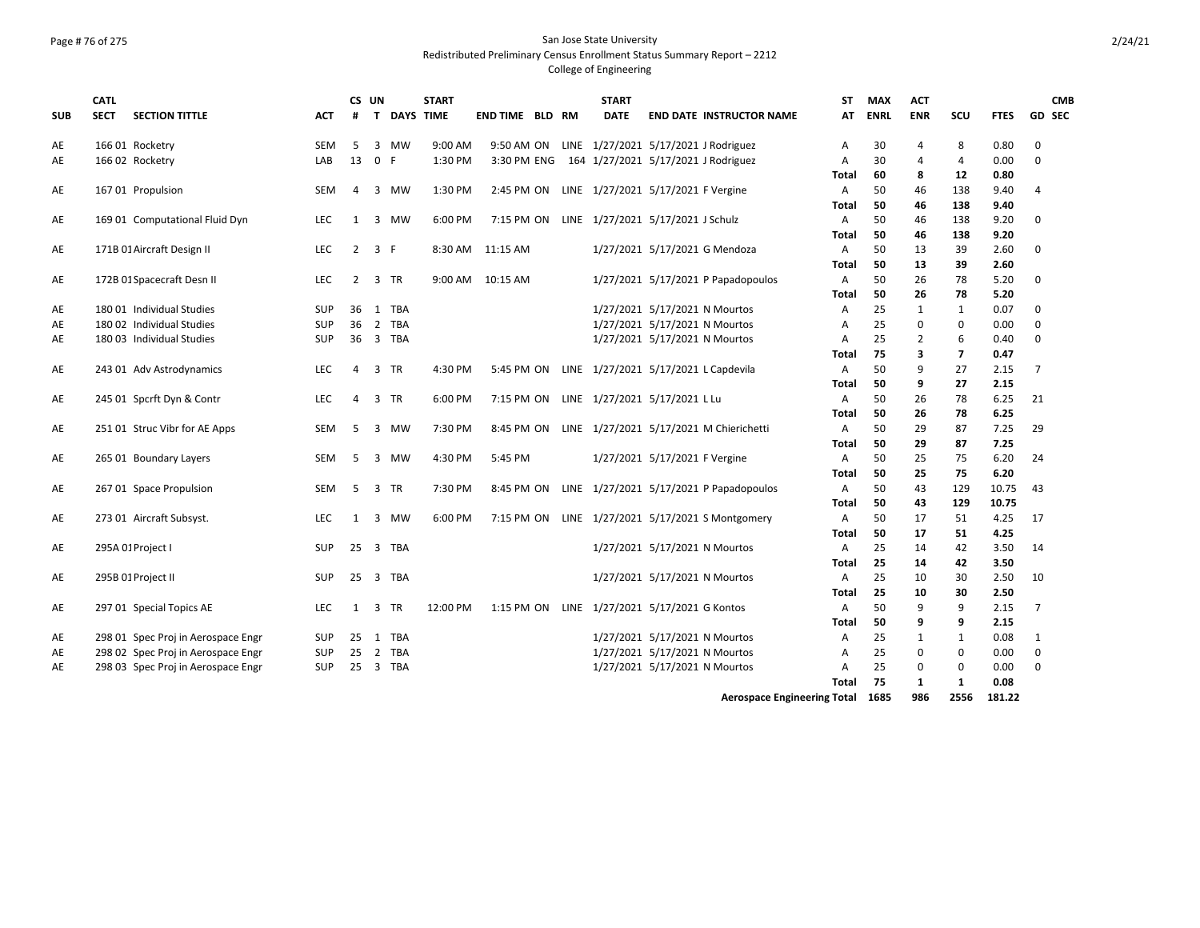San Jose State University
Redistributed Preliminary Census Enrollment Status Summary Report – 2212
College of Engineering

| SUB | CATL SECT | SECTION TITTLE | ACT | CS # | UN T | DAYS | START TIME | END TIME | BLD | RM | START DATE | END DATE | INSTRUCTOR NAME | ST AT | MAX ENRL | ACT ENR | SCU | FTES | GD | CMB SEC |
|---|---|---|---|---|---|---|---|---|---|---|---|---|---|---|---|---|---|---|---|---|
| AE | 166 01 | Rocketry | SEM | 5 | 3 | MW | 9:00 AM | 9:50 AM | ON | LINE | 1/27/2021 | 5/17/2021 | J Rodriguez | A | 30 | 4 | 8 | 0.80 | 0 | |
| AE | 166 02 | Rocketry | LAB | 13 | 0 | F | 1:30 PM | 3:30 PM | ENG | 164 | 1/27/2021 | 5/17/2021 | J Rodriguez | A | 30 | 4 | 4 | 0.00 | 0 | |
| | | | | | | | | | | | | | | **Total** | **60** | **8** | **12** | **0.80** | | |
| AE | 167 01 | Propulsion | SEM | 4 | 3 | MW | 1:30 PM | 2:45 PM | ON | LINE | 1/27/2021 | 5/17/2021 | F Vergine | A | 50 | 46 | 138 | 9.40 | 4 | |
| | | | | | | | | | | | | | | **Total** | **50** | **46** | **138** | **9.40** | | |
| AE | 169 01 | Computational Fluid Dyn | LEC | 1 | 3 | MW | 6:00 PM | 7:15 PM | ON | LINE | 1/27/2021 | 5/17/2021 | J Schulz | A | 50 | 46 | 138 | 9.20 | 0 | |
| | | | | | | | | | | | | | | **Total** | **50** | **46** | **138** | **9.20** | | |
| AE | 171B 01 | Aircraft Design II | LEC | 2 | 3 | F | 8:30 AM | 11:15 AM | | | 1/27/2021 | 5/17/2021 | G Mendoza | A | 50 | 13 | 39 | 2.60 | 0 | |
| | | | | | | | | | | | | | | **Total** | **50** | **13** | **39** | **2.60** | | |
| AE | 172B 01 | Spacecraft Desn II | LEC | 2 | 3 | TR | 9:00 AM | 10:15 AM | | | 1/27/2021 | 5/17/2021 | P Papadopoulos | A | 50 | 26 | 78 | 5.20 | 0 | |
| | | | | | | | | | | | | | | **Total** | **50** | **26** | **78** | **5.20** | | |
| AE | 180 01 | Individual Studies | SUP | 36 | 1 | TBA | | | | | 1/27/2021 | 5/17/2021 | N Mourtos | A | 25 | 1 | 1 | 0.07 | 0 | |
| AE | 180 02 | Individual Studies | SUP | 36 | 2 | TBA | | | | | 1/27/2021 | 5/17/2021 | N Mourtos | A | 25 | 0 | 0 | 0.00 | 0 | |
| AE | 180 03 | Individual Studies | SUP | 36 | 3 | TBA | | | | | 1/27/2021 | 5/17/2021 | N Mourtos | A | 25 | 2 | 6 | 0.40 | 0 | |
| | | | | | | | | | | | | | | **Total** | **75** | **3** | **7** | **0.47** | | |
| AE | 243 01 | Adv Astrodynamics | LEC | 4 | 3 | TR | 4:30 PM | 5:45 PM | ON | LINE | 1/27/2021 | 5/17/2021 | L Capdevila | A | 50 | 9 | 27 | 2.15 | 7 | |
| | | | | | | | | | | | | | | **Total** | **50** | **9** | **27** | **2.15** | | |
| AE | 245 01 | Spcrft Dyn & Contr | LEC | 4 | 3 | TR | 6:00 PM | 7:15 PM | ON | LINE | 1/27/2021 | 5/17/2021 | L Lu | A | 50 | 26 | 78 | 6.25 | 21 | |
| | | | | | | | | | | | | | | **Total** | **50** | **26** | **78** | **6.25** | | |
| AE | 251 01 | Struc Vibr for AE Apps | SEM | 5 | 3 | MW | 7:30 PM | 8:45 PM | ON | LINE | 1/27/2021 | 5/17/2021 | M Chierichetti | A | 50 | 29 | 87 | 7.25 | 29 | |
| | | | | | | | | | | | | | | **Total** | **50** | **29** | **87** | **7.25** | | |
| AE | 265 01 | Boundary Layers | SEM | 5 | 3 | MW | 4:30 PM | 5:45 PM | | | 1/27/2021 | 5/17/2021 | F Vergine | A | 50 | 25 | 75 | 6.20 | 24 | |
| | | | | | | | | | | | | | | **Total** | **50** | **25** | **75** | **6.20** | | |
| AE | 267 01 | Space Propulsion | SEM | 5 | 3 | TR | 7:30 PM | 8:45 PM | ON | LINE | 1/27/2021 | 5/17/2021 | P Papadopoulos | A | 50 | 43 | 129 | 10.75 | 43 | |
| | | | | | | | | | | | | | | **Total** | **50** | **43** | **129** | **10.75** | | |
| AE | 273 01 | Aircraft Subsyst. | LEC | 1 | 3 | MW | 6:00 PM | 7:15 PM | ON | LINE | 1/27/2021 | 5/17/2021 | S Montgomery | A | 50 | 17 | 51 | 4.25 | 17 | |
| | | | | | | | | | | | | | | **Total** | **50** | **17** | **51** | **4.25** | | |
| AE | 295A 01 | Project I | SUP | 25 | 3 | TBA | | | | | 1/27/2021 | 5/17/2021 | N Mourtos | A | 25 | 14 | 42 | 3.50 | 14 | |
| | | | | | | | | | | | | | | **Total** | **25** | **14** | **42** | **3.50** | | |
| AE | 295B 01 | Project II | SUP | 25 | 3 | TBA | | | | | 1/27/2021 | 5/17/2021 | N Mourtos | A | 25 | 10 | 30 | 2.50 | 10 | |
| | | | | | | | | | | | | | | **Total** | **25** | **10** | **30** | **2.50** | | |
| AE | 297 01 | Special Topics AE | LEC | 1 | 3 | TR | 12:00 PM | 1:15 PM | ON | LINE | 1/27/2021 | 5/17/2021 | G Kontos | A | 50 | 9 | 9 | 2.15 | 7 | |
| | | | | | | | | | | | | | | **Total** | **50** | **9** | **9** | **2.15** | | |
| AE | 298 01 | Spec Proj in Aerospace Engr | SUP | 25 | 1 | TBA | | | | | 1/27/2021 | 5/17/2021 | N Mourtos | A | 25 | 1 | 1 | 0.08 | 1 | |
| AE | 298 02 | Spec Proj in Aerospace Engr | SUP | 25 | 2 | TBA | | | | | 1/27/2021 | 5/17/2021 | N Mourtos | A | 25 | 0 | 0 | 0.00 | 0 | |
| AE | 298 03 | Spec Proj in Aerospace Engr | SUP | 25 | 3 | TBA | | | | | 1/27/2021 | 5/17/2021 | N Mourtos | A | 25 | 0 | 0 | 0.00 | 0 | |
| | | | | | | | | | | | | | | **Total** | **75** | **1** | **1** | **0.08** | | |
| | | | | | | | | | | | | | **Aerospace Engineering Total** | | **1685** | **986** | **2556** | **181.22** | | |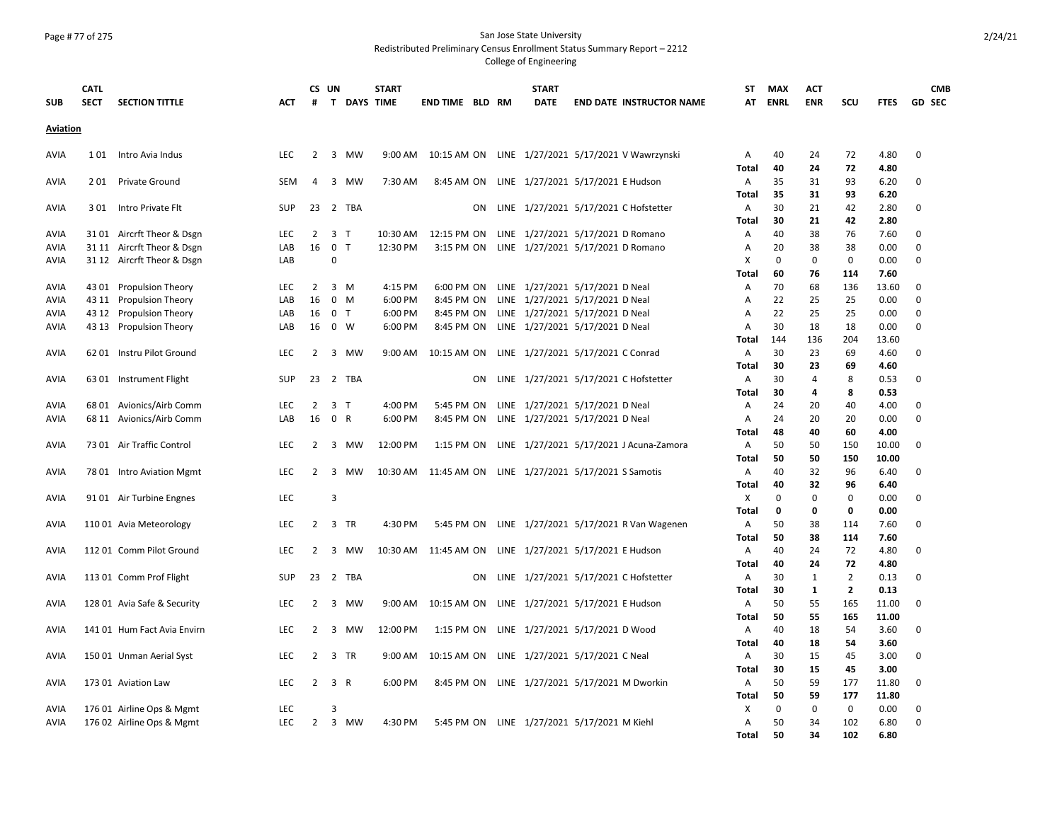San Jose State University
Redistributed Preliminary Census Enrollment Status Summary Report – 2212
College of Engineering

| SUB | CATL SECT | SECTION TITTLE | ACT | CS # | UN T | DAYS | START TIME | END TIME | BLD | RM | START DATE | END DATE | INSTRUCTOR NAME | ST AT | MAX ENRL | ACT ENR | SCU | FTES | GD | CMB SEC |
|---|---|---|---|---|---|---|---|---|---|---|---|---|---|---|---|---|---|---|---|---|
| **Aviation** | | | | | | | | | | | | | | | | | | | | |
| AVIA | 1 01 | Intro Avia Indus | LEC | 2 | 3 | MW | 9:00 AM | 10:15 AM | ON | LINE | 1/27/2021 | 5/17/2021 | V Wawrzynski | A | 40 | 24 | 72 | 4.80 | 0 | |
| | | | | | | | | | | | | | | **Total** | **40** | **24** | **72** | **4.80** | | |
| AVIA | 2 01 | Private Ground | SEM | 4 | 3 | MW | 7:30 AM | 8:45 AM | ON | LINE | 1/27/2021 | 5/17/2021 | E Hudson | A | 35 | 31 | 93 | 6.20 | 0 | |
| | | | | | | | | | | | | | | **Total** | **35** | **31** | **93** | **6.20** | | |
| AVIA | 3 01 | Intro Private Flt | SUP | 23 | 2 | TBA | | | ON | LINE | 1/27/2021 | 5/17/2021 | C Hofstetter | A | 30 | 21 | 42 | 2.80 | 0 | |
| | | | | | | | | | | | | | | **Total** | **30** | **21** | **42** | **2.80** | | |
| AVIA | 31 01 | Aircrft Theor & Dsgn | LEC | 2 | 3 | T | 10:30 AM | 12:15 PM | ON | LINE | 1/27/2021 | 5/17/2021 | D Romano | A | 40 | 38 | 76 | 7.60 | 0 | |
| AVIA | 31 11 | Aircrft Theor & Dsgn | LAB | 16 | 0 | T | 12:30 PM | 3:15 PM | ON | LINE | 1/27/2021 | 5/17/2021 | D Romano | A | 20 | 38 | 38 | 0.00 | 0 | |
| AVIA | 31 12 | Aircrft Theor & Dsgn | LAB | | 0 | | | | | | | | | X | 0 | 0 | 0 | 0.00 | 0 | |
| | | | | | | | | | | | | | | **Total** | **60** | **76** | **114** | **7.60** | | |
| AVIA | 43 01 | Propulsion Theory | LEC | 2 | 3 | M | 4:15 PM | 6:00 PM | ON | LINE | 1/27/2021 | 5/17/2021 | D Neal | A | 70 | 68 | 136 | 13.60 | 0 | |
| AVIA | 43 11 | Propulsion Theory | LAB | 16 | 0 | M | 6:00 PM | 8:45 PM | ON | LINE | 1/27/2021 | 5/17/2021 | D Neal | A | 22 | 25 | 25 | 0.00 | 0 | |
| AVIA | 43 12 | Propulsion Theory | LAB | 16 | 0 | T | 6:00 PM | 8:45 PM | ON | LINE | 1/27/2021 | 5/17/2021 | D Neal | A | 22 | 25 | 25 | 0.00 | 0 | |
| AVIA | 43 13 | Propulsion Theory | LAB | 16 | 0 | W | 6:00 PM | 8:45 PM | ON | LINE | 1/27/2021 | 5/17/2021 | D Neal | A | 30 | 18 | 18 | 0.00 | 0 | |
| | | | | | | | | | | | | | | **Total** | **144** | **136** | **204** | **13.60** | | |
| AVIA | 62 01 | Instru Pilot Ground | LEC | 2 | 3 | MW | 9:00 AM | 10:15 AM | ON | LINE | 1/27/2021 | 5/17/2021 | C Conrad | A | 30 | 23 | 69 | 4.60 | 0 | |
| | | | | | | | | | | | | | | **Total** | **30** | **23** | **69** | **4.60** | | |
| AVIA | 63 01 | Instrument Flight | SUP | 23 | 2 | TBA | | | ON | LINE | 1/27/2021 | 5/17/2021 | C Hofstetter | A | 30 | 4 | 8 | 0.53 | 0 | |
| | | | | | | | | | | | | | | **Total** | **30** | **4** | **8** | **0.53** | | |
| AVIA | 68 01 | Avionics/Airb Comm | LEC | 2 | 3 | T | 4:00 PM | 5:45 PM | ON | LINE | 1/27/2021 | 5/17/2021 | D Neal | A | 24 | 20 | 40 | 4.00 | 0 | |
| AVIA | 68 11 | Avionics/Airb Comm | LAB | 16 | 0 | R | 6:00 PM | 8:45 PM | ON | LINE | 1/27/2021 | 5/17/2021 | D Neal | A | 24 | 20 | 20 | 0.00 | 0 | |
| | | | | | | | | | | | | | | **Total** | **48** | **40** | **60** | **4.00** | | |
| AVIA | 73 01 | Air Traffic Control | LEC | 2 | 3 | MW | 12:00 PM | 1:15 PM | ON | LINE | 1/27/2021 | 5/17/2021 | J Acuna-Zamora | A | 50 | 50 | 150 | 10.00 | 0 | |
| | | | | | | | | | | | | | | **Total** | **50** | **50** | **150** | **10.00** | | |
| AVIA | 78 01 | Intro Aviation Mgmt | LEC | 2 | 3 | MW | 10:30 AM | 11:45 AM | ON | LINE | 1/27/2021 | 5/17/2021 | S Samotis | A | 40 | 32 | 96 | 6.40 | 0 | |
| | | | | | | | | | | | | | | **Total** | **40** | **32** | **96** | **6.40** | | |
| AVIA | 91 01 | Air Turbine Engnes | LEC | | 3 | | | | | | | | | X | 0 | 0 | 0 | 0.00 | 0 | |
| | | | | | | | | | | | | | | **Total** | **0** | **0** | **0** | **0.00** | | |
| AVIA | 110 01 | Avia Meteorology | LEC | 2 | 3 | TR | 4:30 PM | 5:45 PM | ON | LINE | 1/27/2021 | 5/17/2021 | R Van Wagenen | A | 50 | 38 | 114 | 7.60 | 0 | |
| | | | | | | | | | | | | | | **Total** | **50** | **38** | **114** | **7.60** | | |
| AVIA | 112 01 | Comm Pilot Ground | LEC | 2 | 3 | MW | 10:30 AM | 11:45 AM | ON | LINE | 1/27/2021 | 5/17/2021 | E Hudson | A | 40 | 24 | 72 | 4.80 | 0 | |
| | | | | | | | | | | | | | | **Total** | **40** | **24** | **72** | **4.80** | | |
| AVIA | 113 01 | Comm Prof Flight | SUP | 23 | 2 | TBA | | | ON | LINE | 1/27/2021 | 5/17/2021 | C Hofstetter | A | 30 | 1 | 2 | 0.13 | 0 | |
| | | | | | | | | | | | | | | **Total** | **30** | **1** | **2** | **0.13** | | |
| AVIA | 128 01 | Avia Safe & Security | LEC | 2 | 3 | MW | 9:00 AM | 10:15 AM | ON | LINE | 1/27/2021 | 5/17/2021 | E Hudson | A | 50 | 55 | 165 | 11.00 | 0 | |
| | | | | | | | | | | | | | | **Total** | **50** | **55** | **165** | **11.00** | | |
| AVIA | 141 01 | Hum Fact Avia Envirn | LEC | 2 | 3 | MW | 12:00 PM | 1:15 PM | ON | LINE | 1/27/2021 | 5/17/2021 | D Wood | A | 40 | 18 | 54 | 3.60 | 0 | |
| | | | | | | | | | | | | | | **Total** | **40** | **18** | **54** | **3.60** | | |
| AVIA | 150 01 | Unman Aerial Syst | LEC | 2 | 3 | TR | 9:00 AM | 10:15 AM | ON | LINE | 1/27/2021 | 5/17/2021 | C Neal | A | 30 | 15 | 45 | 3.00 | 0 | |
| | | | | | | | | | | | | | | **Total** | **30** | **15** | **45** | **3.00** | | |
| AVIA | 173 01 | Aviation Law | LEC | 2 | 3 | R | 6:00 PM | 8:45 PM | ON | LINE | 1/27/2021 | 5/17/2021 | M Dworkin | A | 50 | 59 | 177 | 11.80 | 0 | |
| | | | | | | | | | | | | | | **Total** | **50** | **59** | **177** | **11.80** | | |
| AVIA | 176 01 | Airline Ops & Mgmt | LEC | | 3 | | | | | | | | | X | 0 | 0 | 0 | 0.00 | 0 | |
| AVIA | 176 02 | Airline Ops & Mgmt | LEC | 2 | 3 | MW | 4:30 PM | 5:45 PM | ON | LINE | 1/27/2021 | 5/17/2021 | M Kiehl | A | 50 | 34 | 102 | 6.80 | 0 | |
| | | | | | | | | | | | | | | **Total** | **50** | **34** | **102** | **6.80** | | |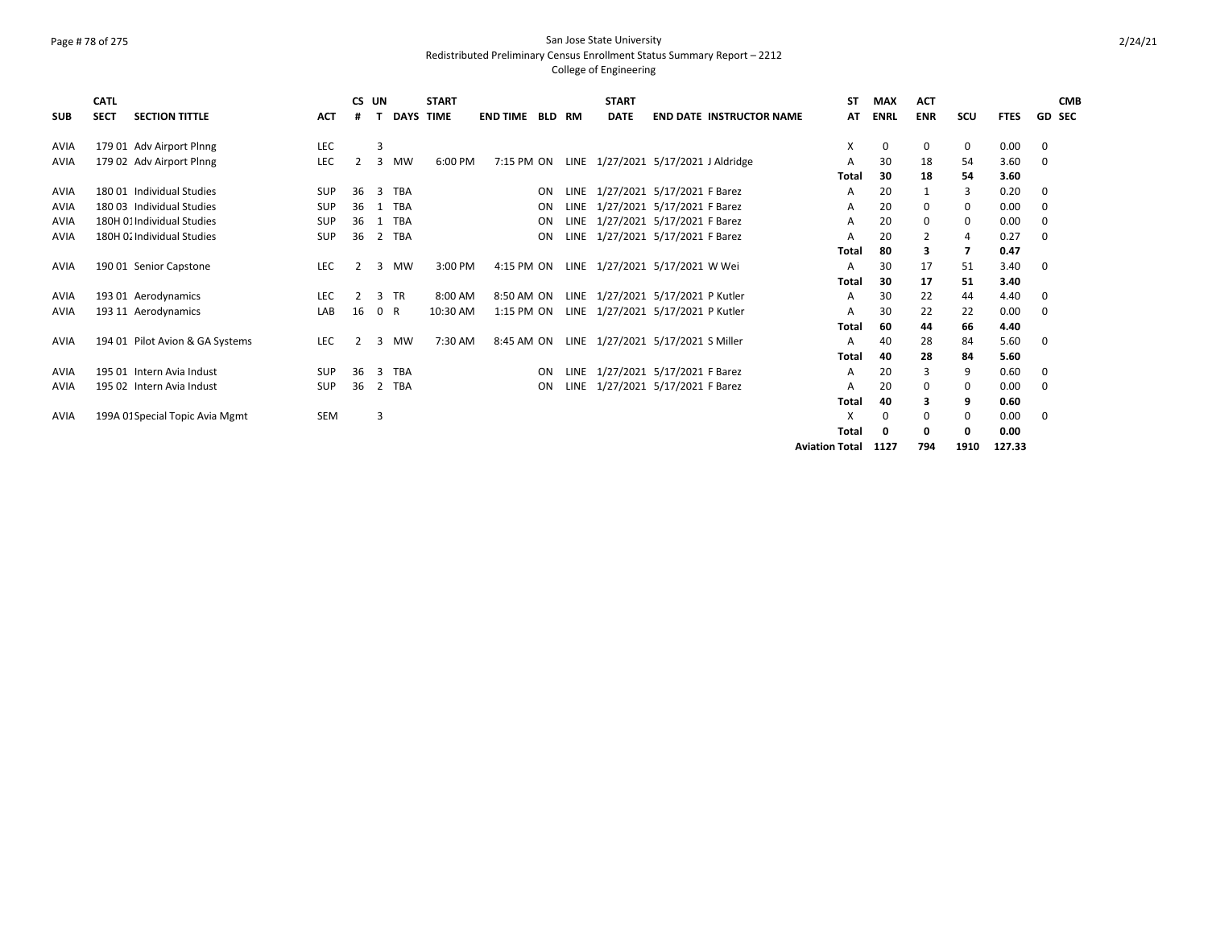# San Jose State University

Redistributed Preliminary Census Enrollment Status Summary Report – 2212

College of Engineering

| SUB | CATL SECT | SECTION TITTLE | ACT | CS # | UN T | DAYS | START TIME | END TIME | BLD | RM | START DATE | END DATE | INSTRUCTOR NAME | ST AT | MAX ENRL | ACT ENR | SCU | FTES | GD | CMB SEC |
|---|---|---|---|---|---|---|---|---|---|---|---|---|---|---|---|---|---|---|---|---|
| AVIA | 179 01 | Adv Airport Plnng | LEC | | 3 | | | | | | | | | X | 0 | 0 | 0 | 0.00 | 0 | |
| AVIA | 179 02 | Adv Airport Plnng | LEC | 2 | 3 | MW | 6:00 PM | 7:15 PM | ON | LINE | 1/27/2021 | 5/17/2021 | J Aldridge | A | 30 | 18 | 54 | 3.60 | 0 | |
| | | | | | | | | | | | | | | Total | 30 | 18 | 54 | 3.60 | | |
| AVIA | 180 01 | Individual Studies | SUP | 36 | 3 | TBA | | | ON | LINE | 1/27/2021 | 5/17/2021 | F Barez | A | 20 | 1 | 3 | 0.20 | 0 | |
| AVIA | 180 03 | Individual Studies | SUP | 36 | 1 | TBA | | | ON | LINE | 1/27/2021 | 5/17/2021 | F Barez | A | 20 | 0 | 0 | 0.00 | 0 | |
| AVIA | 180H 01 | Individual Studies | SUP | 36 | 1 | TBA | | | ON | LINE | 1/27/2021 | 5/17/2021 | F Barez | A | 20 | 0 | 0 | 0.00 | 0 | |
| AVIA | 180H 02 | Individual Studies | SUP | 36 | 2 | TBA | | | ON | LINE | 1/27/2021 | 5/17/2021 | F Barez | A | 20 | 2 | 4 | 0.27 | 0 | |
| | | | | | | | | | | | | | | Total | 80 | 3 | 7 | 0.47 | | |
| AVIA | 190 01 | Senior Capstone | LEC | 2 | 3 | MW | 3:00 PM | 4:15 PM | ON | LINE | 1/27/2021 | 5/17/2021 | W Wei | A | 30 | 17 | 51 | 3.40 | 0 | |
| | | | | | | | | | | | | | | Total | 30 | 17 | 51 | 3.40 | | |
| AVIA | 193 01 | Aerodynamics | LEC | 2 | 3 | TR | 8:00 AM | 8:50 AM | ON | LINE | 1/27/2021 | 5/17/2021 | P Kutler | A | 30 | 22 | 44 | 4.40 | 0 | |
| AVIA | 193 11 | Aerodynamics | LAB | 16 | 0 | R | 10:30 AM | 1:15 PM | ON | LINE | 1/27/2021 | 5/17/2021 | P Kutler | A | 30 | 22 | 22 | 0.00 | 0 | |
| | | | | | | | | | | | | | | Total | 60 | 44 | 66 | 4.40 | | |
| AVIA | 194 01 | Pilot Avion & GA Systems | LEC | 2 | 3 | MW | 7:30 AM | 8:45 AM | ON | LINE | 1/27/2021 | 5/17/2021 | S Miller | A | 40 | 28 | 84 | 5.60 | 0 | |
| | | | | | | | | | | | | | | Total | 40 | 28 | 84 | 5.60 | | |
| AVIA | 195 01 | Intern Avia Indust | SUP | 36 | 3 | TBA | | | ON | LINE | 1/27/2021 | 5/17/2021 | F Barez | A | 20 | 3 | 9 | 0.60 | 0 | |
| AVIA | 195 02 | Intern Avia Indust | SUP | 36 | 2 | TBA | | | ON | LINE | 1/27/2021 | 5/17/2021 | F Barez | A | 20 | 0 | 0 | 0.00 | 0 | |
| | | | | | | | | | | | | | | Total | 40 | 3 | 9 | 0.60 | | |
| AVIA | 199A 01 | Special Topic Avia Mgmt | SEM | | 3 | | | | | | | | | X | 0 | 0 | 0 | 0.00 | 0 | |
| | | | | | | | | | | | | | | Total | 0 | 0 | 0 | 0.00 | | |
| | | | | | | | | | | | | | | Aviation Total | 1127 | 794 | 1910 | 127.33 | | |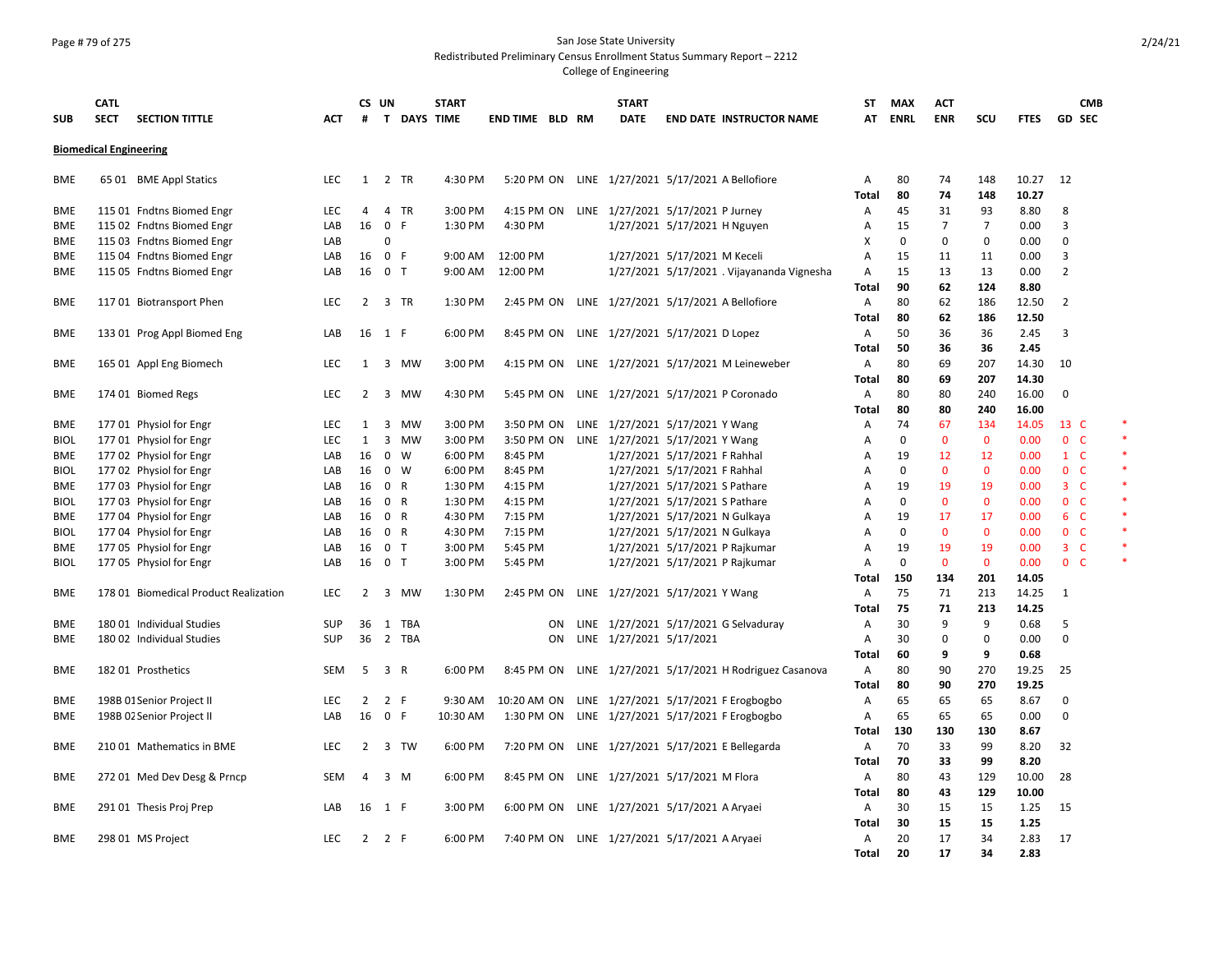San Jose State University
Redistributed Preliminary Census Enrollment Status Summary Report – 2212
College of Engineering

| SUB | CATL SECT | SECTION TITTLE | ACT | CS # | UN T | DAYS | START TIME | END TIME | BLD | RM | START DATE | END DATE | INSTRUCTOR NAME | ST AT | MAX ENRL | ACT ENR | SCU | FTES | GD | CMB SEC | |
|---|---|---|---|---|---|---|---|---|---|---|---|---|---|---|---|---|---|---|---|---|---|
| **Biomedical Engineering** | | | | | | | | | | | | | | | | | | | | | |
| BME | 65 01 | BME Appl Statics | LEC | 1 | 2 | TR | 4:30 PM | 5:20 PM | ON | LINE | 1/27/2021 | 5/17/2021 | A Bellofiore | A | 80 | 74 | 148 | 10.27 | 12 | | |
| | | | | | | | | | | | | | | **Total** | **80** | **74** | **148** | **10.27** | | | |
| BME | 115 01 | Fndtns Biomed Engr | LEC | 4 | 4 | TR | 3:00 PM | 4:15 PM | ON | LINE | 1/27/2021 | 5/17/2021 | P Jurney | A | 45 | 31 | 93 | 8.80 | 8 | | |
| BME | 115 02 | Fndtns Biomed Engr | LAB | 16 | 0 | F | 1:30 PM | 4:30 PM | | | 1/27/2021 | 5/17/2021 | H Nguyen | A | 15 | 7 | 7 | 0.00 | 3 | | |
| BME | 115 03 | Fndtns Biomed Engr | LAB | | 0 | | | | | | | | | X | 0 | 0 | 0 | 0.00 | 0 | | |
| BME | 115 04 | Fndtns Biomed Engr | LAB | 16 | 0 | F | 9:00 AM | 12:00 PM | | | 1/27/2021 | 5/17/2021 | M Keceli | A | 15 | 11 | 11 | 0.00 | 3 | | |
| BME | 115 05 | Fndtns Biomed Engr | LAB | 16 | 0 | T | 9:00 AM | 12:00 PM | | | 1/27/2021 | 5/17/2021 | . Vijayananda Vignesha | A | 15 | 13 | 13 | 0.00 | 2 | | |
| | | | | | | | | | | | | | | **Total** | **90** | **62** | **124** | **8.80** | | | |
| BME | 117 01 | Biotransport Phen | LEC | 2 | 3 | TR | 1:30 PM | 2:45 PM | ON | LINE | 1/27/2021 | 5/17/2021 | A Bellofiore | A | 80 | 62 | 186 | 12.50 | 2 | | |
| | | | | | | | | | | | | | | **Total** | **80** | **62** | **186** | **12.50** | | | |
| BME | 133 01 | Prog Appl Biomed Eng | LAB | 16 | 1 | F | 6:00 PM | 8:45 PM | ON | LINE | 1/27/2021 | 5/17/2021 | D Lopez | A | 50 | 36 | 36 | 2.45 | 3 | | |
| | | | | | | | | | | | | | | **Total** | **50** | **36** | **36** | **2.45** | | | |
| BME | 165 01 | Appl Eng Biomech | LEC | 1 | 3 | MW | 3:00 PM | 4:15 PM | ON | LINE | 1/27/2021 | 5/17/2021 | M Leineweber | A | 80 | 69 | 207 | 14.30 | 10 | | |
| | | | | | | | | | | | | | | **Total** | **80** | **69** | **207** | **14.30** | | | |
| BME | 174 01 | Biomed Regs | LEC | 2 | 3 | MW | 4:30 PM | 5:45 PM | ON | LINE | 1/27/2021 | 5/17/2021 | P Coronado | A | 80 | 80 | 240 | 16.00 | 0 | | |
| | | | | | | | | | | | | | | **Total** | **80** | **80** | **240** | **16.00** | | | |
| BME | 177 01 | Physiol for Engr | LEC | 1 | 3 | MW | 3:00 PM | 3:50 PM | ON | LINE | 1/27/2021 | 5/17/2021 | Y Wang | A | 74 | 67 | 134 | 14.05 | 13 | C | * |
| BIOL | 177 01 | Physiol for Engr | LEC | 1 | 3 | MW | 3:00 PM | 3:50 PM | ON | LINE | 1/27/2021 | 5/17/2021 | Y Wang | A | 0 | 0 | 0 | 0.00 | 0 | C | * |
| BME | 177 02 | Physiol for Engr | LAB | 16 | 0 | W | 6:00 PM | 8:45 PM | | | 1/27/2021 | 5/17/2021 | F Rahhal | A | 19 | 12 | 12 | 0.00 | 1 | C | * |
| BIOL | 177 02 | Physiol for Engr | LAB | 16 | 0 | W | 6:00 PM | 8:45 PM | | | 1/27/2021 | 5/17/2021 | F Rahhal | A | 0 | 0 | 0 | 0.00 | 0 | C | * |
| BME | 177 03 | Physiol for Engr | LAB | 16 | 0 | R | 1:30 PM | 4:15 PM | | | 1/27/2021 | 5/17/2021 | S Pathare | A | 19 | 19 | 19 | 0.00 | 3 | C | * |
| BIOL | 177 03 | Physiol for Engr | LAB | 16 | 0 | R | 1:30 PM | 4:15 PM | | | 1/27/2021 | 5/17/2021 | S Pathare | A | 0 | 0 | 0 | 0.00 | 0 | C | * |
| BME | 177 04 | Physiol for Engr | LAB | 16 | 0 | R | 4:30 PM | 7:15 PM | | | 1/27/2021 | 5/17/2021 | N Gulkaya | A | 19 | 17 | 17 | 0.00 | 6 | C | * |
| BIOL | 177 04 | Physiol for Engr | LAB | 16 | 0 | R | 4:30 PM | 7:15 PM | | | 1/27/2021 | 5/17/2021 | N Gulkaya | A | 0 | 0 | 0 | 0.00 | 0 | C | * |
| BME | 177 05 | Physiol for Engr | LAB | 16 | 0 | T | 3:00 PM | 5:45 PM | | | 1/27/2021 | 5/17/2021 | P Rajkumar | A | 19 | 19 | 19 | 0.00 | 3 | C | * |
| BIOL | 177 05 | Physiol for Engr | LAB | 16 | 0 | T | 3:00 PM | 5:45 PM | | | 1/27/2021 | 5/17/2021 | P Rajkumar | A | 0 | 0 | 0 | 0.00 | 0 | C | * |
| | | | | | | | | | | | | | | **Total** | **150** | **134** | **201** | **14.05** | | | |
| BME | 178 01 | Biomedical Product Realization | LEC | 2 | 3 | MW | 1:30 PM | 2:45 PM | ON | LINE | 1/27/2021 | 5/17/2021 | Y Wang | A | 75 | 71 | 213 | 14.25 | 1 | | |
| | | | | | | | | | | | | | | **Total** | **75** | **71** | **213** | **14.25** | | | |
| BME | 180 01 | Individual Studies | SUP | 36 | 1 | TBA | | | ON | LINE | 1/27/2021 | 5/17/2021 | G Selvaduray | A | 30 | 9 | 9 | 0.68 | 5 | | |
| BME | 180 02 | Individual Studies | SUP | 36 | 2 | TBA | | | ON | LINE | 1/27/2021 | 5/17/2021 | | A | 30 | 0 | 0 | 0.00 | 0 | | |
| | | | | | | | | | | | | | | **Total** | **60** | **9** | **9** | **0.68** | | | |
| BME | 182 01 | Prosthetics | SEM | 5 | 3 | R | 6:00 PM | 8:45 PM | ON | LINE | 1/27/2021 | 5/17/2021 | H Rodriguez Casanova | A | 80 | 90 | 270 | 19.25 | 25 | | |
| | | | | | | | | | | | | | | **Total** | **80** | **90** | **270** | **19.25** | | | |
| BME | 198B 01 | Senior Project II | LEC | 2 | 2 | F | 9:30 AM | 10:20 AM | ON | LINE | 1/27/2021 | 5/17/2021 | F Erogbogbo | A | 65 | 65 | 65 | 8.67 | 0 | | |
| BME | 198B 02 | Senior Project II | LAB | 16 | 0 | F | 10:30 AM | 1:30 PM | ON | LINE | 1/27/2021 | 5/17/2021 | F Erogbogbo | A | 65 | 65 | 65 | 0.00 | 0 | | |
| | | | | | | | | | | | | | | **Total** | **130** | **130** | **130** | **8.67** | | | |
| BME | 210 01 | Mathematics in BME | LEC | 2 | 3 | TW | 6:00 PM | 7:20 PM | ON | LINE | 1/27/2021 | 5/17/2021 | E Bellegarda | A | 70 | 33 | 99 | 8.20 | 32 | | |
| | | | | | | | | | | | | | | **Total** | **70** | **33** | **99** | **8.20** | | | |
| BME | 272 01 | Med Dev Desg & Prncp | SEM | 4 | 3 | M | 6:00 PM | 8:45 PM | ON | LINE | 1/27/2021 | 5/17/2021 | M Flora | A | 80 | 43 | 129 | 10.00 | 28 | | |
| | | | | | | | | | | | | | | **Total** | **80** | **43** | **129** | **10.00** | | | |
| BME | 291 01 | Thesis Proj Prep | LAB | 16 | 1 | F | 3:00 PM | 6:00 PM | ON | LINE | 1/27/2021 | 5/17/2021 | A Aryaei | A | 30 | 15 | 15 | 1.25 | 15 | | |
| | | | | | | | | | | | | | | **Total** | **30** | **15** | **15** | **1.25** | | | |
| BME | 298 01 | MS Project | LEC | 2 | 2 | F | 6:00 PM | 7:40 PM | ON | LINE | 1/27/2021 | 5/17/2021 | A Aryaei | A | 20 | 17 | 34 | 2.83 | 17 | | |
| | | | | | | | | | | | | | | **Total** | **20** | **17** | **34** | **2.83** | | | |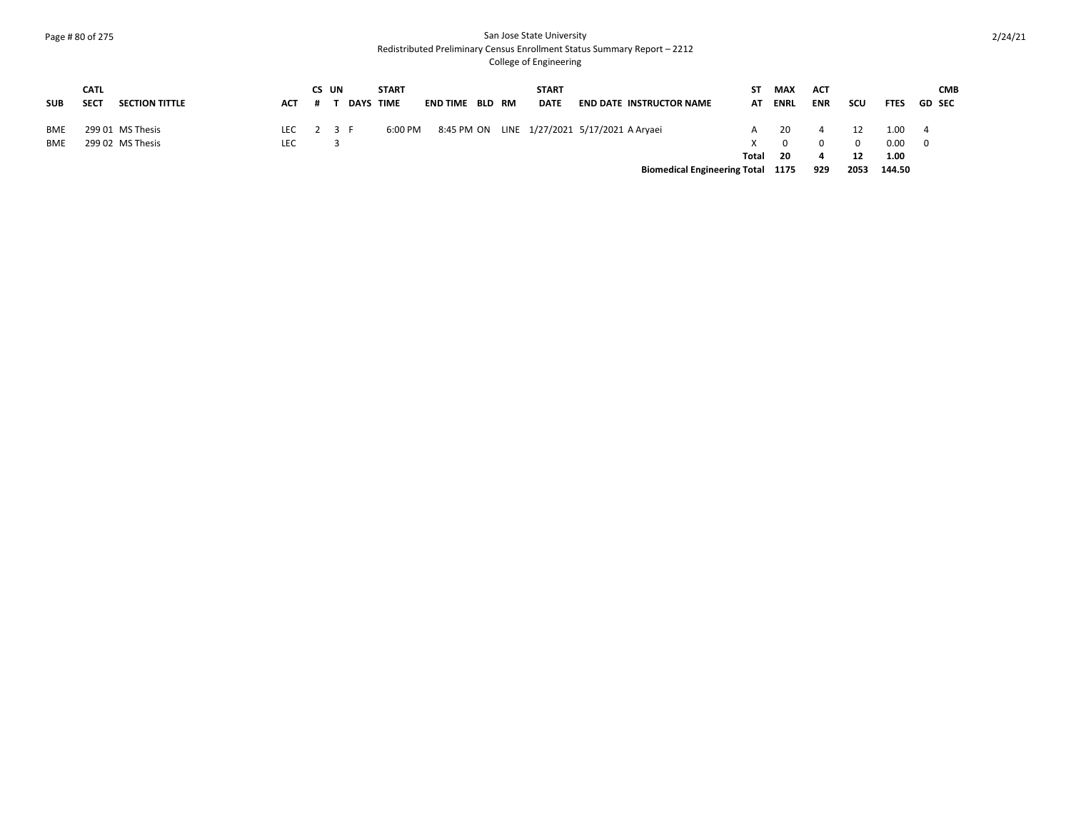San Jose State University
Redistributed Preliminary Census Enrollment Status Summary Report – 2212
College of Engineering

| SUB | CATL SECT | SECTION TITTLE | ACT | CS # | UN T | DAYS | START TIME | END TIME | BLD | RM | START DATE | END DATE | INSTRUCTOR NAME | ST AT | MAX ENRL | ACT ENR | SCU | FTES | GD | CMB SEC |
|---|---|---|---|---|---|---|---|---|---|---|---|---|---|---|---|---|---|---|---|---|
| BME | 299 01 | MS Thesis | LEC | 2 | 3 | F | 6:00 PM | 8:45 PM | ON | LINE | 1/27/2021 | 5/17/2021 | A Aryaei | A | 20 | 4 | 12 | 1.00 | 4 | |
| BME | 299 02 | MS Thesis | LEC | | 3 | | | | | | | | | X | 0 | 0 | 0 | 0.00 | 0 | |
| | | | | | | | | | | | | | | **Total** | **20** | **4** | **12** | **1.00** | | |
| | | | | | | | | | | | | | **Biomedical Engineering Total** | | **1175** | **929** | **2053** | **144.50** | | |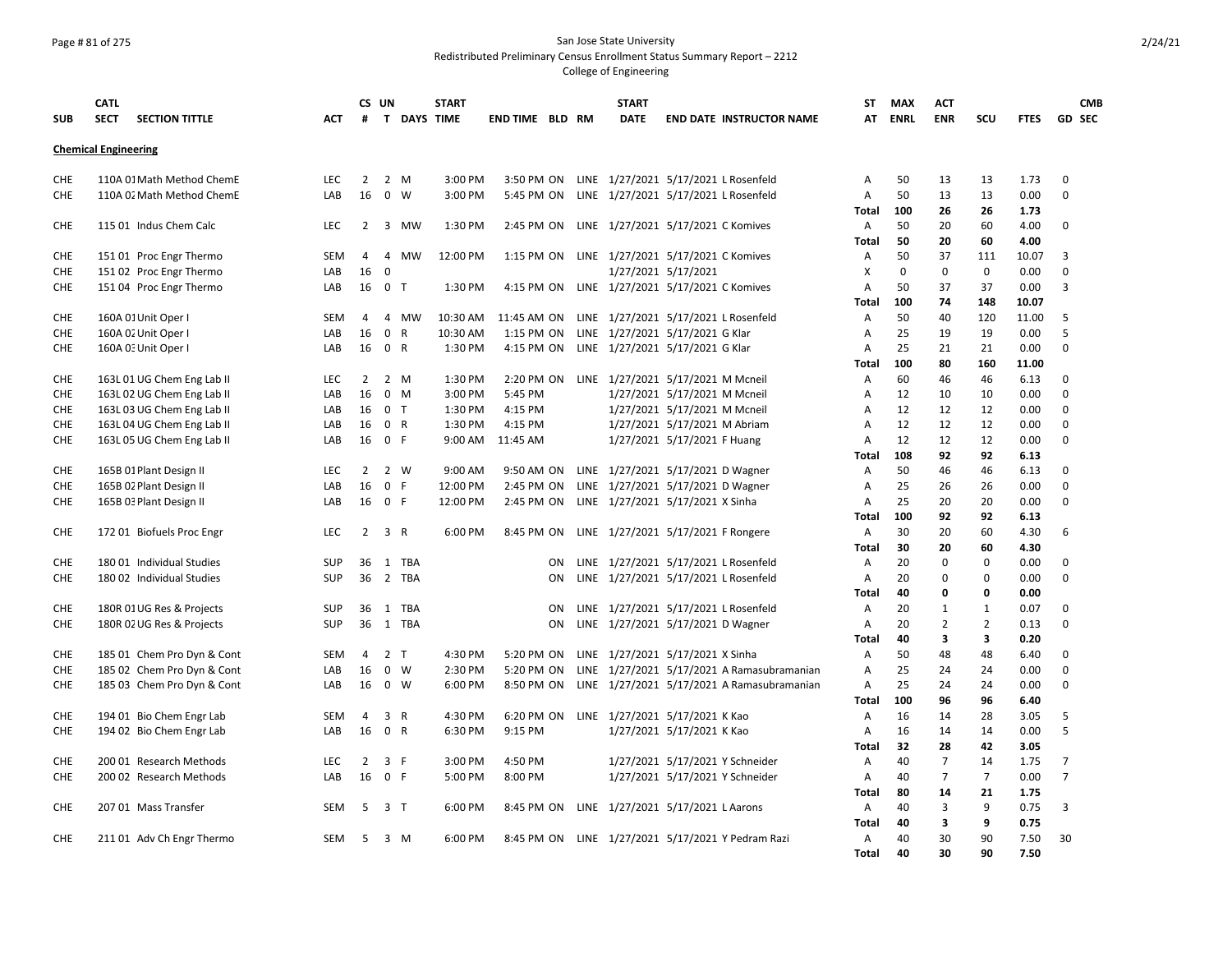San Jose State University

Redistributed Preliminary Census Enrollment Status Summary Report – 2212

College of Engineering

| SUB | CATL SECT | SECTION TITTLE | ACT | CS # | UN T | DAYS | START TIME | END TIME | BLD | RM | START DATE | END DATE | INSTRUCTOR NAME | ST AT | MAX ENRL | ACT ENR | SCU | FTES | GD | CMB SEC |
|---|---|---|---|---|---|---|---|---|---|---|---|---|---|---|---|---|---|---|---|---|
| **Chemical Engineering** | | | | | | | | | | | | | | | | | | | | |
| CHE | 110A 01 | Math Method ChemE | LEC | 2 | 2 | M | 3:00 PM | 3:50 PM | ON | LINE | 1/27/2021 | 5/17/2021 | L Rosenfeld | A | 50 | 13 | 13 | 1.73 | 0 | |
| CHE | 110A 02 | Math Method ChemE | LAB | 16 | 0 | W | 3:00 PM | 5:45 PM | ON | LINE | 1/27/2021 | 5/17/2021 | L Rosenfeld | A | 50 | 13 | 13 | 0.00 | 0 | |
| | | | | | | | | | | | | | | **Total** | **100** | **26** | **26** | **1.73** | | |
| CHE | 115 01 | Indus Chem Calc | LEC | 2 | 3 | MW | 1:30 PM | 2:45 PM | ON | LINE | 1/27/2021 | 5/17/2021 | C Komives | A | 50 | 20 | 60 | 4.00 | 0 | |
| | | | | | | | | | | | | | | **Total** | **50** | **20** | **60** | **4.00** | | |
| CHE | 151 01 | Proc Engr Thermo | SEM | 4 | 4 | MW | 12:00 PM | 1:15 PM | ON | LINE | 1/27/2021 | 5/17/2021 | C Komives | A | 50 | 37 | 111 | 10.07 | 3 | |
| CHE | 151 02 | Proc Engr Thermo | LAB | 16 | 0 | | | | | | 1/27/2021 | 5/17/2021 | | X | 0 | 0 | 0 | 0.00 | 0 | |
| CHE | 151 04 | Proc Engr Thermo | LAB | 16 | 0 | T | 1:30 PM | 4:15 PM | ON | LINE | 1/27/2021 | 5/17/2021 | C Komives | A | 50 | 37 | 37 | 0.00 | 3 | |
| | | | | | | | | | | | | | | **Total** | **100** | **74** | **148** | **10.07** | | |
| CHE | 160A 01 | Unit Oper I | SEM | 4 | 4 | MW | 10:30 AM | 11:45 AM | ON | LINE | 1/27/2021 | 5/17/2021 | L Rosenfeld | A | 50 | 40 | 120 | 11.00 | 5 | |
| CHE | 160A 02 | Unit Oper I | LAB | 16 | 0 | R | 10:30 AM | 1:15 PM | ON | LINE | 1/27/2021 | 5/17/2021 | G Klar | A | 25 | 19 | 19 | 0.00 | 5 | |
| CHE | 160A 03 | Unit Oper I | LAB | 16 | 0 | R | 1:30 PM | 4:15 PM | ON | LINE | 1/27/2021 | 5/17/2021 | G Klar | A | 25 | 21 | 21 | 0.00 | 0 | |
| | | | | | | | | | | | | | | **Total** | **100** | **80** | **160** | **11.00** | | |
| CHE | 163L 01 | UG Chem Eng Lab II | LEC | 2 | 2 | M | 1:30 PM | 2:20 PM | ON | LINE | 1/27/2021 | 5/17/2021 | M Mcneil | A | 60 | 46 | 46 | 6.13 | 0 | |
| CHE | 163L 02 | UG Chem Eng Lab II | LAB | 16 | 0 | M | 3:00 PM | 5:45 PM | | | 1/27/2021 | 5/17/2021 | M Mcneil | A | 12 | 10 | 10 | 0.00 | 0 | |
| CHE | 163L 03 | UG Chem Eng Lab II | LAB | 16 | 0 | T | 1:30 PM | 4:15 PM | | | 1/27/2021 | 5/17/2021 | M Mcneil | A | 12 | 12 | 12 | 0.00 | 0 | |
| CHE | 163L 04 | UG Chem Eng Lab II | LAB | 16 | 0 | R | 1:30 PM | 4:15 PM | | | 1/27/2021 | 5/17/2021 | M Abriam | A | 12 | 12 | 12 | 0.00 | 0 | |
| CHE | 163L 05 | UG Chem Eng Lab II | LAB | 16 | 0 | F | 9:00 AM | 11:45 AM | | | 1/27/2021 | 5/17/2021 | F Huang | A | 12 | 12 | 12 | 0.00 | 0 | |
| | | | | | | | | | | | | | | **Total** | **108** | **92** | **92** | **6.13** | | |
| CHE | 165B 01 | Plant Design II | LEC | 2 | 2 | W | 9:00 AM | 9:50 AM | ON | LINE | 1/27/2021 | 5/17/2021 | D Wagner | A | 50 | 46 | 46 | 6.13 | 0 | |
| CHE | 165B 02 | Plant Design II | LAB | 16 | 0 | F | 12:00 PM | 2:45 PM | ON | LINE | 1/27/2021 | 5/17/2021 | D Wagner | A | 25 | 26 | 26 | 0.00 | 0 | |
| CHE | 165B 03 | Plant Design II | LAB | 16 | 0 | F | 12:00 PM | 2:45 PM | ON | LINE | 1/27/2021 | 5/17/2021 | X Sinha | A | 25 | 20 | 20 | 0.00 | 0 | |
| | | | | | | | | | | | | | | **Total** | **100** | **92** | **92** | **6.13** | | |
| CHE | 172 01 | Biofuels Proc Engr | LEC | 2 | 3 | R | 6:00 PM | 8:45 PM | ON | LINE | 1/27/2021 | 5/17/2021 | F Rongere | A | 30 | 20 | 60 | 4.30 | 6 | |
| | | | | | | | | | | | | | | **Total** | **30** | **20** | **60** | **4.30** | | |
| CHE | 180 01 | Individual Studies | SUP | 36 | 1 | TBA | | | ON | LINE | 1/27/2021 | 5/17/2021 | L Rosenfeld | A | 20 | 0 | 0 | 0.00 | 0 | |
| CHE | 180 02 | Individual Studies | SUP | 36 | 2 | TBA | | | ON | LINE | 1/27/2021 | 5/17/2021 | L Rosenfeld | A | 20 | 0 | 0 | 0.00 | 0 | |
| | | | | | | | | | | | | | | **Total** | **40** | **0** | **0** | **0.00** | | |
| CHE | 180R 01 | UG Res & Projects | SUP | 36 | 1 | TBA | | | ON | LINE | 1/27/2021 | 5/17/2021 | L Rosenfeld | A | 20 | 1 | 1 | 0.07 | 0 | |
| CHE | 180R 02 | UG Res & Projects | SUP | 36 | 1 | TBA | | | ON | LINE | 1/27/2021 | 5/17/2021 | D Wagner | A | 20 | 2 | 2 | 0.13 | 0 | |
| | | | | | | | | | | | | | | **Total** | **40** | **3** | **3** | **0.20** | | |
| CHE | 185 01 | Chem Pro Dyn & Cont | SEM | 4 | 2 | T | 4:30 PM | 5:20 PM | ON | LINE | 1/27/2021 | 5/17/2021 | X Sinha | A | 50 | 48 | 48 | 6.40 | 0 | |
| CHE | 185 02 | Chem Pro Dyn & Cont | LAB | 16 | 0 | W | 2:30 PM | 5:20 PM | ON | LINE | 1/27/2021 | 5/17/2021 | A Ramasubramanian | A | 25 | 24 | 24 | 0.00 | 0 | |
| CHE | 185 03 | Chem Pro Dyn & Cont | LAB | 16 | 0 | W | 6:00 PM | 8:50 PM | ON | LINE | 1/27/2021 | 5/17/2021 | A Ramasubramanian | A | 25 | 24 | 24 | 0.00 | 0 | |
| | | | | | | | | | | | | | | **Total** | **100** | **96** | **96** | **6.40** | | |
| CHE | 194 01 | Bio Chem Engr Lab | SEM | 4 | 3 | R | 4:30 PM | 6:20 PM | ON | LINE | 1/27/2021 | 5/17/2021 | K Kao | A | 16 | 14 | 28 | 3.05 | 5 | |
| CHE | 194 02 | Bio Chem Engr Lab | LAB | 16 | 0 | R | 6:30 PM | 9:15 PM | | | 1/27/2021 | 5/17/2021 | K Kao | A | 16 | 14 | 14 | 0.00 | 5 | |
| | | | | | | | | | | | | | | **Total** | **32** | **28** | **42** | **3.05** | | |
| CHE | 200 01 | Research Methods | LEC | 2 | 3 | F | 3:00 PM | 4:50 PM | | | 1/27/2021 | 5/17/2021 | Y Schneider | A | 40 | 7 | 14 | 1.75 | 7 | |
| CHE | 200 02 | Research Methods | LAB | 16 | 0 | F | 5:00 PM | 8:00 PM | | | 1/27/2021 | 5/17/2021 | Y Schneider | A | 40 | 7 | 7 | 0.00 | 7 | |
| | | | | | | | | | | | | | | **Total** | **80** | **14** | **21** | **1.75** | | |
| CHE | 207 01 | Mass Transfer | SEM | 5 | 3 | T | 6:00 PM | 8:45 PM | ON | LINE | 1/27/2021 | 5/17/2021 | L Aarons | A | 40 | 3 | 9 | 0.75 | 3 | |
| | | | | | | | | | | | | | | **Total** | **40** | **3** | **9** | **0.75** | | |
| CHE | 211 01 | Adv Ch Engr Thermo | SEM | 5 | 3 | M | 6:00 PM | 8:45 PM | ON | LINE | 1/27/2021 | 5/17/2021 | Y Pedram Razi | A | 40 | 30 | 90 | 7.50 | 30 | |
| | | | | | | | | | | | | | | **Total** | **40** | **30** | **90** | **7.50** | | |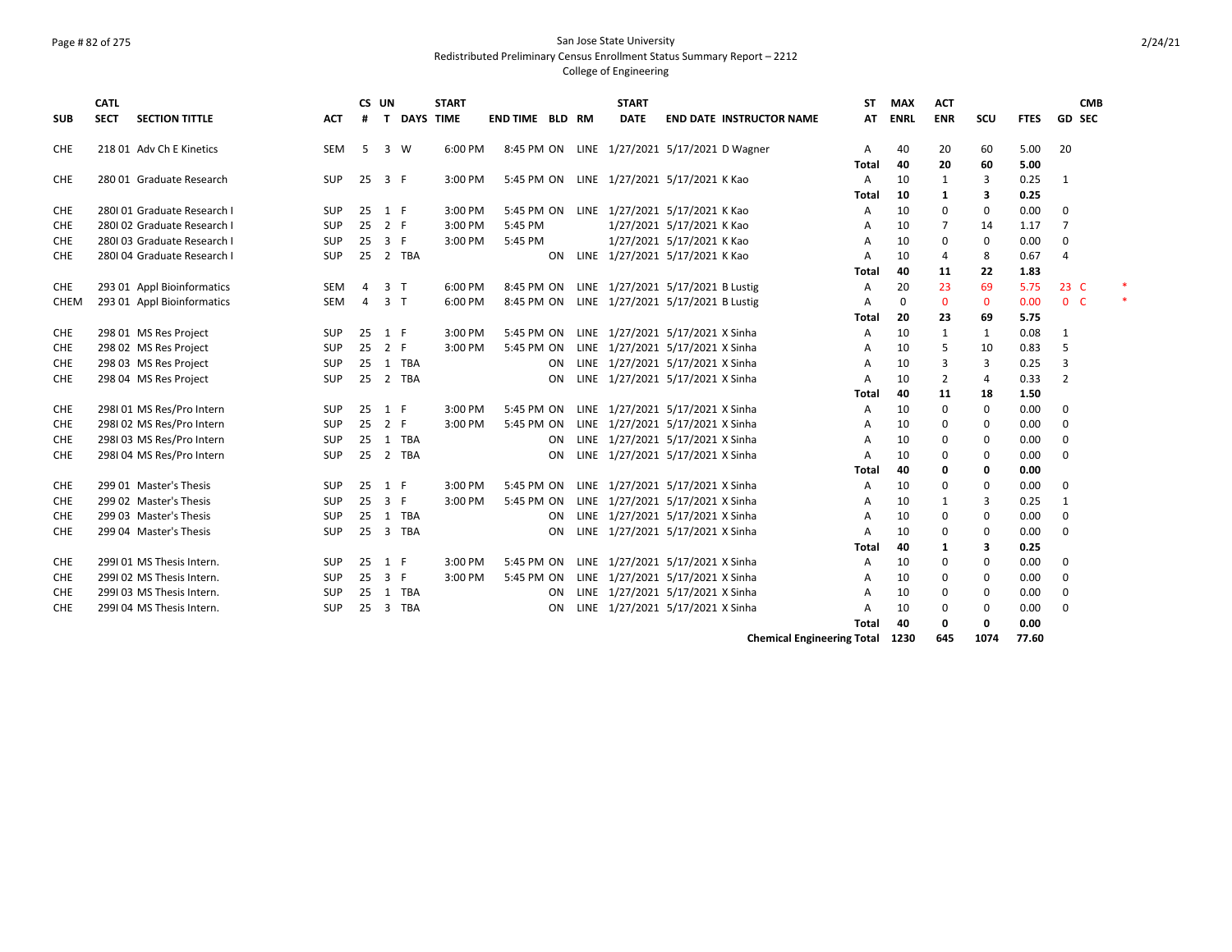San Jose State University
Redistributed Preliminary Census Enrollment Status Summary Report – 2212
College of Engineering

| SUB | CATL SECT | SECTION TITTLE | ACT | CS # | UN T | DAYS | START TIME | END TIME | BLD | RM | START DATE | END DATE | INSTRUCTOR NAME | ST AT | MAX ENRL | ACT ENR | SCU | FTES | GD | CMB SEC | |
|---|---|---|---|---|---|---|---|---|---|---|---|---|---|---|---|---|---|---|---|---|---|
| CHE | 218 01 | Adv Ch E Kinetics | SEM | 5 | 3 | W | 6:00 PM | 8:45 PM | ON | LINE | 1/27/2021 | 5/17/2021 | D Wagner | A | 40 | 20 | 60 | 5.00 | 20 | | |
| | | | | | | | | | | | | | | Total | 40 | 20 | 60 | 5.00 | | | |
| CHE | 280 01 | Graduate Research | SUP | 25 | 3 | F | 3:00 PM | 5:45 PM | ON | LINE | 1/27/2021 | 5/17/2021 | K Kao | A | 10 | 1 | 3 | 0.25 | 1 | | |
| | | | | | | | | | | | | | | Total | 10 | 1 | 3 | 0.25 | | | |
| CHE | 280I 01 | Graduate Research I | SUP | 25 | 1 | F | 3:00 PM | 5:45 PM | ON | LINE | 1/27/2021 | 5/17/2021 | K Kao | A | 10 | 0 | 0 | 0.00 | 0 | | |
| CHE | 280I 02 | Graduate Research I | SUP | 25 | 2 | F | 3:00 PM | 5:45 PM | | | 1/27/2021 | 5/17/2021 | K Kao | A | 10 | 7 | 14 | 1.17 | 7 | | |
| CHE | 280I 03 | Graduate Research I | SUP | 25 | 3 | F | 3:00 PM | 5:45 PM | | | 1/27/2021 | 5/17/2021 | K Kao | A | 10 | 0 | 0 | 0.00 | 0 | | |
| CHE | 280I 04 | Graduate Research I | SUP | 25 | 2 | TBA | | | ON | LINE | 1/27/2021 | 5/17/2021 | K Kao | A | 10 | 4 | 8 | 0.67 | 4 | | |
| | | | | | | | | | | | | | | Total | 40 | 11 | 22 | 1.83 | | | |
| CHE | 293 01 | Appl Bioinformatics | SEM | 4 | 3 | T | 6:00 PM | 8:45 PM | ON | LINE | 1/27/2021 | 5/17/2021 | B Lustig | A | 20 | 23 | 69 | 5.75 | 23 | C | * |
| CHEM | 293 01 | Appl Bioinformatics | SEM | 4 | 3 | T | 6:00 PM | 8:45 PM | ON | LINE | 1/27/2021 | 5/17/2021 | B Lustig | A | 0 | 0 | 0 | 0.00 | 0 | C | * |
| | | | | | | | | | | | | | | Total | 20 | 23 | 69 | 5.75 | | | |
| CHE | 298 01 | MS Res Project | SUP | 25 | 1 | F | 3:00 PM | 5:45 PM | ON | LINE | 1/27/2021 | 5/17/2021 | X Sinha | A | 10 | 1 | 1 | 0.08 | 1 | | |
| CHE | 298 02 | MS Res Project | SUP | 25 | 2 | F | 3:00 PM | 5:45 PM | ON | LINE | 1/27/2021 | 5/17/2021 | X Sinha | A | 10 | 5 | 10 | 0.83 | 5 | | |
| CHE | 298 03 | MS Res Project | SUP | 25 | 1 | TBA | | | ON | LINE | 1/27/2021 | 5/17/2021 | X Sinha | A | 10 | 3 | 3 | 0.25 | 3 | | |
| CHE | 298 04 | MS Res Project | SUP | 25 | 2 | TBA | | | ON | LINE | 1/27/2021 | 5/17/2021 | X Sinha | A | 10 | 2 | 4 | 0.33 | 2 | | |
| | | | | | | | | | | | | | | Total | 40 | 11 | 18 | 1.50 | | | |
| CHE | 298I 01 | MS Res/Pro Intern | SUP | 25 | 1 | F | 3:00 PM | 5:45 PM | ON | LINE | 1/27/2021 | 5/17/2021 | X Sinha | A | 10 | 0 | 0 | 0.00 | 0 | | |
| CHE | 298I 02 | MS Res/Pro Intern | SUP | 25 | 2 | F | 3:00 PM | 5:45 PM | ON | LINE | 1/27/2021 | 5/17/2021 | X Sinha | A | 10 | 0 | 0 | 0.00 | 0 | | |
| CHE | 298I 03 | MS Res/Pro Intern | SUP | 25 | 1 | TBA | | | ON | LINE | 1/27/2021 | 5/17/2021 | X Sinha | A | 10 | 0 | 0 | 0.00 | 0 | | |
| CHE | 298I 04 | MS Res/Pro Intern | SUP | 25 | 2 | TBA | | | ON | LINE | 1/27/2021 | 5/17/2021 | X Sinha | A | 10 | 0 | 0 | 0.00 | 0 | | |
| | | | | | | | | | | | | | | Total | 40 | 0 | 0 | 0.00 | | | |
| CHE | 299 01 | Master's Thesis | SUP | 25 | 1 | F | 3:00 PM | 5:45 PM | ON | LINE | 1/27/2021 | 5/17/2021 | X Sinha | A | 10 | 0 | 0 | 0.00 | 0 | | |
| CHE | 299 02 | Master's Thesis | SUP | 25 | 3 | F | 3:00 PM | 5:45 PM | ON | LINE | 1/27/2021 | 5/17/2021 | X Sinha | A | 10 | 1 | 3 | 0.25 | 1 | | |
| CHE | 299 03 | Master's Thesis | SUP | 25 | 1 | TBA | | | ON | LINE | 1/27/2021 | 5/17/2021 | X Sinha | A | 10 | 0 | 0 | 0.00 | 0 | | |
| CHE | 299 04 | Master's Thesis | SUP | 25 | 3 | TBA | | | ON | LINE | 1/27/2021 | 5/17/2021 | X Sinha | A | 10 | 0 | 0 | 0.00 | 0 | | |
| | | | | | | | | | | | | | | Total | 40 | 1 | 3 | 0.25 | | | |
| CHE | 299I 01 | MS Thesis Intern. | SUP | 25 | 1 | F | 3:00 PM | 5:45 PM | ON | LINE | 1/27/2021 | 5/17/2021 | X Sinha | A | 10 | 0 | 0 | 0.00 | 0 | | |
| CHE | 299I 02 | MS Thesis Intern. | SUP | 25 | 3 | F | 3:00 PM | 5:45 PM | ON | LINE | 1/27/2021 | 5/17/2021 | X Sinha | A | 10 | 0 | 0 | 0.00 | 0 | | |
| CHE | 299I 03 | MS Thesis Intern. | SUP | 25 | 1 | TBA | | | ON | LINE | 1/27/2021 | 5/17/2021 | X Sinha | A | 10 | 0 | 0 | 0.00 | 0 | | |
| CHE | 299I 04 | MS Thesis Intern. | SUP | 25 | 3 | TBA | | | ON | LINE | 1/27/2021 | 5/17/2021 | X Sinha | A | 10 | 0 | 0 | 0.00 | 0 | | |
| | | | | | | | | | | | | | | Total | 40 | 0 | 0 | 0.00 | | | |
| | | | | | | | | | | | | | Chemical Engineering Total | | 1230 | 645 | 1074 | 77.60 | | | |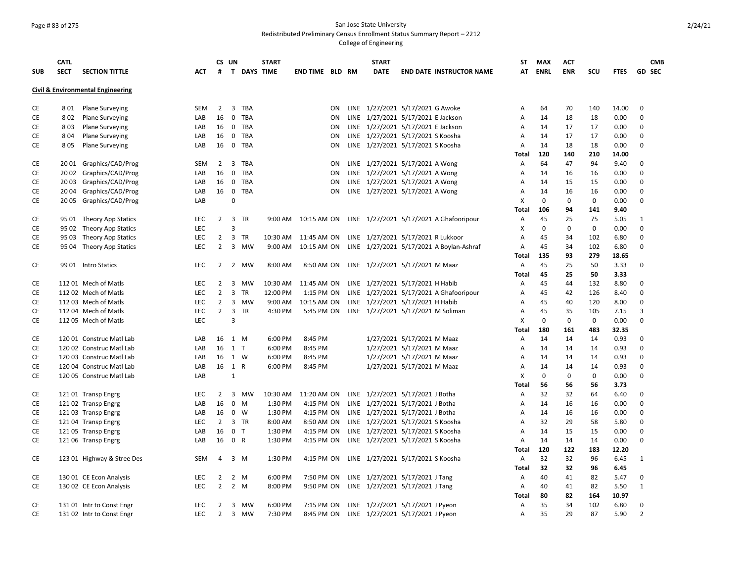San Jose State University
Redistributed Preliminary Census Enrollment Status Summary Report – 2212
College of Engineering

## Civil & Environmental Engineering

| SUB | CATL SECT | SECTION TITTLE | ACT | CS # | UN T | DAYS | START TIME | END TIME | BLD | RM | START DATE | END DATE | INSTRUCTOR NAME | ST AT | MAX ENRL | ACT ENR | SCU | FTES | GD | CMB SEC |
|---|---|---|---|---|---|---|---|---|---|---|---|---|---|---|---|---|---|---|---|---|
| CE | 8 01 | Plane Surveying | SEM | 2 | 3 | TBA | | | ON | LINE | 1/27/2021 | 5/17/2021 | G Awoke | A | 64 | 70 | 140 | 14.00 | 0 | |
| CE | 8 02 | Plane Surveying | LAB | 16 | 0 | TBA | | | ON | LINE | 1/27/2021 | 5/17/2021 | E Jackson | A | 14 | 18 | 18 | 0.00 | 0 | |
| CE | 8 03 | Plane Surveying | LAB | 16 | 0 | TBA | | | ON | LINE | 1/27/2021 | 5/17/2021 | E Jackson | A | 14 | 17 | 17 | 0.00 | 0 | |
| CE | 8 04 | Plane Surveying | LAB | 16 | 0 | TBA | | | ON | LINE | 1/27/2021 | 5/17/2021 | S Koosha | A | 14 | 17 | 17 | 0.00 | 0 | |
| CE | 8 05 | Plane Surveying | LAB | 16 | 0 | TBA | | | ON | LINE | 1/27/2021 | 5/17/2021 | S Koosha | A | 14 | 18 | 18 | 0.00 | 0 | |
| | | | | | | | | | | | | | | **Total** | **120** | **140** | **210** | **14.00** | | |
| CE | 20 01 | Graphics/CAD/Prog | SEM | 2 | 3 | TBA | | | ON | LINE | 1/27/2021 | 5/17/2021 | A Wong | A | 64 | 47 | 94 | 9.40 | 0 | |
| CE | 20 02 | Graphics/CAD/Prog | LAB | 16 | 0 | TBA | | | ON | LINE | 1/27/2021 | 5/17/2021 | A Wong | A | 14 | 16 | 16 | 0.00 | 0 | |
| CE | 20 03 | Graphics/CAD/Prog | LAB | 16 | 0 | TBA | | | ON | LINE | 1/27/2021 | 5/17/2021 | A Wong | A | 14 | 15 | 15 | 0.00 | 0 | |
| CE | 20 04 | Graphics/CAD/Prog | LAB | 16 | 0 | TBA | | | ON | LINE | 1/27/2021 | 5/17/2021 | A Wong | A | 14 | 16 | 16 | 0.00 | 0 | |
| CE | 20 05 | Graphics/CAD/Prog | LAB | | 0 | | | | | | | | | X | 0 | 0 | 0 | 0.00 | 0 | |
| | | | | | | | | | | | | | | **Total** | **106** | **94** | **141** | **9.40** | | |
| CE | 95 01 | Theory App Statics | LEC | 2 | 3 | TR | 9:00 AM | 10:15 AM | ON | LINE | 1/27/2021 | 5/17/2021 | A Ghafooripour | A | 45 | 25 | 75 | 5.05 | 1 | |
| CE | 95 02 | Theory App Statics | LEC | | 3 | | | | | | | | | X | 0 | 0 | 0 | 0.00 | 0 | |
| CE | 95 03 | Theory App Statics | LEC | 2 | 3 | TR | 10:30 AM | 11:45 AM | ON | LINE | 1/27/2021 | 5/17/2021 | R Lukkoor | A | 45 | 34 | 102 | 6.80 | 0 | |
| CE | 95 04 | Theory App Statics | LEC | 2 | 3 | MW | 9:00 AM | 10:15 AM | ON | LINE | 1/27/2021 | 5/17/2021 | A Boylan-Ashraf | A | 45 | 34 | 102 | 6.80 | 0 | |
| | | | | | | | | | | | | | | **Total** | **135** | **93** | **279** | **18.65** | | |
| CE | 99 01 | Intro Statics | LEC | 2 | 2 | MW | 8:00 AM | 8:50 AM | ON | LINE | 1/27/2021 | 5/17/2021 | M Maaz | A | 45 | 25 | 50 | 3.33 | 0 | |
| | | | | | | | | | | | | | | **Total** | **45** | **25** | **50** | **3.33** | | |
| CE | 112 01 | Mech of Matls | LEC | 2 | 3 | MW | 10:30 AM | 11:45 AM | ON | LINE | 1/27/2021 | 5/17/2021 | H Habib | A | 45 | 44 | 132 | 8.80 | 0 | |
| CE | 112 02 | Mech of Matls | LEC | 2 | 3 | TR | 12:00 PM | 1:15 PM | ON | LINE | 1/27/2021 | 5/17/2021 | A Ghafooripour | A | 45 | 42 | 126 | 8.40 | 0 | |
| CE | 112 03 | Mech of Matls | LEC | 2 | 3 | MW | 9:00 AM | 10:15 AM | ON | LINE | 1/27/2021 | 5/17/2021 | H Habib | A | 45 | 40 | 120 | 8.00 | 0 | |
| CE | 112 04 | Mech of Matls | LEC | 2 | 3 | TR | 4:30 PM | 5:45 PM | ON | LINE | 1/27/2021 | 5/17/2021 | M Soliman | A | 45 | 35 | 105 | 7.15 | 3 | |
| CE | 112 05 | Mech of Matls | LEC | | 3 | | | | | | | | | X | 0 | 0 | 0 | 0.00 | 0 | |
| | | | | | | | | | | | | | | **Total** | **180** | **161** | **483** | **32.35** | | |
| CE | 120 01 | Construc Matl Lab | LAB | 16 | 1 | M | 6:00 PM | 8:45 PM | | | 1/27/2021 | 5/17/2021 | M Maaz | A | 14 | 14 | 14 | 0.93 | 0 | |
| CE | 120 02 | Construc Matl Lab | LAB | 16 | 1 | T | 6:00 PM | 8:45 PM | | | 1/27/2021 | 5/17/2021 | M Maaz | A | 14 | 14 | 14 | 0.93 | 0 | |
| CE | 120 03 | Construc Matl Lab | LAB | 16 | 1 | W | 6:00 PM | 8:45 PM | | | 1/27/2021 | 5/17/2021 | M Maaz | A | 14 | 14 | 14 | 0.93 | 0 | |
| CE | 120 04 | Construc Matl Lab | LAB | 16 | 1 | R | 6:00 PM | 8:45 PM | | | 1/27/2021 | 5/17/2021 | M Maaz | A | 14 | 14 | 14 | 0.93 | 0 | |
| CE | 120 05 | Construc Matl Lab | LAB | | 1 | | | | | | | | | X | 0 | 0 | 0 | 0.00 | 0 | |
| | | | | | | | | | | | | | | **Total** | **56** | **56** | **56** | **3.73** | | |
| CE | 121 01 | Transp Engrg | LEC | 2 | 3 | MW | 10:30 AM | 11:20 AM | ON | LINE | 1/27/2021 | 5/17/2021 | J Botha | A | 32 | 32 | 64 | 6.40 | 0 | |
| CE | 121 02 | Transp Engrg | LAB | 16 | 0 | M | 1:30 PM | 4:15 PM | ON | LINE | 1/27/2021 | 5/17/2021 | J Botha | A | 14 | 16 | 16 | 0.00 | 0 | |
| CE | 121 03 | Transp Engrg | LAB | 16 | 0 | W | 1:30 PM | 4:15 PM | ON | LINE | 1/27/2021 | 5/17/2021 | J Botha | A | 14 | 16 | 16 | 0.00 | 0 | |
| CE | 121 04 | Transp Engrg | LEC | 2 | 3 | TR | 8:00 AM | 8:50 AM | ON | LINE | 1/27/2021 | 5/17/2021 | S Koosha | A | 32 | 29 | 58 | 5.80 | 0 | |
| CE | 121 05 | Transp Engrg | LAB | 16 | 0 | T | 1:30 PM | 4:15 PM | ON | LINE | 1/27/2021 | 5/17/2021 | S Koosha | A | 14 | 15 | 15 | 0.00 | 0 | |
| CE | 121 06 | Transp Engrg | LAB | 16 | 0 | R | 1:30 PM | 4:15 PM | ON | LINE | 1/27/2021 | 5/17/2021 | S Koosha | A | 14 | 14 | 14 | 0.00 | 0 | |
| | | | | | | | | | | | | | | **Total** | **120** | **122** | **183** | **12.20** | | |
| CE | 123 01 | Highway & Stree Des | SEM | 4 | 3 | M | 1:30 PM | 4:15 PM | ON | LINE | 1/27/2021 | 5/17/2021 | S Koosha | A | 32 | 32 | 96 | 6.45 | 1 | |
| | | | | | | | | | | | | | | **Total** | **32** | **32** | **96** | **6.45** | | |
| CE | 130 01 | CE Econ Analysis | LEC | 2 | 2 | M | 6:00 PM | 7:50 PM | ON | LINE | 1/27/2021 | 5/17/2021 | J Tang | A | 40 | 41 | 82 | 5.47 | 0 | |
| CE | 130 02 | CE Econ Analysis | LEC | 2 | 2 | M | 8:00 PM | 9:50 PM | ON | LINE | 1/27/2021 | 5/17/2021 | J Tang | A | 40 | 41 | 82 | 5.50 | 1 | |
| | | | | | | | | | | | | | | **Total** | **80** | **82** | **164** | **10.97** | | |
| CE | 131 01 | Intr to Const Engr | LEC | 2 | 3 | MW | 6:00 PM | 7:15 PM | ON | LINE | 1/27/2021 | 5/17/2021 | J Pyeon | A | 35 | 34 | 102 | 6.80 | 0 | |
| CE | 131 02 | Intr to Const Engr | LEC | 2 | 3 | MW | 7:30 PM | 8:45 PM | ON | LINE | 1/27/2021 | 5/17/2021 | J Pyeon | A | 35 | 29 | 87 | 5.90 | 2 | |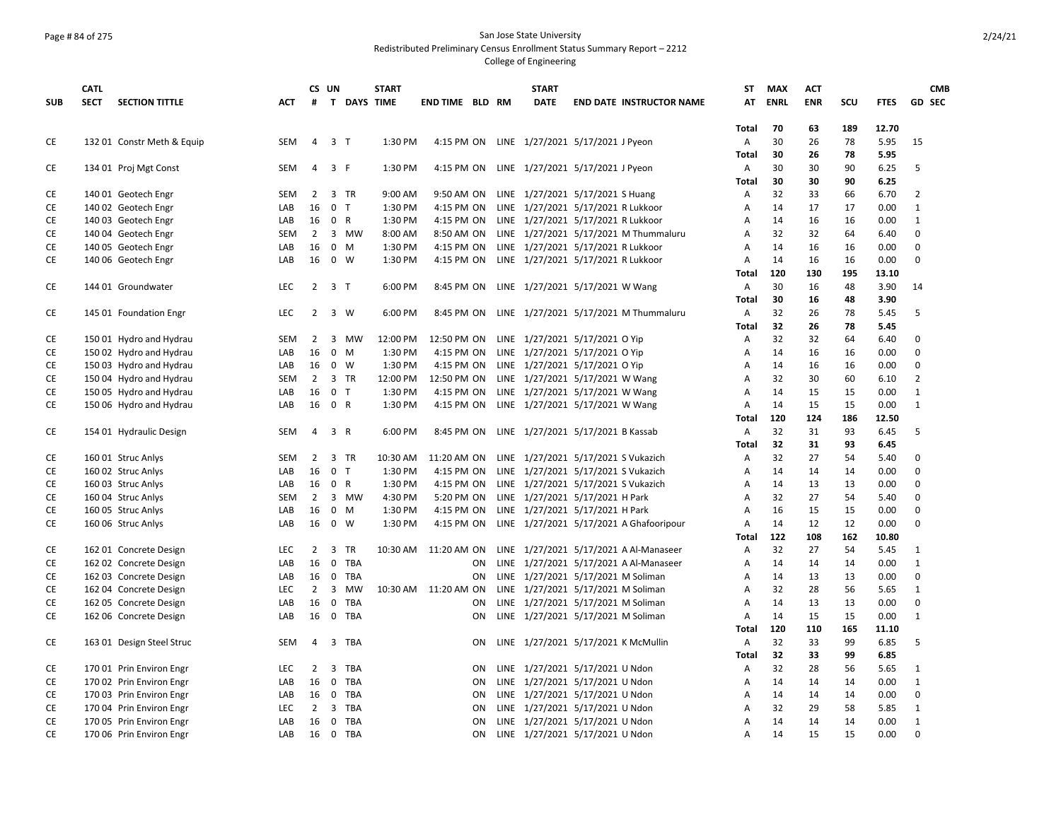San Jose State University
Redistributed Preliminary Census Enrollment Status Summary Report – 2212
College of Engineering

| SUB | CATL SECT | SECTION TITTLE | ACT | CS # | UN T | DAYS | START TIME | END TIME | BLD | RM | START DATE | END DATE | INSTRUCTOR NAME | ST AT | MAX ENRL | ACT ENR | SCU | FTES | GD | CMB SEC |
|---|---|---|---|---|---|---|---|---|---|---|---|---|---|---|---|---|---|---|---|---|
| | | | | | | | | | | | | | | Total | 70 | 63 | 189 | 12.70 | | |
| CE | 132 01 | Constr Meth & Equip | SEM | 4 | 3 | T | 1:30 PM | 4:15 PM | ON | LINE | 1/27/2021 | 5/17/2021 | J Pyeon | A | 30 | 26 | 78 | 5.95 | 15 | |
| | | | | | | | | | | | | | | Total | 30 | 26 | 78 | 5.95 | | |
| CE | 134 01 | Proj Mgt Const | SEM | 4 | 3 | F | 1:30 PM | 4:15 PM | ON | LINE | 1/27/2021 | 5/17/2021 | J Pyeon | A | 30 | 30 | 90 | 6.25 | 5 | |
| | | | | | | | | | | | | | | Total | 30 | 30 | 90 | 6.25 | | |
| CE | 140 01 | Geotech Engr | SEM | 2 | 3 | TR | 9:00 AM | 9:50 AM | ON | LINE | 1/27/2021 | 5/17/2021 | S Huang | A | 32 | 33 | 66 | 6.70 | 2 | |
| CE | 140 02 | Geotech Engr | LAB | 16 | 0 | T | 1:30 PM | 4:15 PM | ON | LINE | 1/27/2021 | 5/17/2021 | R Lukkoor | A | 14 | 17 | 17 | 0.00 | 1 | |
| CE | 140 03 | Geotech Engr | LAB | 16 | 0 | R | 1:30 PM | 4:15 PM | ON | LINE | 1/27/2021 | 5/17/2021 | R Lukkoor | A | 14 | 16 | 16 | 0.00 | 1 | |
| CE | 140 04 | Geotech Engr | SEM | 2 | 3 | MW | 8:00 AM | 8:50 AM | ON | LINE | 1/27/2021 | 5/17/2021 | M Thummaluru | A | 32 | 32 | 64 | 6.40 | 0 | |
| CE | 140 05 | Geotech Engr | LAB | 16 | 0 | M | 1:30 PM | 4:15 PM | ON | LINE | 1/27/2021 | 5/17/2021 | R Lukkoor | A | 14 | 16 | 16 | 0.00 | 0 | |
| CE | 140 06 | Geotech Engr | LAB | 16 | 0 | W | 1:30 PM | 4:15 PM | ON | LINE | 1/27/2021 | 5/17/2021 | R Lukkoor | A | 14 | 16 | 16 | 0.00 | 0 | |
| | | | | | | | | | | | | | | Total | 120 | 130 | 195 | 13.10 | | |
| CE | 144 01 | Groundwater | LEC | 2 | 3 | T | 6:00 PM | 8:45 PM | ON | LINE | 1/27/2021 | 5/17/2021 | W Wang | A | 30 | 16 | 48 | 3.90 | 14 | |
| | | | | | | | | | | | | | | Total | 30 | 16 | 48 | 3.90 | | |
| CE | 145 01 | Foundation Engr | LEC | 2 | 3 | W | 6:00 PM | 8:45 PM | ON | LINE | 1/27/2021 | 5/17/2021 | M Thummaluru | A | 32 | 26 | 78 | 5.45 | 5 | |
| | | | | | | | | | | | | | | Total | 32 | 26 | 78 | 5.45 | | |
| CE | 150 01 | Hydro and Hydrau | SEM | 2 | 3 | MW | 12:00 PM | 12:50 PM | ON | LINE | 1/27/2021 | 5/17/2021 | O Yip | A | 32 | 32 | 64 | 6.40 | 0 | |
| CE | 150 02 | Hydro and Hydrau | LAB | 16 | 0 | M | 1:30 PM | 4:15 PM | ON | LINE | 1/27/2021 | 5/17/2021 | O Yip | A | 14 | 16 | 16 | 0.00 | 0 | |
| CE | 150 03 | Hydro and Hydrau | LAB | 16 | 0 | W | 1:30 PM | 4:15 PM | ON | LINE | 1/27/2021 | 5/17/2021 | O Yip | A | 14 | 16 | 16 | 0.00 | 0 | |
| CE | 150 04 | Hydro and Hydrau | SEM | 2 | 3 | TR | 12:00 PM | 12:50 PM | ON | LINE | 1/27/2021 | 5/17/2021 | W Wang | A | 32 | 30 | 60 | 6.10 | 2 | |
| CE | 150 05 | Hydro and Hydrau | LAB | 16 | 0 | T | 1:30 PM | 4:15 PM | ON | LINE | 1/27/2021 | 5/17/2021 | W Wang | A | 14 | 15 | 15 | 0.00 | 1 | |
| CE | 150 06 | Hydro and Hydrau | LAB | 16 | 0 | R | 1:30 PM | 4:15 PM | ON | LINE | 1/27/2021 | 5/17/2021 | W Wang | A | 14 | 15 | 15 | 0.00 | 1 | |
| | | | | | | | | | | | | | | Total | 120 | 124 | 186 | 12.50 | | |
| CE | 154 01 | Hydraulic Design | SEM | 4 | 3 | R | 6:00 PM | 8:45 PM | ON | LINE | 1/27/2021 | 5/17/2021 | B Kassab | A | 32 | 31 | 93 | 6.45 | 5 | |
| | | | | | | | | | | | | | | Total | 32 | 31 | 93 | 6.45 | | |
| CE | 160 01 | Struc Anlys | SEM | 2 | 3 | TR | 10:30 AM | 11:20 AM | ON | LINE | 1/27/2021 | 5/17/2021 | S Vukazich | A | 32 | 27 | 54 | 5.40 | 0 | |
| CE | 160 02 | Struc Anlys | LAB | 16 | 0 | T | 1:30 PM | 4:15 PM | ON | LINE | 1/27/2021 | 5/17/2021 | S Vukazich | A | 14 | 14 | 14 | 0.00 | 0 | |
| CE | 160 03 | Struc Anlys | LAB | 16 | 0 | R | 1:30 PM | 4:15 PM | ON | LINE | 1/27/2021 | 5/17/2021 | S Vukazich | A | 14 | 13 | 13 | 0.00 | 0 | |
| CE | 160 04 | Struc Anlys | SEM | 2 | 3 | MW | 4:30 PM | 5:20 PM | ON | LINE | 1/27/2021 | 5/17/2021 | H Park | A | 32 | 27 | 54 | 5.40 | 0 | |
| CE | 160 05 | Struc Anlys | LAB | 16 | 0 | M | 1:30 PM | 4:15 PM | ON | LINE | 1/27/2021 | 5/17/2021 | H Park | A | 16 | 15 | 15 | 0.00 | 0 | |
| CE | 160 06 | Struc Anlys | LAB | 16 | 0 | W | 1:30 PM | 4:15 PM | ON | LINE | 1/27/2021 | 5/17/2021 | A Ghafooripour | A | 14 | 12 | 12 | 0.00 | 0 | |
| | | | | | | | | | | | | | | Total | 122 | 108 | 162 | 10.80 | | |
| CE | 162 01 | Concrete Design | LEC | 2 | 3 | TR | 10:30 AM | 11:20 AM | ON | LINE | 1/27/2021 | 5/17/2021 | A Al-Manaseer | A | 32 | 27 | 54 | 5.45 | 1 | |
| CE | 162 02 | Concrete Design | LAB | 16 | 0 | TBA | | | ON | LINE | 1/27/2021 | 5/17/2021 | A Al-Manaseer | A | 14 | 14 | 14 | 0.00 | 1 | |
| CE | 162 03 | Concrete Design | LAB | 16 | 0 | TBA | | | ON | LINE | 1/27/2021 | 5/17/2021 | M Soliman | A | 14 | 13 | 13 | 0.00 | 0 | |
| CE | 162 04 | Concrete Design | LEC | 2 | 3 | MW | 10:30 AM | 11:20 AM | ON | LINE | 1/27/2021 | 5/17/2021 | M Soliman | A | 32 | 28 | 56 | 5.65 | 1 | |
| CE | 162 05 | Concrete Design | LAB | 16 | 0 | TBA | | | ON | LINE | 1/27/2021 | 5/17/2021 | M Soliman | A | 14 | 13 | 13 | 0.00 | 0 | |
| CE | 162 06 | Concrete Design | LAB | 16 | 0 | TBA | | | ON | LINE | 1/27/2021 | 5/17/2021 | M Soliman | A | 14 | 15 | 15 | 0.00 | 1 | |
| | | | | | | | | | | | | | | Total | 120 | 110 | 165 | 11.10 | | |
| CE | 163 01 | Design Steel Struc | SEM | 4 | 3 | TBA | | | ON | LINE | 1/27/2021 | 5/17/2021 | K McMullin | A | 32 | 33 | 99 | 6.85 | 5 | |
| | | | | | | | | | | | | | | Total | 32 | 33 | 99 | 6.85 | | |
| CE | 170 01 | Prin Environ Engr | LEC | 2 | 3 | TBA | | | ON | LINE | 1/27/2021 | 5/17/2021 | U Ndon | A | 32 | 28 | 56 | 5.65 | 1 | |
| CE | 170 02 | Prin Environ Engr | LAB | 16 | 0 | TBA | | | ON | LINE | 1/27/2021 | 5/17/2021 | U Ndon | A | 14 | 14 | 14 | 0.00 | 1 | |
| CE | 170 03 | Prin Environ Engr | LAB | 16 | 0 | TBA | | | ON | LINE | 1/27/2021 | 5/17/2021 | U Ndon | A | 14 | 14 | 14 | 0.00 | 0 | |
| CE | 170 04 | Prin Environ Engr | LEC | 2 | 3 | TBA | | | ON | LINE | 1/27/2021 | 5/17/2021 | U Ndon | A | 32 | 29 | 58 | 5.85 | 1 | |
| CE | 170 05 | Prin Environ Engr | LAB | 16 | 0 | TBA | | | ON | LINE | 1/27/2021 | 5/17/2021 | U Ndon | A | 14 | 14 | 14 | 0.00 | 1 | |
| CE | 170 06 | Prin Environ Engr | LAB | 16 | 0 | TBA | | | ON | LINE | 1/27/2021 | 5/17/2021 | U Ndon | A | 14 | 15 | 15 | 0.00 | 0 | |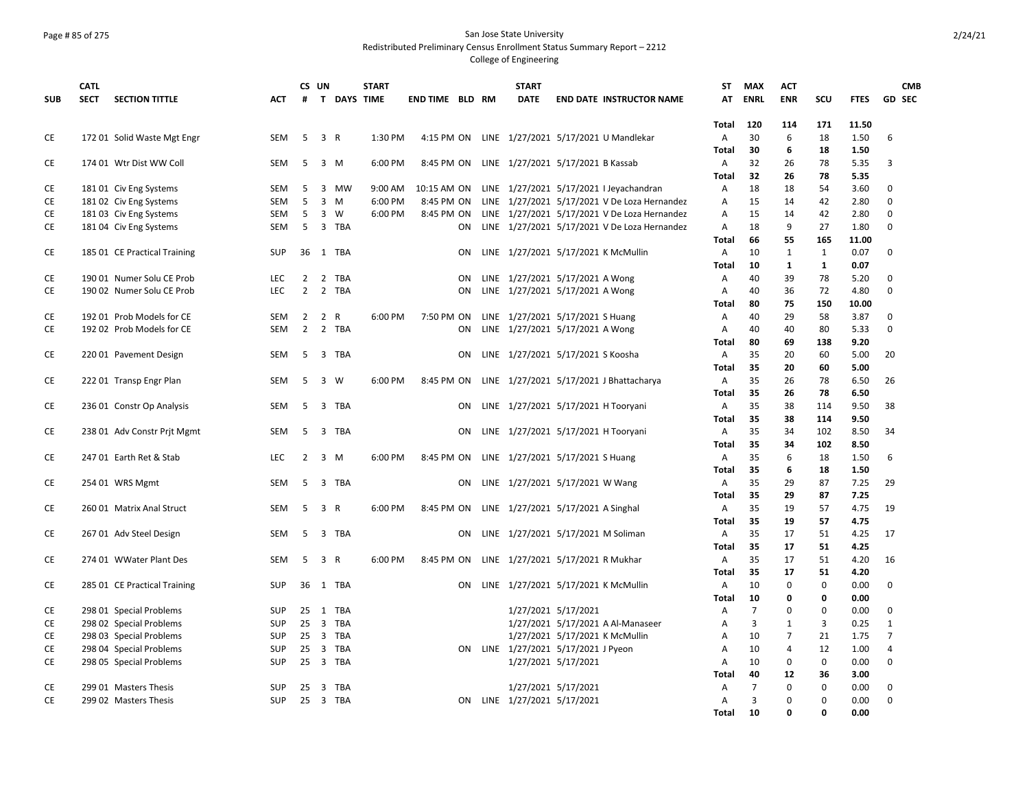San Jose State University
Redistributed Preliminary Census Enrollment Status Summary Report – 2212
College of Engineering

| SUB | CATL SECT | SECTION TITTLE | ACT | CS # | UN T | DAYS | START TIME | END TIME | BLD | RM | START DATE | END DATE | INSTRUCTOR NAME | ST AT | MAX ENRL | ACT ENR | SCU | FTES | GD | CMB SEC |
|---|---|---|---|---|---|---|---|---|---|---|---|---|---|---|---|---|---|---|---|---|
| | | | | | | | | | | | | | | Total | 120 | 114 | 171 | 11.50 | | |
| CE | 172 01 | Solid Waste Mgt Engr | SEM | 5 | 3 | R | 1:30 PM | 4:15 PM | ON | LINE | 1/27/2021 | 5/17/2021 | U Mandlekar | A | 30 | 6 | 18 | 1.50 | 6 | |
| | | | | | | | | | | | | | | Total | 30 | 6 | 18 | 1.50 | | |
| CE | 174 01 | Wtr Dist WW Coll | SEM | 5 | 3 | M | 6:00 PM | 8:45 PM | ON | LINE | 1/27/2021 | 5/17/2021 | B Kassab | A | 32 | 26 | 78 | 5.35 | 3 | |
| | | | | | | | | | | | | | | Total | 32 | 26 | 78 | 5.35 | | |
| CE | 181 01 | Civ Eng Systems | SEM | 5 | 3 | MW | 9:00 AM | 10:15 AM | ON | LINE | 1/27/2021 | 5/17/2021 | I Jeyachandran | A | 18 | 18 | 54 | 3.60 | 0 | |
| CE | 181 02 | Civ Eng Systems | SEM | 5 | 3 | M | 6:00 PM | 8:45 PM | ON | LINE | 1/27/2021 | 5/17/2021 | V De Loza Hernandez | A | 15 | 14 | 42 | 2.80 | 0 | |
| CE | 181 03 | Civ Eng Systems | SEM | 5 | 3 | W | 6:00 PM | 8:45 PM | ON | LINE | 1/27/2021 | 5/17/2021 | V De Loza Hernandez | A | 15 | 14 | 42 | 2.80 | 0 | |
| CE | 181 04 | Civ Eng Systems | SEM | 5 | 3 | TBA | | | ON | LINE | 1/27/2021 | 5/17/2021 | V De Loza Hernandez | A | 18 | 9 | 27 | 1.80 | 0 | |
| | | | | | | | | | | | | | | Total | 66 | 55 | 165 | 11.00 | | |
| CE | 185 01 | CE Practical Training | SUP | 36 | 1 | TBA | | | ON | LINE | 1/27/2021 | 5/17/2021 | K McMullin | A | 10 | 1 | 1 | 0.07 | 0 | |
| | | | | | | | | | | | | | | Total | 10 | 1 | 1 | 0.07 | | |
| CE | 190 01 | Numer Solu CE Prob | LEC | 2 | 2 | TBA | | | ON | LINE | 1/27/2021 | 5/17/2021 | A Wong | A | 40 | 39 | 78 | 5.20 | 0 | |
| CE | 190 02 | Numer Solu CE Prob | LEC | 2 | 2 | TBA | | | ON | LINE | 1/27/2021 | 5/17/2021 | A Wong | A | 40 | 36 | 72 | 4.80 | 0 | |
| | | | | | | | | | | | | | | Total | 80 | 75 | 150 | 10.00 | | |
| CE | 192 01 | Prob Models for CE | SEM | 2 | 2 | R | 6:00 PM | 7:50 PM | ON | LINE | 1/27/2021 | 5/17/2021 | S Huang | A | 40 | 29 | 58 | 3.87 | 0 | |
| CE | 192 02 | Prob Models for CE | SEM | 2 | 2 | TBA | | | ON | LINE | 1/27/2021 | 5/17/2021 | A Wong | A | 40 | 40 | 80 | 5.33 | 0 | |
| | | | | | | | | | | | | | | Total | 80 | 69 | 138 | 9.20 | | |
| CE | 220 01 | Pavement Design | SEM | 5 | 3 | TBA | | | ON | LINE | 1/27/2021 | 5/17/2021 | S Koosha | A | 35 | 20 | 60 | 5.00 | 20 | |
| | | | | | | | | | | | | | | Total | 35 | 20 | 60 | 5.00 | | |
| CE | 222 01 | Transp Engr Plan | SEM | 5 | 3 | W | 6:00 PM | 8:45 PM | ON | LINE | 1/27/2021 | 5/17/2021 | J Bhattacharya | A | 35 | 26 | 78 | 6.50 | 26 | |
| | | | | | | | | | | | | | | Total | 35 | 26 | 78 | 6.50 | | |
| CE | 236 01 | Constr Op Analysis | SEM | 5 | 3 | TBA | | | ON | LINE | 1/27/2021 | 5/17/2021 | H Tooryani | A | 35 | 38 | 114 | 9.50 | 38 | |
| | | | | | | | | | | | | | | Total | 35 | 38 | 114 | 9.50 | | |
| CE | 238 01 | Adv Constr Prjt Mgmt | SEM | 5 | 3 | TBA | | | ON | LINE | 1/27/2021 | 5/17/2021 | H Tooryani | A | 35 | 34 | 102 | 8.50 | 34 | |
| | | | | | | | | | | | | | | Total | 35 | 34 | 102 | 8.50 | | |
| CE | 247 01 | Earth Ret & Stab | LEC | 2 | 3 | M | 6:00 PM | 8:45 PM | ON | LINE | 1/27/2021 | 5/17/2021 | S Huang | A | 35 | 6 | 18 | 1.50 | 6 | |
| | | | | | | | | | | | | | | Total | 35 | 6 | 18 | 1.50 | | |
| CE | 254 01 | WRS Mgmt | SEM | 5 | 3 | TBA | | | ON | LINE | 1/27/2021 | 5/17/2021 | W Wang | A | 35 | 29 | 87 | 7.25 | 29 | |
| | | | | | | | | | | | | | | Total | 35 | 29 | 87 | 7.25 | | |
| CE | 260 01 | Matrix Anal Struct | SEM | 5 | 3 | R | 6:00 PM | 8:45 PM | ON | LINE | 1/27/2021 | 5/17/2021 | A Singhal | A | 35 | 19 | 57 | 4.75 | 19 | |
| | | | | | | | | | | | | | | Total | 35 | 19 | 57 | 4.75 | | |
| CE | 267 01 | Adv Steel Design | SEM | 5 | 3 | TBA | | | ON | LINE | 1/27/2021 | 5/17/2021 | M Soliman | A | 35 | 17 | 51 | 4.25 | 17 | |
| | | | | | | | | | | | | | | Total | 35 | 17 | 51 | 4.25 | | |
| CE | 274 01 | WWater Plant Des | SEM | 5 | 3 | R | 6:00 PM | 8:45 PM | ON | LINE | 1/27/2021 | 5/17/2021 | R Mukhar | A | 35 | 17 | 51 | 4.20 | 16 | |
| | | | | | | | | | | | | | | Total | 35 | 17 | 51 | 4.20 | | |
| CE | 285 01 | CE Practical Training | SUP | 36 | 1 | TBA | | | ON | LINE | 1/27/2021 | 5/17/2021 | K McMullin | A | 10 | 0 | 0 | 0.00 | 0 | |
| | | | | | | | | | | | | | | Total | 10 | 0 | 0 | 0.00 | | |
| CE | 298 01 | Special Problems | SUP | 25 | 1 | TBA | | | | | 1/27/2021 | 5/17/2021 | | A | 7 | 0 | 0 | 0.00 | 0 | |
| CE | 298 02 | Special Problems | SUP | 25 | 3 | TBA | | | | | 1/27/2021 | 5/17/2021 | A Al-Manaseer | A | 3 | 1 | 3 | 0.25 | 1 | |
| CE | 298 03 | Special Problems | SUP | 25 | 3 | TBA | | | | | 1/27/2021 | 5/17/2021 | K McMullin | A | 10 | 7 | 21 | 1.75 | 7 | |
| CE | 298 04 | Special Problems | SUP | 25 | 3 | TBA | | | ON | LINE | 1/27/2021 | 5/17/2021 | J Pyeon | A | 10 | 4 | 12 | 1.00 | 4 | |
| CE | 298 05 | Special Problems | SUP | 25 | 3 | TBA | | | | | 1/27/2021 | 5/17/2021 | | A | 10 | 0 | 0 | 0.00 | 0 | |
| | | | | | | | | | | | | | | Total | 40 | 12 | 36 | 3.00 | | |
| CE | 299 01 | Masters Thesis | SUP | 25 | 3 | TBA | | | | | 1/27/2021 | 5/17/2021 | | A | 7 | 0 | 0 | 0.00 | 0 | |
| CE | 299 02 | Masters Thesis | SUP | 25 | 3 | TBA | | | ON | LINE | 1/27/2021 | 5/17/2021 | | A | 3 | 0 | 0 | 0.00 | 0 | |
| | | | | | | | | | | | | | | Total | 10 | 0 | 0 | 0.00 | | |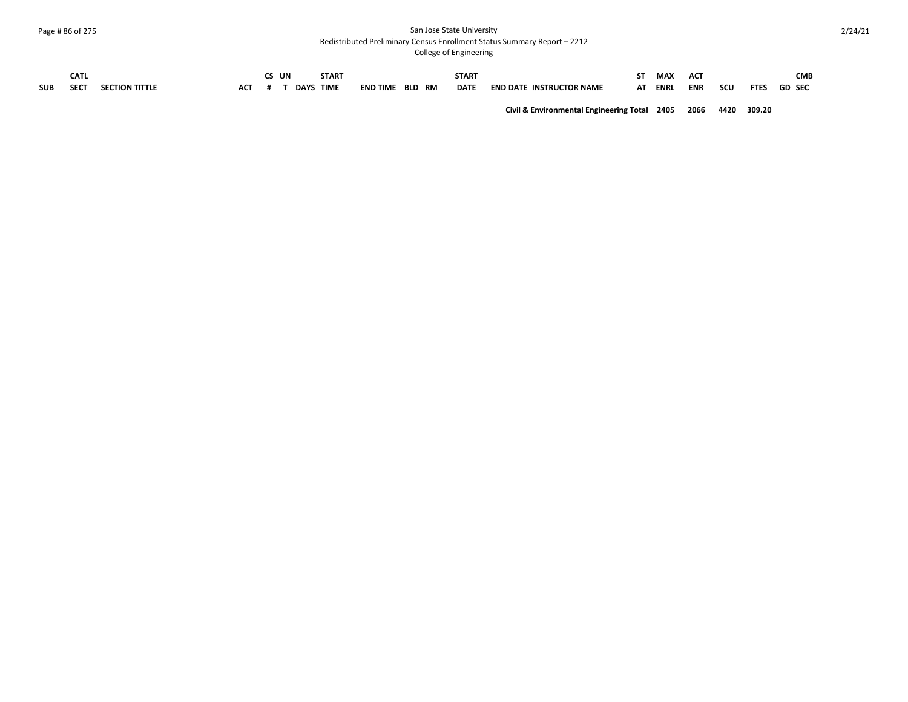| SUB | CATL SECT | SECTION TITTLE | ACT | CS # | UN T | DAYS | START TIME | END TIME | BLD | RM | START DATE | END DATE | INSTRUCTOR NAME | ST AT | MAX ENRL | ACT ENR | SCU | FTES | GD | CMB SEC |
|---|---|---|---|---|---|---|---|---|---|---|---|---|---|---|---|---|---|---|---|---|
| | | | | | | | | | | | | | **Civil & Environmental Engineering Total** | | **2405** | **2066** | **4420** | **309.20** | | |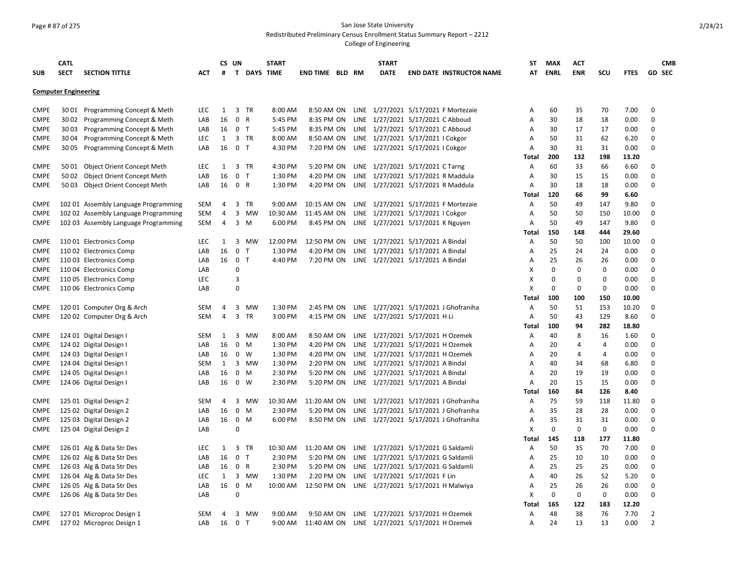San Jose State University
Redistributed Preliminary Census Enrollment Status Summary Report – 2212
College of Engineering

| SUB | CATL SECT | SECTION TITTLE | ACT | CS # | UN T | DAYS | START TIME | END TIME | BLD | RM | START DATE | END DATE | INSTRUCTOR NAME | ST AT | MAX ENRL | ACT ENR | SCU | FTES | GD | CMB SEC |
|---|---|---|---|---|---|---|---|---|---|---|---|---|---|---|---|---|---|---|---|---|
| **Computer Engineering** | | | | | | | | | | | | | | | | | | | | |
| CMPE | 30 01 | Programming Concept & Meth | LEC | 1 | 3 | TR | 8:00 AM | 8:50 AM | ON | LINE | 1/27/2021 | 5/17/2021 | F Mortezaie | A | 60 | 35 | 70 | 7.00 | 0 | |
| CMPE | 30 02 | Programming Concept & Meth | LAB | 16 | 0 | R | 5:45 PM | 8:35 PM | ON | LINE | 1/27/2021 | 5/17/2021 | C Abboud | A | 30 | 18 | 18 | 0.00 | 0 | |
| CMPE | 30 03 | Programming Concept & Meth | LAB | 16 | 0 | T | 5:45 PM | 8:35 PM | ON | LINE | 1/27/2021 | 5/17/2021 | C Abboud | A | 30 | 17 | 17 | 0.00 | 0 | |
| CMPE | 30 04 | Programming Concept & Meth | LEC | 1 | 3 | TR | 8:00 AM | 8:50 AM | ON | LINE | 1/27/2021 | 5/17/2021 | I Cokgor | A | 50 | 31 | 62 | 6.20 | 0 | |
| CMPE | 30 05 | Programming Concept & Meth | LAB | 16 | 0 | T | 4:30 PM | 7:20 PM | ON | LINE | 1/27/2021 | 5/17/2021 | I Cokgor | A | 30 | 31 | 31 | 0.00 | 0 | |
| | | | | | | | | | | | | | | Total | 200 | 132 | 198 | 13.20 | | |
| CMPE | 50 01 | Object Orient Concept Meth | LEC | 1 | 3 | TR | 4:30 PM | 5:20 PM | ON | LINE | 1/27/2021 | 5/17/2021 | C Tarng | A | 60 | 33 | 66 | 6.60 | 0 | |
| CMPE | 50 02 | Object Orient Concept Meth | LAB | 16 | 0 | T | 1:30 PM | 4:20 PM | ON | LINE | 1/27/2021 | 5/17/2021 | R Maddula | A | 30 | 15 | 15 | 0.00 | 0 | |
| CMPE | 50 03 | Object Orient Concept Meth | LAB | 16 | 0 | R | 1:30 PM | 4:20 PM | ON | LINE | 1/27/2021 | 5/17/2021 | R Maddula | A | 30 | 18 | 18 | 0.00 | 0 | |
| | | | | | | | | | | | | | | Total | 120 | 66 | 99 | 6.60 | | |
| CMPE | 102 01 | Assembly Language Programming | SEM | 4 | 3 | TR | 9:00 AM | 10:15 AM | ON | LINE | 1/27/2021 | 5/17/2021 | F Mortezaie | A | 50 | 49 | 147 | 9.80 | 0 | |
| CMPE | 102 02 | Assembly Language Programming | SEM | 4 | 3 | MW | 10:30 AM | 11:45 AM | ON | LINE | 1/27/2021 | 5/17/2021 | I Cokgor | A | 50 | 50 | 150 | 10.00 | 0 | |
| CMPE | 102 03 | Assembly Language Programming | SEM | 4 | 3 | M | 6:00 PM | 8:45 PM | ON | LINE | 1/27/2021 | 5/17/2021 | K Nguyen | A | 50 | 49 | 147 | 9.80 | 0 | |
| | | | | | | | | | | | | | | Total | 150 | 148 | 444 | 29.60 | | |
| CMPE | 110 01 | Electronics Comp | LEC | 1 | 3 | MW | 12:00 PM | 12:50 PM | ON | LINE | 1/27/2021 | 5/17/2021 | A Bindal | A | 50 | 50 | 100 | 10.00 | 0 | |
| CMPE | 110 02 | Electronics Comp | LAB | 16 | 0 | T | 1:30 PM | 4:20 PM | ON | LINE | 1/27/2021 | 5/17/2021 | A Bindal | A | 25 | 24 | 24 | 0.00 | 0 | |
| CMPE | 110 03 | Electronics Comp | LAB | 16 | 0 | T | 4:40 PM | 7:20 PM | ON | LINE | 1/27/2021 | 5/17/2021 | A Bindal | A | 25 | 26 | 26 | 0.00 | 0 | |
| CMPE | 110 04 | Electronics Comp | LAB | | 0 | | | | | | | | | X | 0 | 0 | 0 | 0.00 | 0 | |
| CMPE | 110 05 | Electronics Comp | LEC | | 3 | | | | | | | | | X | 0 | 0 | 0 | 0.00 | 0 | |
| CMPE | 110 06 | Electronics Comp | LAB | | 0 | | | | | | | | | X | 0 | 0 | 0 | 0.00 | 0 | |
| | | | | | | | | | | | | | | Total | 100 | 100 | 150 | 10.00 | | |
| CMPE | 120 01 | Computer Org & Arch | SEM | 4 | 3 | MW | 1:30 PM | 2:45 PM | ON | LINE | 1/27/2021 | 5/17/2021 | J Ghofraniha | A | 50 | 51 | 153 | 10.20 | 0 | |
| CMPE | 120 02 | Computer Org & Arch | SEM | 4 | 3 | TR | 3:00 PM | 4:15 PM | ON | LINE | 1/27/2021 | 5/17/2021 | H Li | A | 50 | 43 | 129 | 8.60 | 0 | |
| | | | | | | | | | | | | | | Total | 100 | 94 | 282 | 18.80 | | |
| CMPE | 124 01 | Digital Design I | SEM | 1 | 3 | MW | 8:00 AM | 8:50 AM | ON | LINE | 1/27/2021 | 5/17/2021 | H Ozemek | A | 40 | 8 | 16 | 1.60 | 0 | |
| CMPE | 124 02 | Digital Design I | LAB | 16 | 0 | M | 1:30 PM | 4:20 PM | ON | LINE | 1/27/2021 | 5/17/2021 | H Ozemek | A | 20 | 4 | 4 | 0.00 | 0 | |
| CMPE | 124 03 | Digital Design I | LAB | 16 | 0 | W | 1:30 PM | 4:20 PM | ON | LINE | 1/27/2021 | 5/17/2021 | H Ozemek | A | 20 | 4 | 4 | 0.00 | 0 | |
| CMPE | 124 04 | Digital Design I | SEM | 1 | 3 | MW | 1:30 PM | 2:20 PM | ON | LINE | 1/27/2021 | 5/17/2021 | A Bindal | A | 40 | 34 | 68 | 6.80 | 0 | |
| CMPE | 124 05 | Digital Design I | LAB | 16 | 0 | M | 2:30 PM | 5:20 PM | ON | LINE | 1/27/2021 | 5/17/2021 | A Bindal | A | 20 | 19 | 19 | 0.00 | 0 | |
| CMPE | 124 06 | Digital Design I | LAB | 16 | 0 | W | 2:30 PM | 5:20 PM | ON | LINE | 1/27/2021 | 5/17/2021 | A Bindal | A | 20 | 15 | 15 | 0.00 | 0 | |
| | | | | | | | | | | | | | | Total | 160 | 84 | 126 | 8.40 | | |
| CMPE | 125 01 | Digital Design 2 | SEM | 4 | 3 | MW | 10:30 AM | 11:20 AM | ON | LINE | 1/27/2021 | 5/17/2021 | J Ghofraniha | A | 75 | 59 | 118 | 11.80 | 0 | |
| CMPE | 125 02 | Digital Design 2 | LAB | 16 | 0 | M | 2:30 PM | 5:20 PM | ON | LINE | 1/27/2021 | 5/17/2021 | J Ghofraniha | A | 35 | 28 | 28 | 0.00 | 0 | |
| CMPE | 125 03 | Digital Design 2 | LAB | 16 | 0 | M | 6:00 PM | 8:50 PM | ON | LINE | 1/27/2021 | 5/17/2021 | J Ghofraniha | A | 35 | 31 | 31 | 0.00 | 0 | |
| CMPE | 125 04 | Digital Design 2 | LAB | | 0 | | | | | | | | | X | 0 | 0 | 0 | 0.00 | 0 | |
| | | | | | | | | | | | | | | Total | 145 | 118 | 177 | 11.80 | | |
| CMPE | 126 01 | Alg & Data Str Des | LEC | 1 | 3 | TR | 10:30 AM | 11:20 AM | ON | LINE | 1/27/2021 | 5/17/2021 | G Saldamli | A | 50 | 35 | 70 | 7.00 | 0 | |
| CMPE | 126 02 | Alg & Data Str Des | LAB | 16 | 0 | T | 2:30 PM | 5:20 PM | ON | LINE | 1/27/2021 | 5/17/2021 | G Saldamli | A | 25 | 10 | 10 | 0.00 | 0 | |
| CMPE | 126 03 | Alg & Data Str Des | LAB | 16 | 0 | R | 2:30 PM | 5:20 PM | ON | LINE | 1/27/2021 | 5/17/2021 | G Saldamli | A | 25 | 25 | 25 | 0.00 | 0 | |
| CMPE | 126 04 | Alg & Data Str Des | LEC | 1 | 3 | MW | 1:30 PM | 2:20 PM | ON | LINE | 1/27/2021 | 5/17/2021 | F Lin | A | 40 | 26 | 52 | 5.20 | 0 | |
| CMPE | 126 05 | Alg & Data Str Des | LAB | 16 | 0 | M | 10:00 AM | 12:50 PM | ON | LINE | 1/27/2021 | 5/17/2021 | H Malwiya | A | 25 | 26 | 26 | 0.00 | 0 | |
| CMPE | 126 06 | Alg & Data Str Des | LAB | | 0 | | | | | | | | | X | 0 | 0 | 0 | 0.00 | 0 | |
| | | | | | | | | | | | | | | Total | 165 | 122 | 183 | 12.20 | | |
| CMPE | 127 01 | Microproc Design 1 | SEM | 4 | 3 | MW | 9:00 AM | 9:50 AM | ON | LINE | 1/27/2021 | 5/17/2021 | H Ozemek | A | 48 | 38 | 76 | 7.70 | 2 | |
| CMPE | 127 02 | Microproc Design 1 | LAB | 16 | 0 | T | 9:00 AM | 11:40 AM | ON | LINE | 1/27/2021 | 5/17/2021 | H Ozemek | A | 24 | 13 | 13 | 0.00 | 2 | |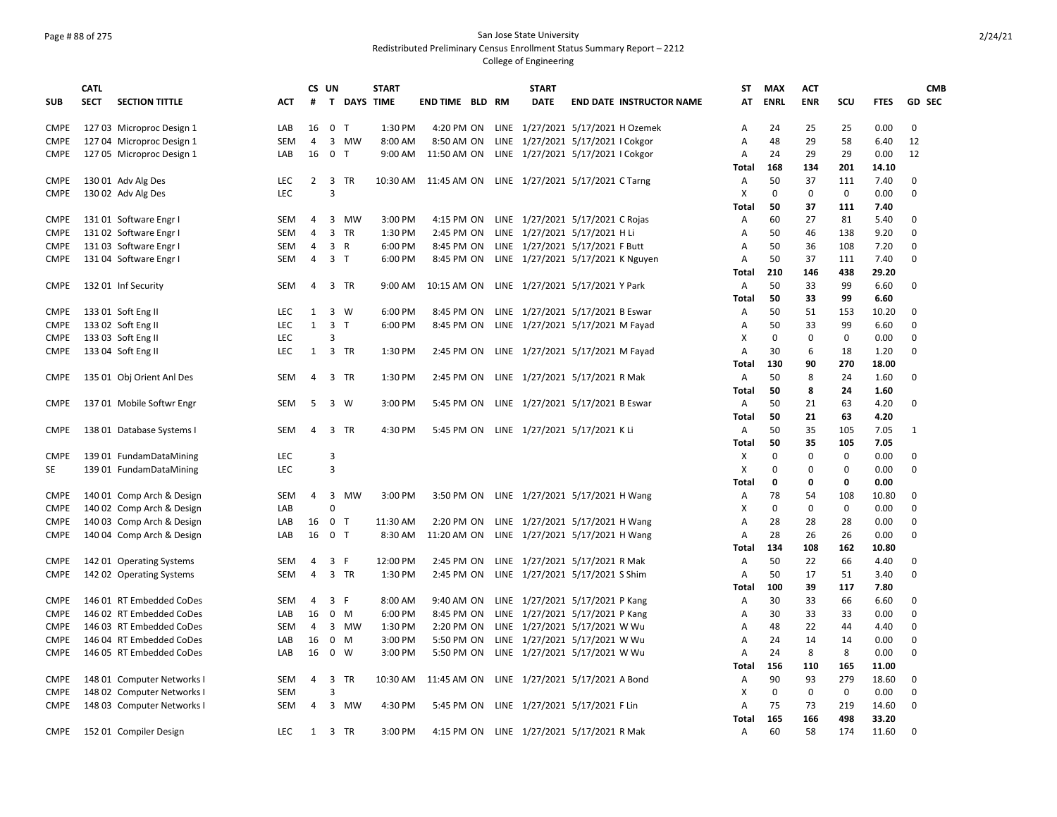San Jose State University
Redistributed Preliminary Census Enrollment Status Summary Report – 2212
College of Engineering

| SUB | CATL SECT | SECTION TITTLE | ACT | CS # | UN T | DAYS | START TIME | END TIME | BLD | RM | START DATE | END DATE | INSTRUCTOR NAME | ST AT | MAX ENRL | ACT ENR | SCU | FTES | GD | CMB SEC |
|---|---|---|---|---|---|---|---|---|---|---|---|---|---|---|---|---|---|---|---|---|
| CMPE | 127 03 | Microproc Design 1 | LAB | 16 | 0 | T | 1:30 PM | 4:20 PM | ON | LINE | 1/27/2021 | 5/17/2021 | H Ozemek | A | 24 | 25 | 25 | 0.00 | 0 | |
| CMPE | 127 04 | Microproc Design 1 | SEM | 4 | 3 | MW | 8:00 AM | 8:50 AM | ON | LINE | 1/27/2021 | 5/17/2021 | I Cokgor | A | 48 | 29 | 58 | 6.40 | 12 | |
| CMPE | 127 05 | Microproc Design 1 | LAB | 16 | 0 | T | 9:00 AM | 11:50 AM | ON | LINE | 1/27/2021 | 5/17/2021 | I Cokgor | A | 24 | 29 | 29 | 0.00 | 12 | |
| | | | | | | | | | | | | | | **Total** | **168** | **134** | **201** | **14.10** | | |
| CMPE | 130 01 | Adv Alg Des | LEC | 2 | 3 | TR | 10:30 AM | 11:45 AM | ON | LINE | 1/27/2021 | 5/17/2021 | C Tarng | A | 50 | 37 | 111 | 7.40 | 0 | |
| CMPE | 130 02 | Adv Alg Des | LEC | | 3 | | | | | | | | | X | 0 | 0 | 0 | 0.00 | 0 | |
| | | | | | | | | | | | | | | **Total** | **50** | **37** | **111** | **7.40** | | |
| CMPE | 131 01 | Software Engr I | SEM | 4 | 3 | MW | 3:00 PM | 4:15 PM | ON | LINE | 1/27/2021 | 5/17/2021 | C Rojas | A | 60 | 27 | 81 | 5.40 | 0 | |
| CMPE | 131 02 | Software Engr I | SEM | 4 | 3 | TR | 1:30 PM | 2:45 PM | ON | LINE | 1/27/2021 | 5/17/2021 | H Li | A | 50 | 46 | 138 | 9.20 | 0 | |
| CMPE | 131 03 | Software Engr I | SEM | 4 | 3 | R | 6:00 PM | 8:45 PM | ON | LINE | 1/27/2021 | 5/17/2021 | F Butt | A | 50 | 36 | 108 | 7.20 | 0 | |
| CMPE | 131 04 | Software Engr I | SEM | 4 | 3 | T | 6:00 PM | 8:45 PM | ON | LINE | 1/27/2021 | 5/17/2021 | K Nguyen | A | 50 | 37 | 111 | 7.40 | 0 | |
| | | | | | | | | | | | | | | **Total** | **210** | **146** | **438** | **29.20** | | |
| CMPE | 132 01 | Inf Security | SEM | 4 | 3 | TR | 9:00 AM | 10:15 AM | ON | LINE | 1/27/2021 | 5/17/2021 | Y Park | A | 50 | 33 | 99 | 6.60 | 0 | |
| | | | | | | | | | | | | | | **Total** | **50** | **33** | **99** | **6.60** | | |
| CMPE | 133 01 | Soft Eng II | LEC | 1 | 3 | W | 6:00 PM | 8:45 PM | ON | LINE | 1/27/2021 | 5/17/2021 | B Eswar | A | 50 | 51 | 153 | 10.20 | 0 | |
| CMPE | 133 02 | Soft Eng II | LEC | 1 | 3 | T | 6:00 PM | 8:45 PM | ON | LINE | 1/27/2021 | 5/17/2021 | M Fayad | A | 50 | 33 | 99 | 6.60 | 0 | |
| CMPE | 133 03 | Soft Eng II | LEC | | 3 | | | | | | | | | X | 0 | 0 | 0 | 0.00 | 0 | |
| CMPE | 133 04 | Soft Eng II | LEC | 1 | 3 | TR | 1:30 PM | 2:45 PM | ON | LINE | 1/27/2021 | 5/17/2021 | M Fayad | A | 30 | 6 | 18 | 1.20 | 0 | |
| | | | | | | | | | | | | | | **Total** | **130** | **90** | **270** | **18.00** | | |
| CMPE | 135 01 | Obj Orient Anl Des | SEM | 4 | 3 | TR | 1:30 PM | 2:45 PM | ON | LINE | 1/27/2021 | 5/17/2021 | R Mak | A | 50 | 8 | 24 | 1.60 | 0 | |
| | | | | | | | | | | | | | | **Total** | **50** | **8** | **24** | **1.60** | | |
| CMPE | 137 01 | Mobile Softwr Engr | SEM | 5 | 3 | W | 3:00 PM | 5:45 PM | ON | LINE | 1/27/2021 | 5/17/2021 | B Eswar | A | 50 | 21 | 63 | 4.20 | 0 | |
| | | | | | | | | | | | | | | **Total** | **50** | **21** | **63** | **4.20** | | |
| CMPE | 138 01 | Database Systems I | SEM | 4 | 3 | TR | 4:30 PM | 5:45 PM | ON | LINE | 1/27/2021 | 5/17/2021 | K Li | A | 50 | 35 | 105 | 7.05 | 1 | |
| | | | | | | | | | | | | | | **Total** | **50** | **35** | **105** | **7.05** | | |
| CMPE | 139 01 | FundamDataMining | LEC | | 3 | | | | | | | | | X | 0 | 0 | 0 | 0.00 | 0 | |
| SE | 139 01 | FundamDataMining | LEC | | 3 | | | | | | | | | X | 0 | 0 | 0 | 0.00 | 0 | |
| | | | | | | | | | | | | | | **Total** | **0** | **0** | **0** | **0.00** | | |
| CMPE | 140 01 | Comp Arch & Design | SEM | 4 | 3 | MW | 3:00 PM | 3:50 PM | ON | LINE | 1/27/2021 | 5/17/2021 | H Wang | A | 78 | 54 | 108 | 10.80 | 0 | |
| CMPE | 140 02 | Comp Arch & Design | LAB | | 0 | | | | | | | | | X | 0 | 0 | 0 | 0.00 | 0 | |
| CMPE | 140 03 | Comp Arch & Design | LAB | 16 | 0 | T | 11:30 AM | 2:20 PM | ON | LINE | 1/27/2021 | 5/17/2021 | H Wang | A | 28 | 28 | 28 | 0.00 | 0 | |
| CMPE | 140 04 | Comp Arch & Design | LAB | 16 | 0 | T | 8:30 AM | 11:20 AM | ON | LINE | 1/27/2021 | 5/17/2021 | H Wang | A | 28 | 26 | 26 | 0.00 | 0 | |
| | | | | | | | | | | | | | | **Total** | **134** | **108** | **162** | **10.80** | | |
| CMPE | 142 01 | Operating Systems | SEM | 4 | 3 | F | 12:00 PM | 2:45 PM | ON | LINE | 1/27/2021 | 5/17/2021 | R Mak | A | 50 | 22 | 66 | 4.40 | 0 | |
| CMPE | 142 02 | Operating Systems | SEM | 4 | 3 | TR | 1:30 PM | 2:45 PM | ON | LINE | 1/27/2021 | 5/17/2021 | S Shim | A | 50 | 17 | 51 | 3.40 | 0 | |
| | | | | | | | | | | | | | | **Total** | **100** | **39** | **117** | **7.80** | | |
| CMPE | 146 01 | RT Embedded CoDes | SEM | 4 | 3 | F | 8:00 AM | 9:40 AM | ON | LINE | 1/27/2021 | 5/17/2021 | P Kang | A | 30 | 33 | 66 | 6.60 | 0 | |
| CMPE | 146 02 | RT Embedded CoDes | LAB | 16 | 0 | M | 6:00 PM | 8:45 PM | ON | LINE | 1/27/2021 | 5/17/2021 | P Kang | A | 30 | 33 | 33 | 0.00 | 0 | |
| CMPE | 146 03 | RT Embedded CoDes | SEM | 4 | 3 | MW | 1:30 PM | 2:20 PM | ON | LINE | 1/27/2021 | 5/17/2021 | W Wu | A | 48 | 22 | 44 | 4.40 | 0 | |
| CMPE | 146 04 | RT Embedded CoDes | LAB | 16 | 0 | M | 3:00 PM | 5:50 PM | ON | LINE | 1/27/2021 | 5/17/2021 | W Wu | A | 24 | 14 | 14 | 0.00 | 0 | |
| CMPE | 146 05 | RT Embedded CoDes | LAB | 16 | 0 | W | 3:00 PM | 5:50 PM | ON | LINE | 1/27/2021 | 5/17/2021 | W Wu | A | 24 | 8 | 8 | 0.00 | 0 | |
| | | | | | | | | | | | | | | **Total** | **156** | **110** | **165** | **11.00** | | |
| CMPE | 148 01 | Computer Networks I | SEM | 4 | 3 | TR | 10:30 AM | 11:45 AM | ON | LINE | 1/27/2021 | 5/17/2021 | A Bond | A | 90 | 93 | 279 | 18.60 | 0 | |
| CMPE | 148 02 | Computer Networks I | SEM | | 3 | | | | | | | | | X | 0 | 0 | 0 | 0.00 | 0 | |
| CMPE | 148 03 | Computer Networks I | SEM | 4 | 3 | MW | 4:30 PM | 5:45 PM | ON | LINE | 1/27/2021 | 5/17/2021 | F Lin | A | 75 | 73 | 219 | 14.60 | 0 | |
| | | | | | | | | | | | | | | **Total** | **165** | **166** | **498** | **33.20** | | |
| CMPE | 152 01 | Compiler Design | LEC | 1 | 3 | TR | 3:00 PM | 4:15 PM | ON | LINE | 1/27/2021 | 5/17/2021 | R Mak | A | 60 | 58 | 174 | 11.60 | 0 | |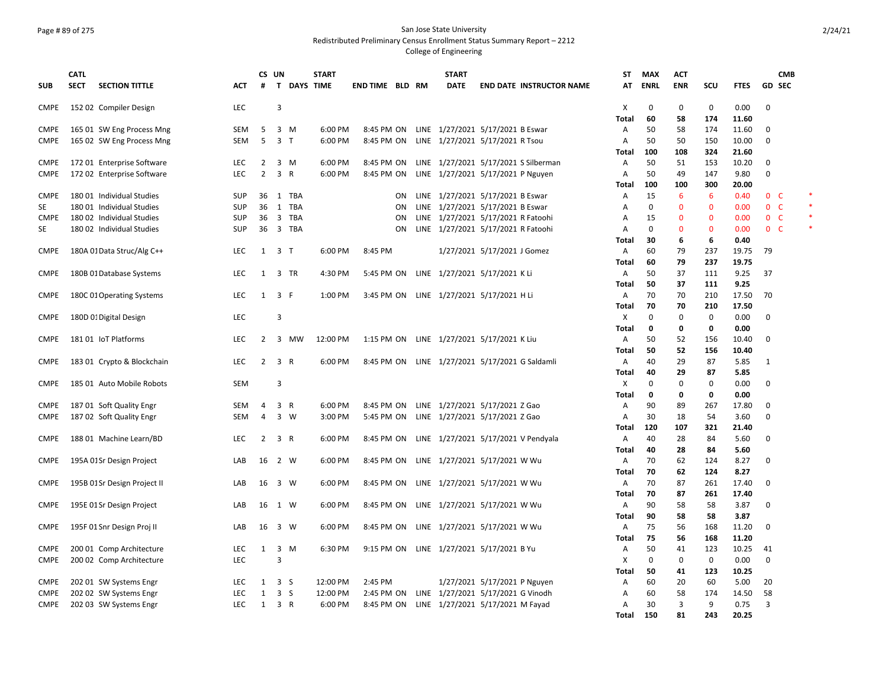San Jose State University
Redistributed Preliminary Census Enrollment Status Summary Report – 2212
College of Engineering

| SUB | CATL SECT | SECTION TITTLE | ACT | CS # | UN T | DAYS | START TIME | END TIME | BLD | RM | START DATE | END DATE | INSTRUCTOR NAME | ST AT | MAX ENRL | ACT ENR | SCU | FTES | GD | CMB SEC | |
|---|---|---|---|---|---|---|---|---|---|---|---|---|---|---|---|---|---|---|---|---|---|
| CMPE | 152 02 | Compiler Design | LEC | | 3 | | | | | | | | | X | 0 | 0 | 0 | 0.00 | 0 | | |
| | | | | | | | | | | | | | | Total | 60 | 58 | 174 | 11.60 | | | |
| CMPE | 165 01 | SW Eng Process Mng | SEM | 5 | 3 | M | 6:00 PM | 8:45 PM | ON | LINE | 1/27/2021 | 5/17/2021 | B Eswar | A | 50 | 58 | 174 | 11.60 | 0 | | |
| CMPE | 165 02 | SW Eng Process Mng | SEM | 5 | 3 | T | 6:00 PM | 8:45 PM | ON | LINE | 1/27/2021 | 5/17/2021 | R Tsou | A | 50 | 50 | 150 | 10.00 | 0 | | |
| | | | | | | | | | | | | | | Total | 100 | 108 | 324 | 21.60 | | | |
| CMPE | 172 01 | Enterprise Software | LEC | 2 | 3 | M | 6:00 PM | 8:45 PM | ON | LINE | 1/27/2021 | 5/17/2021 | S Silberman | A | 50 | 51 | 153 | 10.20 | 0 | | |
| CMPE | 172 02 | Enterprise Software | LEC | 2 | 3 | R | 6:00 PM | 8:45 PM | ON | LINE | 1/27/2021 | 5/17/2021 | P Nguyen | A | 50 | 49 | 147 | 9.80 | 0 | | |
| | | | | | | | | | | | | | | Total | 100 | 100 | 300 | 20.00 | | | |
| CMPE | 180 01 | Individual Studies | SUP | 36 | 1 | TBA | | | ON | LINE | 1/27/2021 | 5/17/2021 | B Eswar | A | 15 | 6 | 6 | 0.40 | 0 | C | * |
| SE | 180 01 | Individual Studies | SUP | 36 | 1 | TBA | | | ON | LINE | 1/27/2021 | 5/17/2021 | B Eswar | A | 0 | 0 | 0 | 0.00 | 0 | C | * |
| CMPE | 180 02 | Individual Studies | SUP | 36 | 3 | TBA | | | ON | LINE | 1/27/2021 | 5/17/2021 | R Fatoohi | A | 15 | 0 | 0 | 0.00 | 0 | C | * |
| SE | 180 02 | Individual Studies | SUP | 36 | 3 | TBA | | | ON | LINE | 1/27/2021 | 5/17/2021 | R Fatoohi | A | 0 | 0 | 0 | 0.00 | 0 | C | * |
| | | | | | | | | | | | | | | Total | 30 | 6 | 6 | 0.40 | | | |
| CMPE | 180A 01 | Data Struc/Alg C++ | LEC | 1 | 3 | T | 6:00 PM | 8:45 PM | | | 1/27/2021 | 5/17/2021 | J Gomez | A | 60 | 79 | 237 | 19.75 | 79 | | |
| | | | | | | | | | | | | | | Total | 60 | 79 | 237 | 19.75 | | | |
| CMPE | 180B 01 | Database Systems | LEC | 1 | 3 | TR | 4:30 PM | 5:45 PM | ON | LINE | 1/27/2021 | 5/17/2021 | K Li | A | 50 | 37 | 111 | 9.25 | 37 | | |
| | | | | | | | | | | | | | | Total | 50 | 37 | 111 | 9.25 | | | |
| CMPE | 180C 01 | Operating Systems | LEC | 1 | 3 | F | 1:00 PM | 3:45 PM | ON | LINE | 1/27/2021 | 5/17/2021 | H Li | A | 70 | 70 | 210 | 17.50 | 70 | | |
| | | | | | | | | | | | | | | Total | 70 | 70 | 210 | 17.50 | | | |
| CMPE | 180D 01 | Digital Design | LEC | | 3 | | | | | | | | | X | 0 | 0 | 0 | 0.00 | 0 | | |
| | | | | | | | | | | | | | | Total | 0 | 0 | 0 | 0.00 | | | |
| CMPE | 181 01 | IoT Platforms | LEC | 2 | 3 | MW | 12:00 PM | 1:15 PM | ON | LINE | 1/27/2021 | 5/17/2021 | K Liu | A | 50 | 52 | 156 | 10.40 | 0 | | |
| | | | | | | | | | | | | | | Total | 50 | 52 | 156 | 10.40 | | | |
| CMPE | 183 01 | Crypto & Blockchain | LEC | 2 | 3 | R | 6:00 PM | 8:45 PM | ON | LINE | 1/27/2021 | 5/17/2021 | G Saldamli | A | 40 | 29 | 87 | 5.85 | 1 | | |
| | | | | | | | | | | | | | | Total | 40 | 29 | 87 | 5.85 | | | |
| CMPE | 185 01 | Auto Mobile Robots | SEM | | 3 | | | | | | | | | X | 0 | 0 | 0 | 0.00 | 0 | | |
| | | | | | | | | | | | | | | Total | 0 | 0 | 0 | 0.00 | | | |
| CMPE | 187 01 | Soft Quality Engr | SEM | 4 | 3 | R | 6:00 PM | 8:45 PM | ON | LINE | 1/27/2021 | 5/17/2021 | Z Gao | A | 90 | 89 | 267 | 17.80 | 0 | | |
| CMPE | 187 02 | Soft Quality Engr | SEM | 4 | 3 | W | 3:00 PM | 5:45 PM | ON | LINE | 1/27/2021 | 5/17/2021 | Z Gao | A | 30 | 18 | 54 | 3.60 | 0 | | |
| | | | | | | | | | | | | | | Total | 120 | 107 | 321 | 21.40 | | | |
| CMPE | 188 01 | Machine Learn/BD | LEC | 2 | 3 | R | 6:00 PM | 8:45 PM | ON | LINE | 1/27/2021 | 5/17/2021 | V Pendyala | A | 40 | 28 | 84 | 5.60 | 0 | | |
| | | | | | | | | | | | | | | Total | 40 | 28 | 84 | 5.60 | | | |
| CMPE | 195A 01 | Sr Design Project | LAB | 16 | 2 | W | 6:00 PM | 8:45 PM | ON | LINE | 1/27/2021 | 5/17/2021 | W Wu | A | 70 | 62 | 124 | 8.27 | 0 | | |
| | | | | | | | | | | | | | | Total | 70 | 62 | 124 | 8.27 | | | |
| CMPE | 195B 01 | Sr Design Project II | LAB | 16 | 3 | W | 6:00 PM | 8:45 PM | ON | LINE | 1/27/2021 | 5/17/2021 | W Wu | A | 70 | 87 | 261 | 17.40 | 0 | | |
| | | | | | | | | | | | | | | Total | 70 | 87 | 261 | 17.40 | | | |
| CMPE | 195E 01 | Sr Design Project | LAB | 16 | 1 | W | 6:00 PM | 8:45 PM | ON | LINE | 1/27/2021 | 5/17/2021 | W Wu | A | 90 | 58 | 58 | 3.87 | 0 | | |
| | | | | | | | | | | | | | | Total | 90 | 58 | 58 | 3.87 | | | |
| CMPE | 195F 01 | Snr Design Proj II | LAB | 16 | 3 | W | 6:00 PM | 8:45 PM | ON | LINE | 1/27/2021 | 5/17/2021 | W Wu | A | 75 | 56 | 168 | 11.20 | 0 | | |
| | | | | | | | | | | | | | | Total | 75 | 56 | 168 | 11.20 | | | |
| CMPE | 200 01 | Comp Architecture | LEC | 1 | 3 | M | 6:30 PM | 9:15 PM | ON | LINE | 1/27/2021 | 5/17/2021 | B Yu | A | 50 | 41 | 123 | 10.25 | 41 | | |
| CMPE | 200 02 | Comp Architecture | LEC | | 3 | | | | | | | | | X | 0 | 0 | 0 | 0.00 | 0 | | |
| | | | | | | | | | | | | | | Total | 50 | 41 | 123 | 10.25 | | | |
| CMPE | 202 01 | SW Systems Engr | LEC | 1 | 3 | S | 12:00 PM | 2:45 PM | | | 1/27/2021 | 5/17/2021 | P Nguyen | A | 60 | 20 | 60 | 5.00 | 20 | | |
| CMPE | 202 02 | SW Systems Engr | LEC | 1 | 3 | S | 12:00 PM | 2:45 PM | ON | LINE | 1/27/2021 | 5/17/2021 | G Vinodh | A | 60 | 58 | 174 | 14.50 | 58 | | |
| CMPE | 202 03 | SW Systems Engr | LEC | 1 | 3 | R | 6:00 PM | 8:45 PM | ON | LINE | 1/27/2021 | 5/17/2021 | M Fayad | A | 30 | 3 | 9 | 0.75 | 3 | | |
| | | | | | | | | | | | | | | Total | 150 | 81 | 243 | 20.25 | | | |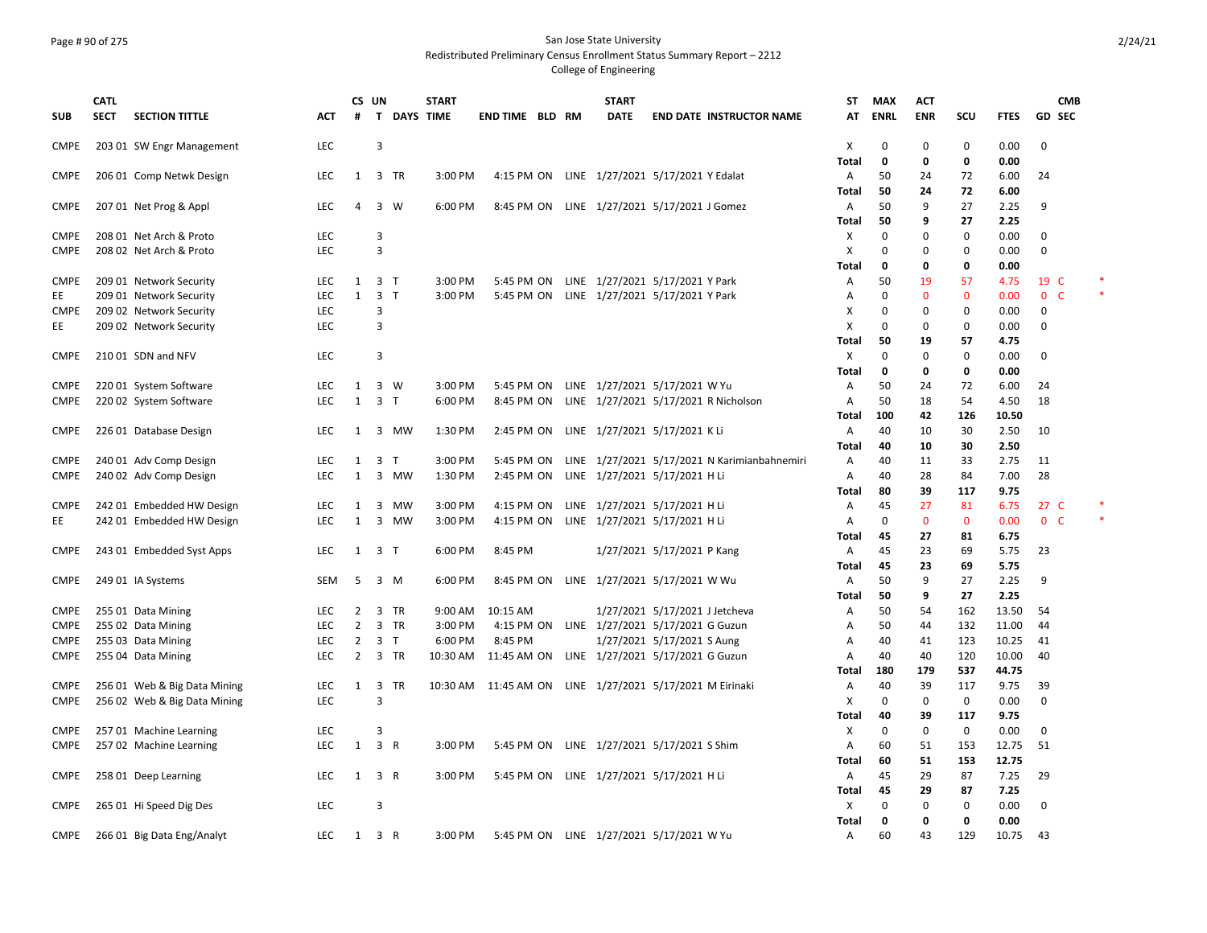San Jose State University
Redistributed Preliminary Census Enrollment Status Summary Report – 2212
College of Engineering

| SUB | CATL SECT | SECTION TITTLE | ACT | CS # | UN T | DAYS | START TIME | END TIME | BLD | RM | START DATE | END DATE | INSTRUCTOR NAME | ST AT | MAX ENRL | ACT ENR | SCU | FTES | GD | CMB SEC | |
|---|---|---|---|---|---|---|---|---|---|---|---|---|---|---|---|---|---|---|---|---|---|
| CMPE | 203 01 | SW Engr Management | LEC | | 3 | | | | | | | | | X | 0 | 0 | 0 | 0.00 | 0 | | |
| | | | | | | | | | | | | | | Total | 0 | 0 | 0 | 0.00 | | | |
| CMPE | 206 01 | Comp Netwk Design | LEC | 1 | 3 | TR | 3:00 PM | 4:15 PM | ON | LINE | 1/27/2021 | 5/17/2021 | Y Edalat | A | 50 | 24 | 72 | 6.00 | 24 | | |
| | | | | | | | | | | | | | | Total | 50 | 24 | 72 | 6.00 | | | |
| CMPE | 207 01 | Net Prog & Appl | LEC | 4 | 3 | W | 6:00 PM | 8:45 PM | ON | LINE | 1/27/2021 | 5/17/2021 | J Gomez | A | 50 | 9 | 27 | 2.25 | 9 | | |
| | | | | | | | | | | | | | | Total | 50 | 9 | 27 | 2.25 | | | |
| CMPE | 208 01 | Net Arch & Proto | LEC | | 3 | | | | | | | | | X | 0 | 0 | 0 | 0.00 | 0 | | |
| CMPE | 208 02 | Net Arch & Proto | LEC | | 3 | | | | | | | | | X | 0 | 0 | 0 | 0.00 | 0 | | |
| | | | | | | | | | | | | | | Total | 0 | 0 | 0 | 0.00 | | | |
| CMPE | 209 01 | Network Security | LEC | 1 | 3 | T | 3:00 PM | 5:45 PM | ON | LINE | 1/27/2021 | 5/17/2021 | Y Park | A | 50 | 19 | 57 | 4.75 | 19 | C | * |
| EE | 209 01 | Network Security | LEC | 1 | 3 | T | 3:00 PM | 5:45 PM | ON | LINE | 1/27/2021 | 5/17/2021 | Y Park | A | 0 | 0 | 0 | 0.00 | 0 | C | * |
| CMPE | 209 02 | Network Security | LEC | | 3 | | | | | | | | | X | 0 | 0 | 0 | 0.00 | 0 | | |
| EE | 209 02 | Network Security | LEC | | 3 | | | | | | | | | X | 0 | 0 | 0 | 0.00 | 0 | | |
| | | | | | | | | | | | | | | Total | 50 | 19 | 57 | 4.75 | | | |
| CMPE | 210 01 | SDN and NFV | LEC | | 3 | | | | | | | | | X | 0 | 0 | 0 | 0.00 | 0 | | |
| | | | | | | | | | | | | | | Total | 0 | 0 | 0 | 0.00 | | | |
| CMPE | 220 01 | System Software | LEC | 1 | 3 | W | 3:00 PM | 5:45 PM | ON | LINE | 1/27/2021 | 5/17/2021 | W Yu | A | 50 | 24 | 72 | 6.00 | 24 | | |
| CMPE | 220 02 | System Software | LEC | 1 | 3 | T | 6:00 PM | 8:45 PM | ON | LINE | 1/27/2021 | 5/17/2021 | R Nicholson | A | 50 | 18 | 54 | 4.50 | 18 | | |
| | | | | | | | | | | | | | | Total | 100 | 42 | 126 | 10.50 | | | |
| CMPE | 226 01 | Database Design | LEC | 1 | 3 | MW | 1:30 PM | 2:45 PM | ON | LINE | 1/27/2021 | 5/17/2021 | K Li | A | 40 | 10 | 30 | 2.50 | 10 | | |
| | | | | | | | | | | | | | | Total | 40 | 10 | 30 | 2.50 | | | |
| CMPE | 240 01 | Adv Comp Design | LEC | 1 | 3 | T | 3:00 PM | 5:45 PM | ON | LINE | 1/27/2021 | 5/17/2021 | N Karimianbahnemiri | A | 40 | 11 | 33 | 2.75 | 11 | | |
| CMPE | 240 02 | Adv Comp Design | LEC | 1 | 3 | MW | 1:30 PM | 2:45 PM | ON | LINE | 1/27/2021 | 5/17/2021 | H Li | A | 40 | 28 | 84 | 7.00 | 28 | | |
| | | | | | | | | | | | | | | Total | 80 | 39 | 117 | 9.75 | | | |
| CMPE | 242 01 | Embedded HW Design | LEC | 1 | 3 | MW | 3:00 PM | 4:15 PM | ON | LINE | 1/27/2021 | 5/17/2021 | H Li | A | 45 | 27 | 81 | 6.75 | 27 | C | * |
| EE | 242 01 | Embedded HW Design | LEC | 1 | 3 | MW | 3:00 PM | 4:15 PM | ON | LINE | 1/27/2021 | 5/17/2021 | H Li | A | 0 | 0 | 0 | 0.00 | 0 | C | * |
| | | | | | | | | | | | | | | Total | 45 | 27 | 81 | 6.75 | | | |
| CMPE | 243 01 | Embedded Syst Apps | LEC | 1 | 3 | T | 6:00 PM | 8:45 PM | | | 1/27/2021 | 5/17/2021 | P Kang | A | 45 | 23 | 69 | 5.75 | 23 | | |
| | | | | | | | | | | | | | | Total | 45 | 23 | 69 | 5.75 | | | |
| CMPE | 249 01 | IA Systems | SEM | 5 | 3 | M | 6:00 PM | 8:45 PM | ON | LINE | 1/27/2021 | 5/17/2021 | W Wu | A | 50 | 9 | 27 | 2.25 | 9 | | |
| | | | | | | | | | | | | | | Total | 50 | 9 | 27 | 2.25 | | | |
| CMPE | 255 01 | Data Mining | LEC | 2 | 3 | TR | 9:00 AM | 10:15 AM | | | 1/27/2021 | 5/17/2021 | J Jetcheva | A | 50 | 54 | 162 | 13.50 | 54 | | |
| CMPE | 255 02 | Data Mining | LEC | 2 | 3 | TR | 3:00 PM | 4:15 PM | ON | LINE | 1/27/2021 | 5/17/2021 | G Guzun | A | 50 | 44 | 132 | 11.00 | 44 | | |
| CMPE | 255 03 | Data Mining | LEC | 2 | 3 | T | 6:00 PM | 8:45 PM | | | 1/27/2021 | 5/17/2021 | S Aung | A | 40 | 41 | 123 | 10.25 | 41 | | |
| CMPE | 255 04 | Data Mining | LEC | 2 | 3 | TR | 10:30 AM | 11:45 AM | ON | LINE | 1/27/2021 | 5/17/2021 | G Guzun | A | 40 | 40 | 120 | 10.00 | 40 | | |
| | | | | | | | | | | | | | | Total | 180 | 179 | 537 | 44.75 | | | |
| CMPE | 256 01 | Web & Big Data Mining | LEC | 1 | 3 | TR | 10:30 AM | 11:45 AM | ON | LINE | 1/27/2021 | 5/17/2021 | M Eirinaki | A | 40 | 39 | 117 | 9.75 | 39 | | |
| CMPE | 256 02 | Web & Big Data Mining | LEC | | 3 | | | | | | | | | X | 0 | 0 | 0 | 0.00 | 0 | | |
| | | | | | | | | | | | | | | Total | 40 | 39 | 117 | 9.75 | | | |
| CMPE | 257 01 | Machine Learning | LEC | | 3 | | | | | | | | | X | 0 | 0 | 0 | 0.00 | 0 | | |
| CMPE | 257 02 | Machine Learning | LEC | 1 | 3 | R | 3:00 PM | 5:45 PM | ON | LINE | 1/27/2021 | 5/17/2021 | S Shim | A | 60 | 51 | 153 | 12.75 | 51 | | |
| | | | | | | | | | | | | | | Total | 60 | 51 | 153 | 12.75 | | | |
| CMPE | 258 01 | Deep Learning | LEC | 1 | 3 | R | 3:00 PM | 5:45 PM | ON | LINE | 1/27/2021 | 5/17/2021 | H Li | A | 45 | 29 | 87 | 7.25 | 29 | | |
| | | | | | | | | | | | | | | Total | 45 | 29 | 87 | 7.25 | | | |
| CMPE | 265 01 | Hi Speed Dig Des | LEC | | 3 | | | | | | | | | X | 0 | 0 | 0 | 0.00 | 0 | | |
| | | | | | | | | | | | | | | Total | 0 | 0 | 0 | 0.00 | | | |
| CMPE | 266 01 | Big Data Eng/Analyt | LEC | 1 | 3 | R | 3:00 PM | 5:45 PM | ON | LINE | 1/27/2021 | 5/17/2021 | W Yu | A | 60 | 43 | 129 | 10.75 | 43 | | |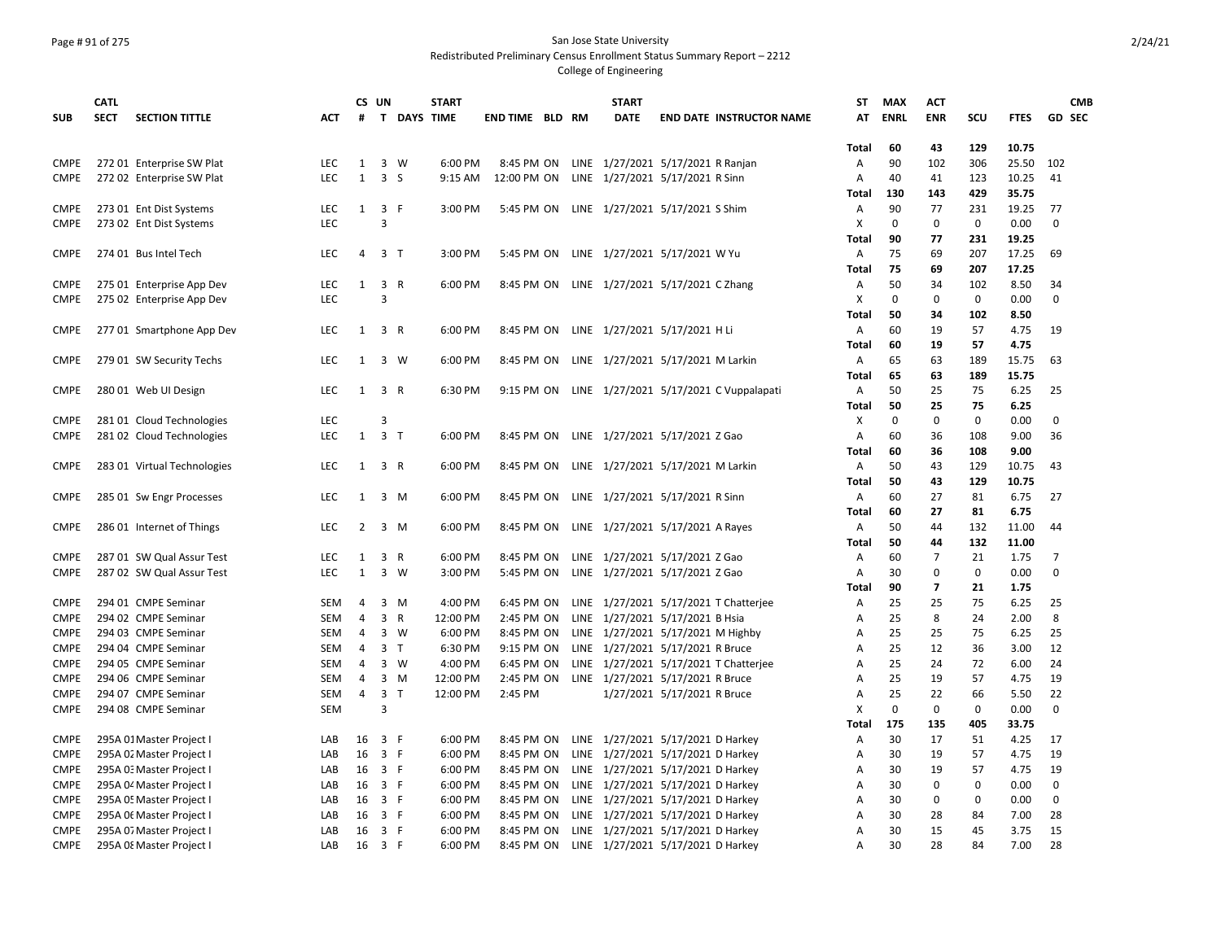San Jose State University
Redistributed Preliminary Census Enrollment Status Summary Report – 2212
College of Engineering

| SUB | CATL SECT | SECTION TITTLE | ACT | CS # | UN T | DAYS | START TIME | END TIME | BLD | RM | START DATE | END DATE | INSTRUCTOR NAME | ST AT | MAX ENRL | ACT ENR | SCU | FTES | GD | CMB SEC |
|---|---|---|---|---|---|---|---|---|---|---|---|---|---|---|---|---|---|---|---|---|
| | | | | | | | | | | | | | | Total | 60 | 43 | 129 | 10.75 | | |
| CMPE | 272 01 | Enterprise SW Plat | LEC | 1 | 3 | W | 6:00 PM | 8:45 PM | ON | LINE | 1/27/2021 | 5/17/2021 | R Ranjan | A | 90 | 102 | 306 | 25.50 | 102 | |
| CMPE | 272 02 | Enterprise SW Plat | LEC | 1 | 3 | S | 9:15 AM | 12:00 PM | ON | LINE | 1/27/2021 | 5/17/2021 | R Sinn | A | 40 | 41 | 123 | 10.25 | 41 | |
| | | | | | | | | | | | | | | Total | 130 | 143 | 429 | 35.75 | | |
| CMPE | 273 01 | Ent Dist Systems | LEC | 1 | 3 | F | 3:00 PM | 5:45 PM | ON | LINE | 1/27/2021 | 5/17/2021 | S Shim | A | 90 | 77 | 231 | 19.25 | 77 | |
| CMPE | 273 02 | Ent Dist Systems | LEC | | 3 | | | | | | | | | X | 0 | 0 | 0 | 0.00 | 0 | |
| | | | | | | | | | | | | | | Total | 90 | 77 | 231 | 19.25 | | |
| CMPE | 274 01 | Bus Intel Tech | LEC | 4 | 3 | T | 3:00 PM | 5:45 PM | ON | LINE | 1/27/2021 | 5/17/2021 | W Yu | A | 75 | 69 | 207 | 17.25 | 69 | |
| | | | | | | | | | | | | | | Total | 75 | 69 | 207 | 17.25 | | |
| CMPE | 275 01 | Enterprise App Dev | LEC | 1 | 3 | R | 6:00 PM | 8:45 PM | ON | LINE | 1/27/2021 | 5/17/2021 | C Zhang | A | 50 | 34 | 102 | 8.50 | 34 | |
| CMPE | 275 02 | Enterprise App Dev | LEC | | 3 | | | | | | | | | X | 0 | 0 | 0 | 0.00 | 0 | |
| | | | | | | | | | | | | | | Total | 50 | 34 | 102 | 8.50 | | |
| CMPE | 277 01 | Smartphone App Dev | LEC | 1 | 3 | R | 6:00 PM | 8:45 PM | ON | LINE | 1/27/2021 | 5/17/2021 | H Li | A | 60 | 19 | 57 | 4.75 | 19 | |
| | | | | | | | | | | | | | | Total | 60 | 19 | 57 | 4.75 | | |
| CMPE | 279 01 | SW Security Techs | LEC | 1 | 3 | W | 6:00 PM | 8:45 PM | ON | LINE | 1/27/2021 | 5/17/2021 | M Larkin | A | 65 | 63 | 189 | 15.75 | 63 | |
| | | | | | | | | | | | | | | Total | 65 | 63 | 189 | 15.75 | | |
| CMPE | 280 01 | Web UI Design | LEC | 1 | 3 | R | 6:30 PM | 9:15 PM | ON | LINE | 1/27/2021 | 5/17/2021 | C Vuppalapati | A | 50 | 25 | 75 | 6.25 | 25 | |
| | | | | | | | | | | | | | | Total | 50 | 25 | 75 | 6.25 | | |
| CMPE | 281 01 | Cloud Technologies | LEC | | 3 | | | | | | | | | X | 0 | 0 | 0 | 0.00 | 0 | |
| CMPE | 281 02 | Cloud Technologies | LEC | 1 | 3 | T | 6:00 PM | 8:45 PM | ON | LINE | 1/27/2021 | 5/17/2021 | Z Gao | A | 60 | 36 | 108 | 9.00 | 36 | |
| | | | | | | | | | | | | | | Total | 60 | 36 | 108 | 9.00 | | |
| CMPE | 283 01 | Virtual Technologies | LEC | 1 | 3 | R | 6:00 PM | 8:45 PM | ON | LINE | 1/27/2021 | 5/17/2021 | M Larkin | A | 50 | 43 | 129 | 10.75 | 43 | |
| | | | | | | | | | | | | | | Total | 50 | 43 | 129 | 10.75 | | |
| CMPE | 285 01 | Sw Engr Processes | LEC | 1 | 3 | M | 6:00 PM | 8:45 PM | ON | LINE | 1/27/2021 | 5/17/2021 | R Sinn | A | 60 | 27 | 81 | 6.75 | 27 | |
| | | | | | | | | | | | | | | Total | 60 | 27 | 81 | 6.75 | | |
| CMPE | 286 01 | Internet of Things | LEC | 2 | 3 | M | 6:00 PM | 8:45 PM | ON | LINE | 1/27/2021 | 5/17/2021 | A Rayes | A | 50 | 44 | 132 | 11.00 | 44 | |
| | | | | | | | | | | | | | | Total | 50 | 44 | 132 | 11.00 | | |
| CMPE | 287 01 | SW Qual Assur Test | LEC | 1 | 3 | R | 6:00 PM | 8:45 PM | ON | LINE | 1/27/2021 | 5/17/2021 | Z Gao | A | 60 | 7 | 21 | 1.75 | 7 | |
| CMPE | 287 02 | SW Qual Assur Test | LEC | 1 | 3 | W | 3:00 PM | 5:45 PM | ON | LINE | 1/27/2021 | 5/17/2021 | Z Gao | A | 30 | 0 | 0 | 0.00 | 0 | |
| | | | | | | | | | | | | | | Total | 90 | 7 | 21 | 1.75 | | |
| CMPE | 294 01 | CMPE Seminar | SEM | 4 | 3 | M | 4:00 PM | 6:45 PM | ON | LINE | 1/27/2021 | 5/17/2021 | T Chatterjee | A | 25 | 25 | 75 | 6.25 | 25 | |
| CMPE | 294 02 | CMPE Seminar | SEM | 4 | 3 | R | 12:00 PM | 2:45 PM | ON | LINE | 1/27/2021 | 5/17/2021 | B Hsia | A | 25 | 8 | 24 | 2.00 | 8 | |
| CMPE | 294 03 | CMPE Seminar | SEM | 4 | 3 | W | 6:00 PM | 8:45 PM | ON | LINE | 1/27/2021 | 5/17/2021 | M Highby | A | 25 | 25 | 75 | 6.25 | 25 | |
| CMPE | 294 04 | CMPE Seminar | SEM | 4 | 3 | T | 6:30 PM | 9:15 PM | ON | LINE | 1/27/2021 | 5/17/2021 | R Bruce | A | 25 | 12 | 36 | 3.00 | 12 | |
| CMPE | 294 05 | CMPE Seminar | SEM | 4 | 3 | W | 4:00 PM | 6:45 PM | ON | LINE | 1/27/2021 | 5/17/2021 | T Chatterjee | A | 25 | 24 | 72 | 6.00 | 24 | |
| CMPE | 294 06 | CMPE Seminar | SEM | 4 | 3 | M | 12:00 PM | 2:45 PM | ON | LINE | 1/27/2021 | 5/17/2021 | R Bruce | A | 25 | 19 | 57 | 4.75 | 19 | |
| CMPE | 294 07 | CMPE Seminar | SEM | 4 | 3 | T | 12:00 PM | 2:45 PM | | | 1/27/2021 | 5/17/2021 | R Bruce | A | 25 | 22 | 66 | 5.50 | 22 | |
| CMPE | 294 08 | CMPE Seminar | SEM | | 3 | | | | | | | | | X | 0 | 0 | 0 | 0.00 | 0 | |
| | | | | | | | | | | | | | | Total | 175 | 135 | 405 | 33.75 | | |
| CMPE | 295A 01 | Master Project I | LAB | 16 | 3 | F | 6:00 PM | 8:45 PM | ON | LINE | 1/27/2021 | 5/17/2021 | D Harkey | A | 30 | 17 | 51 | 4.25 | 17 | |
| CMPE | 295A 02 | Master Project I | LAB | 16 | 3 | F | 6:00 PM | 8:45 PM | ON | LINE | 1/27/2021 | 5/17/2021 | D Harkey | A | 30 | 19 | 57 | 4.75 | 19 | |
| CMPE | 295A 03 | Master Project I | LAB | 16 | 3 | F | 6:00 PM | 8:45 PM | ON | LINE | 1/27/2021 | 5/17/2021 | D Harkey | A | 30 | 19 | 57 | 4.75 | 19 | |
| CMPE | 295A 04 | Master Project I | LAB | 16 | 3 | F | 6:00 PM | 8:45 PM | ON | LINE | 1/27/2021 | 5/17/2021 | D Harkey | A | 30 | 0 | 0 | 0.00 | 0 | |
| CMPE | 295A 05 | Master Project I | LAB | 16 | 3 | F | 6:00 PM | 8:45 PM | ON | LINE | 1/27/2021 | 5/17/2021 | D Harkey | A | 30 | 0 | 0 | 0.00 | 0 | |
| CMPE | 295A 06 | Master Project I | LAB | 16 | 3 | F | 6:00 PM | 8:45 PM | ON | LINE | 1/27/2021 | 5/17/2021 | D Harkey | A | 30 | 28 | 84 | 7.00 | 28 | |
| CMPE | 295A 07 | Master Project I | LAB | 16 | 3 | F | 6:00 PM | 8:45 PM | ON | LINE | 1/27/2021 | 5/17/2021 | D Harkey | A | 30 | 15 | 45 | 3.75 | 15 | |
| CMPE | 295A 08 | Master Project I | LAB | 16 | 3 | F | 6:00 PM | 8:45 PM | ON | LINE | 1/27/2021 | 5/17/2021 | D Harkey | A | 30 | 28 | 84 | 7.00 | 28 | |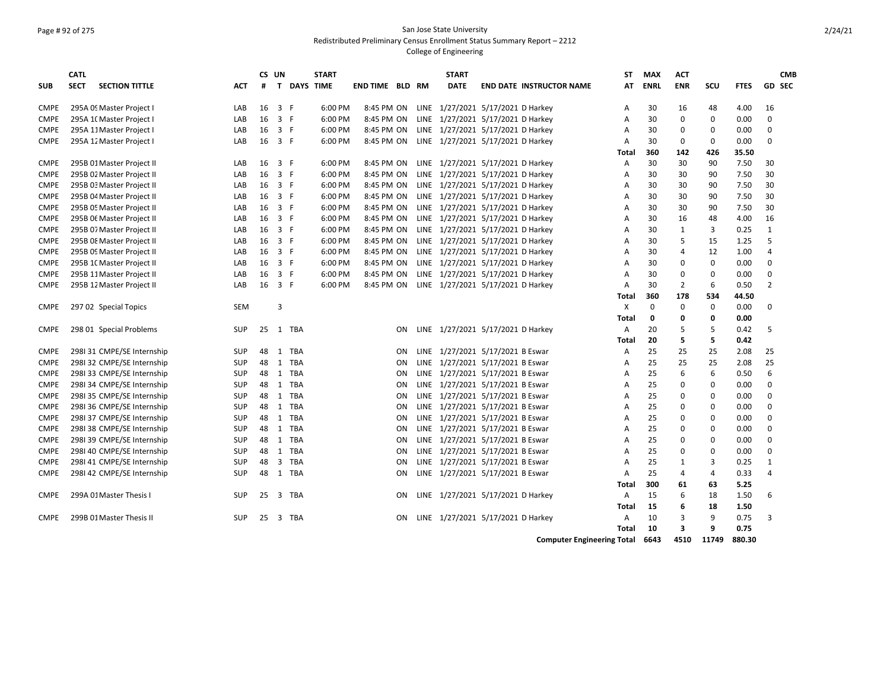San Jose State University
Redistributed Preliminary Census Enrollment Status Summary Report – 2212
College of Engineering

| SUB | CATL SECT | SECTION TITTLE | ACT | CS # | UN T | DAYS | START TIME | END TIME | BLD | RM | START DATE | END DATE | INSTRUCTOR NAME | ST AT | MAX ENRL | ACT ENR | SCU | FTES | GD | CMB SEC |
|---|---|---|---|---|---|---|---|---|---|---|---|---|---|---|---|---|---|---|---|---|
| CMPE | 295A 09 | Master Project I | LAB | 16 | 3 | F | 6:00 PM | 8:45 PM | ON | LINE | 1/27/2021 | 5/17/2021 | D Harkey | A | 30 | 16 | 48 | 4.00 | 16 | |
| CMPE | 295A 10 | Master Project I | LAB | 16 | 3 | F | 6:00 PM | 8:45 PM | ON | LINE | 1/27/2021 | 5/17/2021 | D Harkey | A | 30 | 0 | 0 | 0.00 | 0 | |
| CMPE | 295A 11 | Master Project I | LAB | 16 | 3 | F | 6:00 PM | 8:45 PM | ON | LINE | 1/27/2021 | 5/17/2021 | D Harkey | A | 30 | 0 | 0 | 0.00 | 0 | |
| CMPE | 295A 12 | Master Project I | LAB | 16 | 3 | F | 6:00 PM | 8:45 PM | ON | LINE | 1/27/2021 | 5/17/2021 | D Harkey | A | 30 | 0 | 0 | 0.00 | 0 | |
| | | | | | | | | | | | | | | **Total** | **360** | **142** | **426** | **35.50** | | |
| CMPE | 295B 01 | Master Project II | LAB | 16 | 3 | F | 6:00 PM | 8:45 PM | ON | LINE | 1/27/2021 | 5/17/2021 | D Harkey | A | 30 | 30 | 90 | 7.50 | 30 | |
| CMPE | 295B 02 | Master Project II | LAB | 16 | 3 | F | 6:00 PM | 8:45 PM | ON | LINE | 1/27/2021 | 5/17/2021 | D Harkey | A | 30 | 30 | 90 | 7.50 | 30 | |
| CMPE | 295B 03 | Master Project II | LAB | 16 | 3 | F | 6:00 PM | 8:45 PM | ON | LINE | 1/27/2021 | 5/17/2021 | D Harkey | A | 30 | 30 | 90 | 7.50 | 30 | |
| CMPE | 295B 04 | Master Project II | LAB | 16 | 3 | F | 6:00 PM | 8:45 PM | ON | LINE | 1/27/2021 | 5/17/2021 | D Harkey | A | 30 | 30 | 90 | 7.50 | 30 | |
| CMPE | 295B 05 | Master Project II | LAB | 16 | 3 | F | 6:00 PM | 8:45 PM | ON | LINE | 1/27/2021 | 5/17/2021 | D Harkey | A | 30 | 30 | 90 | 7.50 | 30 | |
| CMPE | 295B 06 | Master Project II | LAB | 16 | 3 | F | 6:00 PM | 8:45 PM | ON | LINE | 1/27/2021 | 5/17/2021 | D Harkey | A | 30 | 16 | 48 | 4.00 | 16 | |
| CMPE | 295B 07 | Master Project II | LAB | 16 | 3 | F | 6:00 PM | 8:45 PM | ON | LINE | 1/27/2021 | 5/17/2021 | D Harkey | A | 30 | 1 | 3 | 0.25 | 1 | |
| CMPE | 295B 08 | Master Project II | LAB | 16 | 3 | F | 6:00 PM | 8:45 PM | ON | LINE | 1/27/2021 | 5/17/2021 | D Harkey | A | 30 | 5 | 15 | 1.25 | 5 | |
| CMPE | 295B 09 | Master Project II | LAB | 16 | 3 | F | 6:00 PM | 8:45 PM | ON | LINE | 1/27/2021 | 5/17/2021 | D Harkey | A | 30 | 4 | 12 | 1.00 | 4 | |
| CMPE | 295B 10 | Master Project II | LAB | 16 | 3 | F | 6:00 PM | 8:45 PM | ON | LINE | 1/27/2021 | 5/17/2021 | D Harkey | A | 30 | 0 | 0 | 0.00 | 0 | |
| CMPE | 295B 11 | Master Project II | LAB | 16 | 3 | F | 6:00 PM | 8:45 PM | ON | LINE | 1/27/2021 | 5/17/2021 | D Harkey | A | 30 | 0 | 0 | 0.00 | 0 | |
| CMPE | 295B 12 | Master Project II | LAB | 16 | 3 | F | 6:00 PM | 8:45 PM | ON | LINE | 1/27/2021 | 5/17/2021 | D Harkey | A | 30 | 2 | 6 | 0.50 | 2 | |
| | | | | | | | | | | | | | | **Total** | **360** | **178** | **534** | **44.50** | | |
| CMPE | 297 02 | Special Topics | SEM | | 3 | | | | | | | | | X | 0 | 0 | 0 | 0.00 | 0 | |
| | | | | | | | | | | | | | | **Total** | **0** | **0** | **0** | **0.00** | | |
| CMPE | 298 01 | Special Problems | SUP | 25 | 1 | TBA | | | ON | LINE | 1/27/2021 | 5/17/2021 | D Harkey | A | 20 | 5 | 5 | 0.42 | 5 | |
| | | | | | | | | | | | | | | **Total** | **20** | **5** | **5** | **0.42** | | |
| CMPE | 298I 31 | CMPE/SE Internship | SUP | 48 | 1 | TBA | | | ON | LINE | 1/27/2021 | 5/17/2021 | B Eswar | A | 25 | 25 | 25 | 2.08 | 25 | |
| CMPE | 298I 32 | CMPE/SE Internship | SUP | 48 | 1 | TBA | | | ON | LINE | 1/27/2021 | 5/17/2021 | B Eswar | A | 25 | 25 | 25 | 2.08 | 25 | |
| CMPE | 298I 33 | CMPE/SE Internship | SUP | 48 | 1 | TBA | | | ON | LINE | 1/27/2021 | 5/17/2021 | B Eswar | A | 25 | 6 | 6 | 0.50 | 6 | |
| CMPE | 298I 34 | CMPE/SE Internship | SUP | 48 | 1 | TBA | | | ON | LINE | 1/27/2021 | 5/17/2021 | B Eswar | A | 25 | 0 | 0 | 0.00 | 0 | |
| CMPE | 298I 35 | CMPE/SE Internship | SUP | 48 | 1 | TBA | | | ON | LINE | 1/27/2021 | 5/17/2021 | B Eswar | A | 25 | 0 | 0 | 0.00 | 0 | |
| CMPE | 298I 36 | CMPE/SE Internship | SUP | 48 | 1 | TBA | | | ON | LINE | 1/27/2021 | 5/17/2021 | B Eswar | A | 25 | 0 | 0 | 0.00 | 0 | |
| CMPE | 298I 37 | CMPE/SE Internship | SUP | 48 | 1 | TBA | | | ON | LINE | 1/27/2021 | 5/17/2021 | B Eswar | A | 25 | 0 | 0 | 0.00 | 0 | |
| CMPE | 298I 38 | CMPE/SE Internship | SUP | 48 | 1 | TBA | | | ON | LINE | 1/27/2021 | 5/17/2021 | B Eswar | A | 25 | 0 | 0 | 0.00 | 0 | |
| CMPE | 298I 39 | CMPE/SE Internship | SUP | 48 | 1 | TBA | | | ON | LINE | 1/27/2021 | 5/17/2021 | B Eswar | A | 25 | 0 | 0 | 0.00 | 0 | |
| CMPE | 298I 40 | CMPE/SE Internship | SUP | 48 | 1 | TBA | | | ON | LINE | 1/27/2021 | 5/17/2021 | B Eswar | A | 25 | 0 | 0 | 0.00 | 0 | |
| CMPE | 298I 41 | CMPE/SE Internship | SUP | 48 | 3 | TBA | | | ON | LINE | 1/27/2021 | 5/17/2021 | B Eswar | A | 25 | 1 | 3 | 0.25 | 1 | |
| CMPE | 298I 42 | CMPE/SE Internship | SUP | 48 | 1 | TBA | | | ON | LINE | 1/27/2021 | 5/17/2021 | B Eswar | A | 25 | 4 | 4 | 0.33 | 4 | |
| | | | | | | | | | | | | | | **Total** | **300** | **61** | **63** | **5.25** | | |
| CMPE | 299A 01 | Master Thesis I | SUP | 25 | 3 | TBA | | | ON | LINE | 1/27/2021 | 5/17/2021 | D Harkey | A | 15 | 6 | 18 | 1.50 | 6 | |
| | | | | | | | | | | | | | | **Total** | **15** | **6** | **18** | **1.50** | | |
| CMPE | 299B 01 | Master Thesis II | SUP | 25 | 3 | TBA | | | ON | LINE | 1/27/2021 | 5/17/2021 | D Harkey | A | 10 | 3 | 9 | 0.75 | 3 | |
| | | | | | | | | | | | | | | **Total** | **10** | **3** | **9** | **0.75** | | |
| | | | | | | | | | | | | | **Computer Engineering Total** | | **6643** | **4510** | **11749** | **880.30** | | |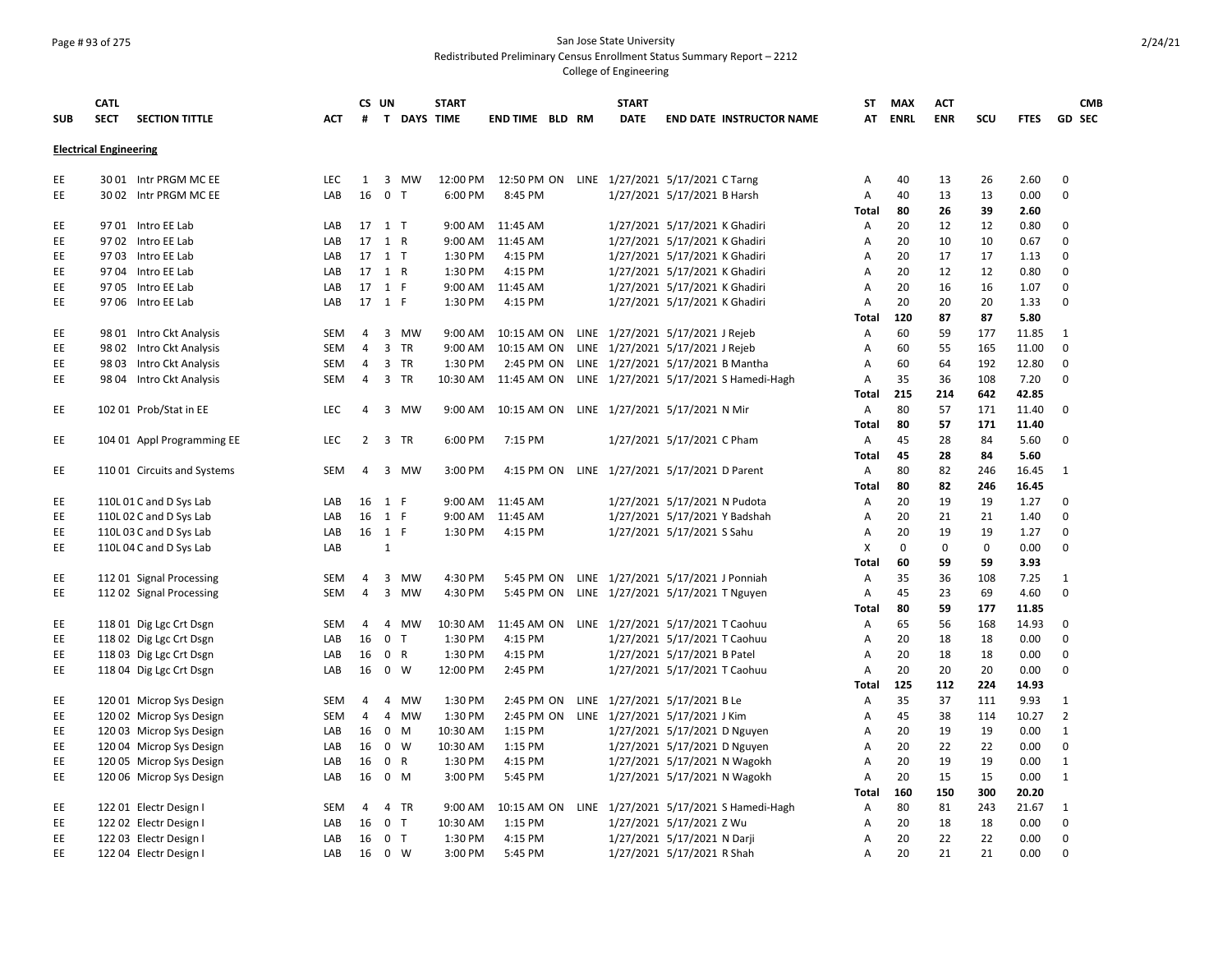San Jose State University
Redistributed Preliminary Census Enrollment Status Summary Report – 2212
College of Engineering

| SUB | CATL SECT | SECTION TITTLE | ACT | CS # | UN T | DAYS | START TIME | END TIME | BLD | RM | START DATE | END DATE | INSTRUCTOR NAME | ST AT | MAX ENRL | ACT ENR | SCU | FTES | GD | CMB SEC |
|---|---|---|---|---|---|---|---|---|---|---|---|---|---|---|---|---|---|---|---|---|
| **Electrical Engineering** | | | | | | | | | | | | | | | | | | | | |
| EE | 30 01 | Intr PRGM MC EE | LEC | 1 | 3 | MW | 12:00 PM | 12:50 PM | ON | LINE | 1/27/2021 | 5/17/2021 | C Tarng | A | 40 | 13 | 26 | 2.60 | 0 | |
| EE | 30 02 | Intr PRGM MC EE | LAB | 16 | 0 | T | 6:00 PM | 8:45 PM | | | 1/27/2021 | 5/17/2021 | B Harsh | A | 40 | 13 | 13 | 0.00 | 0 | |
| | | | | | | | | | | | | | | **Total** | **80** | **26** | **39** | **2.60** | | |
| EE | 97 01 | Intro EE Lab | LAB | 17 | 1 | T | 9:00 AM | 11:45 AM | | | 1/27/2021 | 5/17/2021 | K Ghadiri | A | 20 | 12 | 12 | 0.80 | 0 | |
| EE | 97 02 | Intro EE Lab | LAB | 17 | 1 | R | 9:00 AM | 11:45 AM | | | 1/27/2021 | 5/17/2021 | K Ghadiri | A | 20 | 10 | 10 | 0.67 | 0 | |
| EE | 97 03 | Intro EE Lab | LAB | 17 | 1 | T | 1:30 PM | 4:15 PM | | | 1/27/2021 | 5/17/2021 | K Ghadiri | A | 20 | 17 | 17 | 1.13 | 0 | |
| EE | 97 04 | Intro EE Lab | LAB | 17 | 1 | R | 1:30 PM | 4:15 PM | | | 1/27/2021 | 5/17/2021 | K Ghadiri | A | 20 | 12 | 12 | 0.80 | 0 | |
| EE | 97 05 | Intro EE Lab | LAB | 17 | 1 | F | 9:00 AM | 11:45 AM | | | 1/27/2021 | 5/17/2021 | K Ghadiri | A | 20 | 16 | 16 | 1.07 | 0 | |
| EE | 97 06 | Intro EE Lab | LAB | 17 | 1 | F | 1:30 PM | 4:15 PM | | | 1/27/2021 | 5/17/2021 | K Ghadiri | A | 20 | 20 | 20 | 1.33 | 0 | |
| | | | | | | | | | | | | | | **Total** | **120** | **87** | **87** | **5.80** | | |
| EE | 98 01 | Intro Ckt Analysis | SEM | 4 | 3 | MW | 9:00 AM | 10:15 AM | ON | LINE | 1/27/2021 | 5/17/2021 | J Rejeb | A | 60 | 59 | 177 | 11.85 | 1 | |
| EE | 98 02 | Intro Ckt Analysis | SEM | 4 | 3 | TR | 9:00 AM | 10:15 AM | ON | LINE | 1/27/2021 | 5/17/2021 | J Rejeb | A | 60 | 55 | 165 | 11.00 | 0 | |
| EE | 98 03 | Intro Ckt Analysis | SEM | 4 | 3 | TR | 1:30 PM | 2:45 PM | ON | LINE | 1/27/2021 | 5/17/2021 | B Mantha | A | 60 | 64 | 192 | 12.80 | 0 | |
| EE | 98 04 | Intro Ckt Analysis | SEM | 4 | 3 | TR | 10:30 AM | 11:45 AM | ON | LINE | 1/27/2021 | 5/17/2021 | S Hamedi-Hagh | A | 35 | 36 | 108 | 7.20 | 0 | |
| | | | | | | | | | | | | | | **Total** | **215** | **214** | **642** | **42.85** | | |
| EE | 102 01 | Prob/Stat in EE | LEC | 4 | 3 | MW | 9:00 AM | 10:15 AM | ON | LINE | 1/27/2021 | 5/17/2021 | N Mir | A | 80 | 57 | 171 | 11.40 | 0 | |
| | | | | | | | | | | | | | | **Total** | **80** | **57** | **171** | **11.40** | | |
| EE | 104 01 | Appl Programming EE | LEC | 2 | 3 | TR | 6:00 PM | 7:15 PM | | | 1/27/2021 | 5/17/2021 | C Pham | A | 45 | 28 | 84 | 5.60 | 0 | |
| | | | | | | | | | | | | | | **Total** | **45** | **28** | **84** | **5.60** | | |
| EE | 110 01 | Circuits and Systems | SEM | 4 | 3 | MW | 3:00 PM | 4:15 PM | ON | LINE | 1/27/2021 | 5/17/2021 | D Parent | A | 80 | 82 | 246 | 16.45 | 1 | |
| | | | | | | | | | | | | | | **Total** | **80** | **82** | **246** | **16.45** | | |
| EE | 110L 01 | C and D Sys Lab | LAB | 16 | 1 | F | 9:00 AM | 11:45 AM | | | 1/27/2021 | 5/17/2021 | N Pudota | A | 20 | 19 | 19 | 1.27 | 0 | |
| EE | 110L 02 | C and D Sys Lab | LAB | 16 | 1 | F | 9:00 AM | 11:45 AM | | | 1/27/2021 | 5/17/2021 | Y Badshah | A | 20 | 21 | 21 | 1.40 | 0 | |
| EE | 110L 03 | C and D Sys Lab | LAB | 16 | 1 | F | 1:30 PM | 4:15 PM | | | 1/27/2021 | 5/17/2021 | S Sahu | A | 20 | 19 | 19 | 1.27 | 0 | |
| EE | 110L 04 | C and D Sys Lab | LAB | | 1 | | | | | | | | | X | 0 | 0 | 0 | 0.00 | 0 | |
| | | | | | | | | | | | | | | **Total** | **60** | **59** | **59** | **3.93** | | |
| EE | 112 01 | Signal Processing | SEM | 4 | 3 | MW | 4:30 PM | 5:45 PM | ON | LINE | 1/27/2021 | 5/17/2021 | J Ponniah | A | 35 | 36 | 108 | 7.25 | 1 | |
| EE | 112 02 | Signal Processing | SEM | 4 | 3 | MW | 4:30 PM | 5:45 PM | ON | LINE | 1/27/2021 | 5/17/2021 | T Nguyen | A | 45 | 23 | 69 | 4.60 | 0 | |
| | | | | | | | | | | | | | | **Total** | **80** | **59** | **177** | **11.85** | | |
| EE | 118 01 | Dig Lgc Crt Dsgn | SEM | 4 | 4 | MW | 10:30 AM | 11:45 AM | ON | LINE | 1/27/2021 | 5/17/2021 | T Caohuu | A | 65 | 56 | 168 | 14.93 | 0 | |
| EE | 118 02 | Dig Lgc Crt Dsgn | LAB | 16 | 0 | T | 1:30 PM | 4:15 PM | | | 1/27/2021 | 5/17/2021 | T Caohuu | A | 20 | 18 | 18 | 0.00 | 0 | |
| EE | 118 03 | Dig Lgc Crt Dsgn | LAB | 16 | 0 | R | 1:30 PM | 4:15 PM | | | 1/27/2021 | 5/17/2021 | B Patel | A | 20 | 18 | 18 | 0.00 | 0 | |
| EE | 118 04 | Dig Lgc Crt Dsgn | LAB | 16 | 0 | W | 12:00 PM | 2:45 PM | | | 1/27/2021 | 5/17/2021 | T Caohuu | A | 20 | 20 | 20 | 0.00 | 0 | |
| | | | | | | | | | | | | | | **Total** | **125** | **112** | **224** | **14.93** | | |
| EE | 120 01 | Microp Sys Design | SEM | 4 | 4 | MW | 1:30 PM | 2:45 PM | ON | LINE | 1/27/2021 | 5/17/2021 | B Le | A | 35 | 37 | 111 | 9.93 | 1 | |
| EE | 120 02 | Microp Sys Design | SEM | 4 | 4 | MW | 1:30 PM | 2:45 PM | ON | LINE | 1/27/2021 | 5/17/2021 | J Kim | A | 45 | 38 | 114 | 10.27 | 2 | |
| EE | 120 03 | Microp Sys Design | LAB | 16 | 0 | M | 10:30 AM | 1:15 PM | | | 1/27/2021 | 5/17/2021 | D Nguyen | A | 20 | 19 | 19 | 0.00 | 1 | |
| EE | 120 04 | Microp Sys Design | LAB | 16 | 0 | W | 10:30 AM | 1:15 PM | | | 1/27/2021 | 5/17/2021 | D Nguyen | A | 20 | 22 | 22 | 0.00 | 0 | |
| EE | 120 05 | Microp Sys Design | LAB | 16 | 0 | R | 1:30 PM | 4:15 PM | | | 1/27/2021 | 5/17/2021 | N Wagokh | A | 20 | 19 | 19 | 0.00 | 1 | |
| EE | 120 06 | Microp Sys Design | LAB | 16 | 0 | M | 3:00 PM | 5:45 PM | | | 1/27/2021 | 5/17/2021 | N Wagokh | A | 20 | 15 | 15 | 0.00 | 1 | |
| | | | | | | | | | | | | | | **Total** | **160** | **150** | **300** | **20.20** | | |
| EE | 122 01 | Electr Design I | SEM | 4 | 4 | TR | 9:00 AM | 10:15 AM | ON | LINE | 1/27/2021 | 5/17/2021 | S Hamedi-Hagh | A | 80 | 81 | 243 | 21.67 | 1 | |
| EE | 122 02 | Electr Design I | LAB | 16 | 0 | T | 10:30 AM | 1:15 PM | | | 1/27/2021 | 5/17/2021 | Z Wu | A | 20 | 18 | 18 | 0.00 | 0 | |
| EE | 122 03 | Electr Design I | LAB | 16 | 0 | T | 1:30 PM | 4:15 PM | | | 1/27/2021 | 5/17/2021 | N Darji | A | 20 | 22 | 22 | 0.00 | 0 | |
| EE | 122 04 | Electr Design I | LAB | 16 | 0 | W | 3:00 PM | 5:45 PM | | | 1/27/2021 | 5/17/2021 | R Shah | A | 20 | 21 | 21 | 0.00 | 0 | |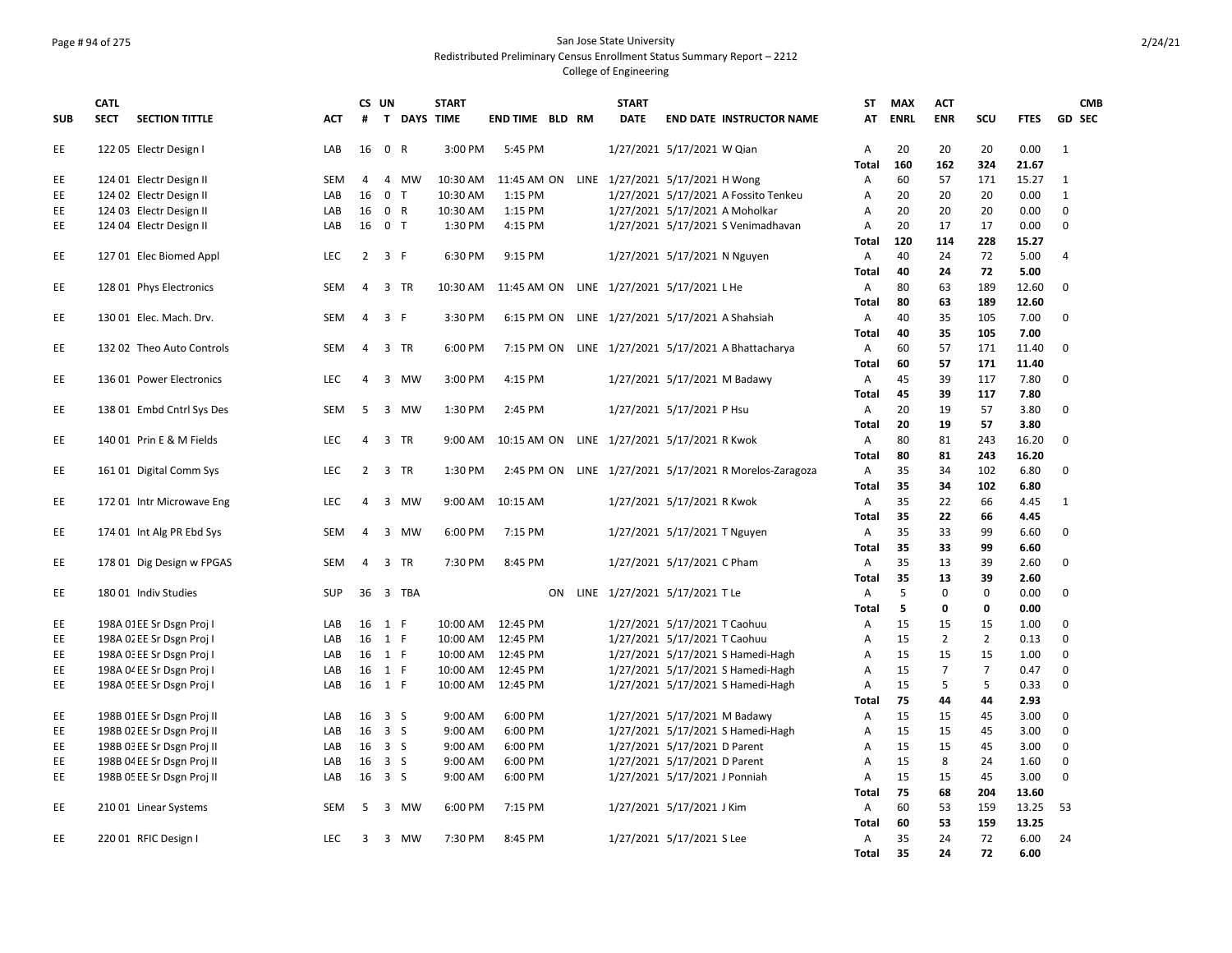San Jose State University
Redistributed Preliminary Census Enrollment Status Summary Report – 2212
College of Engineering

| SUB | CATL SECT | SECTION TITTLE | ACT | CS # | UN T | DAYS | START TIME | END TIME | BLD | RM | START DATE | END DATE | INSTRUCTOR NAME | ST AT | MAX ENRL | ACT ENR | SCU | FTES | GD | CMB SEC |
|---|---|---|---|---|---|---|---|---|---|---|---|---|---|---|---|---|---|---|---|---|
| EE | 122 05 | Electr Design I | LAB | 16 | 0 | R | 3:00 PM | 5:45 PM | | | 1/27/2021 | 5/17/2021 | W Qian | A | 20 | 20 | 20 | 0.00 | 1 | |
| | | | | | | | | | | | | | | Total | 160 | 162 | 324 | 21.67 | | |
| EE | 124 01 | Electr Design II | SEM | 4 | 4 | MW | 10:30 AM | 11:45 AM | ON | LINE | 1/27/2021 | 5/17/2021 | H Wong | A | 60 | 57 | 171 | 15.27 | 1 | |
| EE | 124 02 | Electr Design II | LAB | 16 | 0 | T | 10:30 AM | 1:15 PM | | | 1/27/2021 | 5/17/2021 | A Fossito Tenkeu | A | 20 | 20 | 20 | 0.00 | 1 | |
| EE | 124 03 | Electr Design II | LAB | 16 | 0 | R | 10:30 AM | 1:15 PM | | | 1/27/2021 | 5/17/2021 | A Moholkar | A | 20 | 20 | 20 | 0.00 | 0 | |
| EE | 124 04 | Electr Design II | LAB | 16 | 0 | T | 1:30 PM | 4:15 PM | | | 1/27/2021 | 5/17/2021 | S Venimadhavan | A | 20 | 17 | 17 | 0.00 | 0 | |
| | | | | | | | | | | | | | | Total | 120 | 114 | 228 | 15.27 | | |
| EE | 127 01 | Elec Biomed Appl | LEC | 2 | 3 | F | 6:30 PM | 9:15 PM | | | 1/27/2021 | 5/17/2021 | N Nguyen | A | 40 | 24 | 72 | 5.00 | 4 | |
| | | | | | | | | | | | | | | Total | 40 | 24 | 72 | 5.00 | | |
| EE | 128 01 | Phys Electronics | SEM | 4 | 3 | TR | 10:30 AM | 11:45 AM | ON | LINE | 1/27/2021 | 5/17/2021 | L He | A | 80 | 63 | 189 | 12.60 | 0 | |
| | | | | | | | | | | | | | | Total | 80 | 63 | 189 | 12.60 | | |
| EE | 130 01 | Elec. Mach. Drv. | SEM | 4 | 3 | F | 3:30 PM | 6:15 PM | ON | LINE | 1/27/2021 | 5/17/2021 | A Shahsiah | A | 40 | 35 | 105 | 7.00 | 0 | |
| | | | | | | | | | | | | | | Total | 40 | 35 | 105 | 7.00 | | |
| EE | 132 02 | Theo Auto Controls | SEM | 4 | 3 | TR | 6:00 PM | 7:15 PM | ON | LINE | 1/27/2021 | 5/17/2021 | A Bhattacharya | A | 60 | 57 | 171 | 11.40 | 0 | |
| | | | | | | | | | | | | | | Total | 60 | 57 | 171 | 11.40 | | |
| EE | 136 01 | Power Electronics | LEC | 4 | 3 | MW | 3:00 PM | 4:15 PM | | | 1/27/2021 | 5/17/2021 | M Badawy | A | 45 | 39 | 117 | 7.80 | 0 | |
| | | | | | | | | | | | | | | Total | 45 | 39 | 117 | 7.80 | | |
| EE | 138 01 | Embd Cntrl Sys Des | SEM | 5 | 3 | MW | 1:30 PM | 2:45 PM | | | 1/27/2021 | 5/17/2021 | P Hsu | A | 20 | 19 | 57 | 3.80 | 0 | |
| | | | | | | | | | | | | | | Total | 20 | 19 | 57 | 3.80 | | |
| EE | 140 01 | Prin E & M Fields | LEC | 4 | 3 | TR | 9:00 AM | 10:15 AM | ON | LINE | 1/27/2021 | 5/17/2021 | R Kwok | A | 80 | 81 | 243 | 16.20 | 0 | |
| | | | | | | | | | | | | | | Total | 80 | 81 | 243 | 16.20 | | |
| EE | 161 01 | Digital Comm Sys | LEC | 2 | 3 | TR | 1:30 PM | 2:45 PM | ON | LINE | 1/27/2021 | 5/17/2021 | R Morelos-Zaragoza | A | 35 | 34 | 102 | 6.80 | 0 | |
| | | | | | | | | | | | | | | Total | 35 | 34 | 102 | 6.80 | | |
| EE | 172 01 | Intr Microwave Eng | LEC | 4 | 3 | MW | 9:00 AM | 10:15 AM | | | 1/27/2021 | 5/17/2021 | R Kwok | A | 35 | 22 | 66 | 4.45 | 1 | |
| | | | | | | | | | | | | | | Total | 35 | 22 | 66 | 4.45 | | |
| EE | 174 01 | Int Alg PR Ebd Sys | SEM | 4 | 3 | MW | 6:00 PM | 7:15 PM | | | 1/27/2021 | 5/17/2021 | T Nguyen | A | 35 | 33 | 99 | 6.60 | 0 | |
| | | | | | | | | | | | | | | Total | 35 | 33 | 99 | 6.60 | | |
| EE | 178 01 | Dig Design w FPGAS | SEM | 4 | 3 | TR | 7:30 PM | 8:45 PM | | | 1/27/2021 | 5/17/2021 | C Pham | A | 35 | 13 | 39 | 2.60 | 0 | |
| | | | | | | | | | | | | | | Total | 35 | 13 | 39 | 2.60 | | |
| EE | 180 01 | Indiv Studies | SUP | 36 | 3 | TBA | | | ON | LINE | 1/27/2021 | 5/17/2021 | T Le | A | 5 | 0 | 0 | 0.00 | 0 | |
| | | | | | | | | | | | | | | Total | 5 | 0 | 0 | 0.00 | | |
| EE | 198A 01 | EE Sr Dsgn Proj I | LAB | 16 | 1 | F | 10:00 AM | 12:45 PM | | | 1/27/2021 | 5/17/2021 | T Caohuu | A | 15 | 15 | 15 | 1.00 | 0 | |
| EE | 198A 02 | EE Sr Dsgn Proj I | LAB | 16 | 1 | F | 10:00 AM | 12:45 PM | | | 1/27/2021 | 5/17/2021 | T Caohuu | A | 15 | 2 | 2 | 0.13 | 0 | |
| EE | 198A 03 | EE Sr Dsgn Proj I | LAB | 16 | 1 | F | 10:00 AM | 12:45 PM | | | 1/27/2021 | 5/17/2021 | S Hamedi-Hagh | A | 15 | 15 | 15 | 1.00 | 0 | |
| EE | 198A 04 | EE Sr Dsgn Proj I | LAB | 16 | 1 | F | 10:00 AM | 12:45 PM | | | 1/27/2021 | 5/17/2021 | S Hamedi-Hagh | A | 15 | 7 | 7 | 0.47 | 0 | |
| EE | 198A 05 | EE Sr Dsgn Proj I | LAB | 16 | 1 | F | 10:00 AM | 12:45 PM | | | 1/27/2021 | 5/17/2021 | S Hamedi-Hagh | A | 15 | 5 | 5 | 0.33 | 0 | |
| | | | | | | | | | | | | | | Total | 75 | 44 | 44 | 2.93 | | |
| EE | 198B 01 | EE Sr Dsgn Proj II | LAB | 16 | 3 | S | 9:00 AM | 6:00 PM | | | 1/27/2021 | 5/17/2021 | M Badawy | A | 15 | 15 | 45 | 3.00 | 0 | |
| EE | 198B 02 | EE Sr Dsgn Proj II | LAB | 16 | 3 | S | 9:00 AM | 6:00 PM | | | 1/27/2021 | 5/17/2021 | S Hamedi-Hagh | A | 15 | 15 | 45 | 3.00 | 0 | |
| EE | 198B 03 | EE Sr Dsgn Proj II | LAB | 16 | 3 | S | 9:00 AM | 6:00 PM | | | 1/27/2021 | 5/17/2021 | D Parent | A | 15 | 15 | 45 | 3.00 | 0 | |
| EE | 198B 04 | EE Sr Dsgn Proj II | LAB | 16 | 3 | S | 9:00 AM | 6:00 PM | | | 1/27/2021 | 5/17/2021 | D Parent | A | 15 | 8 | 24 | 1.60 | 0 | |
| EE | 198B 05 | EE Sr Dsgn Proj II | LAB | 16 | 3 | S | 9:00 AM | 6:00 PM | | | 1/27/2021 | 5/17/2021 | J Ponniah | A | 15 | 15 | 45 | 3.00 | 0 | |
| | | | | | | | | | | | | | | Total | 75 | 68 | 204 | 13.60 | | |
| EE | 210 01 | Linear Systems | SEM | 5 | 3 | MW | 6:00 PM | 7:15 PM | | | 1/27/2021 | 5/17/2021 | J Kim | A | 60 | 53 | 159 | 13.25 | 53 | |
| | | | | | | | | | | | | | | Total | 60 | 53 | 159 | 13.25 | | |
| EE | 220 01 | RFIC Design I | LEC | 3 | 3 | MW | 7:30 PM | 8:45 PM | | | 1/27/2021 | 5/17/2021 | S Lee | A | 35 | 24 | 72 | 6.00 | 24 | |
| | | | | | | | | | | | | | | Total | 35 | 24 | 72 | 6.00 | | |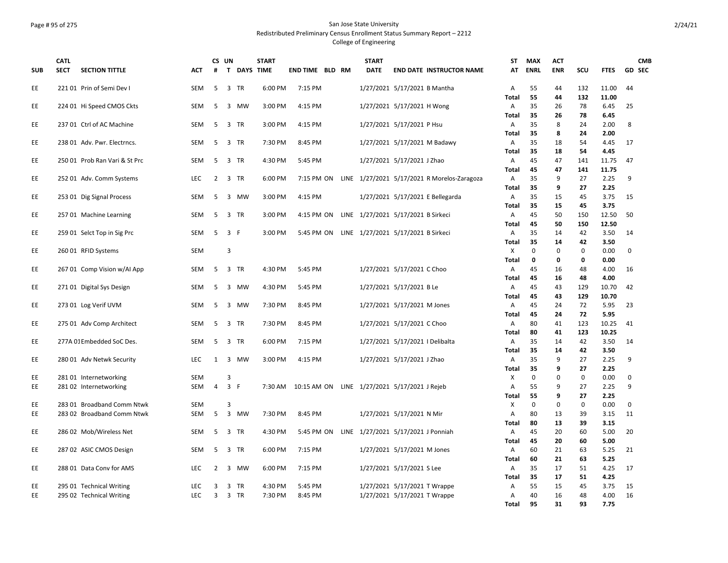San Jose State University
Redistributed Preliminary Census Enrollment Status Summary Report – 2212
College of Engineering

| SUB | CATL SECT | SECTION TITTLE | ACT | CS # | UN T | DAYS | START TIME | END TIME | BLD | RM | START DATE | END DATE | INSTRUCTOR NAME | ST AT | MAX ENRL | ACT ENR | SCU | FTES | GD | CMB SEC |
|---|---|---|---|---|---|---|---|---|---|---|---|---|---|---|---|---|---|---|---|---|
| EE | 221 01 | Prin of Semi Dev I | SEM | 5 | 3 | TR | 6:00 PM | 7:15 PM | | | 1/27/2021 | 5/17/2021 | B Mantha | A | 55 | 44 | 132 | 11.00 | 44 | |
| | | | | | | | | | | | | | | **Total** | **55** | **44** | **132** | **11.00** | | |
| EE | 224 01 | Hi Speed CMOS Ckts | SEM | 5 | 3 | MW | 3:00 PM | 4:15 PM | | | 1/27/2021 | 5/17/2021 | H Wong | A | 35 | 26 | 78 | 6.45 | 25 | |
| | | | | | | | | | | | | | | **Total** | **35** | **26** | **78** | **6.45** | | |
| EE | 237 01 | Ctrl of AC Machine | SEM | 5 | 3 | TR | 3:00 PM | 4:15 PM | | | 1/27/2021 | 5/17/2021 | P Hsu | A | 35 | 8 | 24 | 2.00 | 8 | |
| | | | | | | | | | | | | | | **Total** | **35** | **8** | **24** | **2.00** | | |
| EE | 238 01 | Adv. Pwr. Electrncs. | SEM | 5 | 3 | TR | 7:30 PM | 8:45 PM | | | 1/27/2021 | 5/17/2021 | M Badawy | A | 35 | 18 | 54 | 4.45 | 17 | |
| | | | | | | | | | | | | | | **Total** | **35** | **18** | **54** | **4.45** | | |
| EE | 250 01 | Prob Ran Vari & St Prc | SEM | 5 | 3 | TR | 4:30 PM | 5:45 PM | | | 1/27/2021 | 5/17/2021 | J Zhao | A | 45 | 47 | 141 | 11.75 | 47 | |
| | | | | | | | | | | | | | | **Total** | **45** | **47** | **141** | **11.75** | | |
| EE | 252 01 | Adv. Comm Systems | LEC | 2 | 3 | TR | 6:00 PM | 7:15 PM | ON | LINE | 1/27/2021 | 5/17/2021 | R Morelos-Zaragoza | A | 35 | 9 | 27 | 2.25 | 9 | |
| | | | | | | | | | | | | | | **Total** | **35** | **9** | **27** | **2.25** | | |
| EE | 253 01 | Dig Signal Process | SEM | 5 | 3 | MW | 3:00 PM | 4:15 PM | | | 1/27/2021 | 5/17/2021 | E Bellegarda | A | 35 | 15 | 45 | 3.75 | 15 | |
| | | | | | | | | | | | | | | **Total** | **35** | **15** | **45** | **3.75** | | |
| EE | 257 01 | Machine Learning | SEM | 5 | 3 | TR | 3:00 PM | 4:15 PM | ON | LINE | 1/27/2021 | 5/17/2021 | B Sirkeci | A | 45 | 50 | 150 | 12.50 | 50 | |
| | | | | | | | | | | | | | | **Total** | **45** | **50** | **150** | **12.50** | | |
| EE | 259 01 | Selct Top in Sig Prc | SEM | 5 | 3 | F | 3:00 PM | 5:45 PM | ON | LINE | 1/27/2021 | 5/17/2021 | B Sirkeci | A | 35 | 14 | 42 | 3.50 | 14 | |
| | | | | | | | | | | | | | | **Total** | **35** | **14** | **42** | **3.50** | | |
| EE | 260 01 | RFID Systems | SEM | | 3 | | | | | | | | | X | 0 | 0 | 0 | 0.00 | 0 | |
| | | | | | | | | | | | | | | **Total** | **0** | **0** | **0** | **0.00** | | |
| EE | 267 01 | Comp Vision w/AI App | SEM | 5 | 3 | TR | 4:30 PM | 5:45 PM | | | 1/27/2021 | 5/17/2021 | C Choo | A | 45 | 16 | 48 | 4.00 | 16 | |
| | | | | | | | | | | | | | | **Total** | **45** | **16** | **48** | **4.00** | | |
| EE | 271 01 | Digital Sys Design | SEM | 5 | 3 | MW | 4:30 PM | 5:45 PM | | | 1/27/2021 | 5/17/2021 | B Le | A | 45 | 43 | 129 | 10.70 | 42 | |
| | | | | | | | | | | | | | | **Total** | **45** | **43** | **129** | **10.70** | | |
| EE | 273 01 | Log Verif UVM | SEM | 5 | 3 | MW | 7:30 PM | 8:45 PM | | | 1/27/2021 | 5/17/2021 | M Jones | A | 45 | 24 | 72 | 5.95 | 23 | |
| | | | | | | | | | | | | | | **Total** | **45** | **24** | **72** | **5.95** | | |
| EE | 275 01 | Adv Comp Architect | SEM | 5 | 3 | TR | 7:30 PM | 8:45 PM | | | 1/27/2021 | 5/17/2021 | C Choo | A | 80 | 41 | 123 | 10.25 | 41 | |
| | | | | | | | | | | | | | | **Total** | **80** | **41** | **123** | **10.25** | | |
| EE | 277A 01 | Embedded SoC Des. | SEM | 5 | 3 | TR | 6:00 PM | 7:15 PM | | | 1/27/2021 | 5/17/2021 | I Delibalta | A | 35 | 14 | 42 | 3.50 | 14 | |
| | | | | | | | | | | | | | | **Total** | **35** | **14** | **42** | **3.50** | | |
| EE | 280 01 | Adv Netwk Security | LEC | 1 | 3 | MW | 3:00 PM | 4:15 PM | | | 1/27/2021 | 5/17/2021 | J Zhao | A | 35 | 9 | 27 | 2.25 | 9 | |
| | | | | | | | | | | | | | | **Total** | **35** | **9** | **27** | **2.25** | | |
| EE | 281 01 | Internetworking | SEM | | 3 | | | | | | | | | X | 0 | 0 | 0 | 0.00 | 0 | |
| EE | 281 02 | Internetworking | SEM | 4 | 3 | F | 7:30 AM | 10:15 AM | ON | LINE | 1/27/2021 | 5/17/2021 | J Rejeb | A | 55 | 9 | 27 | 2.25 | 9 | |
| | | | | | | | | | | | | | | **Total** | **55** | **9** | **27** | **2.25** | | |
| EE | 283 01 | Broadband Comm Ntwk | SEM | | 3 | | | | | | | | | X | 0 | 0 | 0 | 0.00 | 0 | |
| EE | 283 02 | Broadband Comm Ntwk | SEM | 5 | 3 | MW | 7:30 PM | 8:45 PM | | | 1/27/2021 | 5/17/2021 | N Mir | A | 80 | 13 | 39 | 3.15 | 11 | |
| | | | | | | | | | | | | | | **Total** | **80** | **13** | **39** | **3.15** | | |
| EE | 286 02 | Mob/Wireless Net | SEM | 5 | 3 | TR | 4:30 PM | 5:45 PM | ON | LINE | 1/27/2021 | 5/17/2021 | J Ponniah | A | 45 | 20 | 60 | 5.00 | 20 | |
| | | | | | | | | | | | | | | **Total** | **45** | **20** | **60** | **5.00** | | |
| EE | 287 02 | ASIC CMOS Design | SEM | 5 | 3 | TR | 6:00 PM | 7:15 PM | | | 1/27/2021 | 5/17/2021 | M Jones | A | 60 | 21 | 63 | 5.25 | 21 | |
| | | | | | | | | | | | | | | **Total** | **60** | **21** | **63** | **5.25** | | |
| EE | 288 01 | Data Conv for AMS | LEC | 2 | 3 | MW | 6:00 PM | 7:15 PM | | | 1/27/2021 | 5/17/2021 | S Lee | A | 35 | 17 | 51 | 4.25 | 17 | |
| | | | | | | | | | | | | | | **Total** | **35** | **17** | **51** | **4.25** | | |
| EE | 295 01 | Technical Writing | LEC | 3 | 3 | TR | 4:30 PM | 5:45 PM | | | 1/27/2021 | 5/17/2021 | T Wrappe | A | 55 | 15 | 45 | 3.75 | 15 | |
| EE | 295 02 | Technical Writing | LEC | 3 | 3 | TR | 7:30 PM | 8:45 PM | | | 1/27/2021 | 5/17/2021 | T Wrappe | A | 40 | 16 | 48 | 4.00 | 16 | |
| | | | | | | | | | | | | | | **Total** | **95** | **31** | **93** | **7.75** | | |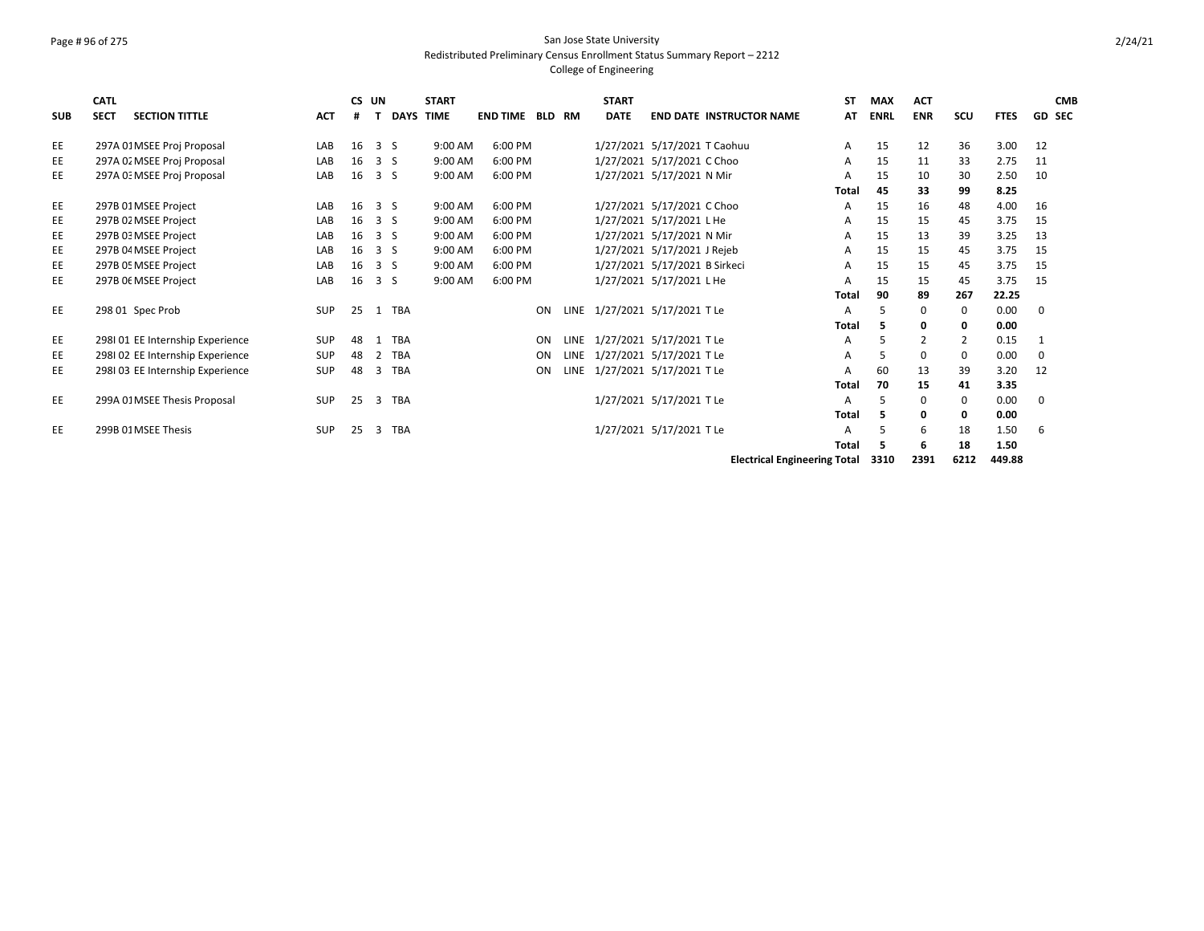San Jose State University

Redistributed Preliminary Census Enrollment Status Summary Report – 2212

College of Engineering

| SUB | CATL SECT | SECTION TITTLE | ACT | CS # | UN T | DAYS | START TIME | END TIME | BLD | RM | START DATE | END DATE | INSTRUCTOR NAME | ST AT | MAX ENRL | ACT ENR | SCU | FTES | GD | CMB SEC |
|---|---|---|---|---|---|---|---|---|---|---|---|---|---|---|---|---|---|---|---|---|
| EE | 297A 01 | MSEE Proj Proposal | LAB | 16 | 3 | S | 9:00 AM | 6:00 PM | | | 1/27/2021 | 5/17/2021 | T Caohuu | A | 15 | 12 | 36 | 3.00 | 12 | |
| EE | 297A 02 | MSEE Proj Proposal | LAB | 16 | 3 | S | 9:00 AM | 6:00 PM | | | 1/27/2021 | 5/17/2021 | C Choo | A | 15 | 11 | 33 | 2.75 | 11 | |
| EE | 297A 03 | MSEE Proj Proposal | LAB | 16 | 3 | S | 9:00 AM | 6:00 PM | | | 1/27/2021 | 5/17/2021 | N Mir | A | 15 | 10 | 30 | 2.50 | 10 | |
| | | | | | | | | | | | | | | **Total** | **45** | **33** | **99** | **8.25** | | |
| EE | 297B 01 | MSEE Project | LAB | 16 | 3 | S | 9:00 AM | 6:00 PM | | | 1/27/2021 | 5/17/2021 | C Choo | A | 15 | 16 | 48 | 4.00 | 16 | |
| EE | 297B 02 | MSEE Project | LAB | 16 | 3 | S | 9:00 AM | 6:00 PM | | | 1/27/2021 | 5/17/2021 | L He | A | 15 | 15 | 45 | 3.75 | 15 | |
| EE | 297B 03 | MSEE Project | LAB | 16 | 3 | S | 9:00 AM | 6:00 PM | | | 1/27/2021 | 5/17/2021 | N Mir | A | 15 | 13 | 39 | 3.25 | 13 | |
| EE | 297B 04 | MSEE Project | LAB | 16 | 3 | S | 9:00 AM | 6:00 PM | | | 1/27/2021 | 5/17/2021 | J Rejeb | A | 15 | 15 | 45 | 3.75 | 15 | |
| EE | 297B 05 | MSEE Project | LAB | 16 | 3 | S | 9:00 AM | 6:00 PM | | | 1/27/2021 | 5/17/2021 | B Sirkeci | A | 15 | 15 | 45 | 3.75 | 15 | |
| EE | 297B 06 | MSEE Project | LAB | 16 | 3 | S | 9:00 AM | 6:00 PM | | | 1/27/2021 | 5/17/2021 | L He | A | 15 | 15 | 45 | 3.75 | 15 | |
| | | | | | | | | | | | | | | **Total** | **90** | **89** | **267** | **22.25** | | |
| EE | 298 01 | Spec Prob | SUP | 25 | 1 | TBA | | | ON | LINE | 1/27/2021 | 5/17/2021 | T Le | A | 5 | 0 | 0 | 0.00 | 0 | |
| | | | | | | | | | | | | | | **Total** | **5** | **0** | **0** | **0.00** | | |
| EE | 298I 01 | EE Internship Experience | SUP | 48 | 1 | TBA | | | ON | LINE | 1/27/2021 | 5/17/2021 | T Le | A | 5 | 2 | 2 | 0.15 | 1 | |
| EE | 298I 02 | EE Internship Experience | SUP | 48 | 2 | TBA | | | ON | LINE | 1/27/2021 | 5/17/2021 | T Le | A | 5 | 0 | 0 | 0.00 | 0 | |
| EE | 298I 03 | EE Internship Experience | SUP | 48 | 3 | TBA | | | ON | LINE | 1/27/2021 | 5/17/2021 | T Le | A | 60 | 13 | 39 | 3.20 | 12 | |
| | | | | | | | | | | | | | | **Total** | **70** | **15** | **41** | **3.35** | | |
| EE | 299A 01 | MSEE Thesis Proposal | SUP | 25 | 3 | TBA | | | | | 1/27/2021 | 5/17/2021 | T Le | A | 5 | 0 | 0 | 0.00 | 0 | |
| | | | | | | | | | | | | | | **Total** | **5** | **0** | **0** | **0.00** | | |
| EE | 299B 01 | MSEE Thesis | SUP | 25 | 3 | TBA | | | | | 1/27/2021 | 5/17/2021 | T Le | A | 5 | 6 | 18 | 1.50 | 6 | |
| | | | | | | | | | | | | | | **Total** | **5** | **6** | **18** | **1.50** | | |
| | | | | | | | | | | | | | **Electrical Engineering Total** | | **3310** | **2391** | **6212** | **449.88** | | |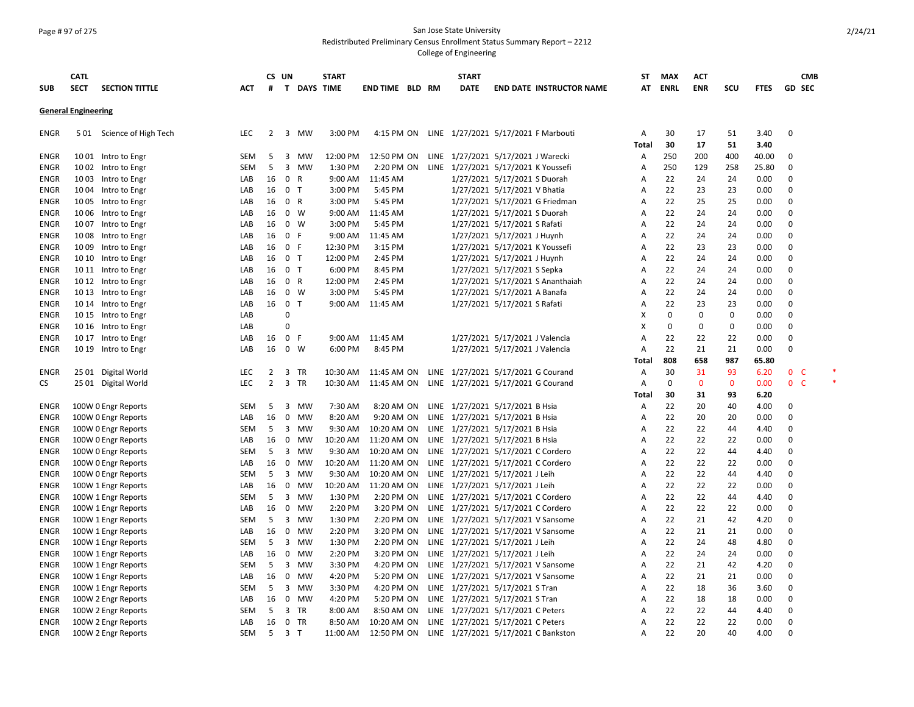San Jose State University
Redistributed Preliminary Census Enrollment Status Summary Report – 2212
College of Engineering

| SUB | CATL SECT | SECTION TITTLE | ACT | CS # | UN T | DAYS | START TIME | END TIME | BLD | RM | START DATE | END DATE | INSTRUCTOR NAME | ST AT | MAX ENRL | ACT ENR | SCU | FTES | GD | CMB SEC | |
|---|---|---|---|---|---|---|---|---|---|---|---|---|---|---|---|---|---|---|---|---|---|
| **General Engineering** | | | | | | | | | | | | | | | | | | | | | |
| ENGR | 5 01 | Science of High Tech | LEC | 2 | 3 | MW | 3:00 PM | 4:15 PM | ON | LINE | 1/27/2021 | 5/17/2021 | F Marbouti | A | 30 | 17 | 51 | 3.40 | 0 | | |
| | | | | | | | | | | | | | | Total | 30 | 17 | 51 | 3.40 | | | |
| ENGR | 10 01 | Intro to Engr | SEM | 5 | 3 | MW | 12:00 PM | 12:50 PM | ON | LINE | 1/27/2021 | 5/17/2021 | J Warecki | A | 250 | 200 | 400 | 40.00 | 0 | | |
| ENGR | 10 02 | Intro to Engr | SEM | 5 | 3 | MW | 1:30 PM | 2:20 PM | ON | LINE | 1/27/2021 | 5/17/2021 | K Youssefi | A | 250 | 129 | 258 | 25.80 | 0 | | |
| ENGR | 10 03 | Intro to Engr | LAB | 16 | 0 | R | 9:00 AM | 11:45 AM | | | 1/27/2021 | 5/17/2021 | S Duorah | A | 22 | 24 | 24 | 0.00 | 0 | | |
| ENGR | 10 04 | Intro to Engr | LAB | 16 | 0 | T | 3:00 PM | 5:45 PM | | | 1/27/2021 | 5/17/2021 | V Bhatia | A | 22 | 23 | 23 | 0.00 | 0 | | |
| ENGR | 10 05 | Intro to Engr | LAB | 16 | 0 | R | 3:00 PM | 5:45 PM | | | 1/27/2021 | 5/17/2021 | G Friedman | A | 22 | 25 | 25 | 0.00 | 0 | | |
| ENGR | 10 06 | Intro to Engr | LAB | 16 | 0 | W | 9:00 AM | 11:45 AM | | | 1/27/2021 | 5/17/2021 | S Duorah | A | 22 | 24 | 24 | 0.00 | 0 | | |
| ENGR | 10 07 | Intro to Engr | LAB | 16 | 0 | W | 3:00 PM | 5:45 PM | | | 1/27/2021 | 5/17/2021 | S Rafati | A | 22 | 24 | 24 | 0.00 | 0 | | |
| ENGR | 10 08 | Intro to Engr | LAB | 16 | 0 | F | 9:00 AM | 11:45 AM | | | 1/27/2021 | 5/17/2021 | J Huynh | A | 22 | 24 | 24 | 0.00 | 0 | | |
| ENGR | 10 09 | Intro to Engr | LAB | 16 | 0 | F | 12:30 PM | 3:15 PM | | | 1/27/2021 | 5/17/2021 | K Youssefi | A | 22 | 23 | 23 | 0.00 | 0 | | |
| ENGR | 10 10 | Intro to Engr | LAB | 16 | 0 | T | 12:00 PM | 2:45 PM | | | 1/27/2021 | 5/17/2021 | J Huynh | A | 22 | 24 | 24 | 0.00 | 0 | | |
| ENGR | 10 11 | Intro to Engr | LAB | 16 | 0 | T | 6:00 PM | 8:45 PM | | | 1/27/2021 | 5/17/2021 | S Sepka | A | 22 | 24 | 24 | 0.00 | 0 | | |
| ENGR | 10 12 | Intro to Engr | LAB | 16 | 0 | R | 12:00 PM | 2:45 PM | | | 1/27/2021 | 5/17/2021 | S Ananthaiah | A | 22 | 24 | 24 | 0.00 | 0 | | |
| ENGR | 10 13 | Intro to Engr | LAB | 16 | 0 | W | 3:00 PM | 5:45 PM | | | 1/27/2021 | 5/17/2021 | A Banafa | A | 22 | 24 | 24 | 0.00 | 0 | | |
| ENGR | 10 14 | Intro to Engr | LAB | 16 | 0 | T | 9:00 AM | 11:45 AM | | | 1/27/2021 | 5/17/2021 | S Rafati | A | 22 | 23 | 23 | 0.00 | 0 | | |
| ENGR | 10 15 | Intro to Engr | LAB | | 0 | | | | | | | | | X | 0 | 0 | 0 | 0.00 | 0 | | |
| ENGR | 10 16 | Intro to Engr | LAB | | 0 | | | | | | | | | X | 0 | 0 | 0 | 0.00 | 0 | | |
| ENGR | 10 17 | Intro to Engr | LAB | 16 | 0 | F | 9:00 AM | 11:45 AM | | | 1/27/2021 | 5/17/2021 | J Valencia | A | 22 | 22 | 22 | 0.00 | 0 | | |
| ENGR | 10 19 | Intro to Engr | LAB | 16 | 0 | W | 6:00 PM | 8:45 PM | | | 1/27/2021 | 5/17/2021 | J Valencia | A | 22 | 21 | 21 | 0.00 | 0 | | |
| | | | | | | | | | | | | | | Total | 808 | 658 | 987 | 65.80 | | | |
| ENGR | 25 01 | Digital World | LEC | 2 | 3 | TR | 10:30 AM | 11:45 AM | ON | LINE | 1/27/2021 | 5/17/2021 | G Courand | A | 30 | 31 | 93 | 6.20 | 0 | C | * |
| CS | 25 01 | Digital World | LEC | 2 | 3 | TR | 10:30 AM | 11:45 AM | ON | LINE | 1/27/2021 | 5/17/2021 | G Courand | A | 0 | 0 | 0 | 0.00 | 0 | C | * |
| | | | | | | | | | | | | | | Total | 30 | 31 | 93 | 6.20 | | | |
| ENGR | 100W 0 | Engr Reports | SEM | 5 | 3 | MW | 7:30 AM | 8:20 AM | ON | LINE | 1/27/2021 | 5/17/2021 | B Hsia | A | 22 | 20 | 40 | 4.00 | 0 | | |
| ENGR | 100W 0 | Engr Reports | LAB | 16 | 0 | MW | 8:20 AM | 9:20 AM | ON | LINE | 1/27/2021 | 5/17/2021 | B Hsia | A | 22 | 20 | 20 | 0.00 | 0 | | |
| ENGR | 100W 0 | Engr Reports | SEM | 5 | 3 | MW | 9:30 AM | 10:20 AM | ON | LINE | 1/27/2021 | 5/17/2021 | B Hsia | A | 22 | 22 | 44 | 4.40 | 0 | | |
| ENGR | 100W 0 | Engr Reports | LAB | 16 | 0 | MW | 10:20 AM | 11:20 AM | ON | LINE | 1/27/2021 | 5/17/2021 | B Hsia | A | 22 | 22 | 22 | 0.00 | 0 | | |
| ENGR | 100W 0 | Engr Reports | SEM | 5 | 3 | MW | 9:30 AM | 10:20 AM | ON | LINE | 1/27/2021 | 5/17/2021 | C Cordero | A | 22 | 22 | 44 | 4.40 | 0 | | |
| ENGR | 100W 0 | Engr Reports | LAB | 16 | 0 | MW | 10:20 AM | 11:20 AM | ON | LINE | 1/27/2021 | 5/17/2021 | C Cordero | A | 22 | 22 | 22 | 0.00 | 0 | | |
| ENGR | 100W 0 | Engr Reports | SEM | 5 | 3 | MW | 9:30 AM | 10:20 AM | ON | LINE | 1/27/2021 | 5/17/2021 | J Leih | A | 22 | 22 | 44 | 4.40 | 0 | | |
| ENGR | 100W 1 | Engr Reports | LAB | 16 | 0 | MW | 10:20 AM | 11:20 AM | ON | LINE | 1/27/2021 | 5/17/2021 | J Leih | A | 22 | 22 | 22 | 0.00 | 0 | | |
| ENGR | 100W 1 | Engr Reports | SEM | 5 | 3 | MW | 1:30 PM | 2:20 PM | ON | LINE | 1/27/2021 | 5/17/2021 | C Cordero | A | 22 | 22 | 44 | 4.40 | 0 | | |
| ENGR | 100W 1 | Engr Reports | LAB | 16 | 0 | MW | 2:20 PM | 3:20 PM | ON | LINE | 1/27/2021 | 5/17/2021 | C Cordero | A | 22 | 22 | 22 | 0.00 | 0 | | |
| ENGR | 100W 1 | Engr Reports | SEM | 5 | 3 | MW | 1:30 PM | 2:20 PM | ON | LINE | 1/27/2021 | 5/17/2021 | V Sansome | A | 22 | 21 | 42 | 4.20 | 0 | | |
| ENGR | 100W 1 | Engr Reports | LAB | 16 | 0 | MW | 2:20 PM | 3:20 PM | ON | LINE | 1/27/2021 | 5/17/2021 | V Sansome | A | 22 | 21 | 21 | 0.00 | 0 | | |
| ENGR | 100W 1 | Engr Reports | SEM | 5 | 3 | MW | 1:30 PM | 2:20 PM | ON | LINE | 1/27/2021 | 5/17/2021 | J Leih | A | 22 | 24 | 48 | 4.80 | 0 | | |
| ENGR | 100W 1 | Engr Reports | LAB | 16 | 0 | MW | 2:20 PM | 3:20 PM | ON | LINE | 1/27/2021 | 5/17/2021 | J Leih | A | 22 | 24 | 24 | 0.00 | 0 | | |
| ENGR | 100W 1 | Engr Reports | SEM | 5 | 3 | MW | 3:30 PM | 4:20 PM | ON | LINE | 1/27/2021 | 5/17/2021 | V Sansome | A | 22 | 21 | 42 | 4.20 | 0 | | |
| ENGR | 100W 1 | Engr Reports | LAB | 16 | 0 | MW | 4:20 PM | 5:20 PM | ON | LINE | 1/27/2021 | 5/17/2021 | V Sansome | A | 22 | 21 | 21 | 0.00 | 0 | | |
| ENGR | 100W 1 | Engr Reports | SEM | 5 | 3 | MW | 3:30 PM | 4:20 PM | ON | LINE | 1/27/2021 | 5/17/2021 | S Tran | A | 22 | 18 | 36 | 3.60 | 0 | | |
| ENGR | 100W 2 | Engr Reports | LAB | 16 | 0 | MW | 4:20 PM | 5:20 PM | ON | LINE | 1/27/2021 | 5/17/2021 | S Tran | A | 22 | 18 | 18 | 0.00 | 0 | | |
| ENGR | 100W 2 | Engr Reports | SEM | 5 | 3 | TR | 8:00 AM | 8:50 AM | ON | LINE | 1/27/2021 | 5/17/2021 | C Peters | A | 22 | 22 | 44 | 4.40 | 0 | | |
| ENGR | 100W 2 | Engr Reports | LAB | 16 | 0 | TR | 8:50 AM | 10:20 AM | ON | LINE | 1/27/2021 | 5/17/2021 | C Peters | A | 22 | 22 | 22 | 0.00 | 0 | | |
| ENGR | 100W 2 | Engr Reports | SEM | 5 | 3 | T | 11:00 AM | 12:50 PM | ON | LINE | 1/27/2021 | 5/17/2021 | C Bankston | A | 22 | 20 | 40 | 4.00 | 0 | | |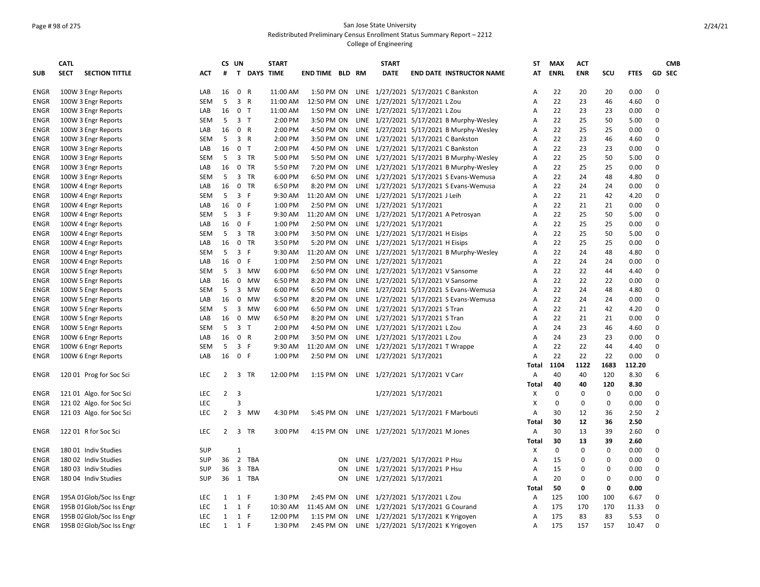San Jose State University
Redistributed Preliminary Census Enrollment Status Summary Report – 2212
College of Engineering

| SUB | CATL SECT | SECTION TITTLE | ACT | CS # | UN T | DAYS | START TIME | END TIME | BLD | RM | START DATE | END DATE | INSTRUCTOR NAME | ST AT | MAX ENRL | ACT ENR | SCU | FTES | GD | CMB SEC |
|---|---|---|---|---|---|---|---|---|---|---|---|---|---|---|---|---|---|---|---|---|
| ENGR | 100W 3 | Engr Reports | LAB | 16 | 0 | R | 11:00 AM | 1:50 PM | ON | LINE | 1/27/2021 | 5/17/2021 | C Bankston | A | 22 | 20 | 20 | 0.00 | 0 | |
| ENGR | 100W 3 | Engr Reports | SEM | 5 | 3 | R | 11:00 AM | 12:50 PM | ON | LINE | 1/27/2021 | 5/17/2021 | L Zou | A | 22 | 23 | 46 | 4.60 | 0 | |
| ENGR | 100W 3 | Engr Reports | LAB | 16 | 0 | T | 11:00 AM | 1:50 PM | ON | LINE | 1/27/2021 | 5/17/2021 | L Zou | A | 22 | 23 | 23 | 0.00 | 0 | |
| ENGR | 100W 3 | Engr Reports | SEM | 5 | 3 | T | 2:00 PM | 3:50 PM | ON | LINE | 1/27/2021 | 5/17/2021 | B Murphy-Wesley | A | 22 | 25 | 50 | 5.00 | 0 | |
| ENGR | 100W 3 | Engr Reports | LAB | 16 | 0 | R | 2:00 PM | 4:50 PM | ON | LINE | 1/27/2021 | 5/17/2021 | B Murphy-Wesley | A | 22 | 25 | 25 | 0.00 | 0 | |
| ENGR | 100W 3 | Engr Reports | SEM | 5 | 3 | R | 2:00 PM | 3:50 PM | ON | LINE | 1/27/2021 | 5/17/2021 | C Bankston | A | 22 | 23 | 46 | 4.60 | 0 | |
| ENGR | 100W 3 | Engr Reports | LAB | 16 | 0 | T | 2:00 PM | 4:50 PM | ON | LINE | 1/27/2021 | 5/17/2021 | C Bankston | A | 22 | 23 | 23 | 0.00 | 0 | |
| ENGR | 100W 3 | Engr Reports | SEM | 5 | 3 | TR | 5:00 PM | 5:50 PM | ON | LINE | 1/27/2021 | 5/17/2021 | B Murphy-Wesley | A | 22 | 25 | 50 | 5.00 | 0 | |
| ENGR | 100W 3 | Engr Reports | LAB | 16 | 0 | TR | 5:50 PM | 7:20 PM | ON | LINE | 1/27/2021 | 5/17/2021 | B Murphy-Wesley | A | 22 | 25 | 25 | 0.00 | 0 | |
| ENGR | 100W 3 | Engr Reports | SEM | 5 | 3 | TR | 6:00 PM | 6:50 PM | ON | LINE | 1/27/2021 | 5/17/2021 | S Evans-Wemusa | A | 22 | 24 | 48 | 4.80 | 0 | |
| ENGR | 100W 4 | Engr Reports | LAB | 16 | 0 | TR | 6:50 PM | 8:20 PM | ON | LINE | 1/27/2021 | 5/17/2021 | S Evans-Wemusa | A | 22 | 24 | 24 | 0.00 | 0 | |
| ENGR | 100W 4 | Engr Reports | SEM | 5 | 3 | F | 9:30 AM | 11:20 AM | ON | LINE | 1/27/2021 | 5/17/2021 | J Leih | A | 22 | 21 | 42 | 4.20 | 0 | |
| ENGR | 100W 4 | Engr Reports | LAB | 16 | 0 | F | 1:00 PM | 2:50 PM | ON | LINE | 1/27/2021 | 5/17/2021 | | A | 22 | 21 | 21 | 0.00 | 0 | |
| ENGR | 100W 4 | Engr Reports | SEM | 5 | 3 | F | 9:30 AM | 11:20 AM | ON | LINE | 1/27/2021 | 5/17/2021 | A Petrosyan | A | 22 | 25 | 50 | 5.00 | 0 | |
| ENGR | 100W 4 | Engr Reports | LAB | 16 | 0 | F | 1:00 PM | 2:50 PM | ON | LINE | 1/27/2021 | 5/17/2021 | | A | 22 | 25 | 25 | 0.00 | 0 | |
| ENGR | 100W 4 | Engr Reports | SEM | 5 | 3 | TR | 3:00 PM | 3:50 PM | ON | LINE | 1/27/2021 | 5/17/2021 | H Eisips | A | 22 | 25 | 50 | 5.00 | 0 | |
| ENGR | 100W 4 | Engr Reports | LAB | 16 | 0 | TR | 3:50 PM | 5:20 PM | ON | LINE | 1/27/2021 | 5/17/2021 | H Eisips | A | 22 | 25 | 25 | 0.00 | 0 | |
| ENGR | 100W 4 | Engr Reports | SEM | 5 | 3 | F | 9:30 AM | 11:20 AM | ON | LINE | 1/27/2021 | 5/17/2021 | B Murphy-Wesley | A | 22 | 24 | 48 | 4.80 | 0 | |
| ENGR | 100W 4 | Engr Reports | LAB | 16 | 0 | F | 1:00 PM | 2:50 PM | ON | LINE | 1/27/2021 | 5/17/2021 | | A | 22 | 24 | 24 | 0.00 | 0 | |
| ENGR | 100W 5 | Engr Reports | SEM | 5 | 3 | MW | 6:00 PM | 6:50 PM | ON | LINE | 1/27/2021 | 5/17/2021 | V Sansome | A | 22 | 22 | 44 | 4.40 | 0 | |
| ENGR | 100W 5 | Engr Reports | LAB | 16 | 0 | MW | 6:50 PM | 8:20 PM | ON | LINE | 1/27/2021 | 5/17/2021 | V Sansome | A | 22 | 22 | 22 | 0.00 | 0 | |
| ENGR | 100W 5 | Engr Reports | SEM | 5 | 3 | MW | 6:00 PM | 6:50 PM | ON | LINE | 1/27/2021 | 5/17/2021 | S Evans-Wemusa | A | 22 | 24 | 48 | 4.80 | 0 | |
| ENGR | 100W 5 | Engr Reports | LAB | 16 | 0 | MW | 6:50 PM | 8:20 PM | ON | LINE | 1/27/2021 | 5/17/2021 | S Evans-Wemusa | A | 22 | 24 | 24 | 0.00 | 0 | |
| ENGR | 100W 5 | Engr Reports | SEM | 5 | 3 | MW | 6:00 PM | 6:50 PM | ON | LINE | 1/27/2021 | 5/17/2021 | S Tran | A | 22 | 21 | 42 | 4.20 | 0 | |
| ENGR | 100W 5 | Engr Reports | LAB | 16 | 0 | MW | 6:50 PM | 8:20 PM | ON | LINE | 1/27/2021 | 5/17/2021 | S Tran | A | 22 | 21 | 21 | 0.00 | 0 | |
| ENGR | 100W 5 | Engr Reports | SEM | 5 | 3 | T | 2:00 PM | 4:50 PM | ON | LINE | 1/27/2021 | 5/17/2021 | L Zou | A | 24 | 23 | 46 | 4.60 | 0 | |
| ENGR | 100W 6 | Engr Reports | LAB | 16 | 0 | R | 2:00 PM | 3:50 PM | ON | LINE | 1/27/2021 | 5/17/2021 | L Zou | A | 24 | 23 | 23 | 0.00 | 0 | |
| ENGR | 100W 6 | Engr Reports | SEM | 5 | 3 | F | 9:30 AM | 11:20 AM | ON | LINE | 1/27/2021 | 5/17/2021 | T Wrappe | A | 22 | 22 | 44 | 4.40 | 0 | |
| ENGR | 100W 6 | Engr Reports | LAB | 16 | 0 | F | 1:00 PM | 2:50 PM | ON | LINE | 1/27/2021 | 5/17/2021 | | A | 22 | 22 | 22 | 0.00 | 0 | |
| | | | | | | | | | | | | | | **Total** | **1104** | **1122** | **1683** | **112.20** | | |
| ENGR | 120 01 | Prog for Soc Sci | LEC | 2 | 3 | TR | 12:00 PM | 1:15 PM | ON | LINE | 1/27/2021 | 5/17/2021 | V Carr | A | 40 | 40 | 120 | 8.30 | 6 | |
| | | | | | | | | | | | | | | **Total** | **40** | **40** | **120** | **8.30** | | |
| ENGR | 121 01 | Algo. for Soc Sci | LEC | 2 | 3 | | | | | | 1/27/2021 | 5/17/2021 | | X | 0 | 0 | 0 | 0.00 | 0 | |
| ENGR | 121 02 | Algo. for Soc Sci | LEC | | 3 | | | | | | | | | X | 0 | 0 | 0 | 0.00 | 0 | |
| ENGR | 121 03 | Algo. for Soc Sci | LEC | 2 | 3 | MW | 4:30 PM | 5:45 PM | ON | LINE | 1/27/2021 | 5/17/2021 | F Marbouti | A | 30 | 12 | 36 | 2.50 | 2 | |
| | | | | | | | | | | | | | | **Total** | **30** | **12** | **36** | **2.50** | | |
| ENGR | 122 01 | R for Soc Sci | LEC | 2 | 3 | TR | 3:00 PM | 4:15 PM | ON | LINE | 1/27/2021 | 5/17/2021 | M Jones | A | 30 | 13 | 39 | 2.60 | 0 | |
| | | | | | | | | | | | | | | **Total** | **30** | **13** | **39** | **2.60** | | |
| ENGR | 180 01 | Indiv Studies | SUP | | 1 | | | | | | | | | X | 0 | 0 | 0 | 0.00 | 0 | |
| ENGR | 180 02 | Indiv Studies | SUP | 36 | 2 | TBA | | | ON | LINE | 1/27/2021 | 5/17/2021 | P Hsu | A | 15 | 0 | 0 | 0.00 | 0 | |
| ENGR | 180 03 | Indiv Studies | SUP | 36 | 3 | TBA | | | ON | LINE | 1/27/2021 | 5/17/2021 | P Hsu | A | 15 | 0 | 0 | 0.00 | 0 | |
| ENGR | 180 04 | Indiv Studies | SUP | 36 | 1 | TBA | | | ON | LINE | 1/27/2021 | 5/17/2021 | | A | 20 | 0 | 0 | 0.00 | 0 | |
| | | | | | | | | | | | | | | **Total** | **50** | **0** | **0** | **0.00** | | |
| ENGR | 195A 01 | Glob/Soc Iss Engr | LEC | 1 | 1 | F | 1:30 PM | 2:45 PM | ON | LINE | 1/27/2021 | 5/17/2021 | L Zou | A | 125 | 100 | 100 | 6.67 | 0 | |
| ENGR | 195B 01 | Glob/Soc Iss Engr | LEC | 1 | 1 | F | 10:30 AM | 11:45 AM | ON | LINE | 1/27/2021 | 5/17/2021 | G Courand | A | 175 | 170 | 170 | 11.33 | 0 | |
| ENGR | 195B 02 | Glob/Soc Iss Engr | LEC | 1 | 1 | F | 12:00 PM | 1:15 PM | ON | LINE | 1/27/2021 | 5/17/2021 | K Yrigoyen | A | 175 | 83 | 83 | 5.53 | 0 | |
| ENGR | 195B 03 | Glob/Soc Iss Engr | LEC | 1 | 1 | F | 1:30 PM | 2:45 PM | ON | LINE | 1/27/2021 | 5/17/2021 | K Yrigoyen | A | 175 | 157 | 157 | 10.47 | 0 | |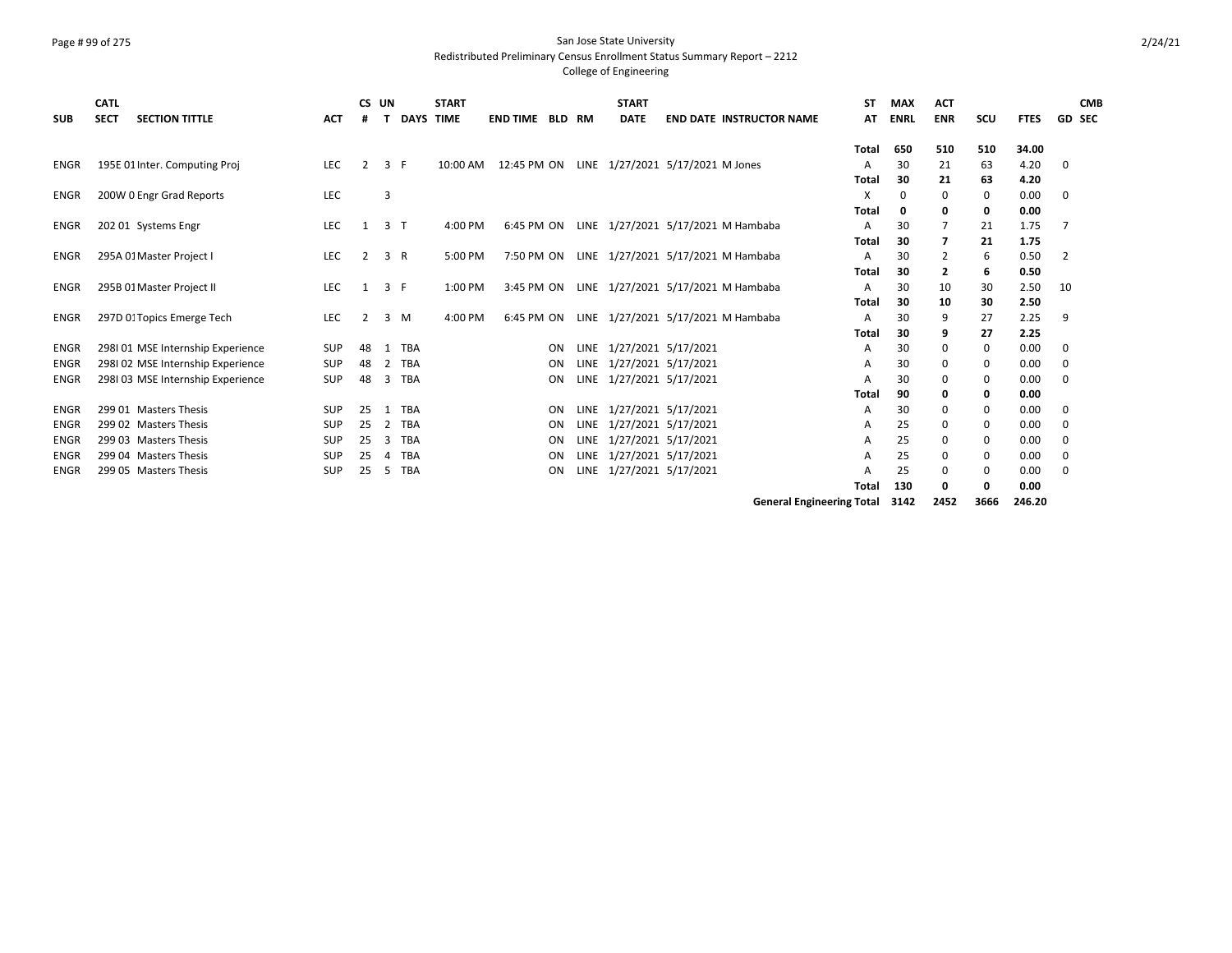San Jose State University
Redistributed Preliminary Census Enrollment Status Summary Report – 2212
College of Engineering

| SUB | CATL SECT | SECTION TITTLE | ACT | CS # | UN T | DAYS | START TIME | END TIME | BLD | RM | START DATE | END DATE | INSTRUCTOR NAME | ST AT | MAX ENRL | ACT ENR | SCU | FTES | GD | CMB SEC |
|---|---|---|---|---|---|---|---|---|---|---|---|---|---|---|---|---|---|---|---|---|
| | | | | | | | | | | | | | | Total | 650 | 510 | 510 | 34.00 | | |
| ENGR | 195E 01 | Inter. Computing Proj | LEC | 2 | 3 | F | 10:00 AM | 12:45 PM | ON | LINE | 1/27/2021 | 5/17/2021 | M Jones | A | 30 | 21 | 63 | 4.20 | 0 | |
| | | | | | | | | | | | | | | Total | 30 | 21 | 63 | 4.20 | | |
| ENGR | 200W 0 | Engr Grad Reports | LEC | | 3 | | | | | | | | | X | 0 | 0 | 0 | 0.00 | 0 | |
| | | | | | | | | | | | | | | Total | 0 | 0 | 0 | 0.00 | | |
| ENGR | 202 01 | Systems Engr | LEC | 1 | 3 | T | 4:00 PM | 6:45 PM | ON | LINE | 1/27/2021 | 5/17/2021 | M Hambaba | A | 30 | 7 | 21 | 1.75 | 7 | |
| | | | | | | | | | | | | | | Total | 30 | 7 | 21 | 1.75 | | |
| ENGR | 295A 01 | Master Project I | LEC | 2 | 3 | R | 5:00 PM | 7:50 PM | ON | LINE | 1/27/2021 | 5/17/2021 | M Hambaba | A | 30 | 2 | 6 | 0.50 | 2 | |
| | | | | | | | | | | | | | | Total | 30 | 2 | 6 | 0.50 | | |
| ENGR | 295B 01 | Master Project II | LEC | 1 | 3 | F | 1:00 PM | 3:45 PM | ON | LINE | 1/27/2021 | 5/17/2021 | M Hambaba | A | 30 | 10 | 30 | 2.50 | 10 | |
| | | | | | | | | | | | | | | Total | 30 | 10 | 30 | 2.50 | | |
| ENGR | 297D 01 | Topics Emerge Tech | LEC | 2 | 3 | M | 4:00 PM | 6:45 PM | ON | LINE | 1/27/2021 | 5/17/2021 | M Hambaba | A | 30 | 9 | 27 | 2.25 | 9 | |
| | | | | | | | | | | | | | | Total | 30 | 9 | 27 | 2.25 | | |
| ENGR | 298I 01 | MSE Internship Experience | SUP | 48 | 1 | TBA | | | ON | LINE | 1/27/2021 | 5/17/2021 | | A | 30 | 0 | 0 | 0.00 | 0 | |
| ENGR | 298I 02 | MSE Internship Experience | SUP | 48 | 2 | TBA | | | ON | LINE | 1/27/2021 | 5/17/2021 | | A | 30 | 0 | 0 | 0.00 | 0 | |
| ENGR | 298I 03 | MSE Internship Experience | SUP | 48 | 3 | TBA | | | ON | LINE | 1/27/2021 | 5/17/2021 | | A | 30 | 0 | 0 | 0.00 | 0 | |
| | | | | | | | | | | | | | | Total | 90 | 0 | 0 | 0.00 | | |
| ENGR | 299 01 | Masters Thesis | SUP | 25 | 1 | TBA | | | ON | LINE | 1/27/2021 | 5/17/2021 | | A | 30 | 0 | 0 | 0.00 | 0 | |
| ENGR | 299 02 | Masters Thesis | SUP | 25 | 2 | TBA | | | ON | LINE | 1/27/2021 | 5/17/2021 | | A | 25 | 0 | 0 | 0.00 | 0 | |
| ENGR | 299 03 | Masters Thesis | SUP | 25 | 3 | TBA | | | ON | LINE | 1/27/2021 | 5/17/2021 | | A | 25 | 0 | 0 | 0.00 | 0 | |
| ENGR | 299 04 | Masters Thesis | SUP | 25 | 4 | TBA | | | ON | LINE | 1/27/2021 | 5/17/2021 | | A | 25 | 0 | 0 | 0.00 | 0 | |
| ENGR | 299 05 | Masters Thesis | SUP | 25 | 5 | TBA | | | ON | LINE | 1/27/2021 | 5/17/2021 | | A | 25 | 0 | 0 | 0.00 | 0 | |
| | | | | | | | | | | | | | | Total | 130 | 0 | 0 | 0.00 | | |
| | | | | | | | | | | | | | General Engineering Total | | 3142 | 2452 | 3666 | 246.20 | | |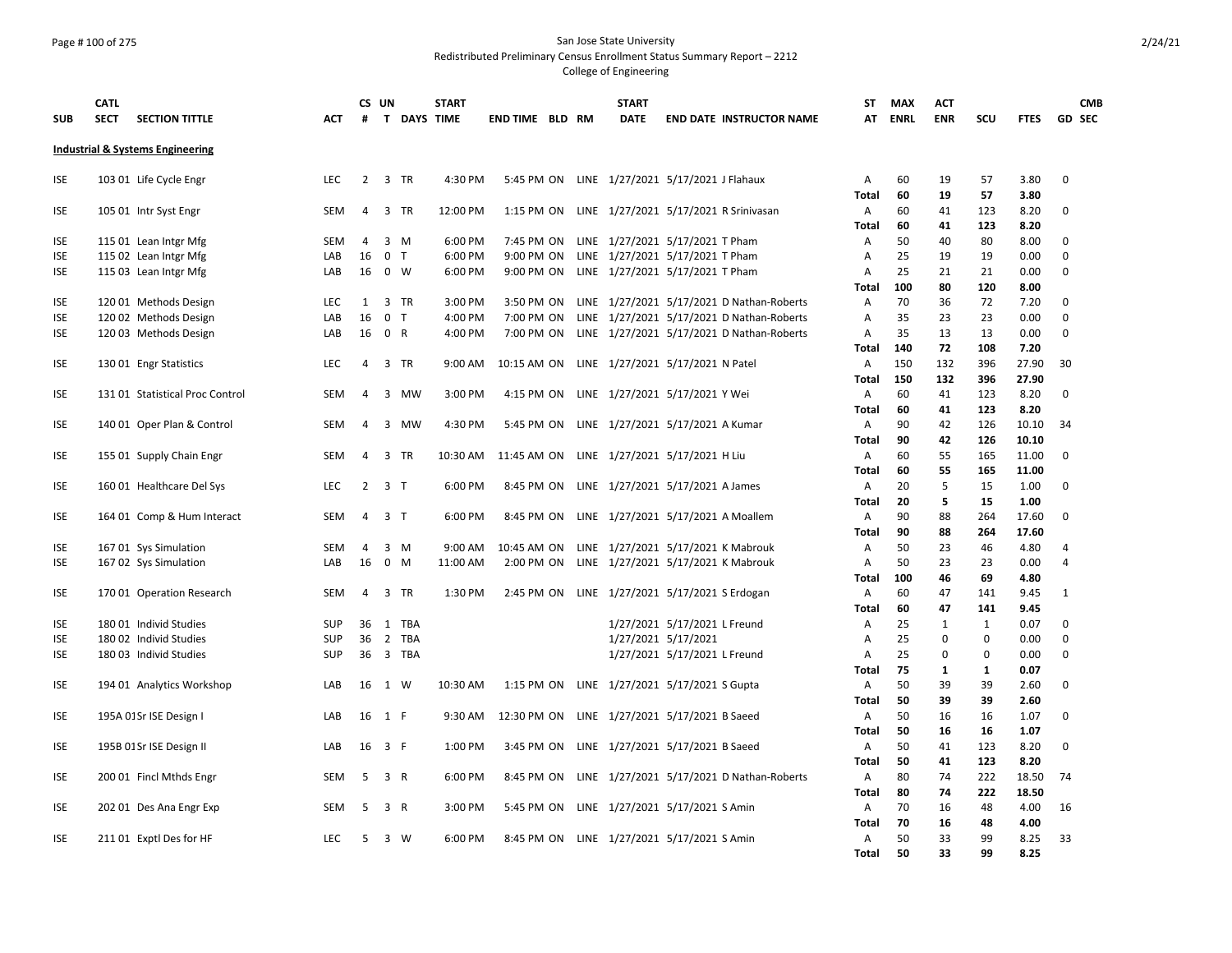San Jose State University
Redistributed Preliminary Census Enrollment Status Summary Report – 2212
College of Engineering

| SUB | CATL SECT | SECTION TITTLE | ACT | CS # | UN T | DAYS | START TIME | END TIME | BLD | RM | START DATE | END DATE | INSTRUCTOR NAME | ST AT | MAX ENRL | ACT ENR | SCU | FTES | GD | CMB SEC |
|---|---|---|---|---|---|---|---|---|---|---|---|---|---|---|---|---|---|---|---|---|
| **Industrial & Systems Engineering** | | | | | | | | | | | | | | | | | | | | |
| ISE | 103 01 | Life Cycle Engr | LEC | 2 | 3 | TR | 4:30 PM | 5:45 PM | ON | LINE | 1/27/2021 | 5/17/2021 | J Flahaux | A | 60 | 19 | 57 | 3.80 | 0 | |
| | | | | | | | | | | | | | | Total | 60 | 19 | 57 | 3.80 | | |
| ISE | 105 01 | Intr Syst Engr | SEM | 4 | 3 | TR | 12:00 PM | 1:15 PM | ON | LINE | 1/27/2021 | 5/17/2021 | R Srinivasan | A | 60 | 41 | 123 | 8.20 | 0 | |
| | | | | | | | | | | | | | | Total | 60 | 41 | 123 | 8.20 | | |
| ISE | 115 01 | Lean Intgr Mfg | SEM | 4 | 3 | M | 6:00 PM | 7:45 PM | ON | LINE | 1/27/2021 | 5/17/2021 | T Pham | A | 50 | 40 | 80 | 8.00 | 0 | |
| ISE | 115 02 | Lean Intgr Mfg | LAB | 16 | 0 | T | 6:00 PM | 9:00 PM | ON | LINE | 1/27/2021 | 5/17/2021 | T Pham | A | 25 | 19 | 19 | 0.00 | 0 | |
| ISE | 115 03 | Lean Intgr Mfg | LAB | 16 | 0 | W | 6:00 PM | 9:00 PM | ON | LINE | 1/27/2021 | 5/17/2021 | T Pham | A | 25 | 21 | 21 | 0.00 | 0 | |
| | | | | | | | | | | | | | | Total | 100 | 80 | 120 | 8.00 | | |
| ISE | 120 01 | Methods Design | LEC | 1 | 3 | TR | 3:00 PM | 3:50 PM | ON | LINE | 1/27/2021 | 5/17/2021 | D Nathan-Roberts | A | 70 | 36 | 72 | 7.20 | 0 | |
| ISE | 120 02 | Methods Design | LAB | 16 | 0 | T | 4:00 PM | 7:00 PM | ON | LINE | 1/27/2021 | 5/17/2021 | D Nathan-Roberts | A | 35 | 23 | 23 | 0.00 | 0 | |
| ISE | 120 03 | Methods Design | LAB | 16 | 0 | R | 4:00 PM | 7:00 PM | ON | LINE | 1/27/2021 | 5/17/2021 | D Nathan-Roberts | A | 35 | 13 | 13 | 0.00 | 0 | |
| | | | | | | | | | | | | | | Total | 140 | 72 | 108 | 7.20 | | |
| ISE | 130 01 | Engr Statistics | LEC | 4 | 3 | TR | 9:00 AM | 10:15 AM | ON | LINE | 1/27/2021 | 5/17/2021 | N Patel | A | 150 | 132 | 396 | 27.90 | 30 | |
| | | | | | | | | | | | | | | Total | 150 | 132 | 396 | 27.90 | | |
| ISE | 131 01 | Statistical Proc Control | SEM | 4 | 3 | MW | 3:00 PM | 4:15 PM | ON | LINE | 1/27/2021 | 5/17/2021 | Y Wei | A | 60 | 41 | 123 | 8.20 | 0 | |
| | | | | | | | | | | | | | | Total | 60 | 41 | 123 | 8.20 | | |
| ISE | 140 01 | Oper Plan & Control | SEM | 4 | 3 | MW | 4:30 PM | 5:45 PM | ON | LINE | 1/27/2021 | 5/17/2021 | A Kumar | A | 90 | 42 | 126 | 10.10 | 34 | |
| | | | | | | | | | | | | | | Total | 90 | 42 | 126 | 10.10 | | |
| ISE | 155 01 | Supply Chain Engr | SEM | 4 | 3 | TR | 10:30 AM | 11:45 AM | ON | LINE | 1/27/2021 | 5/17/2021 | H Liu | A | 60 | 55 | 165 | 11.00 | 0 | |
| | | | | | | | | | | | | | | Total | 60 | 55 | 165 | 11.00 | | |
| ISE | 160 01 | Healthcare Del Sys | LEC | 2 | 3 | T | 6:00 PM | 8:45 PM | ON | LINE | 1/27/2021 | 5/17/2021 | A James | A | 20 | 5 | 15 | 1.00 | 0 | |
| | | | | | | | | | | | | | | Total | 20 | 5 | 15 | 1.00 | | |
| ISE | 164 01 | Comp & Hum Interact | SEM | 4 | 3 | T | 6:00 PM | 8:45 PM | ON | LINE | 1/27/2021 | 5/17/2021 | A Moallem | A | 90 | 88 | 264 | 17.60 | 0 | |
| | | | | | | | | | | | | | | Total | 90 | 88 | 264 | 17.60 | | |
| ISE | 167 01 | Sys Simulation | SEM | 4 | 3 | M | 9:00 AM | 10:45 AM | ON | LINE | 1/27/2021 | 5/17/2021 | K Mabrouk | A | 50 | 23 | 46 | 4.80 | 4 | |
| ISE | 167 02 | Sys Simulation | LAB | 16 | 0 | M | 11:00 AM | 2:00 PM | ON | LINE | 1/27/2021 | 5/17/2021 | K Mabrouk | A | 50 | 23 | 23 | 0.00 | 4 | |
| | | | | | | | | | | | | | | Total | 100 | 46 | 69 | 4.80 | | |
| ISE | 170 01 | Operation Research | SEM | 4 | 3 | TR | 1:30 PM | 2:45 PM | ON | LINE | 1/27/2021 | 5/17/2021 | S Erdogan | A | 60 | 47 | 141 | 9.45 | 1 | |
| | | | | | | | | | | | | | | Total | 60 | 47 | 141 | 9.45 | | |
| ISE | 180 01 | Individ Studies | SUP | 36 | 1 | TBA | | | | | 1/27/2021 | 5/17/2021 | L Freund | A | 25 | 1 | 1 | 0.07 | 0 | |
| ISE | 180 02 | Individ Studies | SUP | 36 | 2 | TBA | | | | | 1/27/2021 | 5/17/2021 | | A | 25 | 0 | 0 | 0.00 | 0 | |
| ISE | 180 03 | Individ Studies | SUP | 36 | 3 | TBA | | | | | 1/27/2021 | 5/17/2021 | L Freund | A | 25 | 0 | 0 | 0.00 | 0 | |
| | | | | | | | | | | | | | | Total | 75 | 1 | 1 | 0.07 | | |
| ISE | 194 01 | Analytics Workshop | LAB | 16 | 1 | W | 10:30 AM | 1:15 PM | ON | LINE | 1/27/2021 | 5/17/2021 | S Gupta | A | 50 | 39 | 39 | 2.60 | 0 | |
| | | | | | | | | | | | | | | Total | 50 | 39 | 39 | 2.60 | | |
| ISE | 195A 01 | Sr ISE Design I | LAB | 16 | 1 | F | 9:30 AM | 12:30 PM | ON | LINE | 1/27/2021 | 5/17/2021 | B Saeed | A | 50 | 16 | 16 | 1.07 | 0 | |
| | | | | | | | | | | | | | | Total | 50 | 16 | 16 | 1.07 | | |
| ISE | 195B 01 | Sr ISE Design II | LAB | 16 | 3 | F | 1:00 PM | 3:45 PM | ON | LINE | 1/27/2021 | 5/17/2021 | B Saeed | A | 50 | 41 | 123 | 8.20 | 0 | |
| | | | | | | | | | | | | | | Total | 50 | 41 | 123 | 8.20 | | |
| ISE | 200 01 | Fincl Mthds Engr | SEM | 5 | 3 | R | 6:00 PM | 8:45 PM | ON | LINE | 1/27/2021 | 5/17/2021 | D Nathan-Roberts | A | 80 | 74 | 222 | 18.50 | 74 | |
| | | | | | | | | | | | | | | Total | 80 | 74 | 222 | 18.50 | | |
| ISE | 202 01 | Des Ana Engr Exp | SEM | 5 | 3 | R | 3:00 PM | 5:45 PM | ON | LINE | 1/27/2021 | 5/17/2021 | S Amin | A | 70 | 16 | 48 | 4.00 | 16 | |
| | | | | | | | | | | | | | | Total | 70 | 16 | 48 | 4.00 | | |
| ISE | 211 01 | Exptl Des for HF | LEC | 5 | 3 | W | 6:00 PM | 8:45 PM | ON | LINE | 1/27/2021 | 5/17/2021 | S Amin | A | 50 | 33 | 99 | 8.25 | 33 | |
| | | | | | | | | | | | | | | Total | 50 | 33 | 99 | 8.25 | | |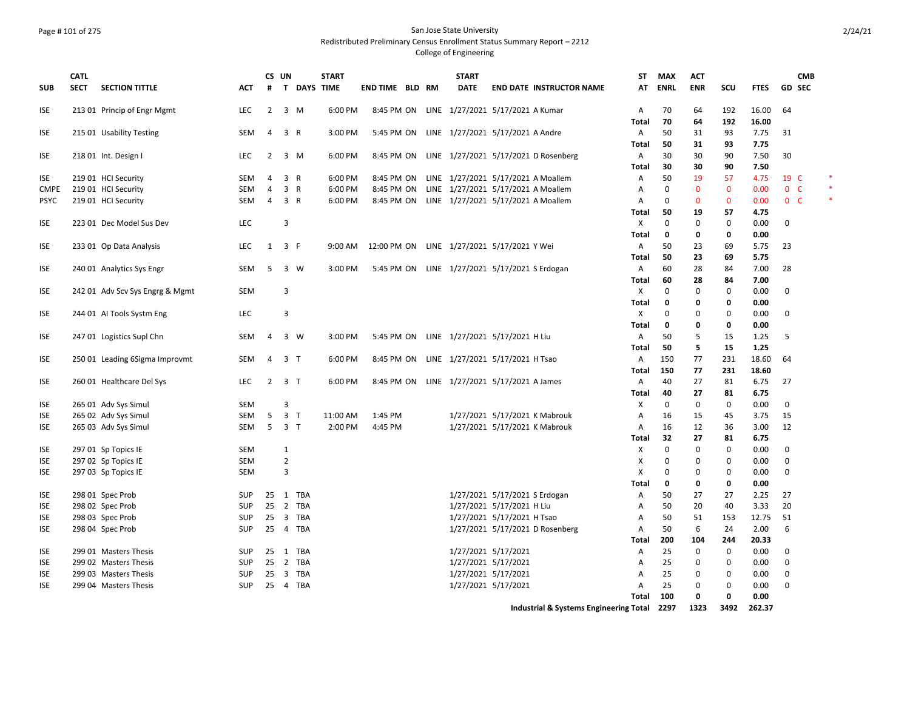San Jose State University
Redistributed Preliminary Census Enrollment Status Summary Report – 2212
College of Engineering

| SUB | CATL SECT | SECTION TITTLE | ACT | CS # | UN T | DAYS | START TIME | END TIME | BLD | RM | START DATE | END DATE | INSTRUCTOR NAME | ST AT | MAX ENRL | ACT ENR | SCU | FTES | GD | CMB SEC |  |
|---|---|---|---|---|---|---|---|---|---|---|---|---|---|---|---|---|---|---|---|---|---|
| ISE | 213 01 | Princip of Engr Mgmt | LEC | 2 | 3 | M | 6:00 PM | 8:45 PM | ON | LINE | 1/27/2021 | 5/17/2021 | A Kumar | A | 70 | 64 | 192 | 16.00 | 64 |  |  |
|  |  |  |  |  |  |  |  |  |  |  |  |  |  | **Total** | **70** | **64** | **192** | **16.00** |  |  |  |
| ISE | 215 01 | Usability Testing | SEM | 4 | 3 | R | 3:00 PM | 5:45 PM | ON | LINE | 1/27/2021 | 5/17/2021 | A Andre | A | 50 | 31 | 93 | 7.75 | 31 |  |  |
|  |  |  |  |  |  |  |  |  |  |  |  |  |  | **Total** | **50** | **31** | **93** | **7.75** |  |  |  |
| ISE | 218 01 | Int. Design I | LEC | 2 | 3 | M | 6:00 PM | 8:45 PM | ON | LINE | 1/27/2021 | 5/17/2021 | D Rosenberg | A | 30 | 30 | 90 | 7.50 | 30 |  |  |
|  |  |  |  |  |  |  |  |  |  |  |  |  |  | **Total** | **30** | **30** | **90** | **7.50** |  |  |  |
| ISE | 219 01 | HCI Security | SEM | 4 | 3 | R | 6:00 PM | 8:45 PM | ON | LINE | 1/27/2021 | 5/17/2021 | A Moallem | A | 50 | 19 | 57 | 4.75 | 19 | C | * |
| CMPE | 219 01 | HCI Security | SEM | 4 | 3 | R | 6:00 PM | 8:45 PM | ON | LINE | 1/27/2021 | 5/17/2021 | A Moallem | A | 0 | 0 | 0 | 0.00 | 0 | C | * |
| PSYC | 219 01 | HCI Security | SEM | 4 | 3 | R | 6:00 PM | 8:45 PM | ON | LINE | 1/27/2021 | 5/17/2021 | A Moallem | A | 0 | 0 | 0 | 0.00 | 0 | C | * |
|  |  |  |  |  |  |  |  |  |  |  |  |  |  | **Total** | **50** | **19** | **57** | **4.75** |  |  |  |
| ISE | 223 01 | Dec Model Sus Dev | LEC |  | 3 |  |  |  |  |  |  |  |  | X | 0 | 0 | 0 | 0.00 | 0 |  |  |
|  |  |  |  |  |  |  |  |  |  |  |  |  |  | **Total** | **0** | **0** | **0** | **0.00** |  |  |  |
| ISE | 233 01 | Op Data Analysis | LEC | 1 | 3 | F | 9:00 AM | 12:00 PM | ON | LINE | 1/27/2021 | 5/17/2021 | Y Wei | A | 50 | 23 | 69 | 5.75 | 23 |  |  |
|  |  |  |  |  |  |  |  |  |  |  |  |  |  | **Total** | **50** | **23** | **69** | **5.75** |  |  |  |
| ISE | 240 01 | Analytics Sys Engr | SEM | 5 | 3 | W | 3:00 PM | 5:45 PM | ON | LINE | 1/27/2021 | 5/17/2021 | S Erdogan | A | 60 | 28 | 84 | 7.00 | 28 |  |  |
|  |  |  |  |  |  |  |  |  |  |  |  |  |  | **Total** | **60** | **28** | **84** | **7.00** |  |  |  |
| ISE | 242 01 | Adv Scv Sys Engrg & Mgmt | SEM |  | 3 |  |  |  |  |  |  |  |  | X | 0 | 0 | 0 | 0.00 | 0 |  |  |
|  |  |  |  |  |  |  |  |  |  |  |  |  |  | **Total** | **0** | **0** | **0** | **0.00** |  |  |  |
| ISE | 244 01 | AI Tools Systm Eng | LEC |  | 3 |  |  |  |  |  |  |  |  | X | 0 | 0 | 0 | 0.00 | 0 |  |  |
|  |  |  |  |  |  |  |  |  |  |  |  |  |  | **Total** | **0** | **0** | **0** | **0.00** |  |  |  |
| ISE | 247 01 | Logistics Supl Chn | SEM | 4 | 3 | W | 3:00 PM | 5:45 PM | ON | LINE | 1/27/2021 | 5/17/2021 | H Liu | A | 50 | 5 | 15 | 1.25 | 5 |  |  |
|  |  |  |  |  |  |  |  |  |  |  |  |  |  | **Total** | **50** | **5** | **15** | **1.25** |  |  |  |
| ISE | 250 01 | Leading 6Sigma Improvmt | SEM | 4 | 3 | T | 6:00 PM | 8:45 PM | ON | LINE | 1/27/2021 | 5/17/2021 | H Tsao | A | 150 | 77 | 231 | 18.60 | 64 |  |  |
|  |  |  |  |  |  |  |  |  |  |  |  |  |  | **Total** | **150** | **77** | **231** | **18.60** |  |  |  |
| ISE | 260 01 | Healthcare Del Sys | LEC | 2 | 3 | T | 6:00 PM | 8:45 PM | ON | LINE | 1/27/2021 | 5/17/2021 | A James | A | 40 | 27 | 81 | 6.75 | 27 |  |  |
|  |  |  |  |  |  |  |  |  |  |  |  |  |  | **Total** | **40** | **27** | **81** | **6.75** |  |  |  |
| ISE | 265 01 | Adv Sys Simul | SEM |  | 3 |  |  |  |  |  |  |  |  | X | 0 | 0 | 0 | 0.00 | 0 |  |  |
| ISE | 265 02 | Adv Sys Simul | SEM | 5 | 3 | T | 11:00 AM | 1:45 PM |  |  | 1/27/2021 | 5/17/2021 | K Mabrouk | A | 16 | 15 | 45 | 3.75 | 15 |  |  |
| ISE | 265 03 | Adv Sys Simul | SEM | 5 | 3 | T | 2:00 PM | 4:45 PM |  |  | 1/27/2021 | 5/17/2021 | K Mabrouk | A | 16 | 12 | 36 | 3.00 | 12 |  |  |
|  |  |  |  |  |  |  |  |  |  |  |  |  |  | **Total** | **32** | **27** | **81** | **6.75** |  |  |  |
| ISE | 297 01 | Sp Topics IE | SEM |  | 1 |  |  |  |  |  |  |  |  | X | 0 | 0 | 0 | 0.00 | 0 |  |  |
| ISE | 297 02 | Sp Topics IE | SEM |  | 2 |  |  |  |  |  |  |  |  | X | 0 | 0 | 0 | 0.00 | 0 |  |  |
| ISE | 297 03 | Sp Topics IE | SEM |  | 3 |  |  |  |  |  |  |  |  | X | 0 | 0 | 0 | 0.00 | 0 |  |  |
|  |  |  |  |  |  |  |  |  |  |  |  |  |  | **Total** | **0** | **0** | **0** | **0.00** |  |  |  |
| ISE | 298 01 | Spec Prob | SUP | 25 | 1 | TBA |  |  |  |  | 1/27/2021 | 5/17/2021 | S Erdogan | A | 50 | 27 | 27 | 2.25 | 27 |  |  |
| ISE | 298 02 | Spec Prob | SUP | 25 | 2 | TBA |  |  |  |  | 1/27/2021 | 5/17/2021 | H Liu | A | 50 | 20 | 40 | 3.33 | 20 |  |  |
| ISE | 298 03 | Spec Prob | SUP | 25 | 3 | TBA |  |  |  |  | 1/27/2021 | 5/17/2021 | H Tsao | A | 50 | 51 | 153 | 12.75 | 51 |  |  |
| ISE | 298 04 | Spec Prob | SUP | 25 | 4 | TBA |  |  |  |  | 1/27/2021 | 5/17/2021 | D Rosenberg | A | 50 | 6 | 24 | 2.00 | 6 |  |  |
|  |  |  |  |  |  |  |  |  |  |  |  |  |  | **Total** | **200** | **104** | **244** | **20.33** |  |  |  |
| ISE | 299 01 | Masters Thesis | SUP | 25 | 1 | TBA |  |  |  |  | 1/27/2021 | 5/17/2021 |  | A | 25 | 0 | 0 | 0.00 | 0 |  |  |
| ISE | 299 02 | Masters Thesis | SUP | 25 | 2 | TBA |  |  |  |  | 1/27/2021 | 5/17/2021 |  | A | 25 | 0 | 0 | 0.00 | 0 |  |  |
| ISE | 299 03 | Masters Thesis | SUP | 25 | 3 | TBA |  |  |  |  | 1/27/2021 | 5/17/2021 |  | A | 25 | 0 | 0 | 0.00 | 0 |  |  |
| ISE | 299 04 | Masters Thesis | SUP | 25 | 4 | TBA |  |  |  |  | 1/27/2021 | 5/17/2021 |  | A | 25 | 0 | 0 | 0.00 | 0 |  |  |
|  |  |  |  |  |  |  |  |  |  |  |  |  |  | **Total** | **100** | **0** | **0** | **0.00** |  |  |  |
|  |  |  |  |  |  |  |  |  |  |  |  |  | **Industrial & Systems Engineering Total** |  | **2297** | **1323** | **3492** | **262.37** |  |  |  |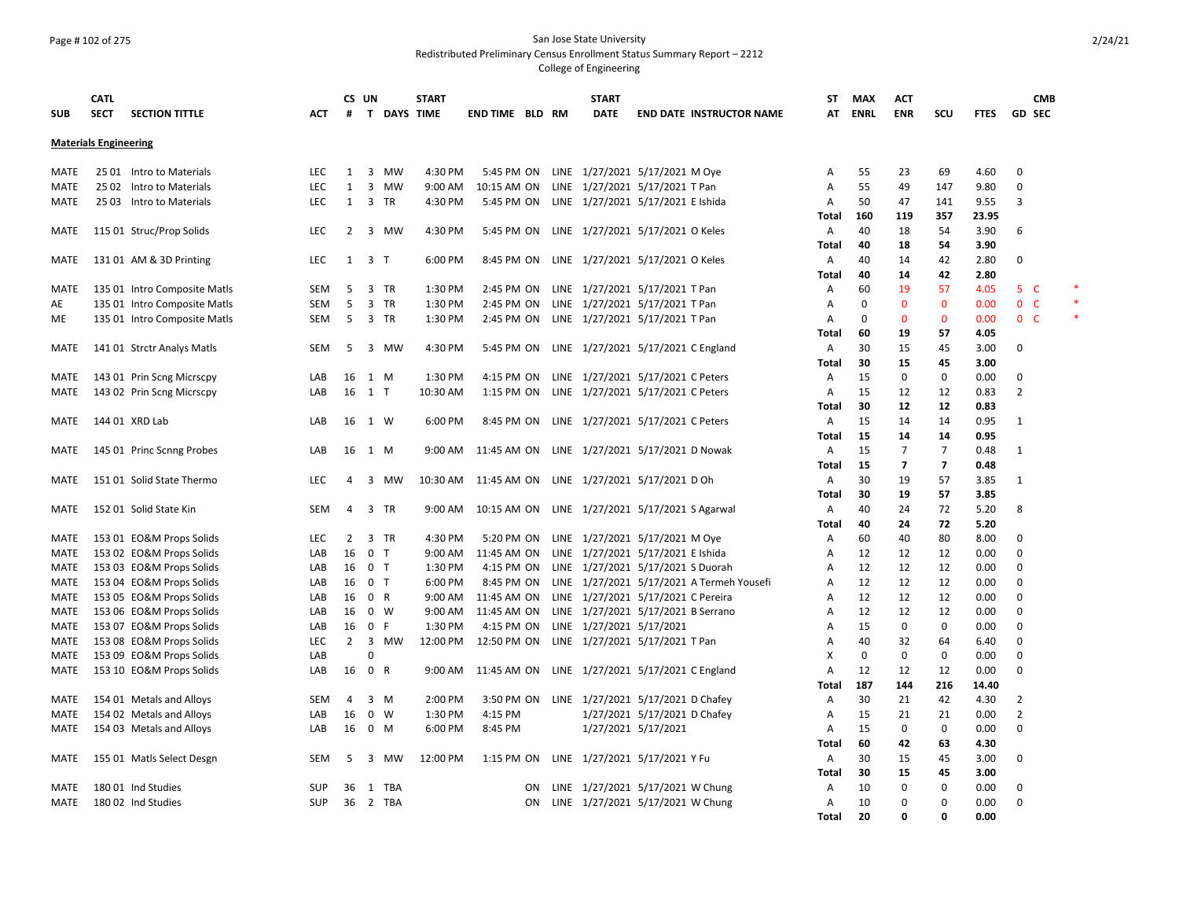San Jose State University
Redistributed Preliminary Census Enrollment Status Summary Report – 2212
College of Engineering

| SUB | CATL SECT | SECTION TITTLE | ACT | CS # | UN T | DAYS | START TIME | END TIME | BLD | RM | START DATE | END DATE | INSTRUCTOR NAME | ST AT | MAX ENRL | ACT ENR | SCU | FTES | GD | CMB SEC | |
|---|---|---|---|---|---|---|---|---|---|---|---|---|---|---|---|---|---|---|---|---|---|
| **Materials Engineering** | | | | | | | | | | | | | | | | | | | | | |
| MATE | 25 01 | Intro to Materials | LEC | 1 | 3 | MW | 4:30 PM | 5:45 PM | ON | LINE | 1/27/2021 | 5/17/2021 | M Oye | A | 55 | 23 | 69 | 4.60 | 0 | | |
| MATE | 25 02 | Intro to Materials | LEC | 1 | 3 | MW | 9:00 AM | 10:15 AM | ON | LINE | 1/27/2021 | 5/17/2021 | T Pan | A | 55 | 49 | 147 | 9.80 | 0 | | |
| MATE | 25 03 | Intro to Materials | LEC | 1 | 3 | TR | 4:30 PM | 5:45 PM | ON | LINE | 1/27/2021 | 5/17/2021 | E Ishida | A | 50 | 47 | 141 | 9.55 | 3 | | |
| | | | | | | | | | | | | | | **Total** | **160** | **119** | **357** | **23.95** | | | |
| MATE | 115 01 | Struc/Prop Solids | LEC | 2 | 3 | MW | 4:30 PM | 5:45 PM | ON | LINE | 1/27/2021 | 5/17/2021 | O Keles | A | 40 | 18 | 54 | 3.90 | 6 | | |
| | | | | | | | | | | | | | | **Total** | **40** | **18** | **54** | **3.90** | | | |
| MATE | 131 01 | AM & 3D Printing | LEC | 1 | 3 | T | 6:00 PM | 8:45 PM | ON | LINE | 1/27/2021 | 5/17/2021 | O Keles | A | 40 | 14 | 42 | 2.80 | 0 | | |
| | | | | | | | | | | | | | | **Total** | **40** | **14** | **42** | **2.80** | | | |
| MATE | 135 01 | Intro Composite Matls | SEM | 5 | 3 | TR | 1:30 PM | 2:45 PM | ON | LINE | 1/27/2021 | 5/17/2021 | T Pan | A | 60 | 19 | 57 | 4.05 | 5 | C | * |
| AE | 135 01 | Intro Composite Matls | SEM | 5 | 3 | TR | 1:30 PM | 2:45 PM | ON | LINE | 1/27/2021 | 5/17/2021 | T Pan | A | 0 | 0 | 0 | 0.00 | 0 | C | * |
| ME | 135 01 | Intro Composite Matls | SEM | 5 | 3 | TR | 1:30 PM | 2:45 PM | ON | LINE | 1/27/2021 | 5/17/2021 | T Pan | A | 0 | 0 | 0 | 0.00 | 0 | C | * |
| | | | | | | | | | | | | | | **Total** | **60** | **19** | **57** | **4.05** | | | |
| MATE | 141 01 | Strctr Analys Matls | SEM | 5 | 3 | MW | 4:30 PM | 5:45 PM | ON | LINE | 1/27/2021 | 5/17/2021 | C England | A | 30 | 15 | 45 | 3.00 | 0 | | |
| | | | | | | | | | | | | | | **Total** | **30** | **15** | **45** | **3.00** | | | |
| MATE | 143 01 | Prin Scng Micrscpy | LAB | 16 | 1 | M | 1:30 PM | 4:15 PM | ON | LINE | 1/27/2021 | 5/17/2021 | C Peters | A | 15 | 0 | 0 | 0.00 | 0 | | |
| MATE | 143 02 | Prin Scng Micrscpy | LAB | 16 | 1 | T | 10:30 AM | 1:15 PM | ON | LINE | 1/27/2021 | 5/17/2021 | C Peters | A | 15 | 12 | 12 | 0.83 | 2 | | |
| | | | | | | | | | | | | | | **Total** | **30** | **12** | **12** | **0.83** | | | |
| MATE | 144 01 | XRD Lab | LAB | 16 | 1 | W | 6:00 PM | 8:45 PM | ON | LINE | 1/27/2021 | 5/17/2021 | C Peters | A | 15 | 14 | 14 | 0.95 | 1 | | |
| | | | | | | | | | | | | | | **Total** | **15** | **14** | **14** | **0.95** | | | |
| MATE | 145 01 | Princ Scnng Probes | LAB | 16 | 1 | M | 9:00 AM | 11:45 AM | ON | LINE | 1/27/2021 | 5/17/2021 | D Nowak | A | 15 | 7 | 7 | 0.48 | 1 | | |
| | | | | | | | | | | | | | | **Total** | **15** | **7** | **7** | **0.48** | | | |
| MATE | 151 01 | Solid State Thermo | LEC | 4 | 3 | MW | 10:30 AM | 11:45 AM | ON | LINE | 1/27/2021 | 5/17/2021 | D Oh | A | 30 | 19 | 57 | 3.85 | 1 | | |
| | | | | | | | | | | | | | | **Total** | **30** | **19** | **57** | **3.85** | | | |
| MATE | 152 01 | Solid State Kin | SEM | 4 | 3 | TR | 9:00 AM | 10:15 AM | ON | LINE | 1/27/2021 | 5/17/2021 | S Agarwal | A | 40 | 24 | 72 | 5.20 | 8 | | |
| | | | | | | | | | | | | | | **Total** | **40** | **24** | **72** | **5.20** | | | |
| MATE | 153 01 | EO&M Props Solids | LEC | 2 | 3 | TR | 4:30 PM | 5:20 PM | ON | LINE | 1/27/2021 | 5/17/2021 | M Oye | A | 60 | 40 | 80 | 8.00 | 0 | | |
| MATE | 153 02 | EO&M Props Solids | LAB | 16 | 0 | T | 9:00 AM | 11:45 AM | ON | LINE | 1/27/2021 | 5/17/2021 | E Ishida | A | 12 | 12 | 12 | 0.00 | 0 | | |
| MATE | 153 03 | EO&M Props Solids | LAB | 16 | 0 | T | 1:30 PM | 4:15 PM | ON | LINE | 1/27/2021 | 5/17/2021 | S Duorah | A | 12 | 12 | 12 | 0.00 | 0 | | |
| MATE | 153 04 | EO&M Props Solids | LAB | 16 | 0 | T | 6:00 PM | 8:45 PM | ON | LINE | 1/27/2021 | 5/17/2021 | A Termeh Yousefi | A | 12 | 12 | 12 | 0.00 | 0 | | |
| MATE | 153 05 | EO&M Props Solids | LAB | 16 | 0 | R | 9:00 AM | 11:45 AM | ON | LINE | 1/27/2021 | 5/17/2021 | C Pereira | A | 12 | 12 | 12 | 0.00 | 0 | | |
| MATE | 153 06 | EO&M Props Solids | LAB | 16 | 0 | W | 9:00 AM | 11:45 AM | ON | LINE | 1/27/2021 | 5/17/2021 | B Serrano | A | 12 | 12 | 12 | 0.00 | 0 | | |
| MATE | 153 07 | EO&M Props Solids | LAB | 16 | 0 | F | 1:30 PM | 4:15 PM | ON | LINE | 1/27/2021 | 5/17/2021 | | A | 15 | 0 | 0 | 0.00 | 0 | | |
| MATE | 153 08 | EO&M Props Solids | LEC | 2 | 3 | MW | 12:00 PM | 12:50 PM | ON | LINE | 1/27/2021 | 5/17/2021 | T Pan | A | 40 | 32 | 64 | 6.40 | 0 | | |
| MATE | 153 09 | EO&M Props Solids | LAB | | 0 | | | | | | | | | X | 0 | 0 | 0 | 0.00 | 0 | | |
| MATE | 153 10 | EO&M Props Solids | LAB | 16 | 0 | R | 9:00 AM | 11:45 AM | ON | LINE | 1/27/2021 | 5/17/2021 | C England | A | 12 | 12 | 12 | 0.00 | 0 | | |
| | | | | | | | | | | | | | | **Total** | **187** | **144** | **216** | **14.40** | | | |
| MATE | 154 01 | Metals and Alloys | SEM | 4 | 3 | M | 2:00 PM | 3:50 PM | ON | LINE | 1/27/2021 | 5/17/2021 | D Chafey | A | 30 | 21 | 42 | 4.30 | 2 | | |
| MATE | 154 02 | Metals and Alloys | LAB | 16 | 0 | W | 1:30 PM | 4:15 PM | | | 1/27/2021 | 5/17/2021 | D Chafey | A | 15 | 21 | 21 | 0.00 | 2 | | |
| MATE | 154 03 | Metals and Alloys | LAB | 16 | 0 | M | 6:00 PM | 8:45 PM | | | 1/27/2021 | 5/17/2021 | | A | 15 | 0 | 0 | 0.00 | 0 | | |
| | | | | | | | | | | | | | | **Total** | **60** | **42** | **63** | **4.30** | | | |
| MATE | 155 01 | Matls Select Desgn | SEM | 5 | 3 | MW | 12:00 PM | 1:15 PM | ON | LINE | 1/27/2021 | 5/17/2021 | Y Fu | A | 30 | 15 | 45 | 3.00 | 0 | | |
| | | | | | | | | | | | | | | **Total** | **30** | **15** | **45** | **3.00** | | | |
| MATE | 180 01 | Ind Studies | SUP | 36 | 1 | TBA | | | ON | LINE | 1/27/2021 | 5/17/2021 | W Chung | A | 10 | 0 | 0 | 0.00 | 0 | | |
| MATE | 180 02 | Ind Studies | SUP | 36 | 2 | TBA | | | ON | LINE | 1/27/2021 | 5/17/2021 | W Chung | A | 10 | 0 | 0 | 0.00 | 0 | | |
| | | | | | | | | | | | | | | **Total** | **20** | **0** | **0** | **0.00** | | | |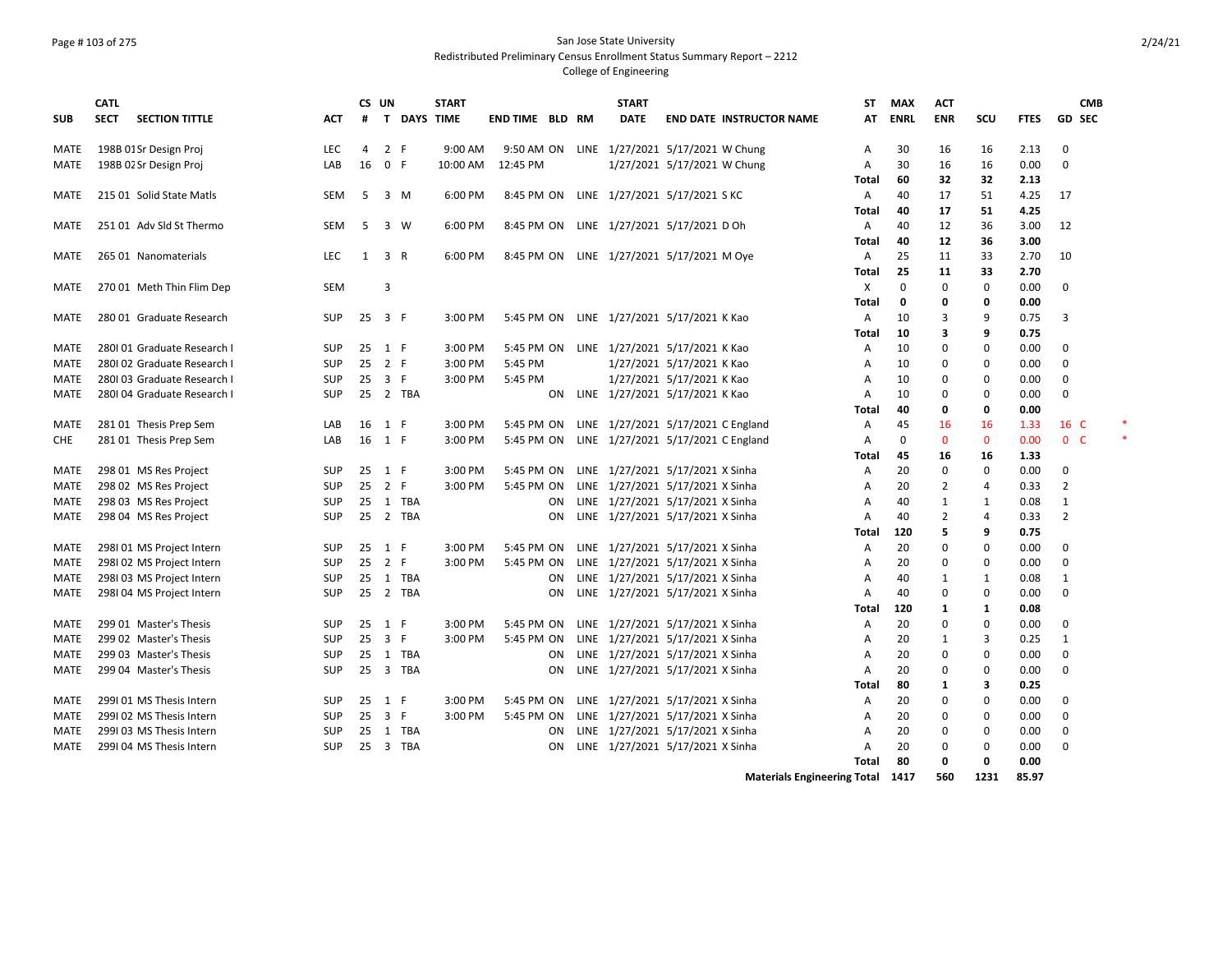San Jose State University
Redistributed Preliminary Census Enrollment Status Summary Report – 2212
College of Engineering

| SUB | CATL SECT | SECTION TITTLE | ACT | CS # | UN T | DAYS | START TIME | END TIME | BLD | RM | START DATE | END DATE | INSTRUCTOR NAME | ST AT | MAX ENRL | ACT ENR | SCU | FTES | GD | CMB SEC |
|---|---|---|---|---|---|---|---|---|---|---|---|---|---|---|---|---|---|---|---|---|
| MATE | 198B 01 | Sr Design Proj | LEC | 4 | 2 | F | 9:00 AM | 9:50 AM | ON | LINE | 1/27/2021 | 5/17/2021 | W Chung | A | 30 | 16 | 16 | 2.13 | 0 | |
| MATE | 198B 02 | Sr Design Proj | LAB | 16 | 0 | F | 10:00 AM | 12:45 PM | | | 1/27/2021 | 5/17/2021 | W Chung | A | 30 | 16 | 16 | 0.00 | 0 | |
| | | | | | | | | | | | | | | **Total** | **60** | **32** | **32** | **2.13** | | |
| MATE | 215 01 | Solid State Matls | SEM | 5 | 3 | M | 6:00 PM | 8:45 PM | ON | LINE | 1/27/2021 | 5/17/2021 | S KC | A | 40 | 17 | 51 | 4.25 | 17 | |
| | | | | | | | | | | | | | | **Total** | **40** | **17** | **51** | **4.25** | | |
| MATE | 251 01 | Adv Sld St Thermo | SEM | 5 | 3 | W | 6:00 PM | 8:45 PM | ON | LINE | 1/27/2021 | 5/17/2021 | D Oh | A | 40 | 12 | 36 | 3.00 | 12 | |
| | | | | | | | | | | | | | | **Total** | **40** | **12** | **36** | **3.00** | | |
| MATE | 265 01 | Nanomaterials | LEC | 1 | 3 | R | 6:00 PM | 8:45 PM | ON | LINE | 1/27/2021 | 5/17/2021 | M Oye | A | 25 | 11 | 33 | 2.70 | 10 | |
| | | | | | | | | | | | | | | **Total** | **25** | **11** | **33** | **2.70** | | |
| MATE | 270 01 | Meth Thin Flim Dep | SEM | | 3 | | | | | | | | | X | 0 | 0 | 0 | 0.00 | 0 | |
| | | | | | | | | | | | | | | **Total** | **0** | **0** | **0** | **0.00** | | |
| MATE | 280 01 | Graduate Research | SUP | 25 | 3 | F | 3:00 PM | 5:45 PM | ON | LINE | 1/27/2021 | 5/17/2021 | K Kao | A | 10 | 3 | 9 | 0.75 | 3 | |
| | | | | | | | | | | | | | | **Total** | **10** | **3** | **9** | **0.75** | | |
| MATE | 280I 01 | Graduate Research I | SUP | 25 | 1 | F | 3:00 PM | 5:45 PM | ON | LINE | 1/27/2021 | 5/17/2021 | K Kao | A | 10 | 0 | 0 | 0.00 | 0 | |
| MATE | 280I 02 | Graduate Research I | SUP | 25 | 2 | F | 3:00 PM | 5:45 PM | | | 1/27/2021 | 5/17/2021 | K Kao | A | 10 | 0 | 0 | 0.00 | 0 | |
| MATE | 280I 03 | Graduate Research I | SUP | 25 | 3 | F | 3:00 PM | 5:45 PM | | | 1/27/2021 | 5/17/2021 | K Kao | A | 10 | 0 | 0 | 0.00 | 0 | |
| MATE | 280I 04 | Graduate Research I | SUP | 25 | 2 | TBA | | | ON | LINE | 1/27/2021 | 5/17/2021 | K Kao | A | 10 | 0 | 0 | 0.00 | 0 | |
| | | | | | | | | | | | | | | **Total** | **40** | **0** | **0** | **0.00** | | |
| MATE | 281 01 | Thesis Prep Sem | LAB | 16 | 1 | F | 3:00 PM | 5:45 PM | ON | LINE | 1/27/2021 | 5/17/2021 | C England | A | 45 | 16 | 16 | 1.33 | 16 | C * |
| CHE | 281 01 | Thesis Prep Sem | LAB | 16 | 1 | F | 3:00 PM | 5:45 PM | ON | LINE | 1/27/2021 | 5/17/2021 | C England | A | 0 | 0 | 0 | 0.00 | 0 | C * |
| | | | | | | | | | | | | | | **Total** | **45** | **16** | **16** | **1.33** | | |
| MATE | 298 01 | MS Res Project | SUP | 25 | 1 | F | 3:00 PM | 5:45 PM | ON | LINE | 1/27/2021 | 5/17/2021 | X Sinha | A | 20 | 0 | 0 | 0.00 | 0 | |
| MATE | 298 02 | MS Res Project | SUP | 25 | 2 | F | 3:00 PM | 5:45 PM | ON | LINE | 1/27/2021 | 5/17/2021 | X Sinha | A | 20 | 2 | 4 | 0.33 | 2 | |
| MATE | 298 03 | MS Res Project | SUP | 25 | 1 | TBA | | | ON | LINE | 1/27/2021 | 5/17/2021 | X Sinha | A | 40 | 1 | 1 | 0.08 | 1 | |
| MATE | 298 04 | MS Res Project | SUP | 25 | 2 | TBA | | | ON | LINE | 1/27/2021 | 5/17/2021 | X Sinha | A | 40 | 2 | 4 | 0.33 | 2 | |
| | | | | | | | | | | | | | | **Total** | **120** | **5** | **9** | **0.75** | | |
| MATE | 298I 01 | MS Project Intern | SUP | 25 | 1 | F | 3:00 PM | 5:45 PM | ON | LINE | 1/27/2021 | 5/17/2021 | X Sinha | A | 20 | 0 | 0 | 0.00 | 0 | |
| MATE | 298I 02 | MS Project Intern | SUP | 25 | 2 | F | 3:00 PM | 5:45 PM | ON | LINE | 1/27/2021 | 5/17/2021 | X Sinha | A | 20 | 0 | 0 | 0.00 | 0 | |
| MATE | 298I 03 | MS Project Intern | SUP | 25 | 1 | TBA | | | ON | LINE | 1/27/2021 | 5/17/2021 | X Sinha | A | 40 | 1 | 1 | 0.08 | 1 | |
| MATE | 298I 04 | MS Project Intern | SUP | 25 | 2 | TBA | | | ON | LINE | 1/27/2021 | 5/17/2021 | X Sinha | A | 40 | 0 | 0 | 0.00 | 0 | |
| | | | | | | | | | | | | | | **Total** | **120** | **1** | **1** | **0.08** | | |
| MATE | 299 01 | Master's Thesis | SUP | 25 | 1 | F | 3:00 PM | 5:45 PM | ON | LINE | 1/27/2021 | 5/17/2021 | X Sinha | A | 20 | 0 | 0 | 0.00 | 0 | |
| MATE | 299 02 | Master's Thesis | SUP | 25 | 3 | F | 3:00 PM | 5:45 PM | ON | LINE | 1/27/2021 | 5/17/2021 | X Sinha | A | 20 | 1 | 3 | 0.25 | 1 | |
| MATE | 299 03 | Master's Thesis | SUP | 25 | 1 | TBA | | | ON | LINE | 1/27/2021 | 5/17/2021 | X Sinha | A | 20 | 0 | 0 | 0.00 | 0 | |
| MATE | 299 04 | Master's Thesis | SUP | 25 | 3 | TBA | | | ON | LINE | 1/27/2021 | 5/17/2021 | X Sinha | A | 20 | 0 | 0 | 0.00 | 0 | |
| | | | | | | | | | | | | | | **Total** | **80** | **1** | **3** | **0.25** | | |
| MATE | 299I 01 | MS Thesis Intern | SUP | 25 | 1 | F | 3:00 PM | 5:45 PM | ON | LINE | 1/27/2021 | 5/17/2021 | X Sinha | A | 20 | 0 | 0 | 0.00 | 0 | |
| MATE | 299I 02 | MS Thesis Intern | SUP | 25 | 3 | F | 3:00 PM | 5:45 PM | ON | LINE | 1/27/2021 | 5/17/2021 | X Sinha | A | 20 | 0 | 0 | 0.00 | 0 | |
| MATE | 299I 03 | MS Thesis Intern | SUP | 25 | 1 | TBA | | | ON | LINE | 1/27/2021 | 5/17/2021 | X Sinha | A | 20 | 0 | 0 | 0.00 | 0 | |
| MATE | 299I 04 | MS Thesis Intern | SUP | 25 | 3 | TBA | | | ON | LINE | 1/27/2021 | 5/17/2021 | X Sinha | A | 20 | 0 | 0 | 0.00 | 0 | |
| | | | | | | | | | | | | | | **Total** | **80** | **0** | **0** | **0.00** | | |
| | | | | | | | | | | | | | **Materials Engineering Total** | | **1417** | **560** | **1231** | **85.97** | | |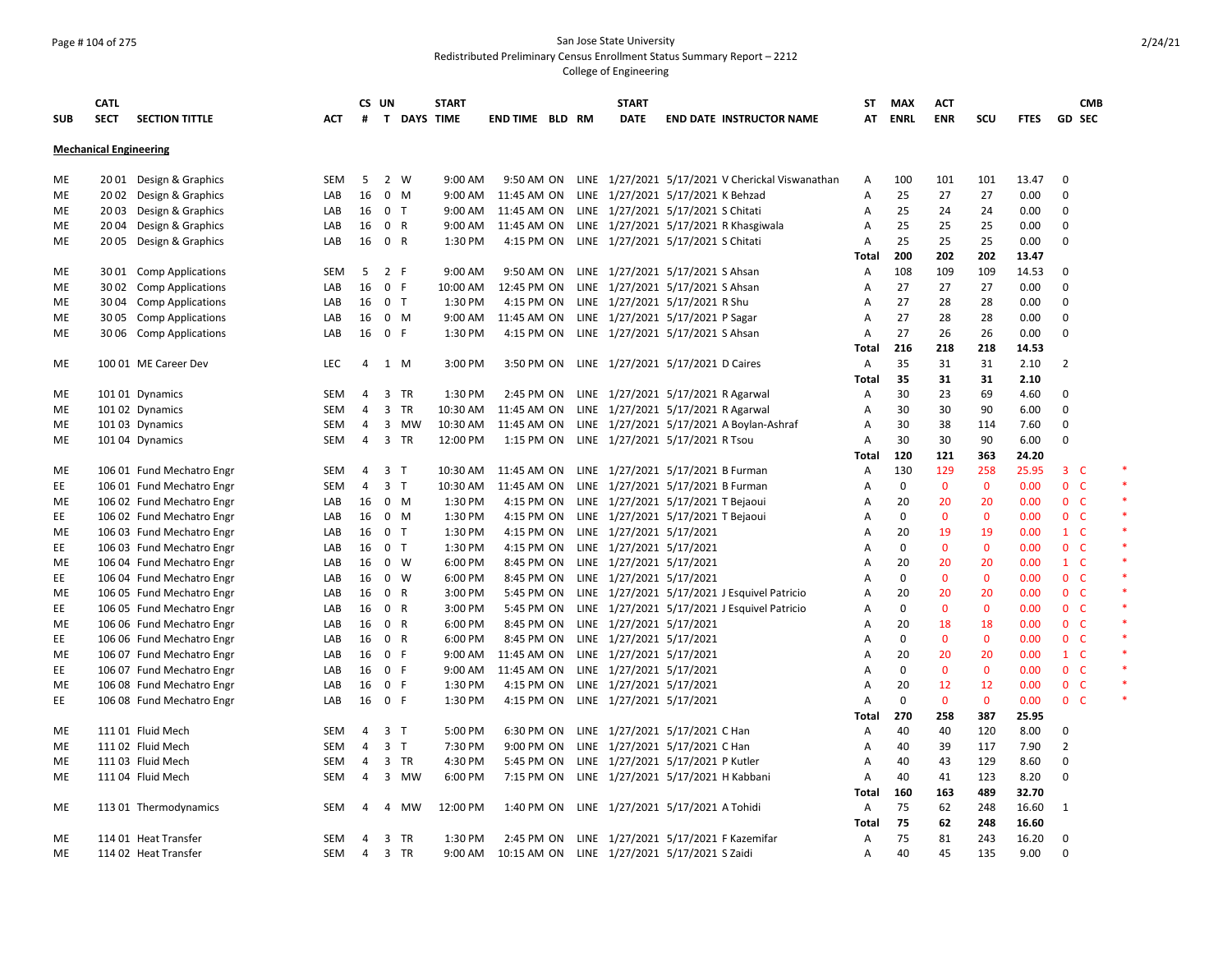San Jose State University
Redistributed Preliminary Census Enrollment Status Summary Report – 2212
College of Engineering

## Mechanical Engineering

| SUB | CATL SECT | SECTION TITTLE | ACT | CS # | UN T | DAYS | START TIME | END TIME | BLD | RM | START DATE | END DATE | INSTRUCTOR NAME | ST AT | MAX ENRL | ACT ENR | SCU | FTES | GD | CMB SEC | |
|---|---|---|---|---|---|---|---|---|---|---|---|---|---|---|---|---|---|---|---|---|---|
| ME | 20 01 | Design & Graphics | SEM | 5 | 2 | W | 9:00 AM | 9:50 AM | ON | LINE | 1/27/2021 | 5/17/2021 | V Cherickal Viswanathan | A | 100 | 101 | 101 | 13.47 | 0 | | |
| ME | 20 02 | Design & Graphics | LAB | 16 | 0 | M | 9:00 AM | 11:45 AM | ON | LINE | 1/27/2021 | 5/17/2021 | K Behzad | A | 25 | 27 | 27 | 0.00 | 0 | | |
| ME | 20 03 | Design & Graphics | LAB | 16 | 0 | T | 9:00 AM | 11:45 AM | ON | LINE | 1/27/2021 | 5/17/2021 | S Chitati | A | 25 | 24 | 24 | 0.00 | 0 | | |
| ME | 20 04 | Design & Graphics | LAB | 16 | 0 | R | 9:00 AM | 11:45 AM | ON | LINE | 1/27/2021 | 5/17/2021 | R Khasgiwala | A | 25 | 25 | 25 | 0.00 | 0 | | |
| ME | 20 05 | Design & Graphics | LAB | 16 | 0 | R | 1:30 PM | 4:15 PM | ON | LINE | 1/27/2021 | 5/17/2021 | S Chitati | A | 25 | 25 | 25 | 0.00 | 0 | | |
| | | | | | | | | | | | | | | **Total** | **200** | **202** | **202** | **13.47** | | | |
| ME | 30 01 | Comp Applications | SEM | 5 | 2 | F | 9:00 AM | 9:50 AM | ON | LINE | 1/27/2021 | 5/17/2021 | S Ahsan | A | 108 | 109 | 109 | 14.53 | 0 | | |
| ME | 30 02 | Comp Applications | LAB | 16 | 0 | F | 10:00 AM | 12:45 PM | ON | LINE | 1/27/2021 | 5/17/2021 | S Ahsan | A | 27 | 27 | 27 | 0.00 | 0 | | |
| ME | 30 04 | Comp Applications | LAB | 16 | 0 | T | 1:30 PM | 4:15 PM | ON | LINE | 1/27/2021 | 5/17/2021 | R Shu | A | 27 | 28 | 28 | 0.00 | 0 | | |
| ME | 30 05 | Comp Applications | LAB | 16 | 0 | M | 9:00 AM | 11:45 AM | ON | LINE | 1/27/2021 | 5/17/2021 | P Sagar | A | 27 | 28 | 28 | 0.00 | 0 | | |
| ME | 30 06 | Comp Applications | LAB | 16 | 0 | F | 1:30 PM | 4:15 PM | ON | LINE | 1/27/2021 | 5/17/2021 | S Ahsan | A | 27 | 26 | 26 | 0.00 | 0 | | |
| | | | | | | | | | | | | | | **Total** | **216** | **218** | **218** | **14.53** | | | |
| ME | 100 01 | ME Career Dev | LEC | 4 | 1 | M | 3:00 PM | 3:50 PM | ON | LINE | 1/27/2021 | 5/17/2021 | D Caires | A | 35 | 31 | 31 | 2.10 | 2 | | |
| | | | | | | | | | | | | | | **Total** | **35** | **31** | **31** | **2.10** | | | |
| ME | 101 01 | Dynamics | SEM | 4 | 3 | TR | 1:30 PM | 2:45 PM | ON | LINE | 1/27/2021 | 5/17/2021 | R Agarwal | A | 30 | 23 | 69 | 4.60 | 0 | | |
| ME | 101 02 | Dynamics | SEM | 4 | 3 | TR | 10:30 AM | 11:45 AM | ON | LINE | 1/27/2021 | 5/17/2021 | R Agarwal | A | 30 | 30 | 90 | 6.00 | 0 | | |
| ME | 101 03 | Dynamics | SEM | 4 | 3 | MW | 10:30 AM | 11:45 AM | ON | LINE | 1/27/2021 | 5/17/2021 | A Boylan-Ashraf | A | 30 | 38 | 114 | 7.60 | 0 | | |
| ME | 101 04 | Dynamics | SEM | 4 | 3 | TR | 12:00 PM | 1:15 PM | ON | LINE | 1/27/2021 | 5/17/2021 | R Tsou | A | 30 | 30 | 90 | 6.00 | 0 | | |
| | | | | | | | | | | | | | | **Total** | **120** | **121** | **363** | **24.20** | | | |
| ME | 106 01 | Fund Mechatro Engr | SEM | 4 | 3 | T | 10:30 AM | 11:45 AM | ON | LINE | 1/27/2021 | 5/17/2021 | B Furman | A | 130 | 129 | 258 | 25.95 | 3 | C | * |
| EE | 106 01 | Fund Mechatro Engr | SEM | 4 | 3 | T | 10:30 AM | 11:45 AM | ON | LINE | 1/27/2021 | 5/17/2021 | B Furman | A | 0 | 0 | 0 | 0.00 | 0 | C | * |
| ME | 106 02 | Fund Mechatro Engr | LAB | 16 | 0 | M | 1:30 PM | 4:15 PM | ON | LINE | 1/27/2021 | 5/17/2021 | T Bejaoui | A | 20 | 20 | 20 | 0.00 | 0 | C | * |
| EE | 106 02 | Fund Mechatro Engr | LAB | 16 | 0 | M | 1:30 PM | 4:15 PM | ON | LINE | 1/27/2021 | 5/17/2021 | T Bejaoui | A | 0 | 0 | 0 | 0.00 | 0 | C | * |
| ME | 106 03 | Fund Mechatro Engr | LAB | 16 | 0 | T | 1:30 PM | 4:15 PM | ON | LINE | 1/27/2021 | 5/17/2021 | | A | 20 | 19 | 19 | 0.00 | 1 | C | * |
| EE | 106 03 | Fund Mechatro Engr | LAB | 16 | 0 | T | 1:30 PM | 4:15 PM | ON | LINE | 1/27/2021 | 5/17/2021 | | A | 0 | 0 | 0 | 0.00 | 0 | C | * |
| ME | 106 04 | Fund Mechatro Engr | LAB | 16 | 0 | W | 6:00 PM | 8:45 PM | ON | LINE | 1/27/2021 | 5/17/2021 | | A | 20 | 20 | 20 | 0.00 | 1 | C | * |
| EE | 106 04 | Fund Mechatro Engr | LAB | 16 | 0 | W | 6:00 PM | 8:45 PM | ON | LINE | 1/27/2021 | 5/17/2021 | | A | 0 | 0 | 0 | 0.00 | 0 | C | * |
| ME | 106 05 | Fund Mechatro Engr | LAB | 16 | 0 | R | 3:00 PM | 5:45 PM | ON | LINE | 1/27/2021 | 5/17/2021 | J Esquivel Patricio | A | 20 | 20 | 20 | 0.00 | 0 | C | * |
| EE | 106 05 | Fund Mechatro Engr | LAB | 16 | 0 | R | 3:00 PM | 5:45 PM | ON | LINE | 1/27/2021 | 5/17/2021 | J Esquivel Patricio | A | 0 | 0 | 0 | 0.00 | 0 | C | * |
| ME | 106 06 | Fund Mechatro Engr | LAB | 16 | 0 | R | 6:00 PM | 8:45 PM | ON | LINE | 1/27/2021 | 5/17/2021 | | A | 20 | 18 | 18 | 0.00 | 0 | C | * |
| EE | 106 06 | Fund Mechatro Engr | LAB | 16 | 0 | R | 6:00 PM | 8:45 PM | ON | LINE | 1/27/2021 | 5/17/2021 | | A | 0 | 0 | 0 | 0.00 | 0 | C | * |
| ME | 106 07 | Fund Mechatro Engr | LAB | 16 | 0 | F | 9:00 AM | 11:45 AM | ON | LINE | 1/27/2021 | 5/17/2021 | | A | 20 | 20 | 20 | 0.00 | 1 | C | * |
| EE | 106 07 | Fund Mechatro Engr | LAB | 16 | 0 | F | 9:00 AM | 11:45 AM | ON | LINE | 1/27/2021 | 5/17/2021 | | A | 0 | 0 | 0 | 0.00 | 0 | C | * |
| ME | 106 08 | Fund Mechatro Engr | LAB | 16 | 0 | F | 1:30 PM | 4:15 PM | ON | LINE | 1/27/2021 | 5/17/2021 | | A | 20 | 12 | 12 | 0.00 | 0 | C | * |
| EE | 106 08 | Fund Mechatro Engr | LAB | 16 | 0 | F | 1:30 PM | 4:15 PM | ON | LINE | 1/27/2021 | 5/17/2021 | | A | 0 | 0 | 0 | 0.00 | 0 | C | * |
| | | | | | | | | | | | | | | **Total** | **270** | **258** | **387** | **25.95** | | | |
| ME | 111 01 | Fluid Mech | SEM | 4 | 3 | T | 5:00 PM | 6:30 PM | ON | LINE | 1/27/2021 | 5/17/2021 | C Han | A | 40 | 40 | 120 | 8.00 | 0 | | |
| ME | 111 02 | Fluid Mech | SEM | 4 | 3 | T | 7:30 PM | 9:00 PM | ON | LINE | 1/27/2021 | 5/17/2021 | C Han | A | 40 | 39 | 117 | 7.90 | 2 | | |
| ME | 111 03 | Fluid Mech | SEM | 4 | 3 | TR | 4:30 PM | 5:45 PM | ON | LINE | 1/27/2021 | 5/17/2021 | P Kutler | A | 40 | 43 | 129 | 8.60 | 0 | | |
| ME | 111 04 | Fluid Mech | SEM | 4 | 3 | MW | 6:00 PM | 7:15 PM | ON | LINE | 1/27/2021 | 5/17/2021 | H Kabbani | A | 40 | 41 | 123 | 8.20 | 0 | | |
| | | | | | | | | | | | | | | **Total** | **160** | **163** | **489** | **32.70** | | | |
| ME | 113 01 | Thermodynamics | SEM | 4 | 4 | MW | 12:00 PM | 1:40 PM | ON | LINE | 1/27/2021 | 5/17/2021 | A Tohidi | A | 75 | 62 | 248 | 16.60 | 1 | | |
| | | | | | | | | | | | | | | **Total** | **75** | **62** | **248** | **16.60** | | | |
| ME | 114 01 | Heat Transfer | SEM | 4 | 3 | TR | 1:30 PM | 2:45 PM | ON | LINE | 1/27/2021 | 5/17/2021 | F Kazemifar | A | 75 | 81 | 243 | 16.20 | 0 | | |
| ME | 114 02 | Heat Transfer | SEM | 4 | 3 | TR | 9:00 AM | 10:15 AM | ON | LINE | 1/27/2021 | 5/17/2021 | S Zaidi | A | 40 | 45 | 135 | 9.00 | 0 | | |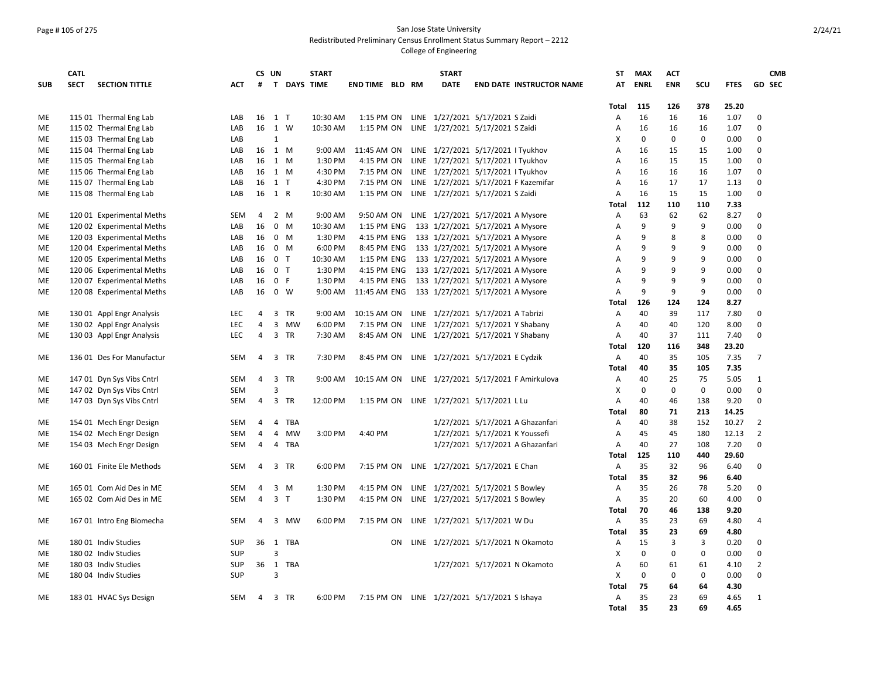San Jose State University
Redistributed Preliminary Census Enrollment Status Summary Report – 2212
College of Engineering

| SUB | CATL SECT | SECTION TITTLE | ACT | CS # | UN T | DAYS | START TIME | END TIME | BLD | RM | START DATE | END DATE | INSTRUCTOR NAME | ST AT | MAX ENRL | ACT ENR | SCU | FTES | GD | CMB SEC |
|---|---|---|---|---|---|---|---|---|---|---|---|---|---|---|---|---|---|---|---|---|
| | | | | | | | | | | | | | | Total | 115 | 126 | 378 | 25.20 | | |
| ME | 115 01 | Thermal Eng Lab | LAB | 16 | 1 | T | 10:30 AM | 1:15 PM | ON | LINE | 1/27/2021 | 5/17/2021 | S Zaidi | A | 16 | 16 | 16 | 1.07 | 0 | |
| ME | 115 02 | Thermal Eng Lab | LAB | 16 | 1 | W | 10:30 AM | 1:15 PM | ON | LINE | 1/27/2021 | 5/17/2021 | S Zaidi | A | 16 | 16 | 16 | 1.07 | 0 | |
| ME | 115 03 | Thermal Eng Lab | LAB | | 1 | | | | | | | | | X | 0 | 0 | 0 | 0.00 | 0 | |
| ME | 115 04 | Thermal Eng Lab | LAB | 16 | 1 | M | 9:00 AM | 11:45 AM | ON | LINE | 1/27/2021 | 5/17/2021 | I Tyukhov | A | 16 | 15 | 15 | 1.00 | 0 | |
| ME | 115 05 | Thermal Eng Lab | LAB | 16 | 1 | M | 1:30 PM | 4:15 PM | ON | LINE | 1/27/2021 | 5/17/2021 | I Tyukhov | A | 16 | 15 | 15 | 1.00 | 0 | |
| ME | 115 06 | Thermal Eng Lab | LAB | 16 | 1 | M | 4:30 PM | 7:15 PM | ON | LINE | 1/27/2021 | 5/17/2021 | I Tyukhov | A | 16 | 16 | 16 | 1.07 | 0 | |
| ME | 115 07 | Thermal Eng Lab | LAB | 16 | 1 | T | 4:30 PM | 7:15 PM | ON | LINE | 1/27/2021 | 5/17/2021 | F Kazemifar | A | 16 | 17 | 17 | 1.13 | 0 | |
| ME | 115 08 | Thermal Eng Lab | LAB | 16 | 1 | R | 10:30 AM | 1:15 PM | ON | LINE | 1/27/2021 | 5/17/2021 | S Zaidi | A | 16 | 15 | 15 | 1.00 | 0 | |
| | | | | | | | | | | | | | | Total | 112 | 110 | 110 | 7.33 | | |
| ME | 120 01 | Experimental Meths | SEM | 4 | 2 | M | 9:00 AM | 9:50 AM | ON | LINE | 1/27/2021 | 5/17/2021 | A Mysore | A | 63 | 62 | 62 | 8.27 | 0 | |
| ME | 120 02 | Experimental Meths | LAB | 16 | 0 | M | 10:30 AM | 1:15 PM | ENG | 133 | 1/27/2021 | 5/17/2021 | A Mysore | A | 9 | 9 | 9 | 0.00 | 0 | |
| ME | 120 03 | Experimental Meths | LAB | 16 | 0 | M | 1:30 PM | 4:15 PM | ENG | 133 | 1/27/2021 | 5/17/2021 | A Mysore | A | 9 | 8 | 8 | 0.00 | 0 | |
| ME | 120 04 | Experimental Meths | LAB | 16 | 0 | M | 6:00 PM | 8:45 PM | ENG | 133 | 1/27/2021 | 5/17/2021 | A Mysore | A | 9 | 9 | 9 | 0.00 | 0 | |
| ME | 120 05 | Experimental Meths | LAB | 16 | 0 | T | 10:30 AM | 1:15 PM | ENG | 133 | 1/27/2021 | 5/17/2021 | A Mysore | A | 9 | 9 | 9 | 0.00 | 0 | |
| ME | 120 06 | Experimental Meths | LAB | 16 | 0 | T | 1:30 PM | 4:15 PM | ENG | 133 | 1/27/2021 | 5/17/2021 | A Mysore | A | 9 | 9 | 9 | 0.00 | 0 | |
| ME | 120 07 | Experimental Meths | LAB | 16 | 0 | F | 1:30 PM | 4:15 PM | ENG | 133 | 1/27/2021 | 5/17/2021 | A Mysore | A | 9 | 9 | 9 | 0.00 | 0 | |
| ME | 120 08 | Experimental Meths | LAB | 16 | 0 | W | 9:00 AM | 11:45 AM | ENG | 133 | 1/27/2021 | 5/17/2021 | A Mysore | A | 9 | 9 | 9 | 0.00 | 0 | |
| | | | | | | | | | | | | | | Total | 126 | 124 | 124 | 8.27 | | |
| ME | 130 01 | Appl Engr Analysis | LEC | 4 | 3 | TR | 9:00 AM | 10:15 AM | ON | LINE | 1/27/2021 | 5/17/2021 | A Tabrizi | A | 40 | 39 | 117 | 7.80 | 0 | |
| ME | 130 02 | Appl Engr Analysis | LEC | 4 | 3 | MW | 6:00 PM | 7:15 PM | ON | LINE | 1/27/2021 | 5/17/2021 | Y Shabany | A | 40 | 40 | 120 | 8.00 | 0 | |
| ME | 130 03 | Appl Engr Analysis | LEC | 4 | 3 | TR | 7:30 AM | 8:45 AM | ON | LINE | 1/27/2021 | 5/17/2021 | Y Shabany | A | 40 | 37 | 111 | 7.40 | 0 | |
| | | | | | | | | | | | | | | Total | 120 | 116 | 348 | 23.20 | | |
| ME | 136 01 | Des For Manufactur | SEM | 4 | 3 | TR | 7:30 PM | 8:45 PM | ON | LINE | 1/27/2021 | 5/17/2021 | E Cydzik | A | 40 | 35 | 105 | 7.35 | 7 | |
| | | | | | | | | | | | | | | Total | 40 | 35 | 105 | 7.35 | | |
| ME | 147 01 | Dyn Sys Vibs Cntrl | SEM | 4 | 3 | TR | 9:00 AM | 10:15 AM | ON | LINE | 1/27/2021 | 5/17/2021 | F Amirkulova | A | 40 | 25 | 75 | 5.05 | 1 | |
| ME | 147 02 | Dyn Sys Vibs Cntrl | SEM | | 3 | | | | | | | | | X | 0 | 0 | 0 | 0.00 | 0 | |
| ME | 147 03 | Dyn Sys Vibs Cntrl | SEM | 4 | 3 | TR | 12:00 PM | 1:15 PM | ON | LINE | 1/27/2021 | 5/17/2021 | L Lu | A | 40 | 46 | 138 | 9.20 | 0 | |
| | | | | | | | | | | | | | | Total | 80 | 71 | 213 | 14.25 | | |
| ME | 154 01 | Mech Engr Design | SEM | 4 | 4 | TBA | | | | | 1/27/2021 | 5/17/2021 | A Ghazanfari | A | 40 | 38 | 152 | 10.27 | 2 | |
| ME | 154 02 | Mech Engr Design | SEM | 4 | 4 | MW | 3:00 PM | 4:40 PM | | | 1/27/2021 | 5/17/2021 | K Youssefi | A | 45 | 45 | 180 | 12.13 | 2 | |
| ME | 154 03 | Mech Engr Design | SEM | 4 | 4 | TBA | | | | | 1/27/2021 | 5/17/2021 | A Ghazanfari | A | 40 | 27 | 108 | 7.20 | 0 | |
| | | | | | | | | | | | | | | Total | 125 | 110 | 440 | 29.60 | | |
| ME | 160 01 | Finite Ele Methods | SEM | 4 | 3 | TR | 6:00 PM | 7:15 PM | ON | LINE | 1/27/2021 | 5/17/2021 | E Chan | A | 35 | 32 | 96 | 6.40 | 0 | |
| | | | | | | | | | | | | | | Total | 35 | 32 | 96 | 6.40 | | |
| ME | 165 01 | Com Aid Des in ME | SEM | 4 | 3 | M | 1:30 PM | 4:15 PM | ON | LINE | 1/27/2021 | 5/17/2021 | S Bowley | A | 35 | 26 | 78 | 5.20 | 0 | |
| ME | 165 02 | Com Aid Des in ME | SEM | 4 | 3 | T | 1:30 PM | 4:15 PM | ON | LINE | 1/27/2021 | 5/17/2021 | S Bowley | A | 35 | 20 | 60 | 4.00 | 0 | |
| | | | | | | | | | | | | | | Total | 70 | 46 | 138 | 9.20 | | |
| ME | 167 01 | Intro Eng Biomecha | SEM | 4 | 3 | MW | 6:00 PM | 7:15 PM | ON | LINE | 1/27/2021 | 5/17/2021 | W Du | A | 35 | 23 | 69 | 4.80 | 4 | |
| | | | | | | | | | | | | | | Total | 35 | 23 | 69 | 4.80 | | |
| ME | 180 01 | Indiv Studies | SUP | 36 | 1 | TBA | | | ON | LINE | 1/27/2021 | 5/17/2021 | N Okamoto | A | 15 | 3 | 3 | 0.20 | 0 | |
| ME | 180 02 | Indiv Studies | SUP | | 3 | | | | | | | | | X | 0 | 0 | 0 | 0.00 | 0 | |
| ME | 180 03 | Indiv Studies | SUP | 36 | 1 | TBA | | | | | 1/27/2021 | 5/17/2021 | N Okamoto | A | 60 | 61 | 61 | 4.10 | 2 | |
| ME | 180 04 | Indiv Studies | SUP | | 3 | | | | | | | | | X | 0 | 0 | 0 | 0.00 | 0 | |
| | | | | | | | | | | | | | | Total | 75 | 64 | 64 | 4.30 | | |
| ME | 183 01 | HVAC Sys Design | SEM | 4 | 3 | TR | 6:00 PM | 7:15 PM | ON | LINE | 1/27/2021 | 5/17/2021 | S Ishaya | A | 35 | 23 | 69 | 4.65 | 1 | |
| | | | | | | | | | | | | | | Total | 35 | 23 | 69 | 4.65 | | |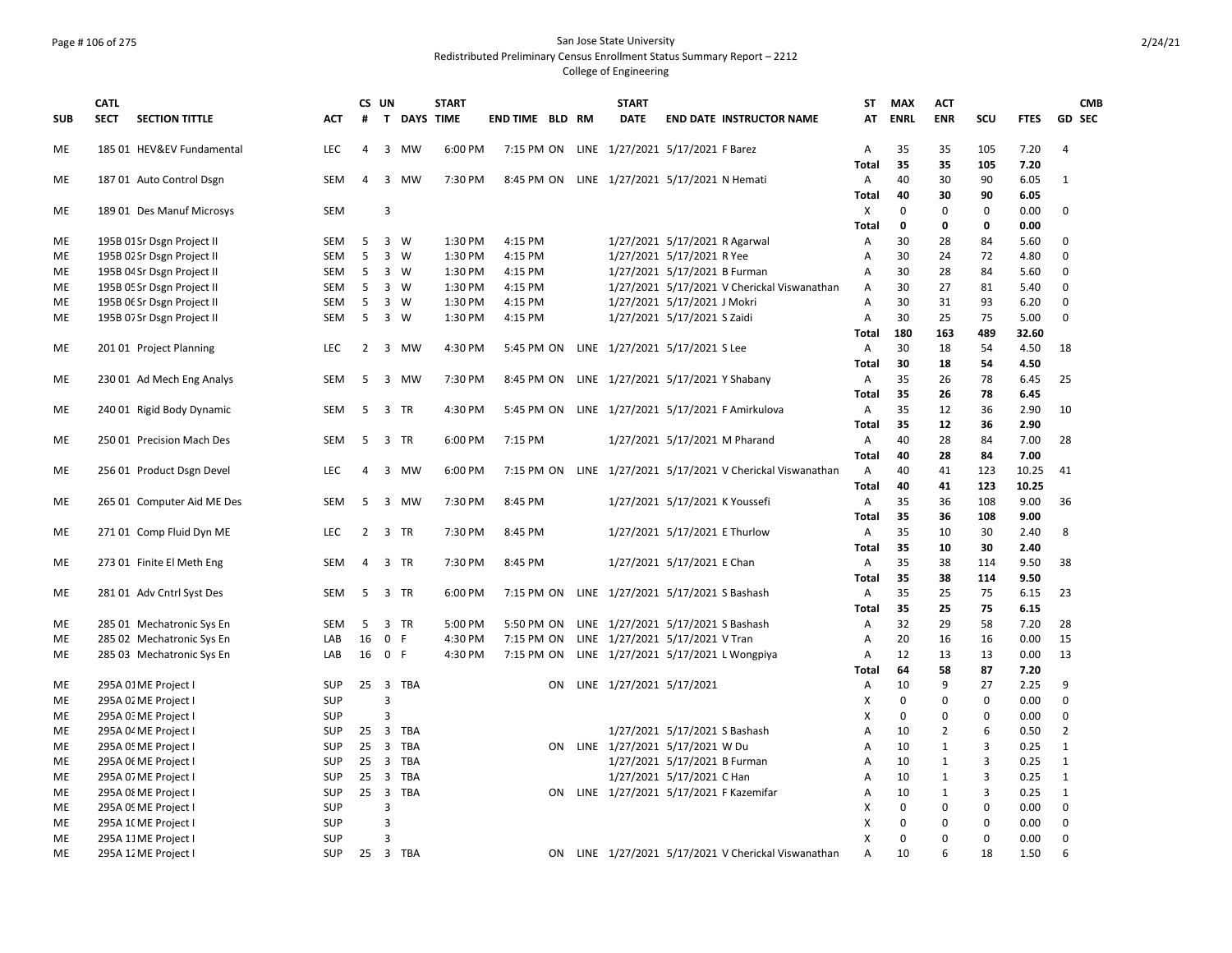San Jose State University
Redistributed Preliminary Census Enrollment Status Summary Report – 2212
College of Engineering

| SUB | CATL SECT | SECTION TITTLE | ACT | CS # | UN T | DAYS | START TIME | END TIME | BLD | RM | START DATE | END DATE | INSTRUCTOR NAME | ST AT | MAX ENRL | ACT ENR | SCU | FTES | GD | CMB SEC |
|---|---|---|---|---|---|---|---|---|---|---|---|---|---|---|---|---|---|---|---|---|
| ME | 185 01 | HEV&EV Fundamental | LEC | 4 | 3 | MW | 6:00 PM | 7:15 PM | ON | LINE | 1/27/2021 | 5/17/2021 | F Barez | A | 35 | 35 | 105 | 7.20 | 4 | |
| | | | | | | | | | | | | | | Total | 35 | 35 | 105 | 7.20 | | |
| ME | 187 01 | Auto Control Dsgn | SEM | 4 | 3 | MW | 7:30 PM | 8:45 PM | ON | LINE | 1/27/2021 | 5/17/2021 | N Hemati | A | 40 | 30 | 90 | 6.05 | 1 | |
| | | | | | | | | | | | | | | Total | 40 | 30 | 90 | 6.05 | | |
| ME | 189 01 | Des Manuf Microsys | SEM | | 3 | | | | | | | | | X | 0 | 0 | 0 | 0.00 | 0 | |
| | | | | | | | | | | | | | | Total | 0 | 0 | 0 | 0.00 | | |
| ME | 195B 01 | Sr Dsgn Project II | SEM | 5 | 3 | W | 1:30 PM | 4:15 PM | | | 1/27/2021 | 5/17/2021 | R Agarwal | A | 30 | 28 | 84 | 5.60 | 0 | |
| ME | 195B 02 | Sr Dsgn Project II | SEM | 5 | 3 | W | 1:30 PM | 4:15 PM | | | 1/27/2021 | 5/17/2021 | R Yee | A | 30 | 24 | 72 | 4.80 | 0 | |
| ME | 195B 04 | Sr Dsgn Project II | SEM | 5 | 3 | W | 1:30 PM | 4:15 PM | | | 1/27/2021 | 5/17/2021 | B Furman | A | 30 | 28 | 84 | 5.60 | 0 | |
| ME | 195B 05 | Sr Dsgn Project II | SEM | 5 | 3 | W | 1:30 PM | 4:15 PM | | | 1/27/2021 | 5/17/2021 | V Cherickal Viswanathan | A | 30 | 27 | 81 | 5.40 | 0 | |
| ME | 195B 06 | Sr Dsgn Project II | SEM | 5 | 3 | W | 1:30 PM | 4:15 PM | | | 1/27/2021 | 5/17/2021 | J Mokri | A | 30 | 31 | 93 | 6.20 | 0 | |
| ME | 195B 07 | Sr Dsgn Project II | SEM | 5 | 3 | W | 1:30 PM | 4:15 PM | | | 1/27/2021 | 5/17/2021 | S Zaidi | A | 30 | 25 | 75 | 5.00 | 0 | |
| | | | | | | | | | | | | | | Total | 180 | 163 | 489 | 32.60 | | |
| ME | 201 01 | Project Planning | LEC | 2 | 3 | MW | 4:30 PM | 5:45 PM | ON | LINE | 1/27/2021 | 5/17/2021 | S Lee | A | 30 | 18 | 54 | 4.50 | 18 | |
| | | | | | | | | | | | | | | Total | 30 | 18 | 54 | 4.50 | | |
| ME | 230 01 | Ad Mech Eng Analys | SEM | 5 | 3 | MW | 7:30 PM | 8:45 PM | ON | LINE | 1/27/2021 | 5/17/2021 | Y Shabany | A | 35 | 26 | 78 | 6.45 | 25 | |
| | | | | | | | | | | | | | | Total | 35 | 26 | 78 | 6.45 | | |
| ME | 240 01 | Rigid Body Dynamic | SEM | 5 | 3 | TR | 4:30 PM | 5:45 PM | ON | LINE | 1/27/2021 | 5/17/2021 | F Amirkulova | A | 35 | 12 | 36 | 2.90 | 10 | |
| | | | | | | | | | | | | | | Total | 35 | 12 | 36 | 2.90 | | |
| ME | 250 01 | Precision Mach Des | SEM | 5 | 3 | TR | 6:00 PM | 7:15 PM | | | 1/27/2021 | 5/17/2021 | M Pharand | A | 40 | 28 | 84 | 7.00 | 28 | |
| | | | | | | | | | | | | | | Total | 40 | 28 | 84 | 7.00 | | |
| ME | 256 01 | Product Dsgn Devel | LEC | 4 | 3 | MW | 6:00 PM | 7:15 PM | ON | LINE | 1/27/2021 | 5/17/2021 | V Cherickal Viswanathan | A | 40 | 41 | 123 | 10.25 | 41 | |
| | | | | | | | | | | | | | | Total | 40 | 41 | 123 | 10.25 | | |
| ME | 265 01 | Computer Aid ME Des | SEM | 5 | 3 | MW | 7:30 PM | 8:45 PM | | | 1/27/2021 | 5/17/2021 | K Youssefi | A | 35 | 36 | 108 | 9.00 | 36 | |
| | | | | | | | | | | | | | | Total | 35 | 36 | 108 | 9.00 | | |
| ME | 271 01 | Comp Fluid Dyn ME | LEC | 2 | 3 | TR | 7:30 PM | 8:45 PM | | | 1/27/2021 | 5/17/2021 | E Thurlow | A | 35 | 10 | 30 | 2.40 | 8 | |
| | | | | | | | | | | | | | | Total | 35 | 10 | 30 | 2.40 | | |
| ME | 273 01 | Finite El Meth Eng | SEM | 4 | 3 | TR | 7:30 PM | 8:45 PM | | | 1/27/2021 | 5/17/2021 | E Chan | A | 35 | 38 | 114 | 9.50 | 38 | |
| | | | | | | | | | | | | | | Total | 35 | 38 | 114 | 9.50 | | |
| ME | 281 01 | Adv Cntrl Syst Des | SEM | 5 | 3 | TR | 6:00 PM | 7:15 PM | ON | LINE | 1/27/2021 | 5/17/2021 | S Bashash | A | 35 | 25 | 75 | 6.15 | 23 | |
| | | | | | | | | | | | | | | Total | 35 | 25 | 75 | 6.15 | | |
| ME | 285 01 | Mechatronic Sys En | SEM | 5 | 3 | TR | 5:00 PM | 5:50 PM | ON | LINE | 1/27/2021 | 5/17/2021 | S Bashash | A | 32 | 29 | 58 | 7.20 | 28 | |
| ME | 285 02 | Mechatronic Sys En | LAB | 16 | 0 | F | 4:30 PM | 7:15 PM | ON | LINE | 1/27/2021 | 5/17/2021 | V Tran | A | 20 | 16 | 16 | 0.00 | 15 | |
| ME | 285 03 | Mechatronic Sys En | LAB | 16 | 0 | F | 4:30 PM | 7:15 PM | ON | LINE | 1/27/2021 | 5/17/2021 | L Wongpiya | A | 12 | 13 | 13 | 0.00 | 13 | |
| | | | | | | | | | | | | | | Total | 64 | 58 | 87 | 7.20 | | |
| ME | 295A 01 | ME Project I | SUP | 25 | 3 | TBA | | | ON | LINE | 1/27/2021 | 5/17/2021 | | A | 10 | 9 | 27 | 2.25 | 9 | |
| ME | 295A 02 | ME Project I | SUP | | 3 | | | | | | | | | X | 0 | 0 | 0 | 0.00 | 0 | |
| ME | 295A 03 | ME Project I | SUP | | 3 | | | | | | | | | X | 0 | 0 | 0 | 0.00 | 0 | |
| ME | 295A 04 | ME Project I | SUP | 25 | 3 | TBA | | | | | 1/27/2021 | 5/17/2021 | S Bashash | A | 10 | 2 | 6 | 0.50 | 2 | |
| ME | 295A 05 | ME Project I | SUP | 25 | 3 | TBA | | | ON | LINE | 1/27/2021 | 5/17/2021 | W Du | A | 10 | 1 | 3 | 0.25 | 1 | |
| ME | 295A 06 | ME Project I | SUP | 25 | 3 | TBA | | | | | 1/27/2021 | 5/17/2021 | B Furman | A | 10 | 1 | 3 | 0.25 | 1 | |
| ME | 295A 07 | ME Project I | SUP | 25 | 3 | TBA | | | | | 1/27/2021 | 5/17/2021 | C Han | A | 10 | 1 | 3 | 0.25 | 1 | |
| ME | 295A 08 | ME Project I | SUP | 25 | 3 | TBA | | | ON | LINE | 1/27/2021 | 5/17/2021 | F Kazemifar | A | 10 | 1 | 3 | 0.25 | 1 | |
| ME | 295A 09 | ME Project I | SUP | | 3 | | | | | | | | | X | 0 | 0 | 0 | 0.00 | 0 | |
| ME | 295A 10 | ME Project I | SUP | | 3 | | | | | | | | | X | 0 | 0 | 0 | 0.00 | 0 | |
| ME | 295A 11 | ME Project I | SUP | | 3 | | | | | | | | | X | 0 | 0 | 0 | 0.00 | 0 | |
| ME | 295A 12 | ME Project I | SUP | 25 | 3 | TBA | | | ON | LINE | 1/27/2021 | 5/17/2021 | V Cherickal Viswanathan | A | 10 | 6 | 18 | 1.50 | 6 | |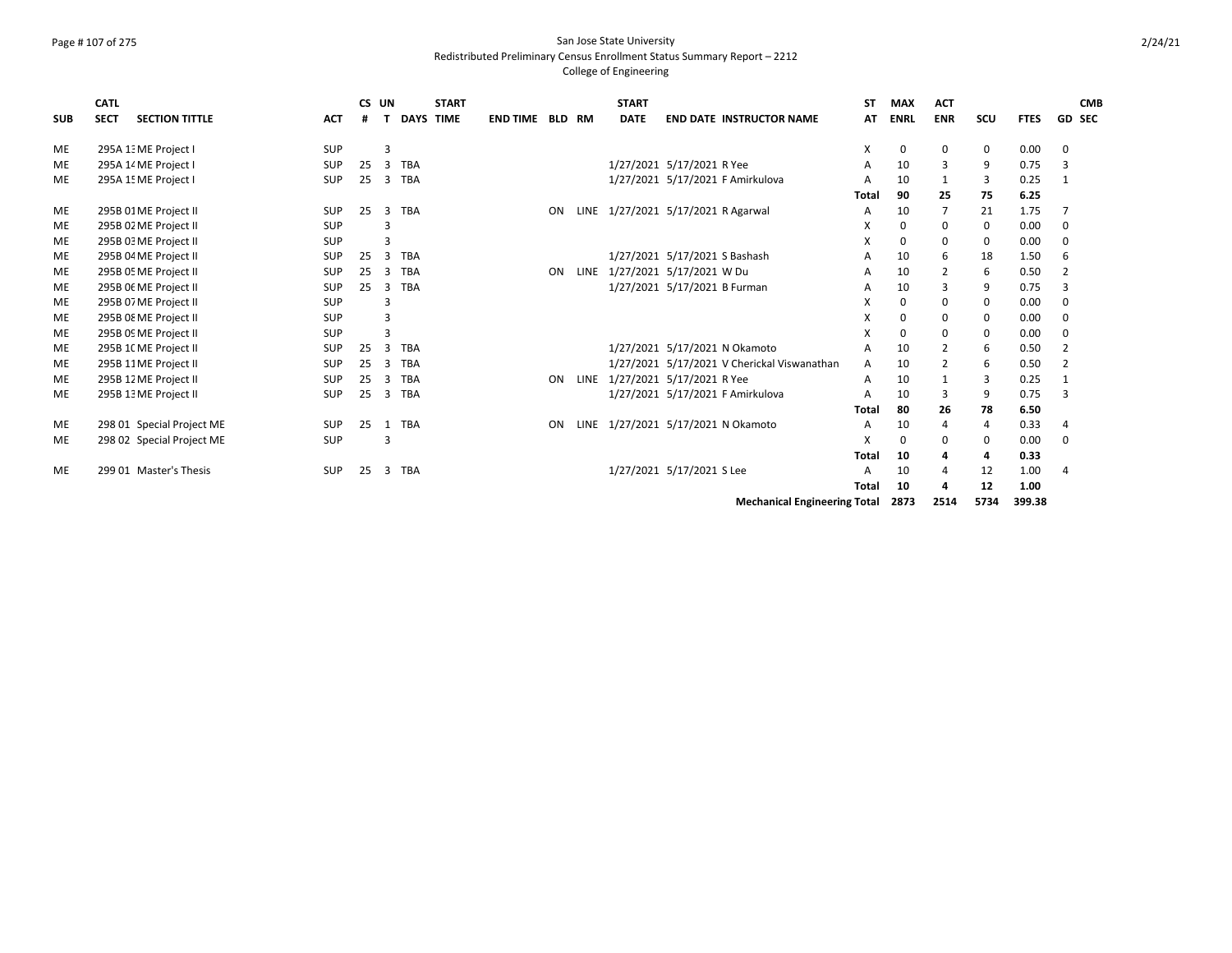San Jose State University
Redistributed Preliminary Census Enrollment Status Summary Report – 2212
College of Engineering

| SUB | CATL SECT | SECTION TITTLE | ACT | CS # | UN T | DAYS | START TIME | END TIME | BLD | RM | START DATE | END DATE | INSTRUCTOR NAME | ST AT | MAX ENRL | ACT ENR | SCU | FTES | GD | CMB SEC |
|---|---|---|---|---|---|---|---|---|---|---|---|---|---|---|---|---|---|---|---|---|
| ME | 295A 13 | ME Project I | SUP | | 3 | | | | | | | | | X | 0 | 0 | 0 | 0.00 | 0 | |
| ME | 295A 14 | ME Project I | SUP | 25 | 3 | TBA | | | | | 1/27/2021 | 5/17/2021 | R Yee | A | 10 | 3 | 9 | 0.75 | 3 | |
| ME | 295A 15 | ME Project I | SUP | 25 | 3 | TBA | | | | | 1/27/2021 | 5/17/2021 | F Amirkulova | A | 10 | 1 | 3 | 0.25 | 1 | |
| | | | | | | | | | | | | | | **Total** | **90** | **25** | **75** | **6.25** | | |
| ME | 295B 01 | ME Project II | SUP | 25 | 3 | TBA | | | ON | LINE | 1/27/2021 | 5/17/2021 | R Agarwal | A | 10 | 7 | 21 | 1.75 | 7 | |
| ME | 295B 02 | ME Project II | SUP | | 3 | | | | | | | | | X | 0 | 0 | 0 | 0.00 | 0 | |
| ME | 295B 03 | ME Project II | SUP | | 3 | | | | | | | | | X | 0 | 0 | 0 | 0.00 | 0 | |
| ME | 295B 04 | ME Project II | SUP | 25 | 3 | TBA | | | | | 1/27/2021 | 5/17/2021 | S Bashash | A | 10 | 6 | 18 | 1.50 | 6 | |
| ME | 295B 05 | ME Project II | SUP | 25 | 3 | TBA | | | ON | LINE | 1/27/2021 | 5/17/2021 | W Du | A | 10 | 2 | 6 | 0.50 | 2 | |
| ME | 295B 06 | ME Project II | SUP | 25 | 3 | TBA | | | | | 1/27/2021 | 5/17/2021 | B Furman | A | 10 | 3 | 9 | 0.75 | 3 | |
| ME | 295B 07 | ME Project II | SUP | | 3 | | | | | | | | | X | 0 | 0 | 0 | 0.00 | 0 | |
| ME | 295B 08 | ME Project II | SUP | | 3 | | | | | | | | | X | 0 | 0 | 0 | 0.00 | 0 | |
| ME | 295B 09 | ME Project II | SUP | | 3 | | | | | | | | | X | 0 | 0 | 0 | 0.00 | 0 | |
| ME | 295B 10 | ME Project II | SUP | 25 | 3 | TBA | | | | | 1/27/2021 | 5/17/2021 | N Okamoto | A | 10 | 2 | 6 | 0.50 | 2 | |
| ME | 295B 11 | ME Project II | SUP | 25 | 3 | TBA | | | | | 1/27/2021 | 5/17/2021 | V Cherickal Viswanathan | A | 10 | 2 | 6 | 0.50 | 2 | |
| ME | 295B 12 | ME Project II | SUP | 25 | 3 | TBA | | | ON | LINE | 1/27/2021 | 5/17/2021 | R Yee | A | 10 | 1 | 3 | 0.25 | 1 | |
| ME | 295B 13 | ME Project II | SUP | 25 | 3 | TBA | | | | | 1/27/2021 | 5/17/2021 | F Amirkulova | A | 10 | 3 | 9 | 0.75 | 3 | |
| | | | | | | | | | | | | | | **Total** | **80** | **26** | **78** | **6.50** | | |
| ME | 298 01 | Special Project ME | SUP | 25 | 1 | TBA | | | ON | LINE | 1/27/2021 | 5/17/2021 | N Okamoto | A | 10 | 4 | 4 | 0.33 | 4 | |
| ME | 298 02 | Special Project ME | SUP | | 3 | | | | | | | | | X | 0 | 0 | 0 | 0.00 | 0 | |
| | | | | | | | | | | | | | | **Total** | **10** | **4** | **4** | **0.33** | | |
| ME | 299 01 | Master's Thesis | SUP | 25 | 3 | TBA | | | | | 1/27/2021 | 5/17/2021 | S Lee | A | 10 | 4 | 12 | 1.00 | 4 | |
| | | | | | | | | | | | | | | **Total** | **10** | **4** | **12** | **1.00** | | |
| | | | | | | | | | | | | | **Mechanical Engineering Total** | | **2873** | **2514** | **5734** | **399.38** | | |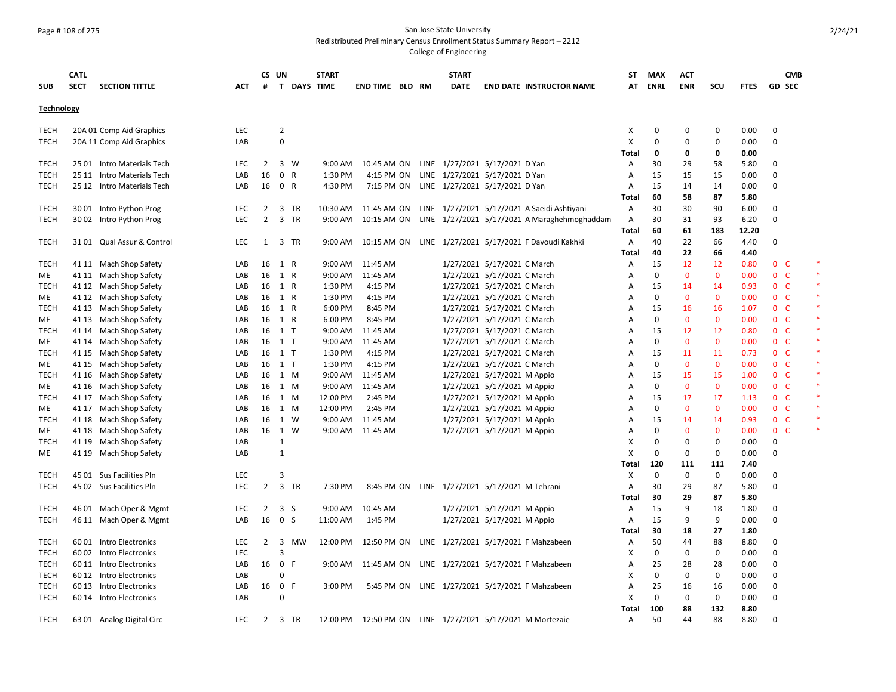San Jose State University
Redistributed Preliminary Census Enrollment Status Summary Report – 2212
College of Engineering

| SUB | CATL SECT | SECTION TITTLE | ACT | CS # | UN T | DAYS | START TIME | END TIME | BLD | RM | START DATE | END DATE | INSTRUCTOR NAME | ST AT | MAX ENRL | ACT ENR | SCU | FTES | GD | CMB SEC | |
|---|---|---|---|---|---|---|---|---|---|---|---|---|---|---|---|---|---|---|---|---|---|
| **Technology** | | | | | | | | | | | | | | | | | | | | | |
| TECH | 20A 01 | Comp Aid Graphics | LEC | | 2 | | | | | | | | | X | 0 | 0 | 0 | 0.00 | 0 | | |
| TECH | 20A 11 | Comp Aid Graphics | LAB | | 0 | | | | | | | | | X | 0 | 0 | 0 | 0.00 | 0 | | |
| | | | | | | | | | | | | | | **Total** | **0** | **0** | **0** | **0.00** | | | |
| TECH | 25 01 | Intro Materials Tech | LEC | 2 | 3 | W | 9:00 AM | 10:45 AM | ON | LINE | 1/27/2021 | 5/17/2021 | D Yan | A | 30 | 29 | 58 | 5.80 | 0 | | |
| TECH | 25 11 | Intro Materials Tech | LAB | 16 | 0 | R | 1:30 PM | 4:15 PM | ON | LINE | 1/27/2021 | 5/17/2021 | D Yan | A | 15 | 15 | 15 | 0.00 | 0 | | |
| TECH | 25 12 | Intro Materials Tech | LAB | 16 | 0 | R | 4:30 PM | 7:15 PM | ON | LINE | 1/27/2021 | 5/17/2021 | D Yan | A | 15 | 14 | 14 | 0.00 | 0 | | |
| | | | | | | | | | | | | | | **Total** | **60** | **58** | **87** | **5.80** | | | |
| TECH | 30 01 | Intro Python Prog | LEC | 2 | 3 | TR | 10:30 AM | 11:45 AM | ON | LINE | 1/27/2021 | 5/17/2021 | A Saeidi Ashtiyani | A | 30 | 30 | 90 | 6.00 | 0 | | |
| TECH | 30 02 | Intro Python Prog | LEC | 2 | 3 | TR | 9:00 AM | 10:15 AM | ON | LINE | 1/27/2021 | 5/17/2021 | A Maraghehmoghaddam | A | 30 | 31 | 93 | 6.20 | 0 | | |
| | | | | | | | | | | | | | | **Total** | **60** | **61** | **183** | **12.20** | | | |
| TECH | 31 01 | Qual Assur & Control | LEC | 1 | 3 | TR | 9:00 AM | 10:15 AM | ON | LINE | 1/27/2021 | 5/17/2021 | F Davoudi Kakhki | A | 40 | 22 | 66 | 4.40 | 0 | | |
| | | | | | | | | | | | | | | **Total** | **40** | **22** | **66** | **4.40** | | | |
| TECH | 41 11 | Mach Shop Safety | LAB | 16 | 1 | R | 9:00 AM | 11:45 AM | | | 1/27/2021 | 5/17/2021 | C March | A | 15 | 12 | 12 | 0.80 | 0 | C | * |
| ME | 41 11 | Mach Shop Safety | LAB | 16 | 1 | R | 9:00 AM | 11:45 AM | | | 1/27/2021 | 5/17/2021 | C March | A | 0 | 0 | 0 | 0.00 | 0 | C | * |
| TECH | 41 12 | Mach Shop Safety | LAB | 16 | 1 | R | 1:30 PM | 4:15 PM | | | 1/27/2021 | 5/17/2021 | C March | A | 15 | 14 | 14 | 0.93 | 0 | C | * |
| ME | 41 12 | Mach Shop Safety | LAB | 16 | 1 | R | 1:30 PM | 4:15 PM | | | 1/27/2021 | 5/17/2021 | C March | A | 0 | 0 | 0 | 0.00 | 0 | C | * |
| TECH | 41 13 | Mach Shop Safety | LAB | 16 | 1 | R | 6:00 PM | 8:45 PM | | | 1/27/2021 | 5/17/2021 | C March | A | 15 | 16 | 16 | 1.07 | 0 | C | * |
| ME | 41 13 | Mach Shop Safety | LAB | 16 | 1 | R | 6:00 PM | 8:45 PM | | | 1/27/2021 | 5/17/2021 | C March | A | 0 | 0 | 0 | 0.00 | 0 | C | * |
| TECH | 41 14 | Mach Shop Safety | LAB | 16 | 1 | T | 9:00 AM | 11:45 AM | | | 1/27/2021 | 5/17/2021 | C March | A | 15 | 12 | 12 | 0.80 | 0 | C | * |
| ME | 41 14 | Mach Shop Safety | LAB | 16 | 1 | T | 9:00 AM | 11:45 AM | | | 1/27/2021 | 5/17/2021 | C March | A | 0 | 0 | 0 | 0.00 | 0 | C | * |
| TECH | 41 15 | Mach Shop Safety | LAB | 16 | 1 | T | 1:30 PM | 4:15 PM | | | 1/27/2021 | 5/17/2021 | C March | A | 15 | 11 | 11 | 0.73 | 0 | C | * |
| ME | 41 15 | Mach Shop Safety | LAB | 16 | 1 | T | 1:30 PM | 4:15 PM | | | 1/27/2021 | 5/17/2021 | C March | A | 0 | 0 | 0 | 0.00 | 0 | C | * |
| TECH | 41 16 | Mach Shop Safety | LAB | 16 | 1 | M | 9:00 AM | 11:45 AM | | | 1/27/2021 | 5/17/2021 | M Appio | A | 15 | 15 | 15 | 1.00 | 0 | C | * |
| ME | 41 16 | Mach Shop Safety | LAB | 16 | 1 | M | 9:00 AM | 11:45 AM | | | 1/27/2021 | 5/17/2021 | M Appio | A | 0 | 0 | 0 | 0.00 | 0 | C | * |
| TECH | 41 17 | Mach Shop Safety | LAB | 16 | 1 | M | 12:00 PM | 2:45 PM | | | 1/27/2021 | 5/17/2021 | M Appio | A | 15 | 17 | 17 | 1.13 | 0 | C | * |
| ME | 41 17 | Mach Shop Safety | LAB | 16 | 1 | M | 12:00 PM | 2:45 PM | | | 1/27/2021 | 5/17/2021 | M Appio | A | 0 | 0 | 0 | 0.00 | 0 | C | * |
| TECH | 41 18 | Mach Shop Safety | LAB | 16 | 1 | W | 9:00 AM | 11:45 AM | | | 1/27/2021 | 5/17/2021 | M Appio | A | 15 | 14 | 14 | 0.93 | 0 | C | * |
| ME | 41 18 | Mach Shop Safety | LAB | 16 | 1 | W | 9:00 AM | 11:45 AM | | | 1/27/2021 | 5/17/2021 | M Appio | A | 0 | 0 | 0 | 0.00 | 0 | C | * |
| TECH | 41 19 | Mach Shop Safety | LAB | | 1 | | | | | | | | | X | 0 | 0 | 0 | 0.00 | 0 | | |
| ME | 41 19 | Mach Shop Safety | LAB | | 1 | | | | | | | | | X | 0 | 0 | 0 | 0.00 | 0 | | |
| | | | | | | | | | | | | | | **Total** | **120** | **111** | **111** | **7.40** | | | |
| TECH | 45 01 | Sus Facilities Pln | LEC | | 3 | | | | | | | | | X | 0 | 0 | 0 | 0.00 | 0 | | |
| TECH | 45 02 | Sus Facilities Pln | LEC | 2 | 3 | TR | 7:30 PM | 8:45 PM | ON | LINE | 1/27/2021 | 5/17/2021 | M Tehrani | A | 30 | 29 | 87 | 5.80 | 0 | | |
| | | | | | | | | | | | | | | **Total** | **30** | **29** | **87** | **5.80** | | | |
| TECH | 46 01 | Mach Oper & Mgmt | LEC | 2 | 3 | S | 9:00 AM | 10:45 AM | | | 1/27/2021 | 5/17/2021 | M Appio | A | 15 | 9 | 18 | 1.80 | 0 | | |
| TECH | 46 11 | Mach Oper & Mgmt | LAB | 16 | 0 | S | 11:00 AM | 1:45 PM | | | 1/27/2021 | 5/17/2021 | M Appio | A | 15 | 9 | 9 | 0.00 | 0 | | |
| | | | | | | | | | | | | | | **Total** | **30** | **18** | **27** | **1.80** | | | |
| TECH | 60 01 | Intro Electronics | LEC | 2 | 3 | MW | 12:00 PM | 12:50 PM | ON | LINE | 1/27/2021 | 5/17/2021 | F Mahzabeen | A | 50 | 44 | 88 | 8.80 | 0 | | |
| TECH | 60 02 | Intro Electronics | LEC | | 3 | | | | | | | | | X | 0 | 0 | 0 | 0.00 | 0 | | |
| TECH | 60 11 | Intro Electronics | LAB | 16 | 0 | F | 9:00 AM | 11:45 AM | ON | LINE | 1/27/2021 | 5/17/2021 | F Mahzabeen | A | 25 | 28 | 28 | 0.00 | 0 | | |
| TECH | 60 12 | Intro Electronics | LAB | | 0 | | | | | | | | | X | 0 | 0 | 0 | 0.00 | 0 | | |
| TECH | 60 13 | Intro Electronics | LAB | 16 | 0 | F | 3:00 PM | 5:45 PM | ON | LINE | 1/27/2021 | 5/17/2021 | F Mahzabeen | A | 25 | 16 | 16 | 0.00 | 0 | | |
| TECH | 60 14 | Intro Electronics | LAB | | 0 | | | | | | | | | X | 0 | 0 | 0 | 0.00 | 0 | | |
| | | | | | | | | | | | | | | **Total** | **100** | **88** | **132** | **8.80** | | | |
| TECH | 63 01 | Analog Digital Circ | LEC | 2 | 3 | TR | 12:00 PM | 12:50 PM | ON | LINE | 1/27/2021 | 5/17/2021 | M Mortezaie | A | 50 | 44 | 88 | 8.80 | 0 | | |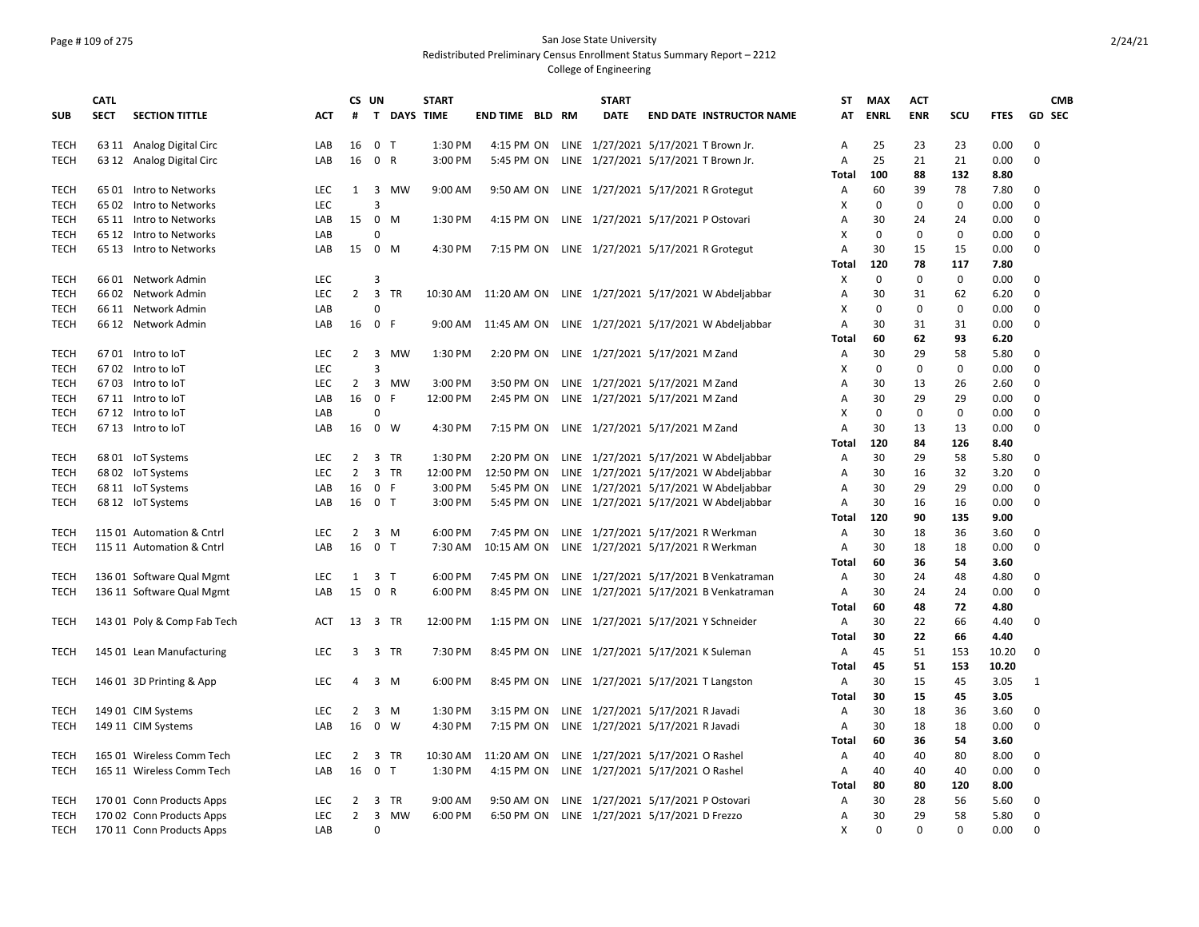San Jose State University

Redistributed Preliminary Census Enrollment Status Summary Report – 2212

College of Engineering

| SUB | CATL SECT | SECTION TITTLE | ACT | CS # | UN T | DAYS | START TIME | END TIME | BLD | RM | START DATE | END DATE | INSTRUCTOR NAME | ST AT | MAX ENRL | ACT ENR | SCU | FTES | GD | CMB SEC |
|---|---|---|---|---|---|---|---|---|---|---|---|---|---|---|---|---|---|---|---|---|
| TECH | 63 11 | Analog Digital Circ | LAB | 16 | 0 | T | 1:30 PM | 4:15 PM | ON | LINE | 1/27/2021 | 5/17/2021 | T Brown Jr. | A | 25 | 23 | 23 | 0.00 | 0 | |
| TECH | 63 12 | Analog Digital Circ | LAB | 16 | 0 | R | 3:00 PM | 5:45 PM | ON | LINE | 1/27/2021 | 5/17/2021 | T Brown Jr. | A | 25 | 21 | 21 | 0.00 | 0 | |
| | | | | | | | | | | | | | | **Total** | **100** | **88** | **132** | **8.80** | | |
| TECH | 65 01 | Intro to Networks | LEC | 1 | 3 | MW | 9:00 AM | 9:50 AM | ON | LINE | 1/27/2021 | 5/17/2021 | R Grotegut | A | 60 | 39 | 78 | 7.80 | 0 | |
| TECH | 65 02 | Intro to Networks | LEC | | 3 | | | | | | | | | X | 0 | 0 | 0 | 0.00 | 0 | |
| TECH | 65 11 | Intro to Networks | LAB | 15 | 0 | M | 1:30 PM | 4:15 PM | ON | LINE | 1/27/2021 | 5/17/2021 | P Ostovari | A | 30 | 24 | 24 | 0.00 | 0 | |
| TECH | 65 12 | Intro to Networks | LAB | | 0 | | | | | | | | | X | 0 | 0 | 0 | 0.00 | 0 | |
| TECH | 65 13 | Intro to Networks | LAB | 15 | 0 | M | 4:30 PM | 7:15 PM | ON | LINE | 1/27/2021 | 5/17/2021 | R Grotegut | A | 30 | 15 | 15 | 0.00 | 0 | |
| | | | | | | | | | | | | | | **Total** | **120** | **78** | **117** | **7.80** | | |
| TECH | 66 01 | Network Admin | LEC | | 3 | | | | | | | | | X | 0 | 0 | 0 | 0.00 | 0 | |
| TECH | 66 02 | Network Admin | LEC | 2 | 3 | TR | 10:30 AM | 11:20 AM | ON | LINE | 1/27/2021 | 5/17/2021 | W Abdeljabbar | A | 30 | 31 | 62 | 6.20 | 0 | |
| TECH | 66 11 | Network Admin | LAB | | 0 | | | | | | | | | X | 0 | 0 | 0 | 0.00 | 0 | |
| TECH | 66 12 | Network Admin | LAB | 16 | 0 | F | 9:00 AM | 11:45 AM | ON | LINE | 1/27/2021 | 5/17/2021 | W Abdeljabbar | A | 30 | 31 | 31 | 0.00 | 0 | |
| | | | | | | | | | | | | | | **Total** | **60** | **62** | **93** | **6.20** | | |
| TECH | 67 01 | Intro to IoT | LEC | 2 | 3 | MW | 1:30 PM | 2:20 PM | ON | LINE | 1/27/2021 | 5/17/2021 | M Zand | A | 30 | 29 | 58 | 5.80 | 0 | |
| TECH | 67 02 | Intro to IoT | LEC | | 3 | | | | | | | | | X | 0 | 0 | 0 | 0.00 | 0 | |
| TECH | 67 03 | Intro to IoT | LEC | 2 | 3 | MW | 3:00 PM | 3:50 PM | ON | LINE | 1/27/2021 | 5/17/2021 | M Zand | A | 30 | 13 | 26 | 2.60 | 0 | |
| TECH | 67 11 | Intro to IoT | LAB | 16 | 0 | F | 12:00 PM | 2:45 PM | ON | LINE | 1/27/2021 | 5/17/2021 | M Zand | A | 30 | 29 | 29 | 0.00 | 0 | |
| TECH | 67 12 | Intro to IoT | LAB | | 0 | | | | | | | | | X | 0 | 0 | 0 | 0.00 | 0 | |
| TECH | 67 13 | Intro to IoT | LAB | 16 | 0 | W | 4:30 PM | 7:15 PM | ON | LINE | 1/27/2021 | 5/17/2021 | M Zand | A | 30 | 13 | 13 | 0.00 | 0 | |
| | | | | | | | | | | | | | | **Total** | **120** | **84** | **126** | **8.40** | | |
| TECH | 68 01 | IoT Systems | LEC | 2 | 3 | TR | 1:30 PM | 2:20 PM | ON | LINE | 1/27/2021 | 5/17/2021 | W Abdeljabbar | A | 30 | 29 | 58 | 5.80 | 0 | |
| TECH | 68 02 | IoT Systems | LEC | 2 | 3 | TR | 12:00 PM | 12:50 PM | ON | LINE | 1/27/2021 | 5/17/2021 | W Abdeljabbar | A | 30 | 16 | 32 | 3.20 | 0 | |
| TECH | 68 11 | IoT Systems | LAB | 16 | 0 | F | 3:00 PM | 5:45 PM | ON | LINE | 1/27/2021 | 5/17/2021 | W Abdeljabbar | A | 30 | 29 | 29 | 0.00 | 0 | |
| TECH | 68 12 | IoT Systems | LAB | 16 | 0 | T | 3:00 PM | 5:45 PM | ON | LINE | 1/27/2021 | 5/17/2021 | W Abdeljabbar | A | 30 | 16 | 16 | 0.00 | 0 | |
| | | | | | | | | | | | | | | **Total** | **120** | **90** | **135** | **9.00** | | |
| TECH | 115 01 | Automation & Cntrl | LEC | 2 | 3 | M | 6:00 PM | 7:45 PM | ON | LINE | 1/27/2021 | 5/17/2021 | R Werkman | A | 30 | 18 | 36 | 3.60 | 0 | |
| TECH | 115 11 | Automation & Cntrl | LAB | 16 | 0 | T | 7:30 AM | 10:15 AM | ON | LINE | 1/27/2021 | 5/17/2021 | R Werkman | A | 30 | 18 | 18 | 0.00 | 0 | |
| | | | | | | | | | | | | | | **Total** | **60** | **36** | **54** | **3.60** | | |
| TECH | 136 01 | Software Qual Mgmt | LEC | 1 | 3 | T | 6:00 PM | 7:45 PM | ON | LINE | 1/27/2021 | 5/17/2021 | B Venkatraman | A | 30 | 24 | 48 | 4.80 | 0 | |
| TECH | 136 11 | Software Qual Mgmt | LAB | 15 | 0 | R | 6:00 PM | 8:45 PM | ON | LINE | 1/27/2021 | 5/17/2021 | B Venkatraman | A | 30 | 24 | 24 | 0.00 | 0 | |
| | | | | | | | | | | | | | | **Total** | **60** | **48** | **72** | **4.80** | | |
| TECH | 143 01 | Poly & Comp Fab Tech | ACT | 13 | 3 | TR | 12:00 PM | 1:15 PM | ON | LINE | 1/27/2021 | 5/17/2021 | Y Schneider | A | 30 | 22 | 66 | 4.40 | 0 | |
| | | | | | | | | | | | | | | **Total** | **30** | **22** | **66** | **4.40** | | |
| TECH | 145 01 | Lean Manufacturing | LEC | 3 | 3 | TR | 7:30 PM | 8:45 PM | ON | LINE | 1/27/2021 | 5/17/2021 | K Suleman | A | 45 | 51 | 153 | 10.20 | 0 | |
| | | | | | | | | | | | | | | **Total** | **45** | **51** | **153** | **10.20** | | |
| TECH | 146 01 | 3D Printing & App | LEC | 4 | 3 | M | 6:00 PM | 8:45 PM | ON | LINE | 1/27/2021 | 5/17/2021 | T Langston | A | 30 | 15 | 45 | 3.05 | 1 | |
| | | | | | | | | | | | | | | **Total** | **30** | **15** | **45** | **3.05** | | |
| TECH | 149 01 | CIM Systems | LEC | 2 | 3 | M | 1:30 PM | 3:15 PM | ON | LINE | 1/27/2021 | 5/17/2021 | R Javadi | A | 30 | 18 | 36 | 3.60 | 0 | |
| TECH | 149 11 | CIM Systems | LAB | 16 | 0 | W | 4:30 PM | 7:15 PM | ON | LINE | 1/27/2021 | 5/17/2021 | R Javadi | A | 30 | 18 | 18 | 0.00 | 0 | |
| | | | | | | | | | | | | | | **Total** | **60** | **36** | **54** | **3.60** | | |
| TECH | 165 01 | Wireless Comm Tech | LEC | 2 | 3 | TR | 10:30 AM | 11:20 AM | ON | LINE | 1/27/2021 | 5/17/2021 | O Rashel | A | 40 | 40 | 80 | 8.00 | 0 | |
| TECH | 165 11 | Wireless Comm Tech | LAB | 16 | 0 | T | 1:30 PM | 4:15 PM | ON | LINE | 1/27/2021 | 5/17/2021 | O Rashel | A | 40 | 40 | 40 | 0.00 | 0 | |
| | | | | | | | | | | | | | | **Total** | **80** | **80** | **120** | **8.00** | | |
| TECH | 170 01 | Conn Products Apps | LEC | 2 | 3 | TR | 9:00 AM | 9:50 AM | ON | LINE | 1/27/2021 | 5/17/2021 | P Ostovari | A | 30 | 28 | 56 | 5.60 | 0 | |
| TECH | 170 02 | Conn Products Apps | LEC | 2 | 3 | MW | 6:00 PM | 6:50 PM | ON | LINE | 1/27/2021 | 5/17/2021 | D Frezzo | A | 30 | 29 | 58 | 5.80 | 0 | |
| TECH | 170 11 | Conn Products Apps | LAB | | 0 | | | | | | | | | X | 0 | 0 | 0 | 0.00 | 0 | |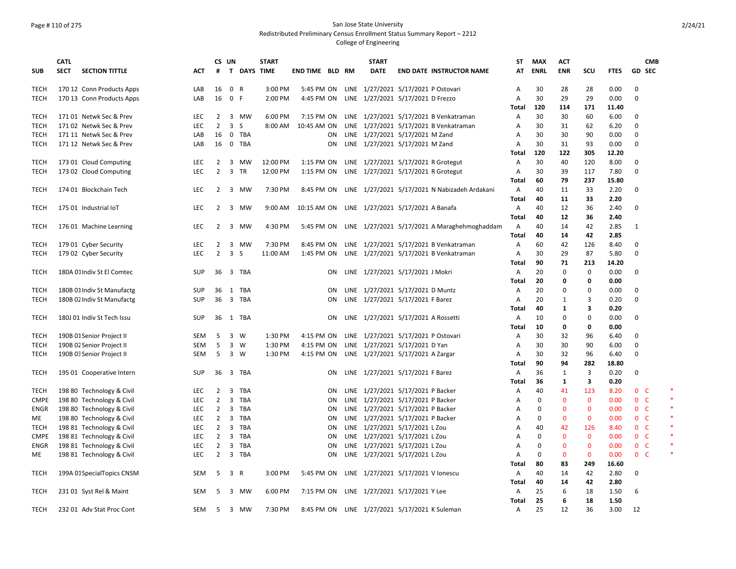San Jose State University
Redistributed Preliminary Census Enrollment Status Summary Report – 2212
College of Engineering

| SUB | CATL SECT | SECTION TITTLE | ACT | CS # | UN T | DAYS | START TIME | END TIME | BLD | RM | START DATE | END DATE | INSTRUCTOR NAME | ST AT | MAX ENRL | ACT ENR | SCU | FTES | GD | CMB SEC | |
|---|---|---|---|---|---|---|---|---|---|---|---|---|---|---|---|---|---|---|---|---|---|
| TECH | 170 12 | Conn Products Apps | LAB | 16 | 0 | R | 3:00 PM | 5:45 PM | ON | LINE | 1/27/2021 | 5/17/2021 | P Ostovari | A | 30 | 28 | 28 | 0.00 | 0 | | |
| TECH | 170 13 | Conn Products Apps | LAB | 16 | 0 | F | 2:00 PM | 4:45 PM | ON | LINE | 1/27/2021 | 5/17/2021 | D Frezzo | A | 30 | 29 | 29 | 0.00 | 0 | | |
| | | | | | | | | | | | | | | Total | 120 | 114 | 171 | 11.40 | | | |
| TECH | 171 01 | Netwk Sec & Prev | LEC | 2 | 3 | MW | 6:00 PM | 7:15 PM | ON | LINE | 1/27/2021 | 5/17/2021 | B Venkatraman | A | 30 | 30 | 60 | 6.00 | 0 | | |
| TECH | 171 02 | Netwk Sec & Prev | LEC | 2 | 3 | S | 8:00 AM | 10:45 AM | ON | LINE | 1/27/2021 | 5/17/2021 | B Venkatraman | A | 30 | 31 | 62 | 6.20 | 0 | | |
| TECH | 171 11 | Netwk Sec & Prev | LAB | 16 | 0 | TBA | | | ON | LINE | 1/27/2021 | 5/17/2021 | M Zand | A | 30 | 30 | 90 | 0.00 | 0 | | |
| TECH | 171 12 | Netwk Sec & Prev | LAB | 16 | 0 | TBA | | | ON | LINE | 1/27/2021 | 5/17/2021 | M Zand | A | 30 | 31 | 93 | 0.00 | 0 | | |
| | | | | | | | | | | | | | | Total | 120 | 122 | 305 | 12.20 | | | |
| TECH | 173 01 | Cloud Computing | LEC | 2 | 3 | MW | 12:00 PM | 1:15 PM | ON | LINE | 1/27/2021 | 5/17/2021 | R Grotegut | A | 30 | 40 | 120 | 8.00 | 0 | | |
| TECH | 173 02 | Cloud Computing | LEC | 2 | 3 | TR | 12:00 PM | 1:15 PM | ON | LINE | 1/27/2021 | 5/17/2021 | R Grotegut | A | 30 | 39 | 117 | 7.80 | 0 | | |
| | | | | | | | | | | | | | | Total | 60 | 79 | 237 | 15.80 | | | |
| TECH | 174 01 | Blockchain Tech | LEC | 2 | 3 | MW | 7:30 PM | 8:45 PM | ON | LINE | 1/27/2021 | 5/17/2021 | N Nabizadeh Ardakani | A | 40 | 11 | 33 | 2.20 | 0 | | |
| | | | | | | | | | | | | | | Total | 40 | 11 | 33 | 2.20 | | | |
| TECH | 175 01 | Industrial IoT | LEC | 2 | 3 | MW | 9:00 AM | 10:15 AM | ON | LINE | 1/27/2021 | 5/17/2021 | A Banafa | A | 40 | 12 | 36 | 2.40 | 0 | | |
| | | | | | | | | | | | | | | Total | 40 | 12 | 36 | 2.40 | | | |
| TECH | 176 01 | Machine Learning | LEC | 2 | 3 | MW | 4:30 PM | 5:45 PM | ON | LINE | 1/27/2021 | 5/17/2021 | A Maraghehmoghaddam | A | 40 | 14 | 42 | 2.85 | 1 | | |
| | | | | | | | | | | | | | | Total | 40 | 14 | 42 | 2.85 | | | |
| TECH | 179 01 | Cyber Security | LEC | 2 | 3 | MW | 7:30 PM | 8:45 PM | ON | LINE | 1/27/2021 | 5/17/2021 | B Venkatraman | A | 60 | 42 | 126 | 8.40 | 0 | | |
| TECH | 179 02 | Cyber Security | LEC | 2 | 3 | S | 11:00 AM | 1:45 PM | ON | LINE | 1/27/2021 | 5/17/2021 | B Venkatraman | A | 30 | 29 | 87 | 5.80 | 0 | | |
| | | | | | | | | | | | | | | Total | 90 | 71 | 213 | 14.20 | | | |
| TECH | 180A 01 | Indiv St El Comtec | SUP | 36 | 3 | TBA | | | ON | LINE | 1/27/2021 | 5/17/2021 | J Mokri | A | 20 | 0 | 0 | 0.00 | 0 | | |
| | | | | | | | | | | | | | | Total | 20 | 0 | 0 | 0.00 | | | |
| TECH | 180B 01 | Indiv St Manufactg | SUP | 36 | 1 | TBA | | | ON | LINE | 1/27/2021 | 5/17/2021 | D Muntz | A | 20 | 0 | 0 | 0.00 | 0 | | |
| TECH | 180B 02 | Indiv St Manufactg | SUP | 36 | 3 | TBA | | | ON | LINE | 1/27/2021 | 5/17/2021 | F Barez | A | 20 | 1 | 3 | 0.20 | 0 | | |
| | | | | | | | | | | | | | | Total | 40 | 1 | 3 | 0.20 | | | |
| TECH | 180J 01 | Indiv St Tech Issu | SUP | 36 | 1 | TBA | | | ON | LINE | 1/27/2021 | 5/17/2021 | A Rossetti | A | 10 | 0 | 0 | 0.00 | 0 | | |
| | | | | | | | | | | | | | | Total | 10 | 0 | 0 | 0.00 | | | |
| TECH | 190B 01 | Senior Project II | SEM | 5 | 3 | W | 1:30 PM | 4:15 PM | ON | LINE | 1/27/2021 | 5/17/2021 | P Ostovari | A | 30 | 32 | 96 | 6.40 | 0 | | |
| TECH | 190B 02 | Senior Project II | SEM | 5 | 3 | W | 1:30 PM | 4:15 PM | ON | LINE | 1/27/2021 | 5/17/2021 | D Yan | A | 30 | 30 | 90 | 6.00 | 0 | | |
| TECH | 190B 03 | Senior Project II | SEM | 5 | 3 | W | 1:30 PM | 4:15 PM | ON | LINE | 1/27/2021 | 5/17/2021 | A Zargar | A | 30 | 32 | 96 | 6.40 | 0 | | |
| | | | | | | | | | | | | | | Total | 90 | 94 | 282 | 18.80 | | | |
| TECH | 195 01 | Cooperative Intern | SUP | 36 | 3 | TBA | | | ON | LINE | 1/27/2021 | 5/17/2021 | F Barez | A | 36 | 1 | 3 | 0.20 | 0 | | |
| | | | | | | | | | | | | | | Total | 36 | 1 | 3 | 0.20 | | | |
| TECH | 198 80 | Technology & Civil | LEC | 2 | 3 | TBA | | | ON | LINE | 1/27/2021 | 5/17/2021 | P Backer | A | 40 | 41 | 123 | 8.20 | 0 | C | * |
| CMPE | 198 80 | Technology & Civil | LEC | 2 | 3 | TBA | | | ON | LINE | 1/27/2021 | 5/17/2021 | P Backer | A | 0 | 0 | 0 | 0.00 | 0 | C | * |
| ENGR | 198 80 | Technology & Civil | LEC | 2 | 3 | TBA | | | ON | LINE | 1/27/2021 | 5/17/2021 | P Backer | A | 0 | 0 | 0 | 0.00 | 0 | C | * |
| ME | 198 80 | Technology & Civil | LEC | 2 | 3 | TBA | | | ON | LINE | 1/27/2021 | 5/17/2021 | P Backer | A | 0 | 0 | 0 | 0.00 | 0 | C | * |
| TECH | 198 81 | Technology & Civil | LEC | 2 | 3 | TBA | | | ON | LINE | 1/27/2021 | 5/17/2021 | L Zou | A | 40 | 42 | 126 | 8.40 | 0 | C | * |
| CMPE | 198 81 | Technology & Civil | LEC | 2 | 3 | TBA | | | ON | LINE | 1/27/2021 | 5/17/2021 | L Zou | A | 0 | 0 | 0 | 0.00 | 0 | C | * |
| ENGR | 198 81 | Technology & Civil | LEC | 2 | 3 | TBA | | | ON | LINE | 1/27/2021 | 5/17/2021 | L Zou | A | 0 | 0 | 0 | 0.00 | 0 | C | * |
| ME | 198 81 | Technology & Civil | LEC | 2 | 3 | TBA | | | ON | LINE | 1/27/2021 | 5/17/2021 | L Zou | A | 0 | 0 | 0 | 0.00 | 0 | C | * |
| | | | | | | | | | | | | | | Total | 80 | 83 | 249 | 16.60 | | | |
| TECH | 199A 01 | SpecialTopics CNSM | SEM | 5 | 3 | R | 3:00 PM | 5:45 PM | ON | LINE | 1/27/2021 | 5/17/2021 | V Ionescu | A | 40 | 14 | 42 | 2.80 | 0 | | |
| | | | | | | | | | | | | | | Total | 40 | 14 | 42 | 2.80 | | | |
| TECH | 231 01 | Syst Rel & Maint | SEM | 5 | 3 | MW | 6:00 PM | 7:15 PM | ON | LINE | 1/27/2021 | 5/17/2021 | Y Lee | A | 25 | 6 | 18 | 1.50 | 6 | | |
| | | | | | | | | | | | | | | Total | 25 | 6 | 18 | 1.50 | | | |
| TECH | 232 01 | Adv Stat Proc Cont | SEM | 5 | 3 | MW | 7:30 PM | 8:45 PM | ON | LINE | 1/27/2021 | 5/17/2021 | K Suleman | A | 25 | 12 | 36 | 3.00 | 12 | | |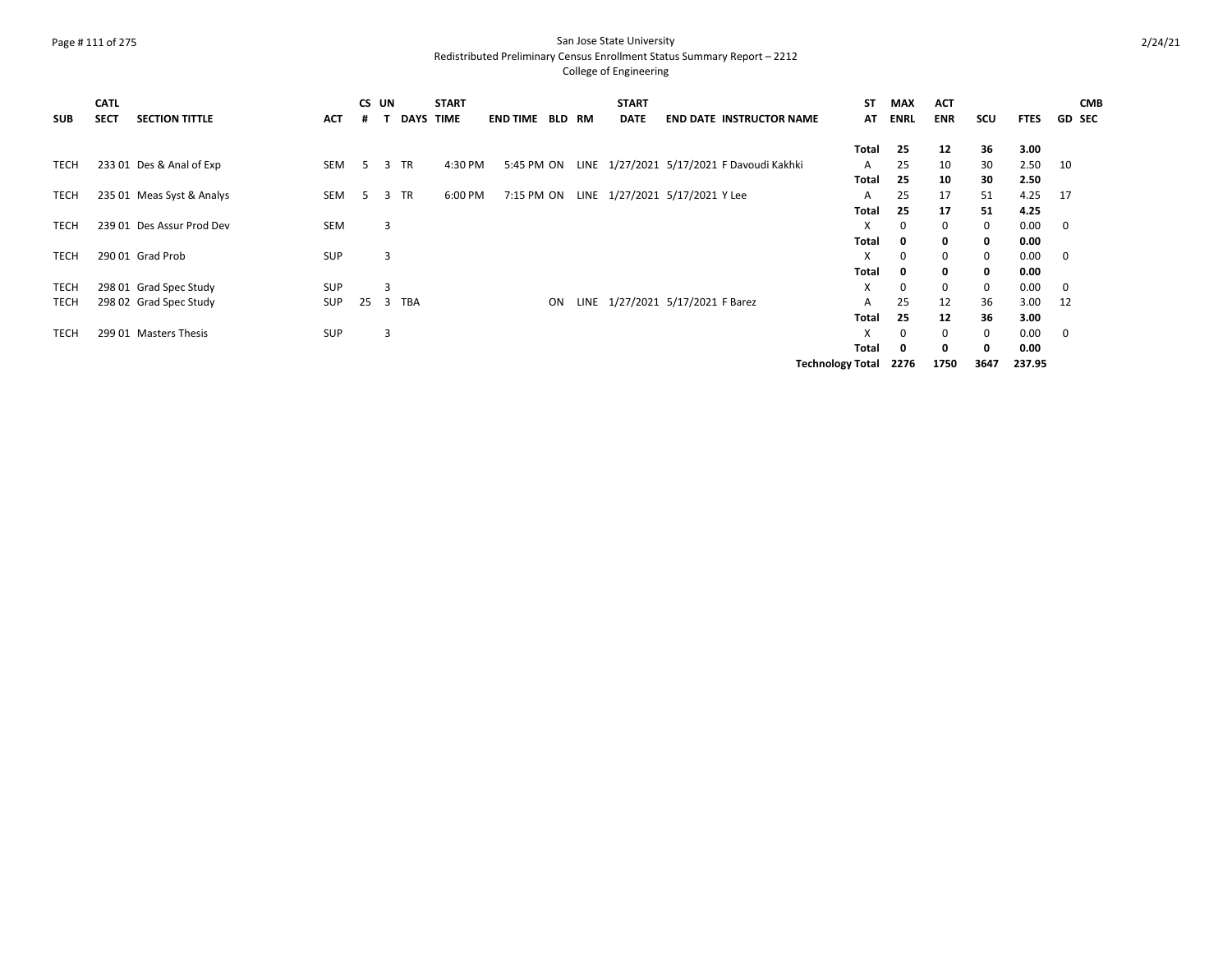San Jose State University
Redistributed Preliminary Census Enrollment Status Summary Report – 2212
College of Engineering

| SUB | CATL SECT | SECTION TITTLE | ACT | CS # | UN T | DAYS | START TIME | END TIME | BLD | RM | START DATE | END DATE | INSTRUCTOR NAME | ST AT | MAX ENRL | ACT ENR | SCU | FTES | GD | CMB SEC |
|---|---|---|---|---|---|---|---|---|---|---|---|---|---|---|---|---|---|---|---|---|
| | | | | | | | | | | | | | | Total | 25 | 12 | 36 | 3.00 | | |
| TECH | 233 01 | Des & Anal of Exp | SEM | 5 | 3 | TR | 4:30 PM | 5:45 PM | ON | LINE | 1/27/2021 | 5/17/2021 | F Davoudi Kakhki | A | 25 | 10 | 30 | 2.50 | 10 | |
| | | | | | | | | | | | | | | Total | 25 | 10 | 30 | 2.50 | | |
| TECH | 235 01 | Meas Syst & Analys | SEM | 5 | 3 | TR | 6:00 PM | 7:15 PM | ON | LINE | 1/27/2021 | 5/17/2021 | Y Lee | A | 25 | 17 | 51 | 4.25 | 17 | |
| | | | | | | | | | | | | | | Total | 25 | 17 | 51 | 4.25 | | |
| TECH | 239 01 | Des Assur Prod Dev | SEM | | 3 | | | | | | | | | X | 0 | 0 | 0 | 0.00 | 0 | |
| | | | | | | | | | | | | | | Total | 0 | 0 | 0 | 0.00 | | |
| TECH | 290 01 | Grad Prob | SUP | | 3 | | | | | | | | | X | 0 | 0 | 0 | 0.00 | 0 | |
| | | | | | | | | | | | | | | Total | 0 | 0 | 0 | 0.00 | | |
| TECH | 298 01 | Grad Spec Study | SUP | | 3 | | | | | | | | | X | 0 | 0 | 0 | 0.00 | 0 | |
| TECH | 298 02 | Grad Spec Study | SUP | 25 | 3 | TBA | | | ON | LINE | 1/27/2021 | 5/17/2021 | F Barez | A | 25 | 12 | 36 | 3.00 | 12 | |
| | | | | | | | | | | | | | | Total | 25 | 12 | 36 | 3.00 | | |
| TECH | 299 01 | Masters Thesis | SUP | | 3 | | | | | | | | | X | 0 | 0 | 0 | 0.00 | 0 | |
| | | | | | | | | | | | | | | Total | 0 | 0 | 0 | 0.00 | | |
| | | | | | | | | | | | | | | Technology Total | 2276 | 1750 | 3647 | 237.95 | | |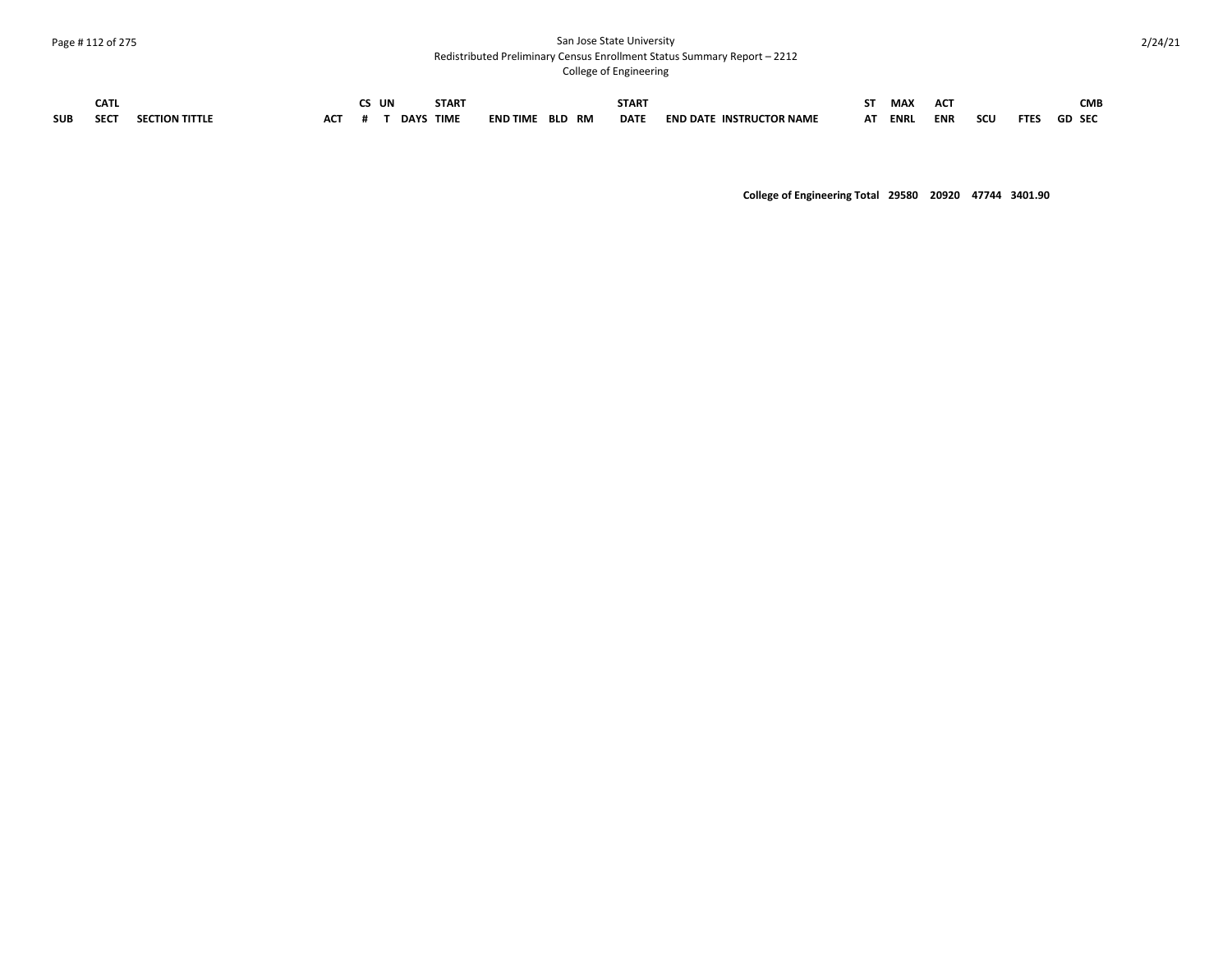| SUB | CATL SECT | SECTION TITTLE | ACT | CS # | UN T | DAYS | START TIME | END TIME | BLD | RM | START DATE | END DATE | INSTRUCTOR NAME | ST AT | MAX ENRL | ACT ENR | SCU | FTES | GD | CMB SEC |
|---|---|---|---|---|---|---|---|---|---|---|---|---|---|---|---|---|---|---|---|---|

**College of Engineering Total 29580 20920 47744 3401.90**